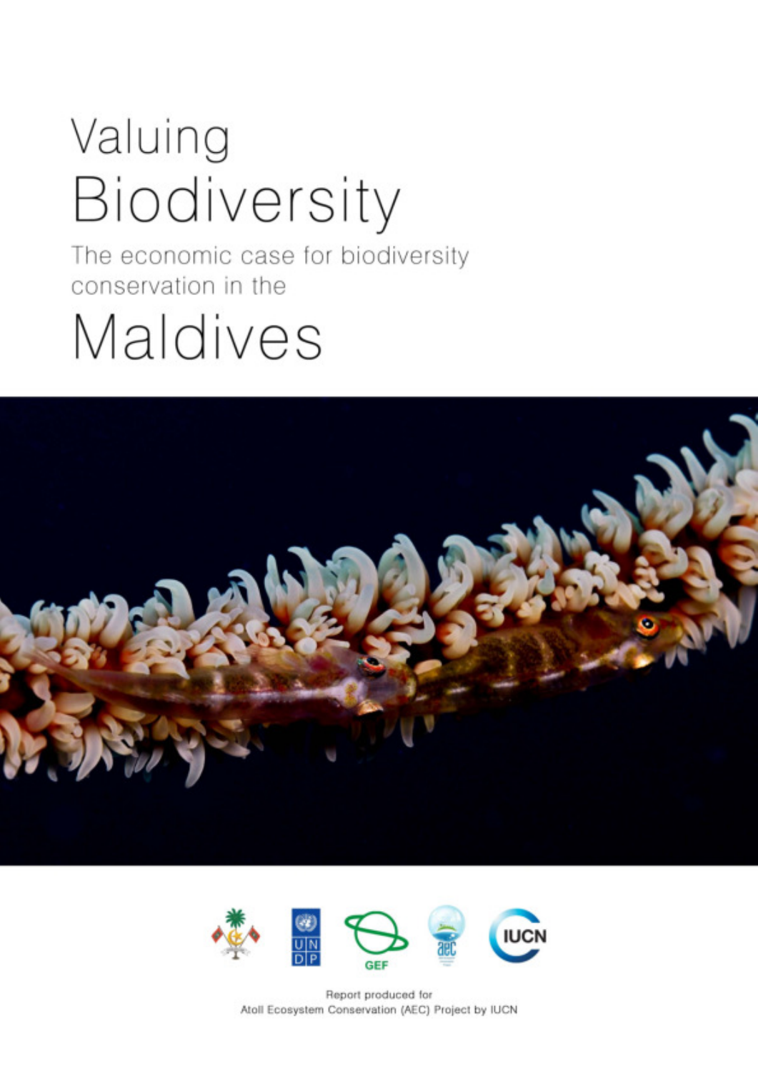# Valuing Biodiversity

The economic case for biodiversity conservation in the

# Maldives

Report produced for
Atoll Ecosystem Conservation (AEC) Project by IUCN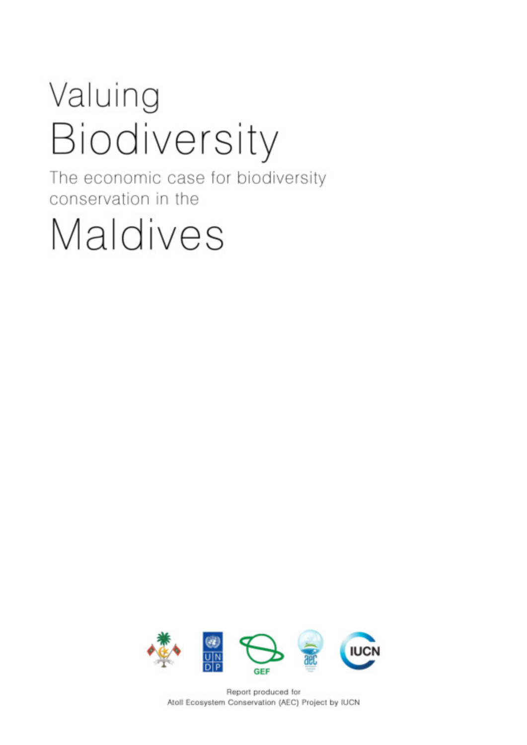# Valuing Biodiversity

The economic case for biodiversity conservation in the

# Maldives

Report produced for
Atoll Ecosystem Conservation (AEC) Project by IUCN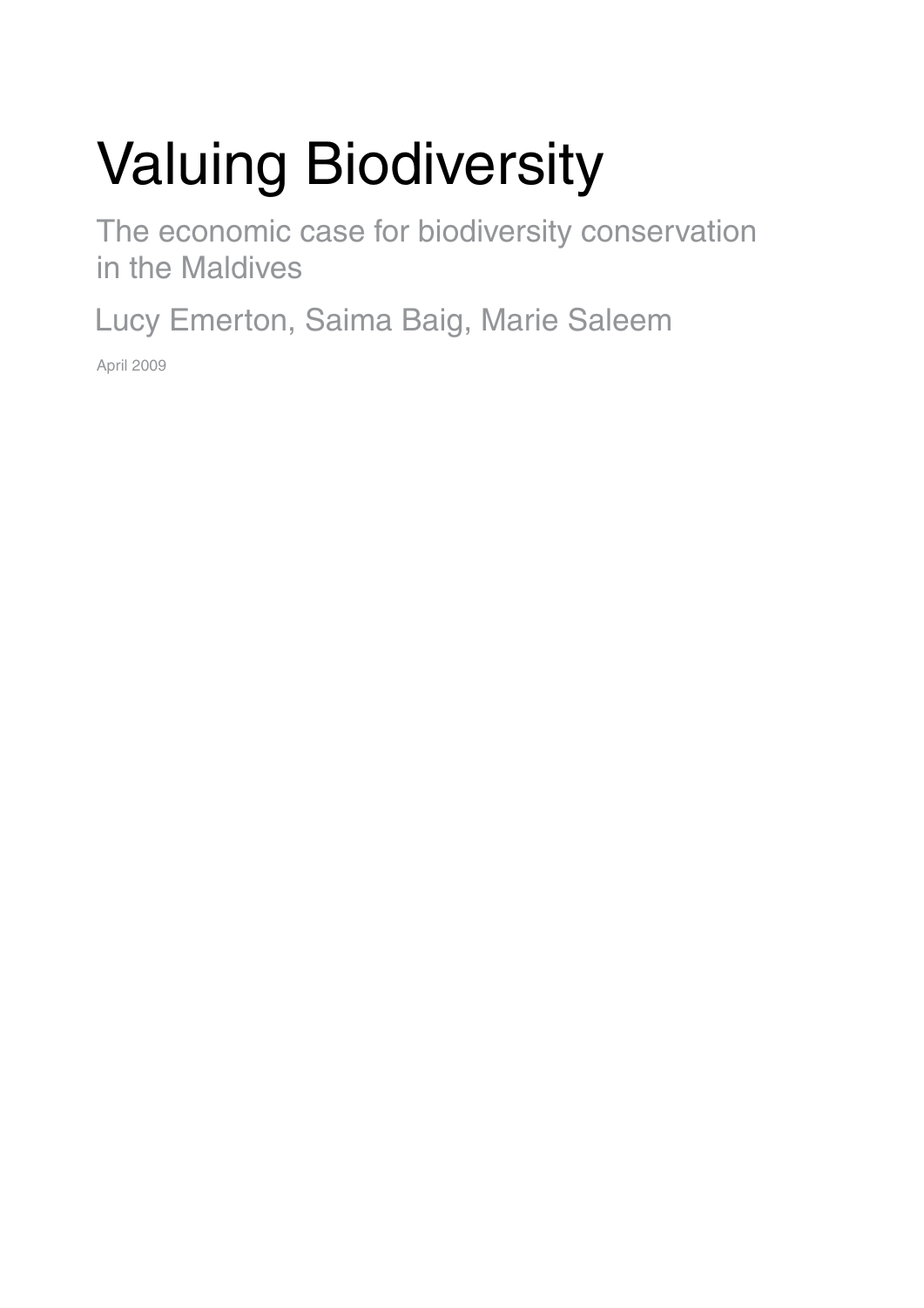# Valuing Biodiversity

The economic case for biodiversity conservation in the Maldives

Lucy Emerton, Saima Baig, Marie Saleem

April 2009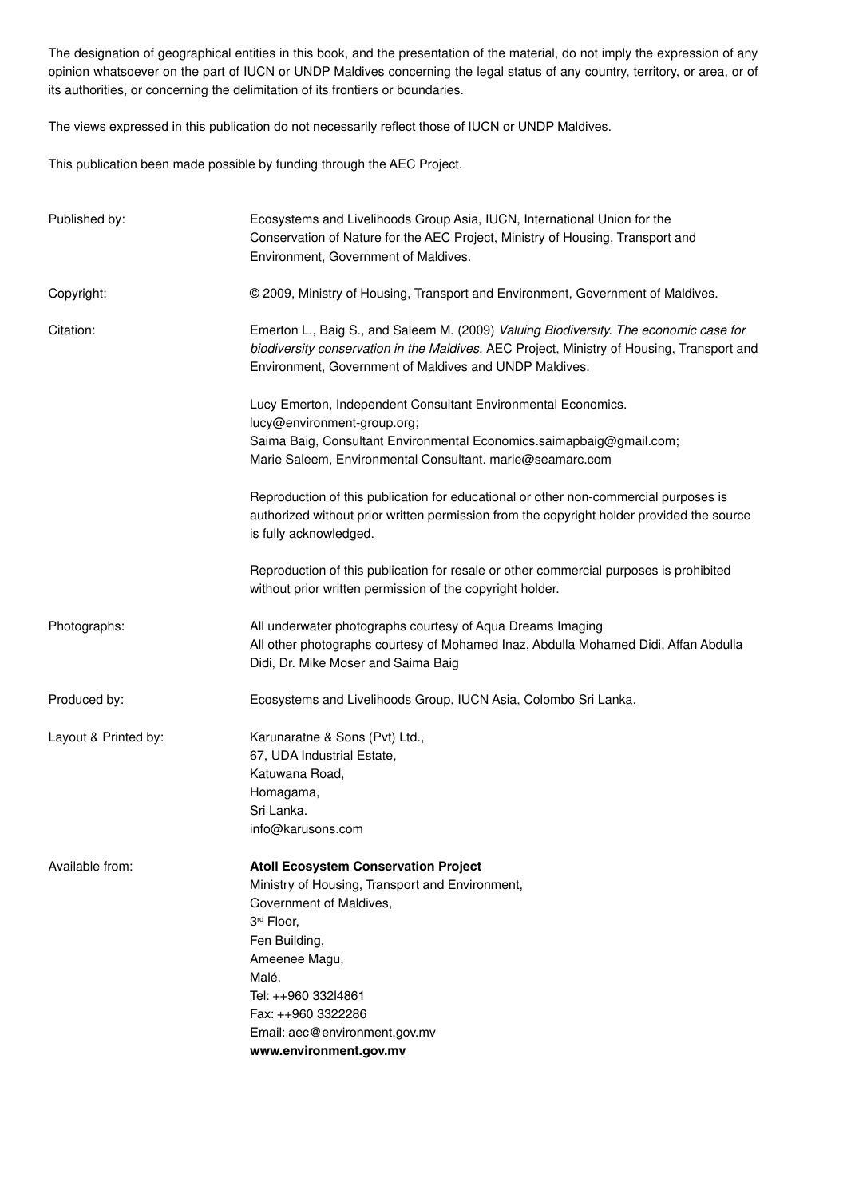The designation of geographical entities in this book, and the presentation of the material, do not imply the expression of any opinion whatsoever on the part of IUCN or UNDP Maldives concerning the legal status of any country, territory, or area, or of its authorities, or concerning the delimitation of its frontiers or boundaries.

The views expressed in this publication do not necessarily reflect those of IUCN or UNDP Maldives.

This publication been made possible by funding through the AEC Project.

Published by: Ecosystems and Livelihoods Group Asia, IUCN, International Union for the Conservation of Nature for the AEC Project, Ministry of Housing, Transport and Environment, Government of Maldives.

Copyright: © 2009, Ministry of Housing, Transport and Environment, Government of Maldives.

Citation: Emerton L., Baig S., and Saleem M. (2009) *Valuing Biodiversity. The economic case for biodiversity conservation in the Maldives.* AEC Project, Ministry of Housing, Transport and Environment, Government of Maldives and UNDP Maldives.

Lucy Emerton, Independent Consultant Environmental Economics.
lucy@environment-group.org;
Saima Baig, Consultant Environmental Economics.saimapbaig@gmail.com;
Marie Saleem, Environmental Consultant. marie@seamarc.com

Reproduction of this publication for educational or other non-commercial purposes is authorized without prior written permission from the copyright holder provided the source is fully acknowledged.

Reproduction of this publication for resale or other commercial purposes is prohibited without prior written permission of the copyright holder.

Photographs: All underwater photographs courtesy of Aqua Dreams Imaging
All other photographs courtesy of Mohamed Inaz, Abdulla Mohamed Didi, Affan Abdulla Didi, Dr. Mike Moser and Saima Baig

Produced by: Ecosystems and Livelihoods Group, IUCN Asia, Colombo Sri Lanka.

Layout & Printed by: Karunaratne & Sons (Pvt) Ltd.,
67, UDA Industrial Estate,
Katuwana Road,
Homagama,
Sri Lanka.
info@karusons.com

Available from: **Atoll Ecosystem Conservation Project**
Ministry of Housing, Transport and Environment,
Government of Maldives,
3rd Floor,
Fen Building,
Ameenee Magu,
Malé.
Tel: ++960 332l4861
Fax: ++960 3322286
Email: aec@environment.gov.mv
**www.environment.gov.mv**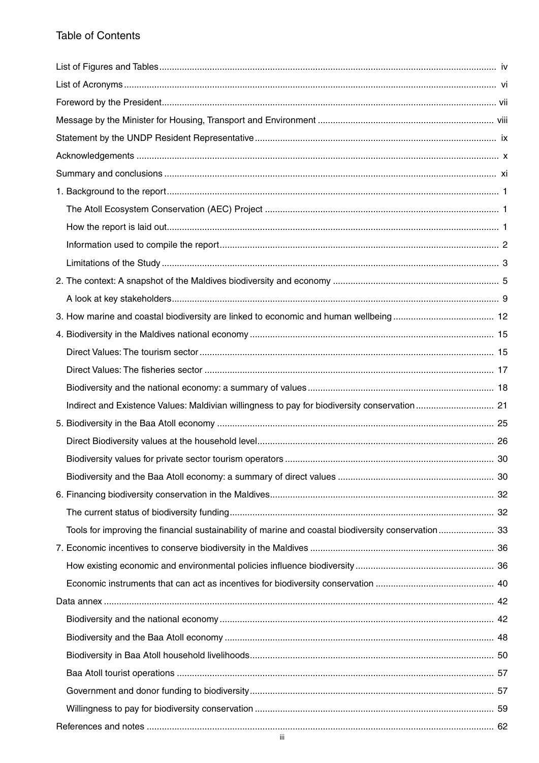## Table of Contents

| | |
|---|---|
| List of Figures and Tables | iv |
| List of Acronyms | vi |
| Foreword by the President | vii |
| Message by the Minister for Housing, Transport and Environment | viii |
| Statement by the UNDP Resident Representative | ix |
| Acknowledgements | x |
| Summary and conclusions | xi |
| 1. Background to the report | 1 |
| The Atoll Ecosystem Conservation (AEC) Project | 1 |
| How the report is laid out | 1 |
| Information used to compile the report | 2 |
| Limitations of the Study | 3 |
| 2. The context: A snapshot of the Maldives biodiversity and economy | 5 |
| A look at key stakeholders | 9 |
| 3. How marine and coastal biodiversity are linked to economic and human wellbeing | 12 |
| 4. Biodiversity in the Maldives national economy | 15 |
| Direct Values: The tourism sector | 15 |
| Direct Values: The fisheries sector | 17 |
| Biodiversity and the national economy: a summary of values | 18 |
| Indirect and Existence Values: Maldivian willingness to pay for biodiversity conservation | 21 |
| 5. Biodiversity in the Baa Atoll economy | 25 |
| Direct Biodiversity values at the household level | 26 |
| Biodiversity values for private sector tourism operators | 30 |
| Biodiversity and the Baa Atoll economy: a summary of direct values | 30 |
| 6. Financing biodiversity conservation in the Maldives | 32 |
| The current status of biodiversity funding | 32 |
| Tools for improving the financial sustainability of marine and coastal biodiversity conservation | 33 |
| 7. Economic incentives to conserve biodiversity in the Maldives | 36 |
| How existing economic and environmental policies influence biodiversity | 36 |
| Economic instruments that can act as incentives for biodiversity conservation | 40 |
| Data annex | 42 |
| Biodiversity and the national economy | 42 |
| Biodiversity and the Baa Atoll economy | 48 |
| Biodiversity in Baa Atoll household livelihoods | 50 |
| Baa Atoll tourist operations | 57 |
| Government and donor funding to biodiversity | 57 |
| Willingness to pay for biodiversity conservation | 59 |
| References and notes | 62 |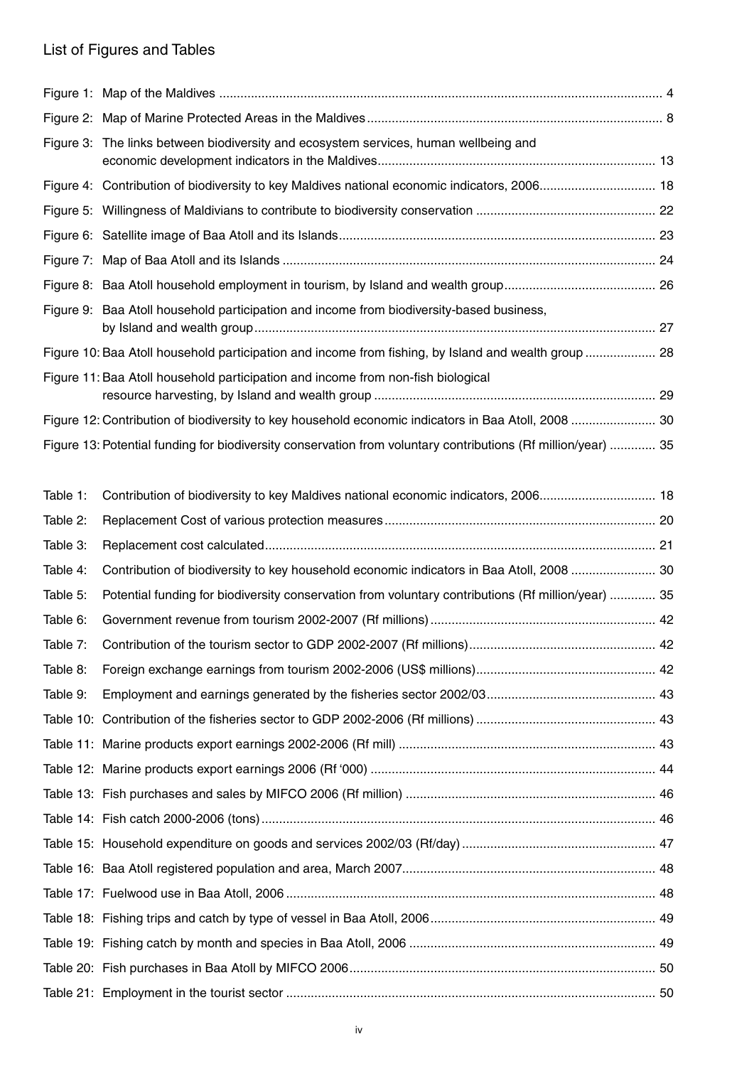## List of Figures and Tables

| | | |
|---|---|---|
| Figure 1: | Map of the Maldives | 4 |
| Figure 2: | Map of Marine Protected Areas in the Maldives | 8 |
| Figure 3: | The links between biodiversity and ecosystem services, human wellbeing and economic development indicators in the Maldives | 13 |
| Figure 4: | Contribution of biodiversity to key Maldives national economic indicators, 2006 | 18 |
| Figure 5: | Willingness of Maldivians to contribute to biodiversity conservation | 22 |
| Figure 6: | Satellite image of Baa Atoll and its Islands | 23 |
| Figure 7: | Map of Baa Atoll and its Islands | 24 |
| Figure 8: | Baa Atoll household employment in tourism, by Island and wealth group | 26 |
| Figure 9: | Baa Atoll household participation and income from biodiversity-based business, by Island and wealth group | 27 |
| Figure 10: | Baa Atoll household participation and income from fishing, by Island and wealth group | 28 |
| Figure 11: | Baa Atoll household participation and income from non-fish biological resource harvesting, by Island and wealth group | 29 |
| Figure 12: | Contribution of biodiversity to key household economic indicators in Baa Atoll, 2008 | 30 |
| Figure 13: | Potential funding for biodiversity conservation from voluntary contributions (Rf million/year) | 35 |

| | | |
|---|---|---|
| Table 1: | Contribution of biodiversity to key Maldives national economic indicators, 2006 | 18 |
| Table 2: | Replacement Cost of various protection measures | 20 |
| Table 3: | Replacement cost calculated | 21 |
| Table 4: | Contribution of biodiversity to key household economic indicators in Baa Atoll, 2008 | 30 |
| Table 5: | Potential funding for biodiversity conservation from voluntary contributions (Rf million/year) | 35 |
| Table 6: | Government revenue from tourism 2002-2007 (Rf millions) | 42 |
| Table 7: | Contribution of the tourism sector to GDP 2002-2007 (Rf millions) | 42 |
| Table 8: | Foreign exchange earnings from tourism 2002-2006 (US$ millions) | 42 |
| Table 9: | Employment and earnings generated by the fisheries sector 2002/03 | 43 |
| Table 10: | Contribution of the fisheries sector to GDP 2002-2006 (Rf millions) | 43 |
| Table 11: | Marine products export earnings 2002-2006 (Rf mill) | 43 |
| Table 12: | Marine products export earnings 2006 (Rf '000) | 44 |
| Table 13: | Fish purchases and sales by MIFCO 2006 (Rf million) | 46 |
| Table 14: | Fish catch 2000-2006 (tons) | 46 |
| Table 15: | Household expenditure on goods and services 2002/03 (Rf/day) | 47 |
| Table 16: | Baa Atoll registered population and area, March 2007 | 48 |
| Table 17: | Fuelwood use in Baa Atoll, 2006 | 48 |
| Table 18: | Fishing trips and catch by type of vessel in Baa Atoll, 2006 | 49 |
| Table 19: | Fishing catch by month and species in Baa Atoll, 2006 | 49 |
| Table 20: | Fish purchases in Baa Atoll by MIFCO 2006 | 50 |
| Table 21: | Employment in the tourist sector | 50 |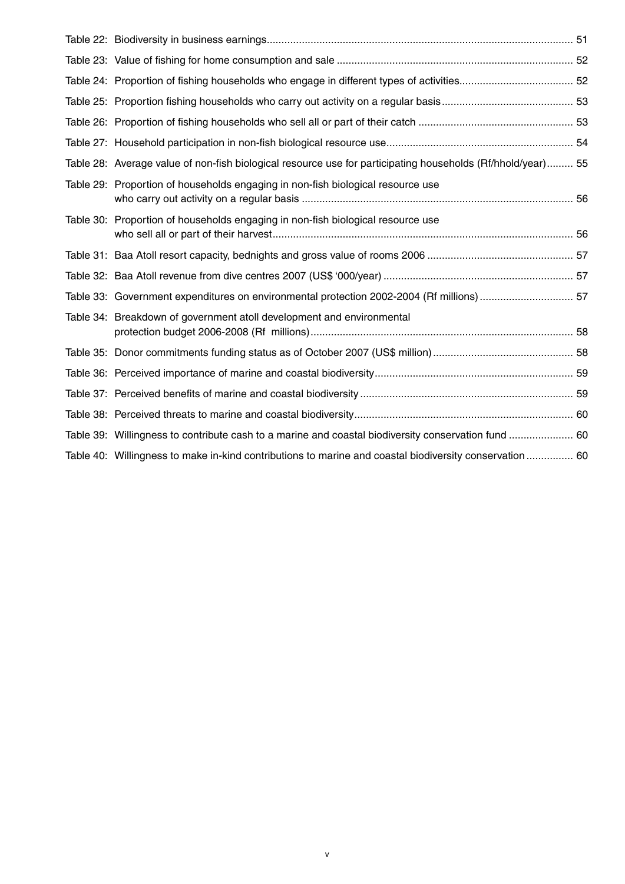Table 22: Biodiversity in business earnings ........................................................................................................ 51

Table 23: Value of fishing for home consumption and sale ................................................................................. 52

Table 24: Proportion of fishing households who engage in different types of activities....................................... 52

Table 25: Proportion fishing households who carry out activity on a regular basis ............................................. 53

Table 26: Proportion of fishing households who sell all or part of their catch ..................................................... 53

Table 27: Household participation in non-fish biological resource use................................................................ 54

Table 28: Average value of non-fish biological resource use for participating households (Rf/hhold/year)......... 55

Table 29: Proportion of households engaging in non-fish biological resource use who carry out activity on a regular basis ............................................................................................ 56

Table 30: Proportion of households engaging in non-fish biological resource use who sell all or part of their harvest...................................................................................................... 56

Table 31: Baa Atoll resort capacity, bednights and gross value of rooms 2006 .................................................. 57

Table 32: Baa Atoll revenue from dive centres 2007 (US$ '000/year) ................................................................. 57

Table 33: Government expenditures on environmental protection 2002-2004 (Rf millions) ................................ 57

Table 34: Breakdown of government atoll development and environmental protection budget 2006-2008 (Rf millions)......................................................................................... 58

Table 35: Donor commitments funding status as of October 2007 (US$ million) ................................................ 58

Table 36: Perceived importance of marine and coastal biodiversity.................................................................... 59

Table 37: Perceived benefits of marine and coastal biodiversity ......................................................................... 59

Table 38: Perceived threats to marine and coastal biodiversity........................................................................... 60

Table 39: Willingness to contribute cash to a marine and coastal biodiversity conservation fund ...................... 60

Table 40: Willingness to make in-kind contributions to marine and coastal biodiversity conservation ................ 60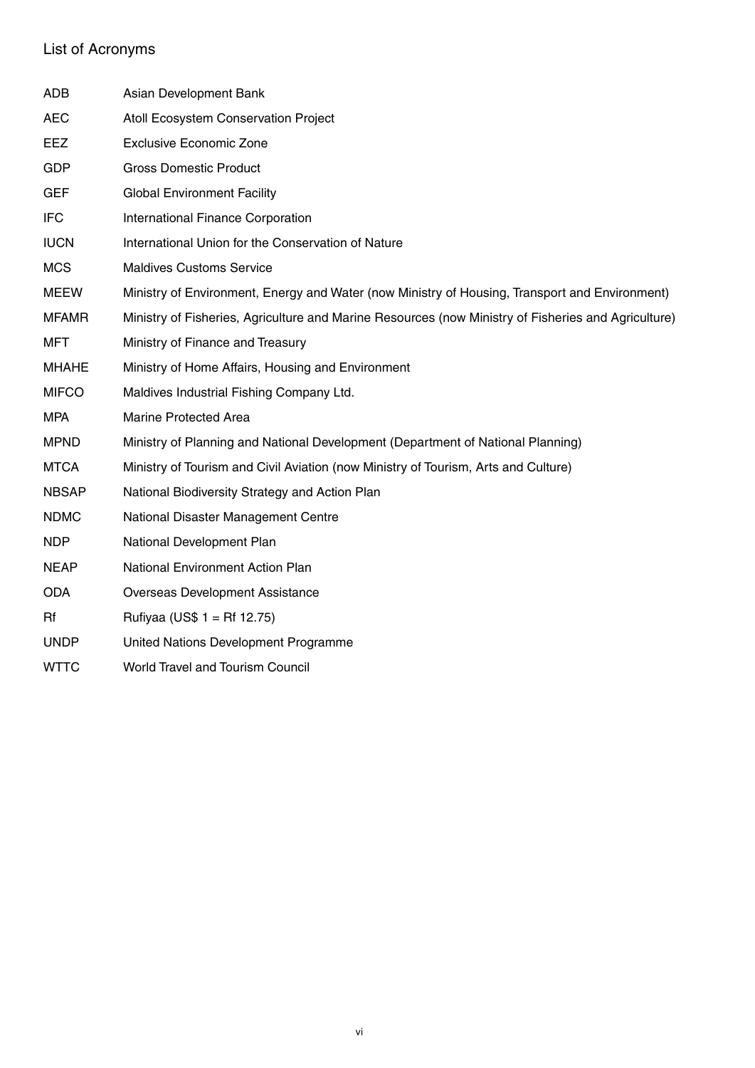## List of Acronyms

| | |
|---|---|
| ADB | Asian Development Bank |
| AEC | Atoll Ecosystem Conservation Project |
| EEZ | Exclusive Economic Zone |
| GDP | Gross Domestic Product |
| GEF | Global Environment Facility |
| IFC | International Finance Corporation |
| IUCN | International Union for the Conservation of Nature |
| MCS | Maldives Customs Service |
| MEEW | Ministry of Environment, Energy and Water (now Ministry of Housing, Transport and Environment) |
| MFAMR | Ministry of Fisheries, Agriculture and Marine Resources (now Ministry of Fisheries and Agriculture) |
| MFT | Ministry of Finance and Treasury |
| MHAHE | Ministry of Home Affairs, Housing and Environment |
| MIFCO | Maldives Industrial Fishing Company Ltd. |
| MPA | Marine Protected Area |
| MPND | Ministry of Planning and National Development (Department of National Planning) |
| MTCA | Ministry of Tourism and Civil Aviation (now Ministry of Tourism, Arts and Culture) |
| NBSAP | National Biodiversity Strategy and Action Plan |
| NDMC | National Disaster Management Centre |
| NDP | National Development Plan |
| NEAP | National Environment Action Plan |
| ODA | Overseas Development Assistance |
| Rf | Rufiyaa (US$ 1 = Rf 12.75) |
| UNDP | United Nations Development Programme |
| WTTC | World Travel and Tourism Council |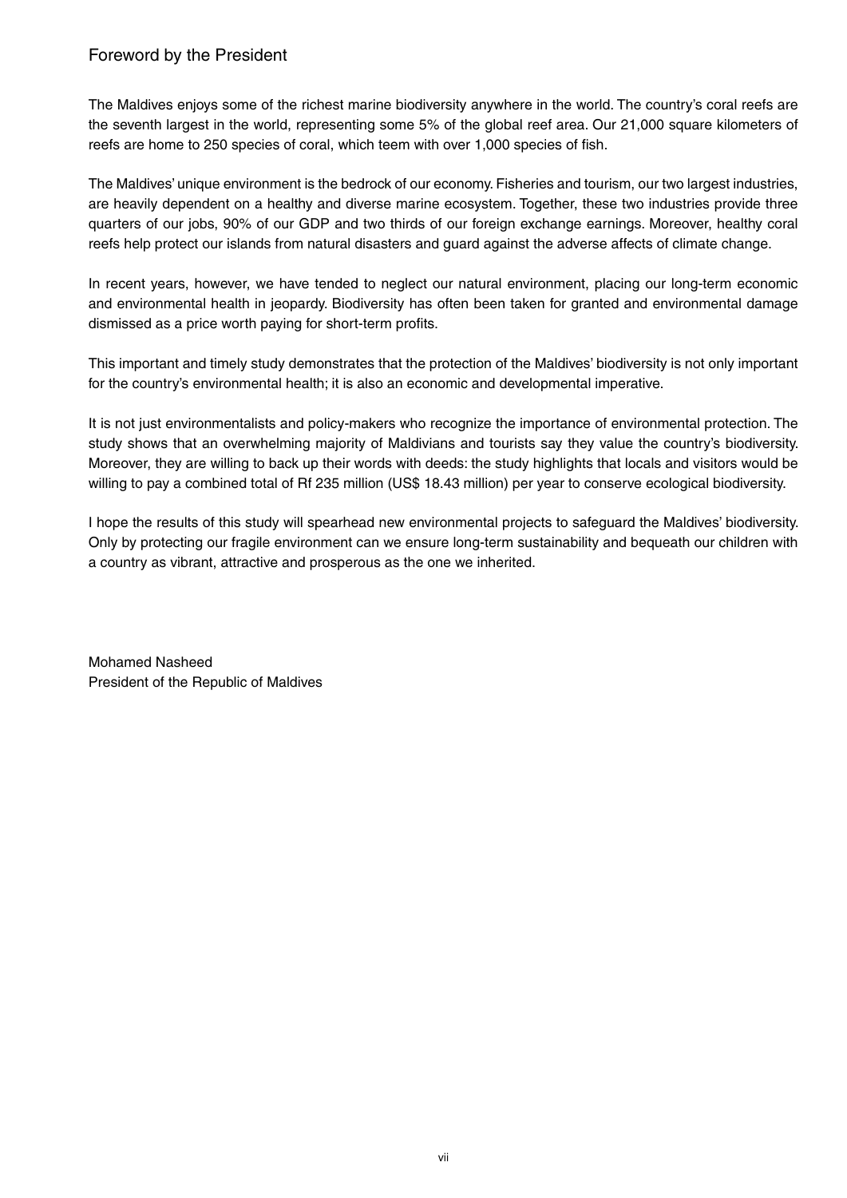## Foreword by the President

The Maldives enjoys some of the richest marine biodiversity anywhere in the world. The country's coral reefs are the seventh largest in the world, representing some 5% of the global reef area. Our 21,000 square kilometers of reefs are home to 250 species of coral, which teem with over 1,000 species of fish.

The Maldives' unique environment is the bedrock of our economy. Fisheries and tourism, our two largest industries, are heavily dependent on a healthy and diverse marine ecosystem. Together, these two industries provide three quarters of our jobs, 90% of our GDP and two thirds of our foreign exchange earnings. Moreover, healthy coral reefs help protect our islands from natural disasters and guard against the adverse affects of climate change.

In recent years, however, we have tended to neglect our natural environment, placing our long-term economic and environmental health in jeopardy. Biodiversity has often been taken for granted and environmental damage dismissed as a price worth paying for short-term profits.

This important and timely study demonstrates that the protection of the Maldives' biodiversity is not only important for the country's environmental health; it is also an economic and developmental imperative.

It is not just environmentalists and policy-makers who recognize the importance of environmental protection. The study shows that an overwhelming majority of Maldivians and tourists say they value the country's biodiversity. Moreover, they are willing to back up their words with deeds: the study highlights that locals and visitors would be willing to pay a combined total of Rf 235 million (US$ 18.43 million) per year to conserve ecological biodiversity.

I hope the results of this study will spearhead new environmental projects to safeguard the Maldives' biodiversity. Only by protecting our fragile environment can we ensure long-term sustainability and bequeath our children with a country as vibrant, attractive and prosperous as the one we inherited.

Mohamed Nasheed
President of the Republic of Maldives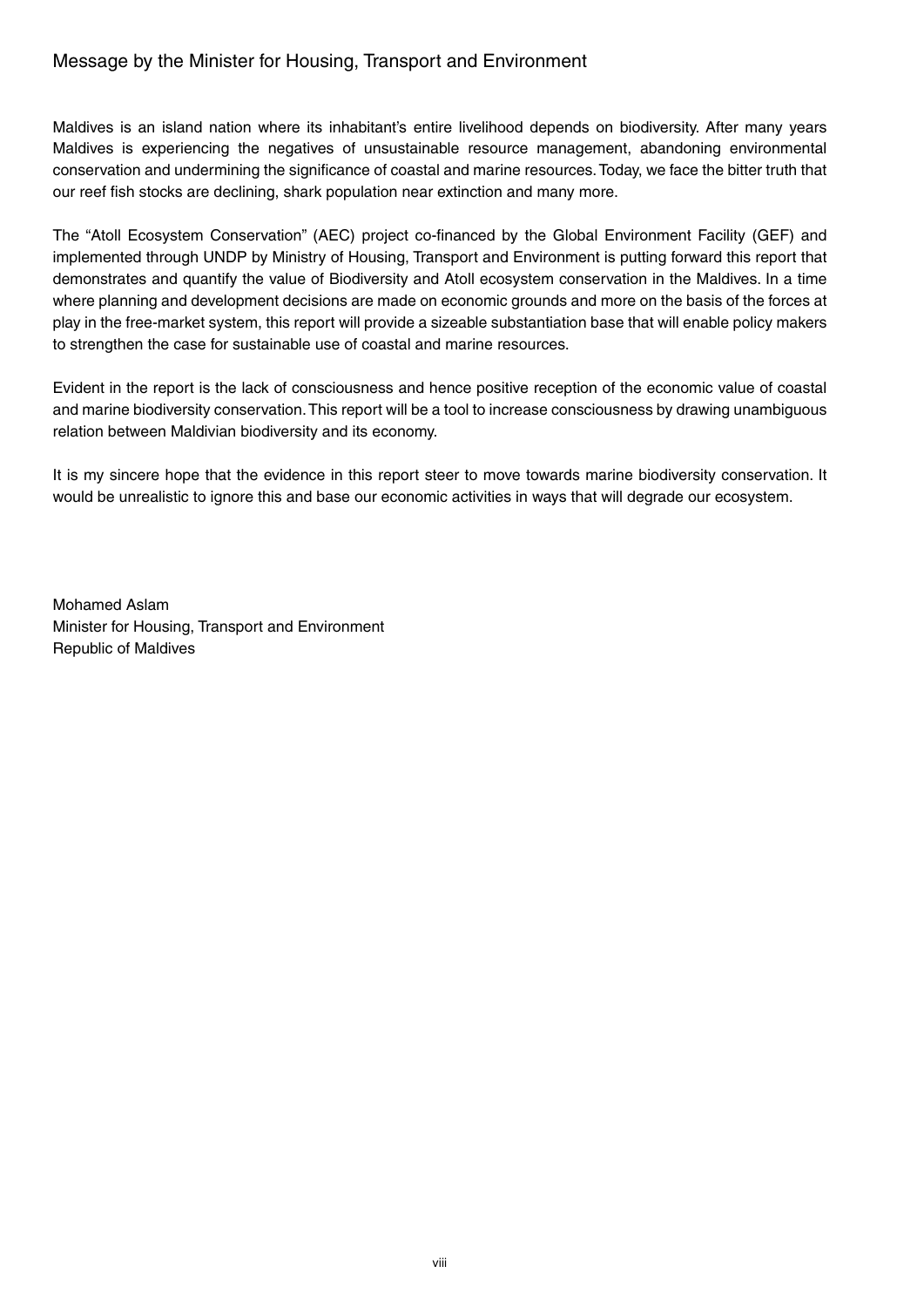## Message by the Minister for Housing, Transport and Environment

Maldives is an island nation where its inhabitant's entire livelihood depends on biodiversity. After many years Maldives is experiencing the negatives of unsustainable resource management, abandoning environmental conservation and undermining the significance of coastal and marine resources. Today, we face the bitter truth that our reef fish stocks are declining, shark population near extinction and many more.

The "Atoll Ecosystem Conservation" (AEC) project co-financed by the Global Environment Facility (GEF) and implemented through UNDP by Ministry of Housing, Transport and Environment is putting forward this report that demonstrates and quantify the value of Biodiversity and Atoll ecosystem conservation in the Maldives. In a time where planning and development decisions are made on economic grounds and more on the basis of the forces at play in the free-market system, this report will provide a sizeable substantiation base that will enable policy makers to strengthen the case for sustainable use of coastal and marine resources.

Evident in the report is the lack of consciousness and hence positive reception of the economic value of coastal and marine biodiversity conservation. This report will be a tool to increase consciousness by drawing unambiguous relation between Maldivian biodiversity and its economy.

It is my sincere hope that the evidence in this report steer to move towards marine biodiversity conservation. It would be unrealistic to ignore this and base our economic activities in ways that will degrade our ecosystem.

Mohamed Aslam
Minister for Housing, Transport and Environment
Republic of Maldives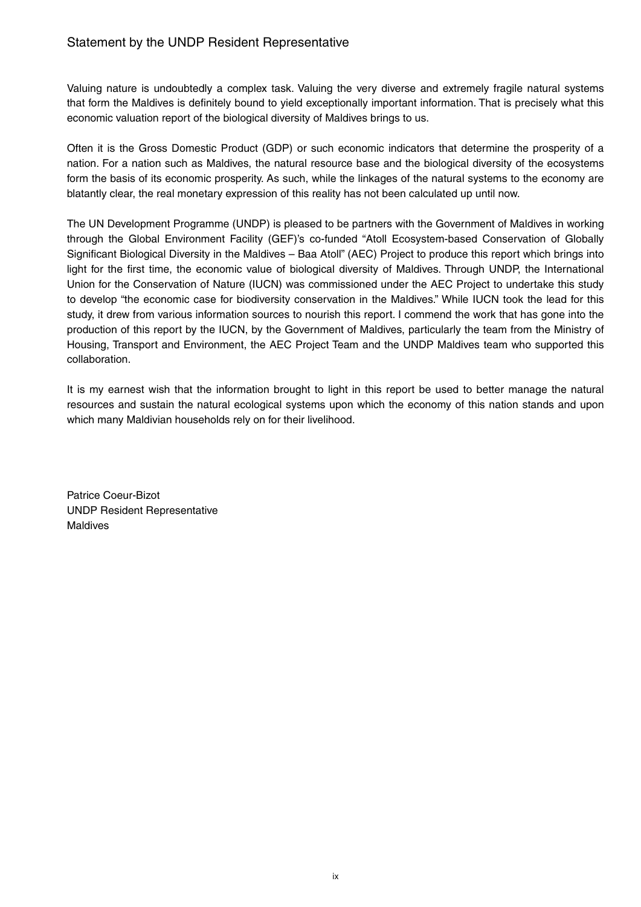## Statement by the UNDP Resident Representative

Valuing nature is undoubtedly a complex task. Valuing the very diverse and extremely fragile natural systems that form the Maldives is definitely bound to yield exceptionally important information. That is precisely what this economic valuation report of the biological diversity of Maldives brings to us.

Often it is the Gross Domestic Product (GDP) or such economic indicators that determine the prosperity of a nation. For a nation such as Maldives, the natural resource base and the biological diversity of the ecosystems form the basis of its economic prosperity. As such, while the linkages of the natural systems to the economy are blatantly clear, the real monetary expression of this reality has not been calculated up until now.

The UN Development Programme (UNDP) is pleased to be partners with the Government of Maldives in working through the Global Environment Facility (GEF)'s co-funded "Atoll Ecosystem-based Conservation of Globally Significant Biological Diversity in the Maldives – Baa Atoll" (AEC) Project to produce this report which brings into light for the first time, the economic value of biological diversity of Maldives. Through UNDP, the International Union for the Conservation of Nature (IUCN) was commissioned under the AEC Project to undertake this study to develop "the economic case for biodiversity conservation in the Maldives." While IUCN took the lead for this study, it drew from various information sources to nourish this report. I commend the work that has gone into the production of this report by the IUCN, by the Government of Maldives, particularly the team from the Ministry of Housing, Transport and Environment, the AEC Project Team and the UNDP Maldives team who supported this collaboration.

It is my earnest wish that the information brought to light in this report be used to better manage the natural resources and sustain the natural ecological systems upon which the economy of this nation stands and upon which many Maldivian households rely on for their livelihood.

Patrice Coeur-Bizot
UNDP Resident Representative
Maldives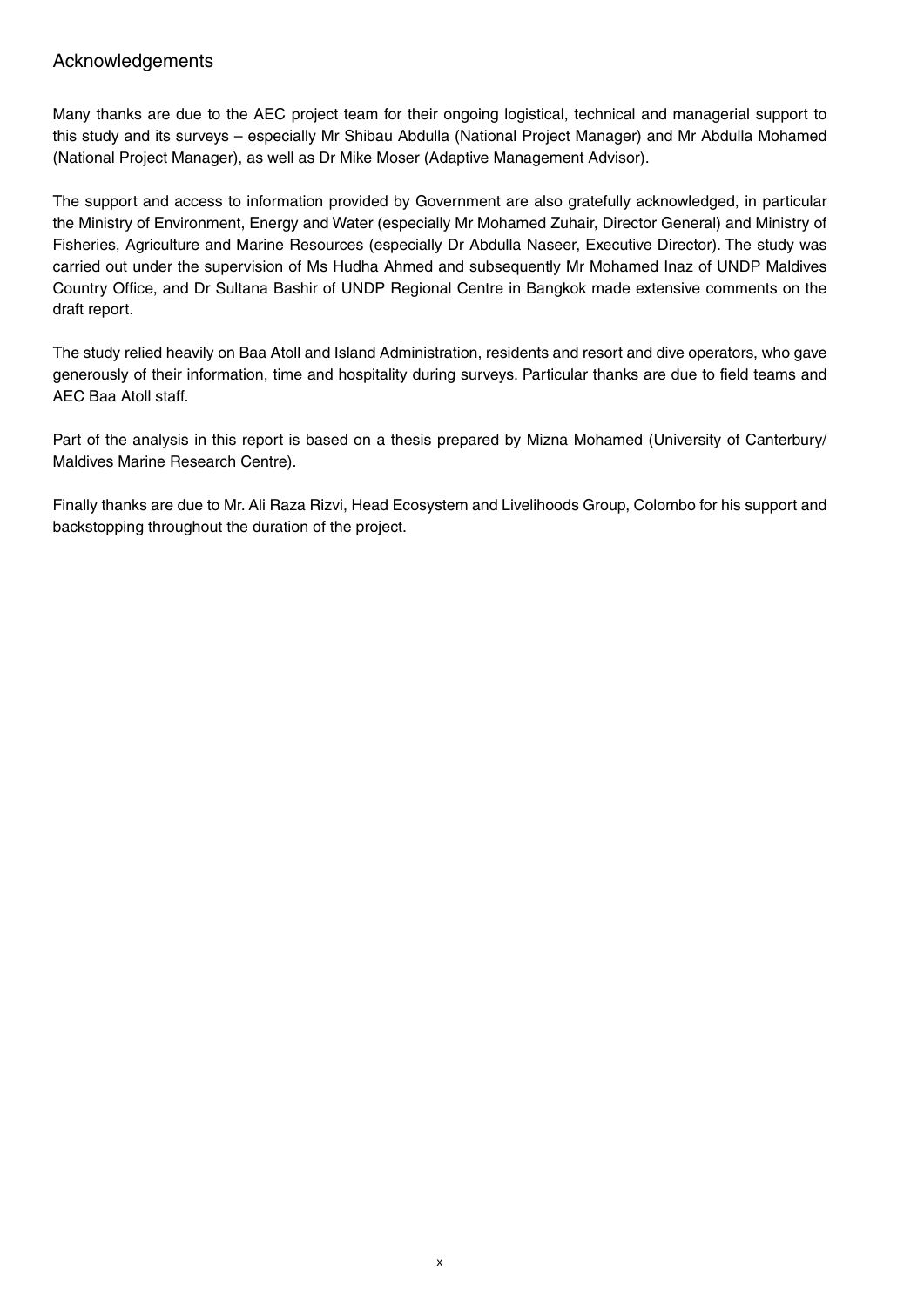## Acknowledgements

Many thanks are due to the AEC project team for their ongoing logistical, technical and managerial support to this study and its surveys – especially Mr Shibau Abdulla (National Project Manager) and Mr Abdulla Mohamed (National Project Manager), as well as Dr Mike Moser (Adaptive Management Advisor).

The support and access to information provided by Government are also gratefully acknowledged, in particular the Ministry of Environment, Energy and Water (especially Mr Mohamed Zuhair, Director General) and Ministry of Fisheries, Agriculture and Marine Resources (especially Dr Abdulla Naseer, Executive Director). The study was carried out under the supervision of Ms Hudha Ahmed and subsequently Mr Mohamed Inaz of UNDP Maldives Country Office, and Dr Sultana Bashir of UNDP Regional Centre in Bangkok made extensive comments on the draft report.

The study relied heavily on Baa Atoll and Island Administration, residents and resort and dive operators, who gave generously of their information, time and hospitality during surveys. Particular thanks are due to field teams and AEC Baa Atoll staff.

Part of the analysis in this report is based on a thesis prepared by Mizna Mohamed (University of Canterbury/ Maldives Marine Research Centre).

Finally thanks are due to Mr. Ali Raza Rizvi, Head Ecosystem and Livelihoods Group, Colombo for his support and backstopping throughout the duration of the project.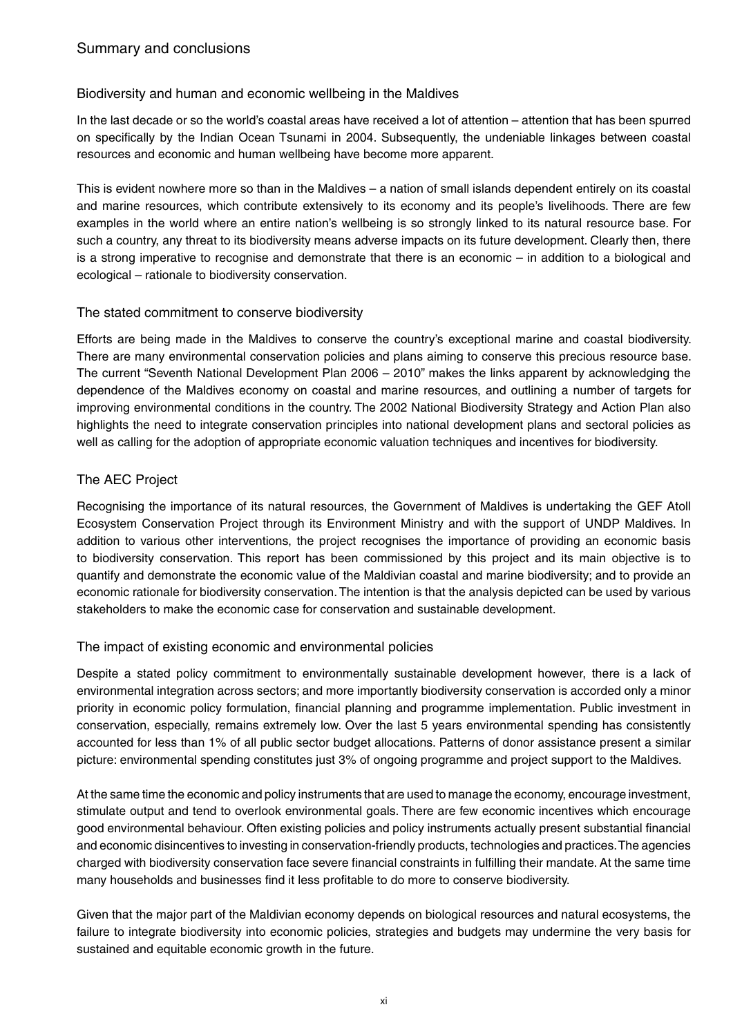## Summary and conclusions

### Biodiversity and human and economic wellbeing in the Maldives

In the last decade or so the world's coastal areas have received a lot of attention – attention that has been spurred on specifically by the Indian Ocean Tsunami in 2004. Subsequently, the undeniable linkages between coastal resources and economic and human wellbeing have become more apparent.

This is evident nowhere more so than in the Maldives – a nation of small islands dependent entirely on its coastal and marine resources, which contribute extensively to its economy and its people's livelihoods. There are few examples in the world where an entire nation's wellbeing is so strongly linked to its natural resource base. For such a country, any threat to its biodiversity means adverse impacts on its future development. Clearly then, there is a strong imperative to recognise and demonstrate that there is an economic – in addition to a biological and ecological – rationale to biodiversity conservation.

### The stated commitment to conserve biodiversity

Efforts are being made in the Maldives to conserve the country's exceptional marine and coastal biodiversity. There are many environmental conservation policies and plans aiming to conserve this precious resource base. The current "Seventh National Development Plan 2006 – 2010" makes the links apparent by acknowledging the dependence of the Maldives economy on coastal and marine resources, and outlining a number of targets for improving environmental conditions in the country. The 2002 National Biodiversity Strategy and Action Plan also highlights the need to integrate conservation principles into national development plans and sectoral policies as well as calling for the adoption of appropriate economic valuation techniques and incentives for biodiversity.

### The AEC Project

Recognising the importance of its natural resources, the Government of Maldives is undertaking the GEF Atoll Ecosystem Conservation Project through its Environment Ministry and with the support of UNDP Maldives. In addition to various other interventions, the project recognises the importance of providing an economic basis to biodiversity conservation. This report has been commissioned by this project and its main objective is to quantify and demonstrate the economic value of the Maldivian coastal and marine biodiversity; and to provide an economic rationale for biodiversity conservation. The intention is that the analysis depicted can be used by various stakeholders to make the economic case for conservation and sustainable development.

### The impact of existing economic and environmental policies

Despite a stated policy commitment to environmentally sustainable development however, there is a lack of environmental integration across sectors; and more importantly biodiversity conservation is accorded only a minor priority in economic policy formulation, financial planning and programme implementation. Public investment in conservation, especially, remains extremely low. Over the last 5 years environmental spending has consistently accounted for less than 1% of all public sector budget allocations. Patterns of donor assistance present a similar picture: environmental spending constitutes just 3% of ongoing programme and project support to the Maldives.

At the same time the economic and policy instruments that are used to manage the economy, encourage investment, stimulate output and tend to overlook environmental goals. There are few economic incentives which encourage good environmental behaviour. Often existing policies and policy instruments actually present substantial financial and economic disincentives to investing in conservation-friendly products, technologies and practices. The agencies charged with biodiversity conservation face severe financial constraints in fulfilling their mandate. At the same time many households and businesses find it less profitable to do more to conserve biodiversity.

Given that the major part of the Maldivian economy depends on biological resources and natural ecosystems, the failure to integrate biodiversity into economic policies, strategies and budgets may undermine the very basis for sustained and equitable economic growth in the future.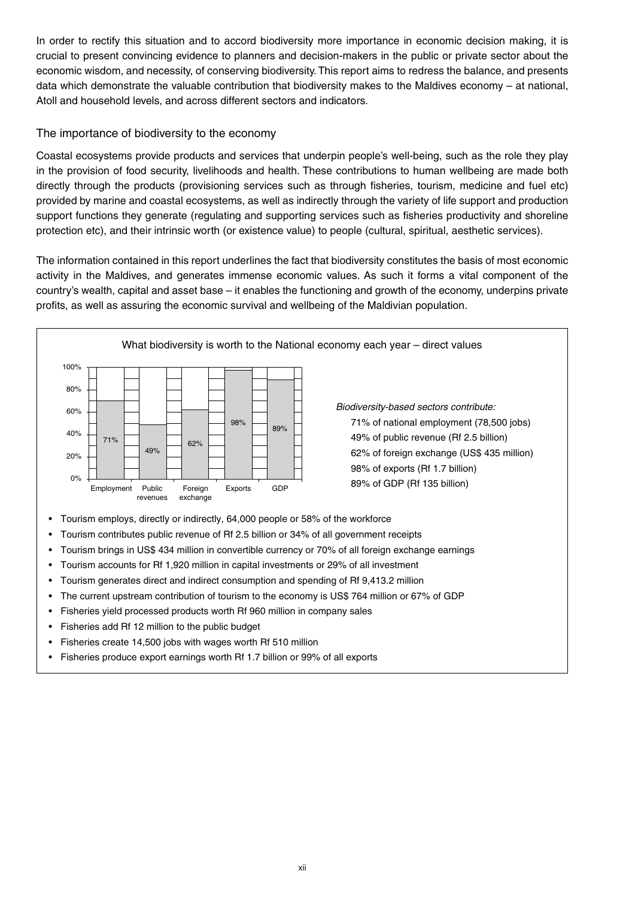In order to rectify this situation and to accord biodiversity more importance in economic decision making, it is crucial to present convincing evidence to planners and decision-makers in the public or private sector about the economic wisdom, and necessity, of conserving biodiversity. This report aims to redress the balance, and presents data which demonstrate the valuable contribution that biodiversity makes to the Maldives economy – at national, Atoll and household levels, and across different sectors and indicators.

## The importance of biodiversity to the economy

Coastal ecosystems provide products and services that underpin people's well-being, such as the role they play in the provision of food security, livelihoods and health. These contributions to human wellbeing are made both directly through the products (provisioning services such as through fisheries, tourism, medicine and fuel etc) provided by marine and coastal ecosystems, as well as indirectly through the variety of life support and production support functions they generate (regulating and supporting services such as fisheries productivity and shoreline protection etc), and their intrinsic worth (or existence value) to people (cultural, spiritual, aesthetic services).

The information contained in this report underlines the fact that biodiversity constitutes the basis of most economic activity in the Maldives, and generates immense economic values. As such it forms a vital component of the country's wealth, capital and asset base – it enables the functioning and growth of the economy, underpins private profits, as well as assuring the economic survival and wellbeing of the Maldivian population.

What biodiversity is worth to the National economy each year – direct values

| | Employment | Public revenues | Foreign exchange | Exports | GDP |
|---|---|---|---|---|---|
| Share | 71% | 49% | 62% | 98% | 89% |

*Biodiversity-based sectors contribute:*

- 71% of national employment (78,500 jobs)
- 49% of public revenue (Rf 2.5 billion)
- 62% of foreign exchange (US$ 435 million)
- 98% of exports (Rf 1.7 billion)
- 89% of GDP (Rf 135 billion)

- Tourism employs, directly or indirectly, 64,000 people or 58% of the workforce
- Tourism contributes public revenue of Rf 2.5 billion or 34% of all government receipts
- Tourism brings in US$ 434 million in convertible currency or 70% of all foreign exchange earnings
- Tourism accounts for Rf 1,920 million in capital investments or 29% of all investment
- Tourism generates direct and indirect consumption and spending of Rf 9,413.2 million
- The current upstream contribution of tourism to the economy is US$ 764 million or 67% of GDP
- Fisheries yield processed products worth Rf 960 million in company sales
- Fisheries add Rf 12 million to the public budget
- Fisheries create 14,500 jobs with wages worth Rf 510 million
- Fisheries produce export earnings worth Rf 1.7 billion or 99% of all exports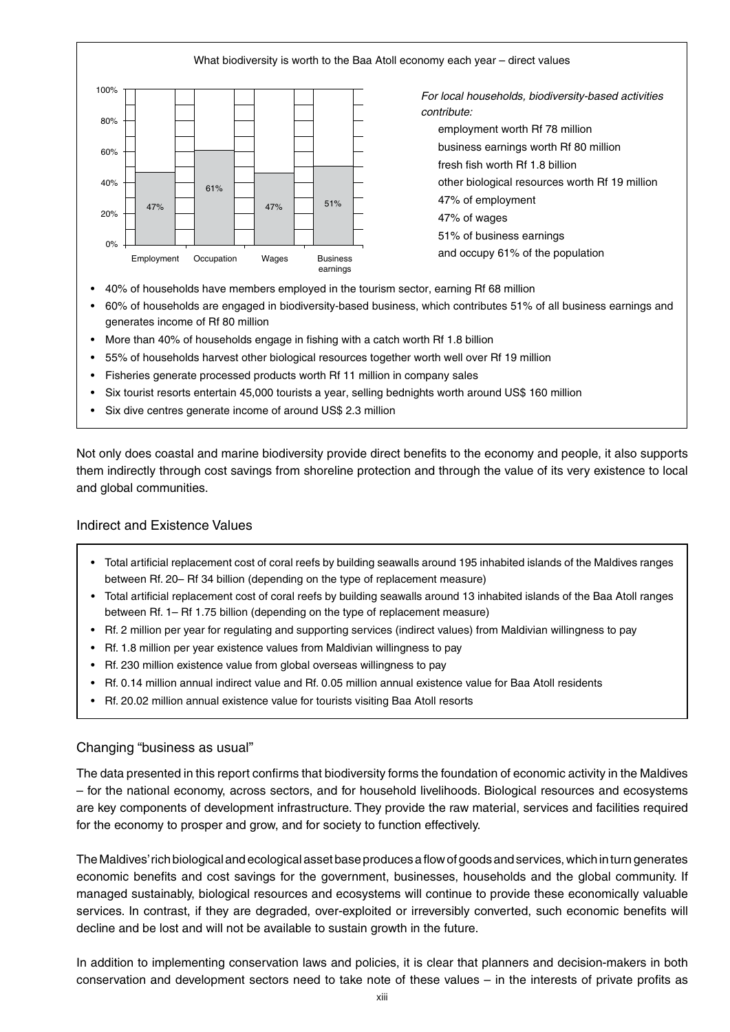What biodiversity is worth to the Baa Atoll economy each year – direct values

| Employment | Occupation | Wages | Business earnings |
|---|---|---|---|
| 47% | 61% | 47% | 51% |

*For local households, biodiversity-based activities contribute:*

- employment worth Rf 78 million
- business earnings worth Rf 80 million
- fresh fish worth Rf 1.8 billion
- other biological resources worth Rf 19 million
- 47% of employment
- 47% of wages
- 51% of business earnings
- and occupy 61% of the population

- 40% of households have members employed in the tourism sector, earning Rf 68 million
- 60% of households are engaged in biodiversity-based business, which contributes 51% of all business earnings and generates income of Rf 80 million
- More than 40% of households engage in fishing with a catch worth Rf 1.8 billion
- 55% of households harvest other biological resources together worth well over Rf 19 million
- Fisheries generate processed products worth Rf 11 million in company sales
- Six tourist resorts entertain 45,000 tourists a year, selling bednights worth around US$ 160 million
- Six dive centres generate income of around US$ 2.3 million

Not only does coastal and marine biodiversity provide direct benefits to the economy and people, it also supports them indirectly through cost savings from shoreline protection and through the value of its very existence to local and global communities.

## Indirect and Existence Values

- Total artificial replacement cost of coral reefs by building seawalls around 195 inhabited islands of the Maldives ranges between Rf. 20– Rf 34 billion (depending on the type of replacement measure)
- Total artificial replacement cost of coral reefs by building seawalls around 13 inhabited islands of the Baa Atoll ranges between Rf. 1– Rf 1.75 billion (depending on the type of replacement measure)
- Rf. 2 million per year for regulating and supporting services (indirect values) from Maldivian willingness to pay
- Rf. 1.8 million per year existence values from Maldivian willingness to pay
- Rf. 230 million existence value from global overseas willingness to pay
- Rf. 0.14 million annual indirect value and Rf. 0.05 million annual existence value for Baa Atoll residents
- Rf. 20.02 million annual existence value for tourists visiting Baa Atoll resorts

## Changing "business as usual"

The data presented in this report confirms that biodiversity forms the foundation of economic activity in the Maldives – for the national economy, across sectors, and for household livelihoods. Biological resources and ecosystems are key components of development infrastructure. They provide the raw material, services and facilities required for the economy to prosper and grow, and for society to function effectively.

The Maldives' rich biological and ecological asset base produces a flow of goods and services, which in turn generates economic benefits and cost savings for the government, businesses, households and the global community. If managed sustainably, biological resources and ecosystems will continue to provide these economically valuable services. In contrast, if they are degraded, over-exploited or irreversibly converted, such economic benefits will decline and be lost and will not be available to sustain growth in the future.

In addition to implementing conservation laws and policies, it is clear that planners and decision-makers in both conservation and development sectors need to take note of these values – in the interests of private profits as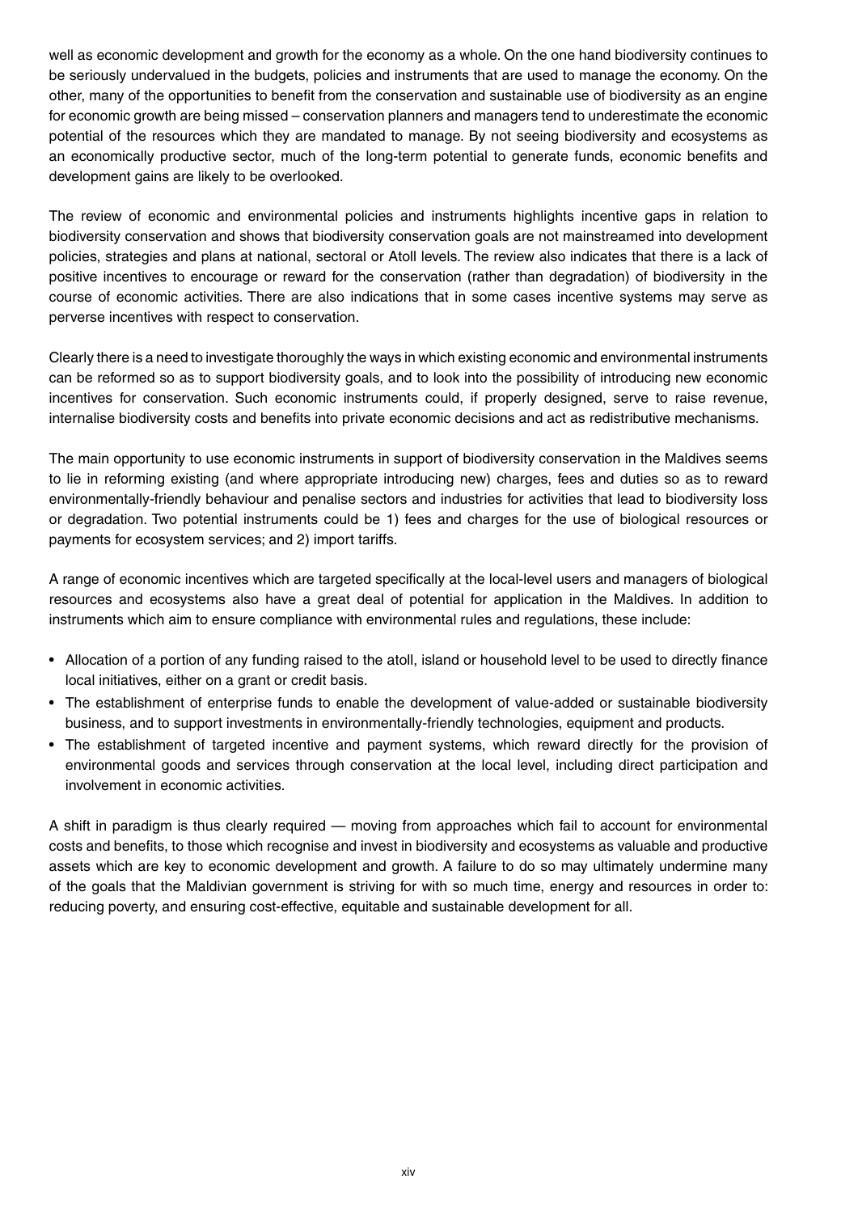well as economic development and growth for the economy as a whole. On the one hand biodiversity continues to be seriously undervalued in the budgets, policies and instruments that are used to manage the economy. On the other, many of the opportunities to benefit from the conservation and sustainable use of biodiversity as an engine for economic growth are being missed – conservation planners and managers tend to underestimate the economic potential of the resources which they are mandated to manage. By not seeing biodiversity and ecosystems as an economically productive sector, much of the long-term potential to generate funds, economic benefits and development gains are likely to be overlooked.

The review of economic and environmental policies and instruments highlights incentive gaps in relation to biodiversity conservation and shows that biodiversity conservation goals are not mainstreamed into development policies, strategies and plans at national, sectoral or Atoll levels. The review also indicates that there is a lack of positive incentives to encourage or reward for the conservation (rather than degradation) of biodiversity in the course of economic activities. There are also indications that in some cases incentive systems may serve as perverse incentives with respect to conservation.

Clearly there is a need to investigate thoroughly the ways in which existing economic and environmental instruments can be reformed so as to support biodiversity goals, and to look into the possibility of introducing new economic incentives for conservation. Such economic instruments could, if properly designed, serve to raise revenue, internalise biodiversity costs and benefits into private economic decisions and act as redistributive mechanisms.

The main opportunity to use economic instruments in support of biodiversity conservation in the Maldives seems to lie in reforming existing (and where appropriate introducing new) charges, fees and duties so as to reward environmentally-friendly behaviour and penalise sectors and industries for activities that lead to biodiversity loss or degradation. Two potential instruments could be 1) fees and charges for the use of biological resources or payments for ecosystem services; and 2) import tariffs.

A range of economic incentives which are targeted specifically at the local-level users and managers of biological resources and ecosystems also have a great deal of potential for application in the Maldives. In addition to instruments which aim to ensure compliance with environmental rules and regulations, these include:

- Allocation of a portion of any funding raised to the atoll, island or household level to be used to directly finance local initiatives, either on a grant or credit basis.
- The establishment of enterprise funds to enable the development of value-added or sustainable biodiversity business, and to support investments in environmentally-friendly technologies, equipment and products.
- The establishment of targeted incentive and payment systems, which reward directly for the provision of environmental goods and services through conservation at the local level, including direct participation and involvement in economic activities.

A shift in paradigm is thus clearly required — moving from approaches which fail to account for environmental costs and benefits, to those which recognise and invest in biodiversity and ecosystems as valuable and productive assets which are key to economic development and growth. A failure to do so may ultimately undermine many of the goals that the Maldivian government is striving for with so much time, energy and resources in order to: reducing poverty, and ensuring cost-effective, equitable and sustainable development for all.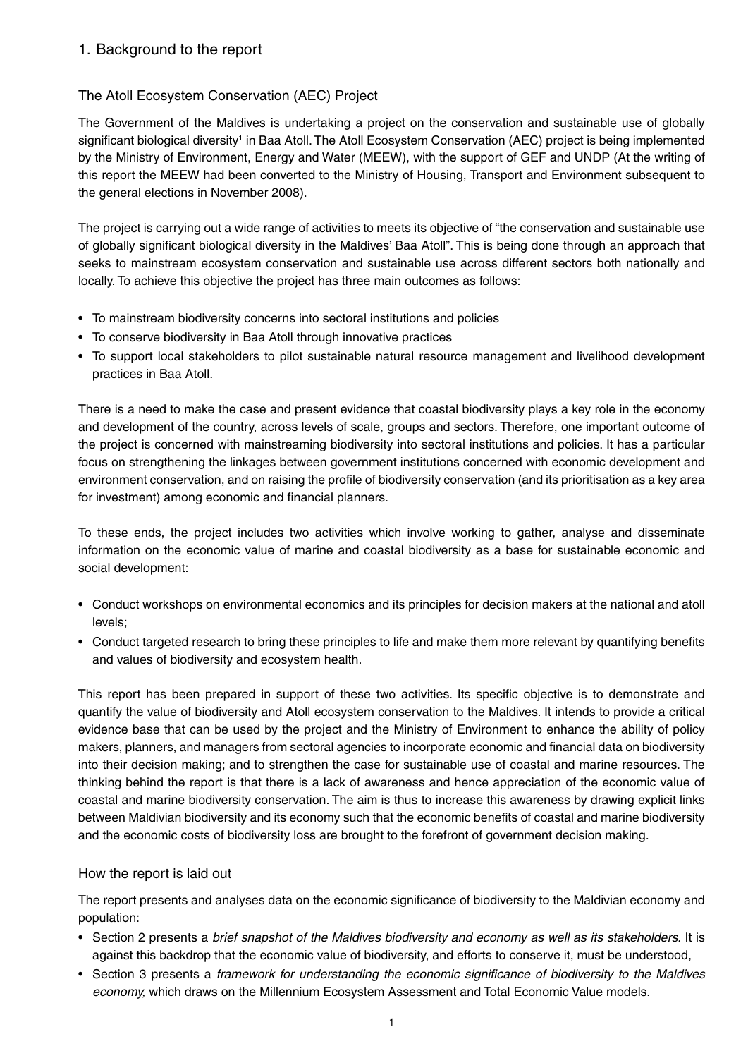# 1. Background to the report

## The Atoll Ecosystem Conservation (AEC) Project

The Government of the Maldives is undertaking a project on the conservation and sustainable use of globally significant biological diversity[1] in Baa Atoll. The Atoll Ecosystem Conservation (AEC) project is being implemented by the Ministry of Environment, Energy and Water (MEEW), with the support of GEF and UNDP (At the writing of this report the MEEW had been converted to the Ministry of Housing, Transport and Environment subsequent to the general elections in November 2008).

The project is carrying out a wide range of activities to meets its objective of "the conservation and sustainable use of globally significant biological diversity in the Maldives' Baa Atoll". This is being done through an approach that seeks to mainstream ecosystem conservation and sustainable use across different sectors both nationally and locally. To achieve this objective the project has three main outcomes as follows:

- To mainstream biodiversity concerns into sectoral institutions and policies
- To conserve biodiversity in Baa Atoll through innovative practices
- To support local stakeholders to pilot sustainable natural resource management and livelihood development practices in Baa Atoll.

There is a need to make the case and present evidence that coastal biodiversity plays a key role in the economy and development of the country, across levels of scale, groups and sectors. Therefore, one important outcome of the project is concerned with mainstreaming biodiversity into sectoral institutions and policies. It has a particular focus on strengthening the linkages between government institutions concerned with economic development and environment conservation, and on raising the profile of biodiversity conservation (and its prioritisation as a key area for investment) among economic and financial planners.

To these ends, the project includes two activities which involve working to gather, analyse and disseminate information on the economic value of marine and coastal biodiversity as a base for sustainable economic and social development:

- Conduct workshops on environmental economics and its principles for decision makers at the national and atoll levels;
- Conduct targeted research to bring these principles to life and make them more relevant by quantifying benefits and values of biodiversity and ecosystem health.

This report has been prepared in support of these two activities. Its specific objective is to demonstrate and quantify the value of biodiversity and Atoll ecosystem conservation to the Maldives. It intends to provide a critical evidence base that can be used by the project and the Ministry of Environment to enhance the ability of policy makers, planners, and managers from sectoral agencies to incorporate economic and financial data on biodiversity into their decision making; and to strengthen the case for sustainable use of coastal and marine resources. The thinking behind the report is that there is a lack of awareness and hence appreciation of the economic value of coastal and marine biodiversity conservation. The aim is thus to increase this awareness by drawing explicit links between Maldivian biodiversity and its economy such that the economic benefits of coastal and marine biodiversity and the economic costs of biodiversity loss are brought to the forefront of government decision making.

## How the report is laid out

The report presents and analyses data on the economic significance of biodiversity to the Maldivian economy and population:

- Section 2 presents a *brief snapshot of the Maldives biodiversity and economy as well as its stakeholders.* It is against this backdrop that the economic value of biodiversity, and efforts to conserve it, must be understood,
- Section 3 presents a *framework for understanding the economic significance of biodiversity to the Maldives economy,* which draws on the Millennium Ecosystem Assessment and Total Economic Value models.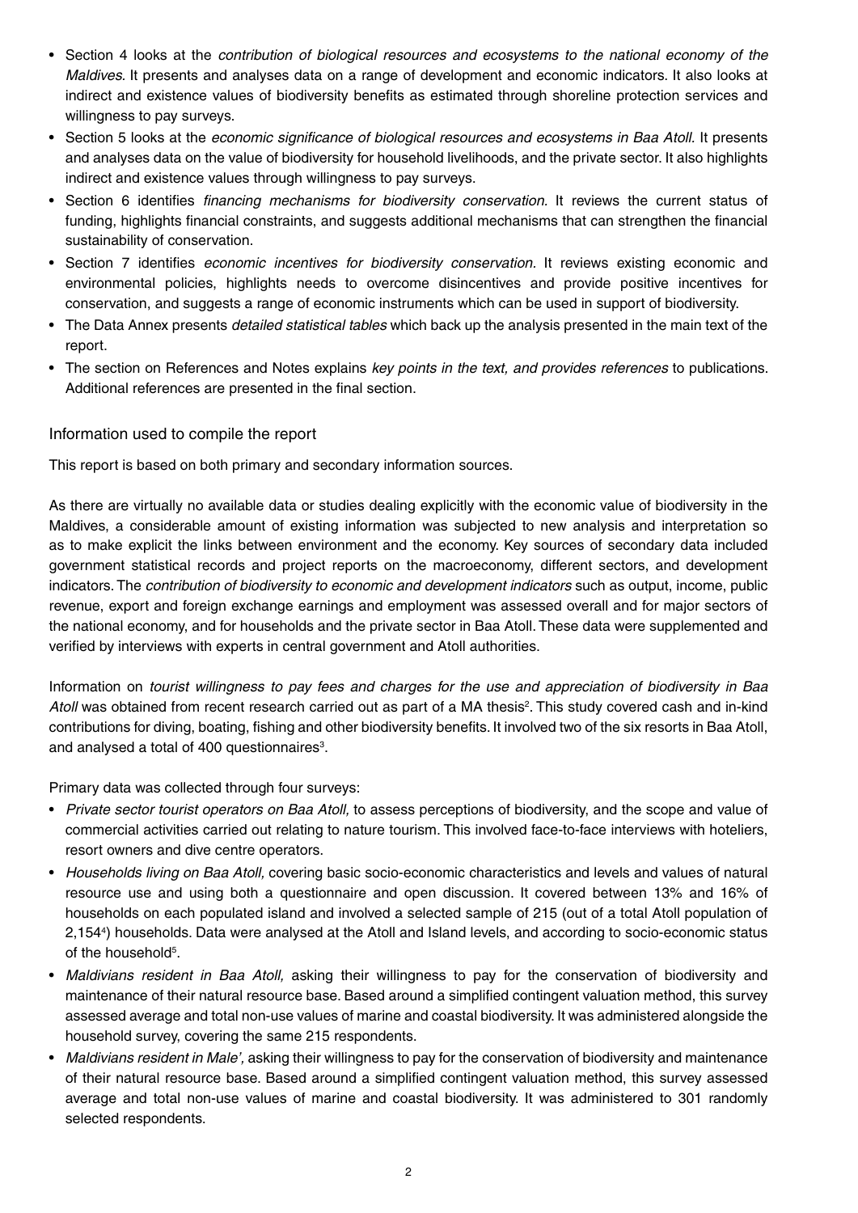- Section 4 looks at the *contribution of biological resources and ecosystems to the national economy of the Maldives*. It presents and analyses data on a range of development and economic indicators. It also looks at indirect and existence values of biodiversity benefits as estimated through shoreline protection services and willingness to pay surveys.
- Section 5 looks at the *economic significance of biological resources and ecosystems in Baa Atoll.* It presents and analyses data on the value of biodiversity for household livelihoods, and the private sector. It also highlights indirect and existence values through willingness to pay surveys.
- Section 6 identifies *financing mechanisms for biodiversity conservation.* It reviews the current status of funding, highlights financial constraints, and suggests additional mechanisms that can strengthen the financial sustainability of conservation.
- Section 7 identifies *economic incentives for biodiversity conservation.* It reviews existing economic and environmental policies, highlights needs to overcome disincentives and provide positive incentives for conservation, and suggests a range of economic instruments which can be used in support of biodiversity.
- The Data Annex presents *detailed statistical tables* which back up the analysis presented in the main text of the report.
- The section on References and Notes explains *key points in the text, and provides references* to publications. Additional references are presented in the final section.

## Information used to compile the report

This report is based on both primary and secondary information sources.

As there are virtually no available data or studies dealing explicitly with the economic value of biodiversity in the Maldives, a considerable amount of existing information was subjected to new analysis and interpretation so as to make explicit the links between environment and the economy. Key sources of secondary data included government statistical records and project reports on the macroeconomy, different sectors, and development indicators. The *contribution of biodiversity to economic and development indicators* such as output, income, public revenue, export and foreign exchange earnings and employment was assessed overall and for major sectors of the national economy, and for households and the private sector in Baa Atoll. These data were supplemented and verified by interviews with experts in central government and Atoll authorities.

Information on *tourist willingness to pay fees and charges for the use and appreciation of biodiversity in Baa Atoll* was obtained from recent research carried out as part of a MA thesis[2]. This study covered cash and in-kind contributions for diving, boating, fishing and other biodiversity benefits. It involved two of the six resorts in Baa Atoll, and analysed a total of 400 questionnaires[3].

Primary data was collected through four surveys:

- *Private sector tourist operators on Baa Atoll,* to assess perceptions of biodiversity, and the scope and value of commercial activities carried out relating to nature tourism. This involved face-to-face interviews with hoteliers, resort owners and dive centre operators.
- *Households living on Baa Atoll,* covering basic socio-economic characteristics and levels and values of natural resource use and using both a questionnaire and open discussion. It covered between 13% and 16% of households on each populated island and involved a selected sample of 215 (out of a total Atoll population of 2,154[4]) households. Data were analysed at the Atoll and Island levels, and according to socio-economic status of the household[5].
- *Maldivians resident in Baa Atoll,* asking their willingness to pay for the conservation of biodiversity and maintenance of their natural resource base. Based around a simplified contingent valuation method, this survey assessed average and total non-use values of marine and coastal biodiversity. It was administered alongside the household survey, covering the same 215 respondents.
- *Maldivians resident in Male',* asking their willingness to pay for the conservation of biodiversity and maintenance of their natural resource base. Based around a simplified contingent valuation method, this survey assessed average and total non-use values of marine and coastal biodiversity. It was administered to 301 randomly selected respondents.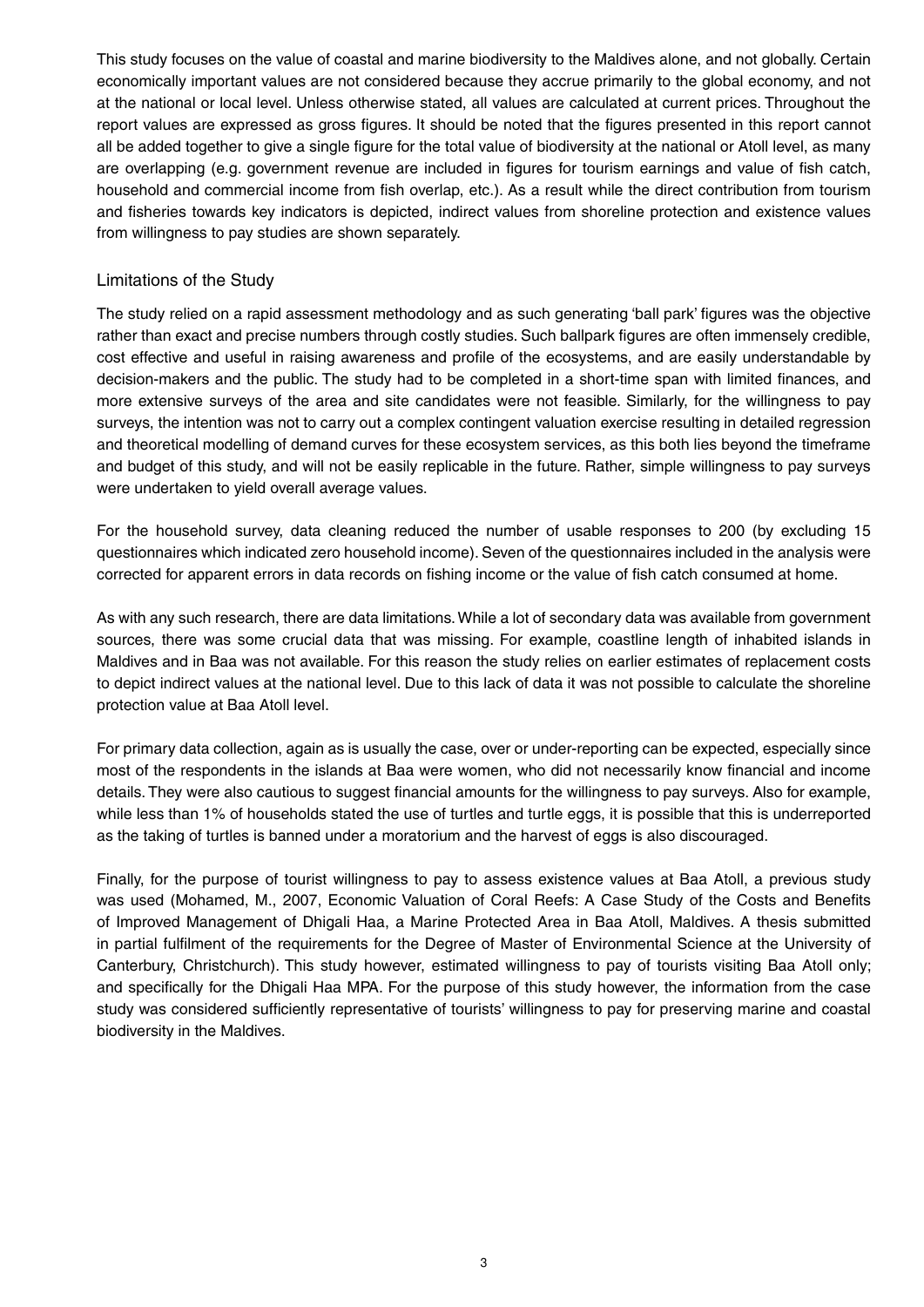This study focuses on the value of coastal and marine biodiversity to the Maldives alone, and not globally. Certain economically important values are not considered because they accrue primarily to the global economy, and not at the national or local level. Unless otherwise stated, all values are calculated at current prices. Throughout the report values are expressed as gross figures. It should be noted that the figures presented in this report cannot all be added together to give a single figure for the total value of biodiversity at the national or Atoll level, as many are overlapping (e.g. government revenue are included in figures for tourism earnings and value of fish catch, household and commercial income from fish overlap, etc.). As a result while the direct contribution from tourism and fisheries towards key indicators is depicted, indirect values from shoreline protection and existence values from willingness to pay studies are shown separately.

## Limitations of the Study

The study relied on a rapid assessment methodology and as such generating 'ball park' figures was the objective rather than exact and precise numbers through costly studies. Such ballpark figures are often immensely credible, cost effective and useful in raising awareness and profile of the ecosystems, and are easily understandable by decision-makers and the public. The study had to be completed in a short-time span with limited finances, and more extensive surveys of the area and site candidates were not feasible. Similarly, for the willingness to pay surveys, the intention was not to carry out a complex contingent valuation exercise resulting in detailed regression and theoretical modelling of demand curves for these ecosystem services, as this both lies beyond the timeframe and budget of this study, and will not be easily replicable in the future. Rather, simple willingness to pay surveys were undertaken to yield overall average values.

For the household survey, data cleaning reduced the number of usable responses to 200 (by excluding 15 questionnaires which indicated zero household income). Seven of the questionnaires included in the analysis were corrected for apparent errors in data records on fishing income or the value of fish catch consumed at home.

As with any such research, there are data limitations. While a lot of secondary data was available from government sources, there was some crucial data that was missing. For example, coastline length of inhabited islands in Maldives and in Baa was not available. For this reason the study relies on earlier estimates of replacement costs to depict indirect values at the national level. Due to this lack of data it was not possible to calculate the shoreline protection value at Baa Atoll level.

For primary data collection, again as is usually the case, over or under-reporting can be expected, especially since most of the respondents in the islands at Baa were women, who did not necessarily know financial and income details. They were also cautious to suggest financial amounts for the willingness to pay surveys. Also for example, while less than 1% of households stated the use of turtles and turtle eggs, it is possible that this is underreported as the taking of turtles is banned under a moratorium and the harvest of eggs is also discouraged.

Finally, for the purpose of tourist willingness to pay to assess existence values at Baa Atoll, a previous study was used (Mohamed, M., 2007, Economic Valuation of Coral Reefs: A Case Study of the Costs and Benefits of Improved Management of Dhigali Haa, a Marine Protected Area in Baa Atoll, Maldives. A thesis submitted in partial fulfilment of the requirements for the Degree of Master of Environmental Science at the University of Canterbury, Christchurch). This study however, estimated willingness to pay of tourists visiting Baa Atoll only; and specifically for the Dhigali Haa MPA. For the purpose of this study however, the information from the case study was considered sufficiently representative of tourists' willingness to pay for preserving marine and coastal biodiversity in the Maldives.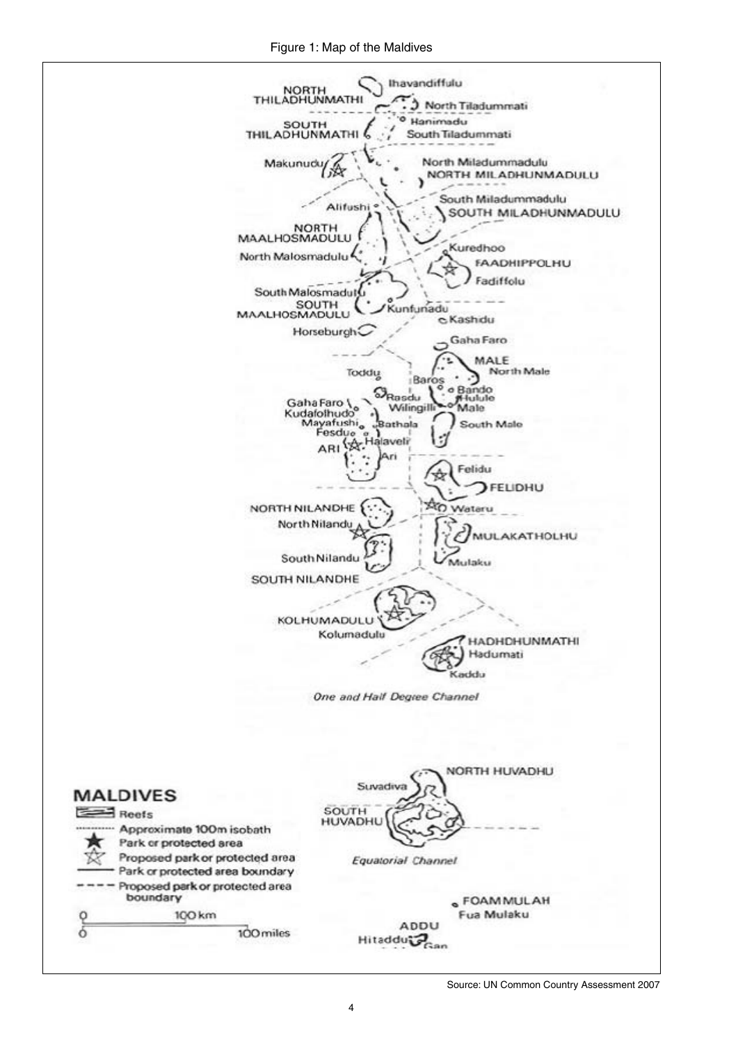Figure 1: Map of the Maldives

Source: UN Common Country Assessment 2007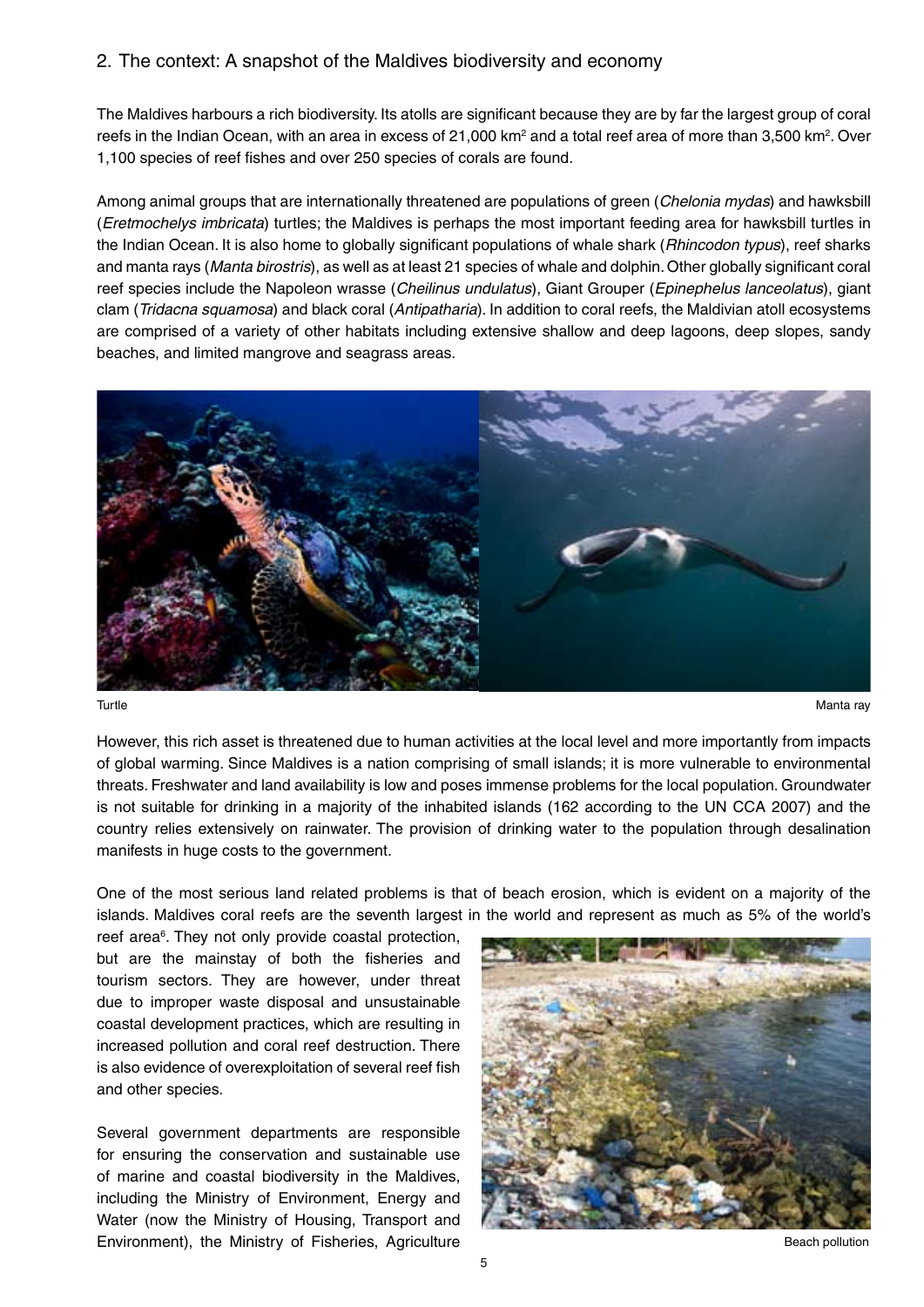## 2. The context: A snapshot of the Maldives biodiversity and economy

The Maldives harbours a rich biodiversity. Its atolls are significant because they are by far the largest group of coral reefs in the Indian Ocean, with an area in excess of 21,000 km$^2$ and a total reef area of more than 3,500 km$^2$. Over 1,100 species of reef fishes and over 250 species of corals are found.

Among animal groups that are internationally threatened are populations of green (*Chelonia mydas*) and hawksbill (*Eretmochelys imbricata*) turtles; the Maldives is perhaps the most important feeding area for hawksbill turtles in the Indian Ocean. It is also home to globally significant populations of whale shark (*Rhincodon typus*), reef sharks and manta rays (*Manta birostris*), as well as at least 21 species of whale and dolphin. Other globally significant coral reef species include the Napoleon wrasse (*Cheilinus undulatus*), Giant Grouper (*Epinephelus lanceolatus*), giant clam (*Tridacna squamosa*) and black coral (*Antipatharia*). In addition to coral reefs, the Maldivian atoll ecosystems are comprised of a variety of other habitats including extensive shallow and deep lagoons, deep slopes, sandy beaches, and limited mangrove and seagrass areas.

Turtle

Manta ray

However, this rich asset is threatened due to human activities at the local level and more importantly from impacts of global warming. Since Maldives is a nation comprising of small islands; it is more vulnerable to environmental threats. Freshwater and land availability is low and poses immense problems for the local population. Groundwater is not suitable for drinking in a majority of the inhabited islands (162 according to the UN CCA 2007) and the country relies extensively on rainwater. The provision of drinking water to the population through desalination manifests in huge costs to the government.

One of the most serious land related problems is that of beach erosion, which is evident on a majority of the islands. Maldives coral reefs are the seventh largest in the world and represent as much as 5% of the world's reef area[6]. They not only provide coastal protection, but are the mainstay of both the fisheries and tourism sectors. They are however, under threat due to improper waste disposal and unsustainable coastal development practices, which are resulting in increased pollution and coral reef destruction. There is also evidence of overexploitation of several reef fish and other species.

Beach pollution

Several government departments are responsible for ensuring the conservation and sustainable use of marine and coastal biodiversity in the Maldives, including the Ministry of Environment, Energy and Water (now the Ministry of Housing, Transport and Environment), the Ministry of Fisheries, Agriculture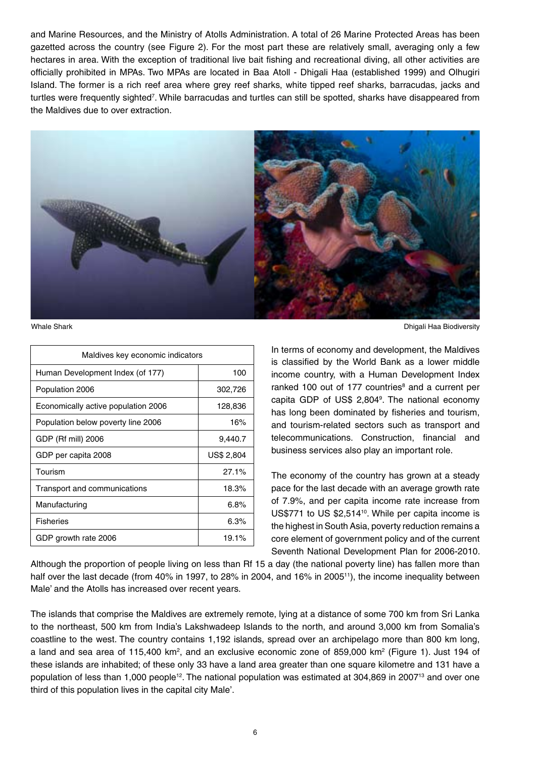and Marine Resources, and the Ministry of Atolls Administration. A total of 26 Marine Protected Areas has been gazetted across the country (see Figure 2). For the most part these are relatively small, averaging only a few hectares in area. With the exception of traditional live bait fishing and recreational diving, all other activities are officially prohibited in MPAs. Two MPAs are located in Baa Atoll - Dhigali Haa (established 1999) and Olhugiri Island. The former is a rich reef area where grey reef sharks, white tipped reef sharks, barracudas, jacks and turtles were frequently sighted[7]. While barracudas and turtles can still be spotted, sharks have disappeared from the Maldives due to over extraction.

Whale Shark

Dhigali Haa Biodiversity

| Maldives key economic indicators | |
|---|---|
| Human Development Index (of 177) | 100 |
| Population 2006 | 302,726 |
| Economically active population 2006 | 128,836 |
| Population below poverty line 2006 | 16% |
| GDP (Rf mill) 2006 | 9,440.7 |
| GDP per capita 2008 | US$ 2,804 |
| Tourism | 27.1% |
| Transport and communications | 18.3% |
| Manufacturing | 6.8% |
| Fisheries | 6.3% |
| GDP growth rate 2006 | 19.1% |

In terms of economy and development, the Maldives is classified by the World Bank as a lower middle income country, with a Human Development Index ranked 100 out of 177 countries[8] and a current per capita GDP of US$ 2,804[9]. The national economy has long been dominated by fisheries and tourism, and tourism-related sectors such as transport and telecommunications. Construction, financial and business services also play an important role.

The economy of the country has grown at a steady pace for the last decade with an average growth rate of 7.9%, and per capita income rate increase from US$771 to US $2,514[10]. While per capita income is the highest in South Asia, poverty reduction remains a core element of government policy and of the current Seventh National Development Plan for 2006-2010. Although the proportion of people living on less than Rf 15 a day (the national poverty line) has fallen more than half over the last decade (from 40% in 1997, to 28% in 2004, and 16% in 2005[11]), the income inequality between Male' and the Atolls has increased over recent years.

The islands that comprise the Maldives are extremely remote, lying at a distance of some 700 km from Sri Lanka to the northeast, 500 km from India's Lakshwadeep Islands to the north, and around 3,000 km from Somalia's coastline to the west. The country contains 1,192 islands, spread over an archipelago more than 800 km long, a land and sea area of 115,400 km$^2$, and an exclusive economic zone of 859,000 km$^2$ (Figure 1). Just 194 of these islands are inhabited; of these only 33 have a land area greater than one square kilometre and 131 have a population of less than 1,000 people[12]. The national population was estimated at 304,869 in 2007[13] and over one third of this population lives in the capital city Male'.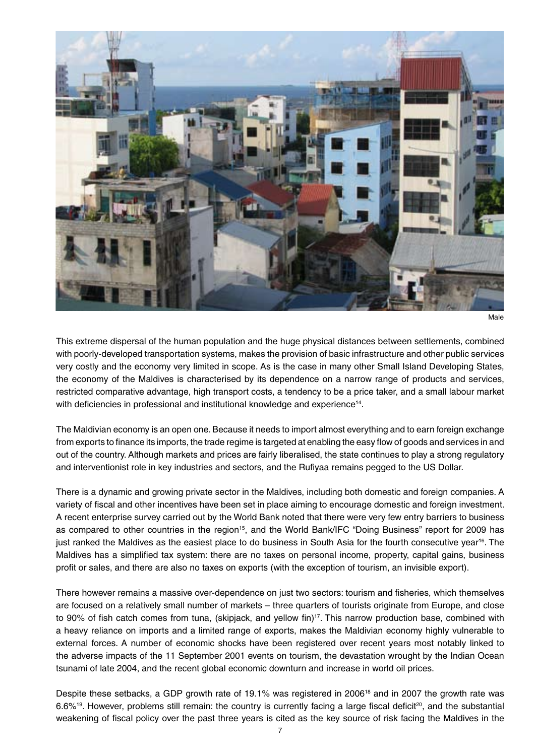Male

This extreme dispersal of the human population and the huge physical distances between settlements, combined with poorly-developed transportation systems, makes the provision of basic infrastructure and other public services very costly and the economy very limited in scope. As is the case in many other Small Island Developing States, the economy of the Maldives is characterised by its dependence on a narrow range of products and services, restricted comparative advantage, high transport costs, a tendency to be a price taker, and a small labour market with deficiencies in professional and institutional knowledge and experience[14].

The Maldivian economy is an open one. Because it needs to import almost everything and to earn foreign exchange from exports to finance its imports, the trade regime is targeted at enabling the easy flow of goods and services in and out of the country. Although markets and prices are fairly liberalised, the state continues to play a strong regulatory and interventionist role in key industries and sectors, and the Rufiyaa remains pegged to the US Dollar.

There is a dynamic and growing private sector in the Maldives, including both domestic and foreign companies. A variety of fiscal and other incentives have been set in place aiming to encourage domestic and foreign investment. A recent enterprise survey carried out by the World Bank noted that there were very few entry barriers to business as compared to other countries in the region[15], and the World Bank/IFC "Doing Business" report for 2009 has just ranked the Maldives as the easiest place to do business in South Asia for the fourth consecutive year[16]. The Maldives has a simplified tax system: there are no taxes on personal income, property, capital gains, business profit or sales, and there are also no taxes on exports (with the exception of tourism, an invisible export).

There however remains a massive over-dependence on just two sectors: tourism and fisheries, which themselves are focused on a relatively small number of markets – three quarters of tourists originate from Europe, and close to 90% of fish catch comes from tuna, (skipjack, and yellow fin)[17]. This narrow production base, combined with a heavy reliance on imports and a limited range of exports, makes the Maldivian economy highly vulnerable to external forces. A number of economic shocks have been registered over recent years most notably linked to the adverse impacts of the 11 September 2001 events on tourism, the devastation wrought by the Indian Ocean tsunami of late 2004, and the recent global economic downturn and increase in world oil prices.

Despite these setbacks, a GDP growth rate of 19.1% was registered in 2006[18] and in 2007 the growth rate was 6.6%[19]. However, problems still remain: the country is currently facing a large fiscal deficit[20], and the substantial weakening of fiscal policy over the past three years is cited as the key source of risk facing the Maldives in the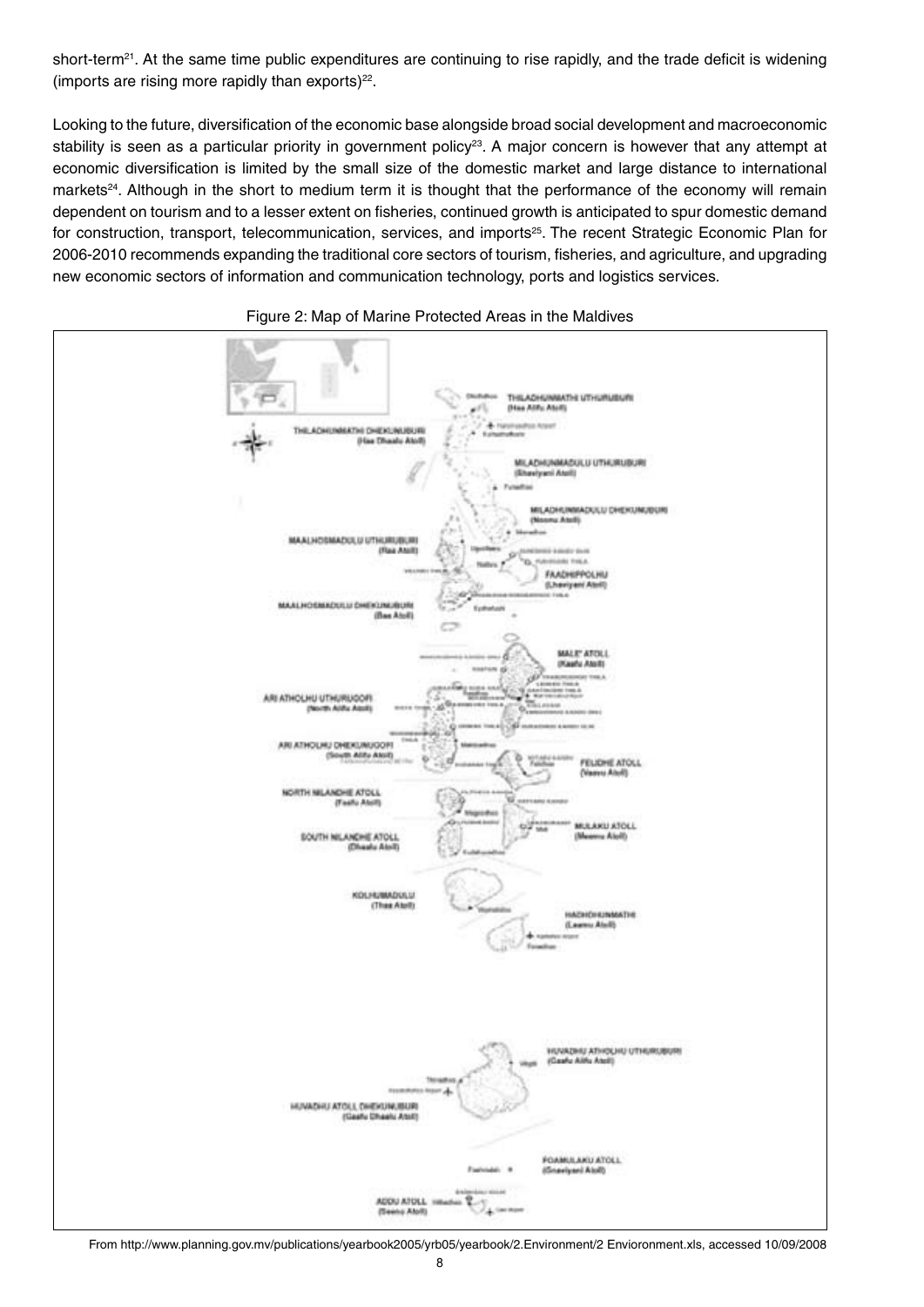short-term[21]. At the same time public expenditures are continuing to rise rapidly, and the trade deficit is widening (imports are rising more rapidly than exports)[22].

Looking to the future, diversification of the economic base alongside broad social development and macroeconomic stability is seen as a particular priority in government policy[23]. A major concern is however that any attempt at economic diversification is limited by the small size of the domestic market and large distance to international markets[24]. Although in the short to medium term it is thought that the performance of the economy will remain dependent on tourism and to a lesser extent on fisheries, continued growth is anticipated to spur domestic demand for construction, transport, telecommunication, services, and imports[25]. The recent Strategic Economic Plan for 2006-2010 recommends expanding the traditional core sectors of tourism, fisheries, and agriculture, and upgrading new economic sectors of information and communication technology, ports and logistics services.

Figure 2: Map of Marine Protected Areas in the Maldives

From http://www.planning.gov.mv/publications/yearbook2005/yrb05/yearbook/2.Environment/2 Envioronment.xls, accessed 10/09/2008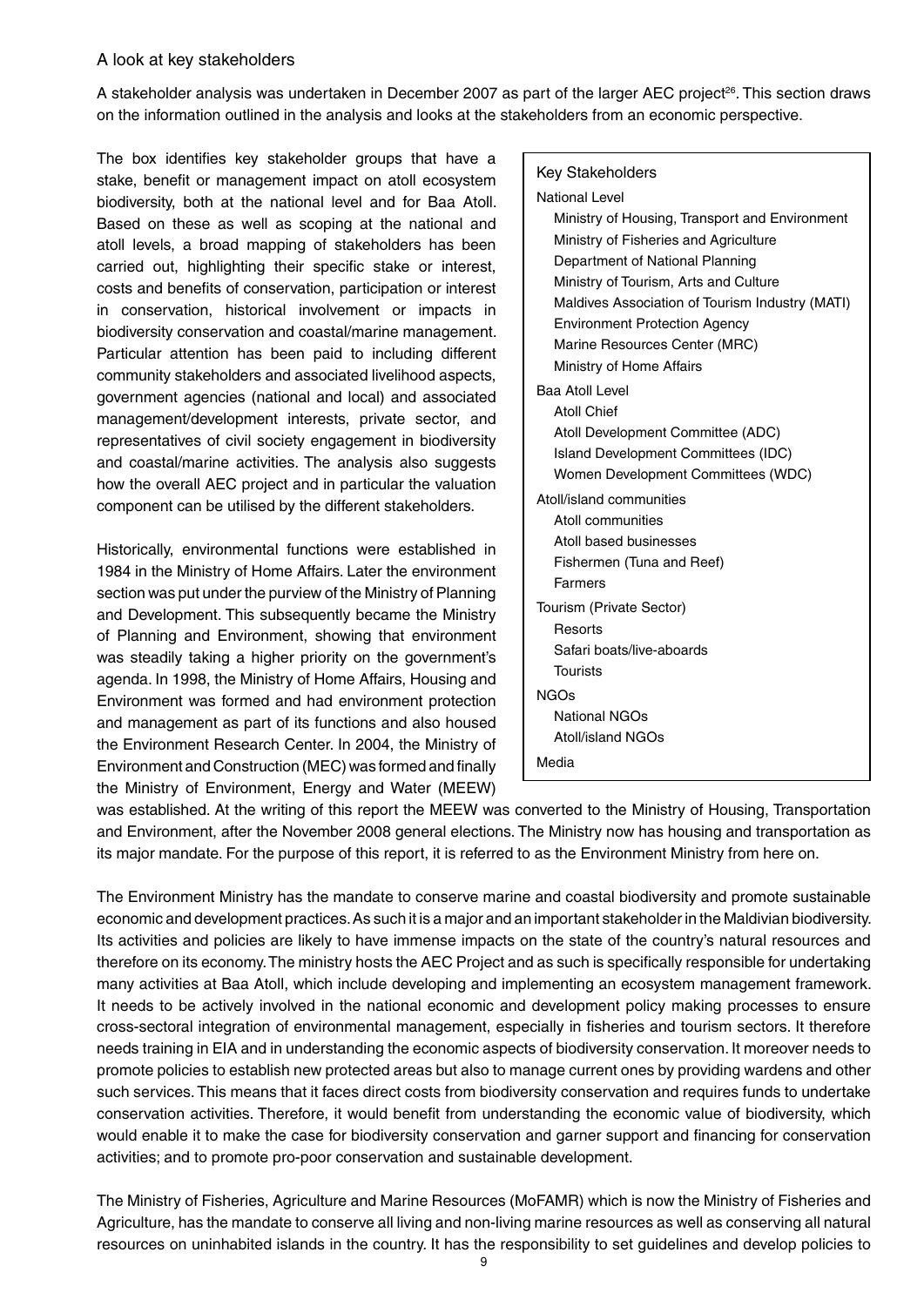### A look at key stakeholders

A stakeholder analysis was undertaken in December 2007 as part of the larger AEC project[26]. This section draws on the information outlined in the analysis and looks at the stakeholders from an economic perspective.

The box identifies key stakeholder groups that have a stake, benefit or management impact on atoll ecosystem biodiversity, both at the national level and for Baa Atoll. Based on these as well as scoping at the national and atoll levels, a broad mapping of stakeholders has been carried out, highlighting their specific stake or interest, costs and benefits of conservation, participation or interest in conservation, historical involvement or impacts in biodiversity conservation and coastal/marine management. Particular attention has been paid to including different community stakeholders and associated livelihood aspects, government agencies (national and local) and associated management/development interests, private sector, and representatives of civil society engagement in biodiversity and coastal/marine activities. The analysis also suggests how the overall AEC project and in particular the valuation component can be utilised by the different stakeholders.

> **Key Stakeholders**
>
> National Level
> - Ministry of Housing, Transport and Environment
> - Ministry of Fisheries and Agriculture
> - Department of National Planning
> - Ministry of Tourism, Arts and Culture
> - Maldives Association of Tourism Industry (MATI)
> - Environment Protection Agency
> - Marine Resources Center (MRC)
> - Ministry of Home Affairs
>
> Baa Atoll Level
> - Atoll Chief
> - Atoll Development Committee (ADC)
> - Island Development Committees (IDC)
> - Women Development Committees (WDC)
>
> Atoll/island communities
> - Atoll communities
> - Atoll based businesses
> - Fishermen (Tuna and Reef)
> - Farmers
>
> Tourism (Private Sector)
> - Resorts
> - Safari boats/live-aboards
> - Tourists
>
> NGOs
> - National NGOs
> - Atoll/island NGOs
>
> Media

Historically, environmental functions were established in 1984 in the Ministry of Home Affairs. Later the environment section was put under the purview of the Ministry of Planning and Development. This subsequently became the Ministry of Planning and Environment, showing that environment was steadily taking a higher priority on the government's agenda. In 1998, the Ministry of Home Affairs, Housing and Environment was formed and had environment protection and management as part of its functions and also housed the Environment Research Center. In 2004, the Ministry of Environment and Construction (MEC) was formed and finally the Ministry of Environment, Energy and Water (MEEW) was established. At the writing of this report the MEEW was converted to the Ministry of Housing, Transportation and Environment, after the November 2008 general elections. The Ministry now has housing and transportation as its major mandate. For the purpose of this report, it is referred to as the Environment Ministry from here on.

The Environment Ministry has the mandate to conserve marine and coastal biodiversity and promote sustainable economic and development practices. As such it is a major and an important stakeholder in the Maldivian biodiversity. Its activities and policies are likely to have immense impacts on the state of the country's natural resources and therefore on its economy. The ministry hosts the AEC Project and as such is specifically responsible for undertaking many activities at Baa Atoll, which include developing and implementing an ecosystem management framework. It needs to be actively involved in the national economic and development policy making processes to ensure cross-sectoral integration of environmental management, especially in fisheries and tourism sectors. It therefore needs training in EIA and in understanding the economic aspects of biodiversity conservation. It moreover needs to promote policies to establish new protected areas but also to manage current ones by providing wardens and other such services. This means that it faces direct costs from biodiversity conservation and requires funds to undertake conservation activities. Therefore, it would benefit from understanding the economic value of biodiversity, which would enable it to make the case for biodiversity conservation and garner support and financing for conservation activities; and to promote pro-poor conservation and sustainable development.

The Ministry of Fisheries, Agriculture and Marine Resources (MoFAMR) which is now the Ministry of Fisheries and Agriculture, has the mandate to conserve all living and non-living marine resources as well as conserving all natural resources on uninhabited islands in the country. It has the responsibility to set guidelines and develop policies to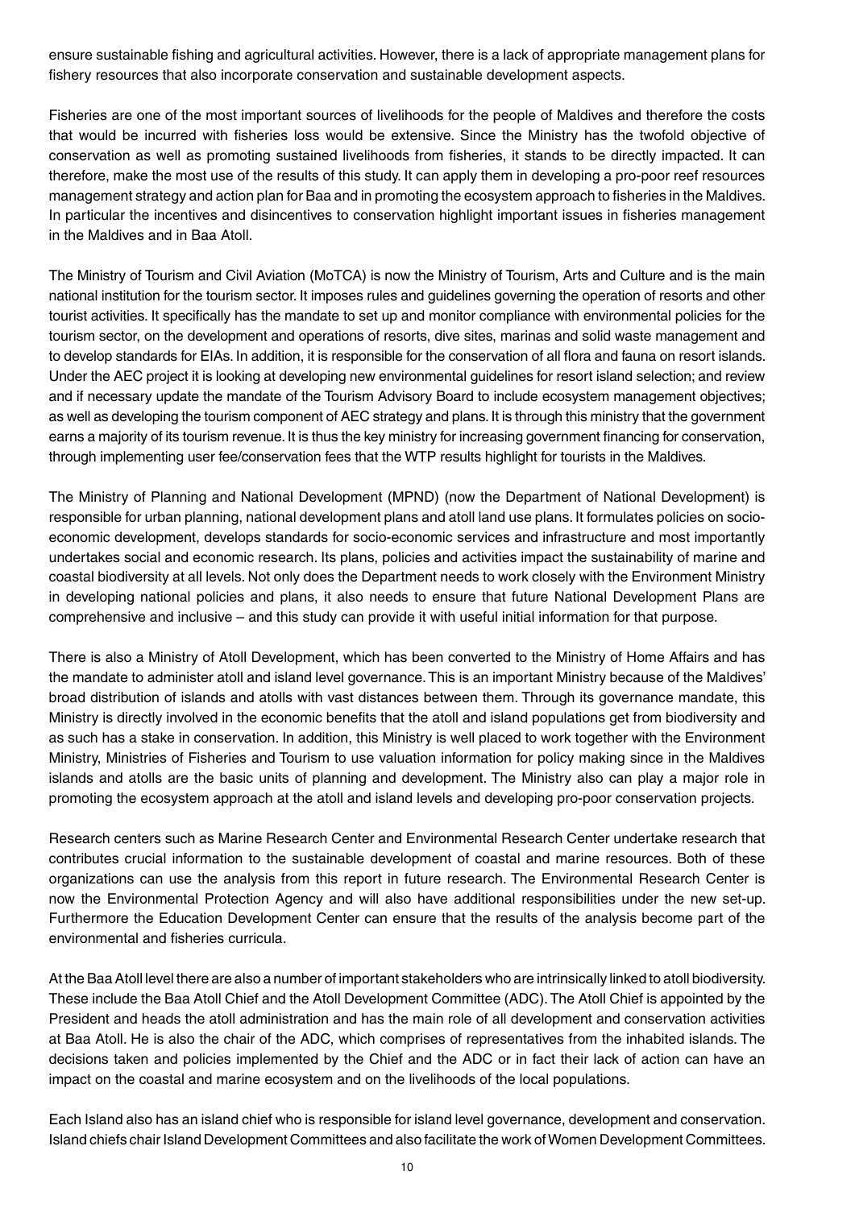ensure sustainable fishing and agricultural activities. However, there is a lack of appropriate management plans for fishery resources that also incorporate conservation and sustainable development aspects.

Fisheries are one of the most important sources of livelihoods for the people of Maldives and therefore the costs that would be incurred with fisheries loss would be extensive. Since the Ministry has the twofold objective of conservation as well as promoting sustained livelihoods from fisheries, it stands to be directly impacted. It can therefore, make the most use of the results of this study. It can apply them in developing a pro-poor reef resources management strategy and action plan for Baa and in promoting the ecosystem approach to fisheries in the Maldives. In particular the incentives and disincentives to conservation highlight important issues in fisheries management in the Maldives and in Baa Atoll.

The Ministry of Tourism and Civil Aviation (MoTCA) is now the Ministry of Tourism, Arts and Culture and is the main national institution for the tourism sector. It imposes rules and guidelines governing the operation of resorts and other tourist activities. It specifically has the mandate to set up and monitor compliance with environmental policies for the tourism sector, on the development and operations of resorts, dive sites, marinas and solid waste management and to develop standards for EIAs. In addition, it is responsible for the conservation of all flora and fauna on resort islands. Under the AEC project it is looking at developing new environmental guidelines for resort island selection; and review and if necessary update the mandate of the Tourism Advisory Board to include ecosystem management objectives; as well as developing the tourism component of AEC strategy and plans. It is through this ministry that the government earns a majority of its tourism revenue. It is thus the key ministry for increasing government financing for conservation, through implementing user fee/conservation fees that the WTP results highlight for tourists in the Maldives.

The Ministry of Planning and National Development (MPND) (now the Department of National Development) is responsible for urban planning, national development plans and atoll land use plans. It formulates policies on socio-economic development, develops standards for socio-economic services and infrastructure and most importantly undertakes social and economic research. Its plans, policies and activities impact the sustainability of marine and coastal biodiversity at all levels. Not only does the Department needs to work closely with the Environment Ministry in developing national policies and plans, it also needs to ensure that future National Development Plans are comprehensive and inclusive – and this study can provide it with useful initial information for that purpose.

There is also a Ministry of Atoll Development, which has been converted to the Ministry of Home Affairs and has the mandate to administer atoll and island level governance. This is an important Ministry because of the Maldives' broad distribution of islands and atolls with vast distances between them. Through its governance mandate, this Ministry is directly involved in the economic benefits that the atoll and island populations get from biodiversity and as such has a stake in conservation. In addition, this Ministry is well placed to work together with the Environment Ministry, Ministries of Fisheries and Tourism to use valuation information for policy making since in the Maldives islands and atolls are the basic units of planning and development. The Ministry also can play a major role in promoting the ecosystem approach at the atoll and island levels and developing pro-poor conservation projects.

Research centers such as Marine Research Center and Environmental Research Center undertake research that contributes crucial information to the sustainable development of coastal and marine resources. Both of these organizations can use the analysis from this report in future research. The Environmental Research Center is now the Environmental Protection Agency and will also have additional responsibilities under the new set-up. Furthermore the Education Development Center can ensure that the results of the analysis become part of the environmental and fisheries curricula.

At the Baa Atoll level there are also a number of important stakeholders who are intrinsically linked to atoll biodiversity. These include the Baa Atoll Chief and the Atoll Development Committee (ADC). The Atoll Chief is appointed by the President and heads the atoll administration and has the main role of all development and conservation activities at Baa Atoll. He is also the chair of the ADC, which comprises of representatives from the inhabited islands. The decisions taken and policies implemented by the Chief and the ADC or in fact their lack of action can have an impact on the coastal and marine ecosystem and on the livelihoods of the local populations.

Each Island also has an island chief who is responsible for island level governance, development and conservation. Island chiefs chair Island Development Committees and also facilitate the work of Women Development Committees.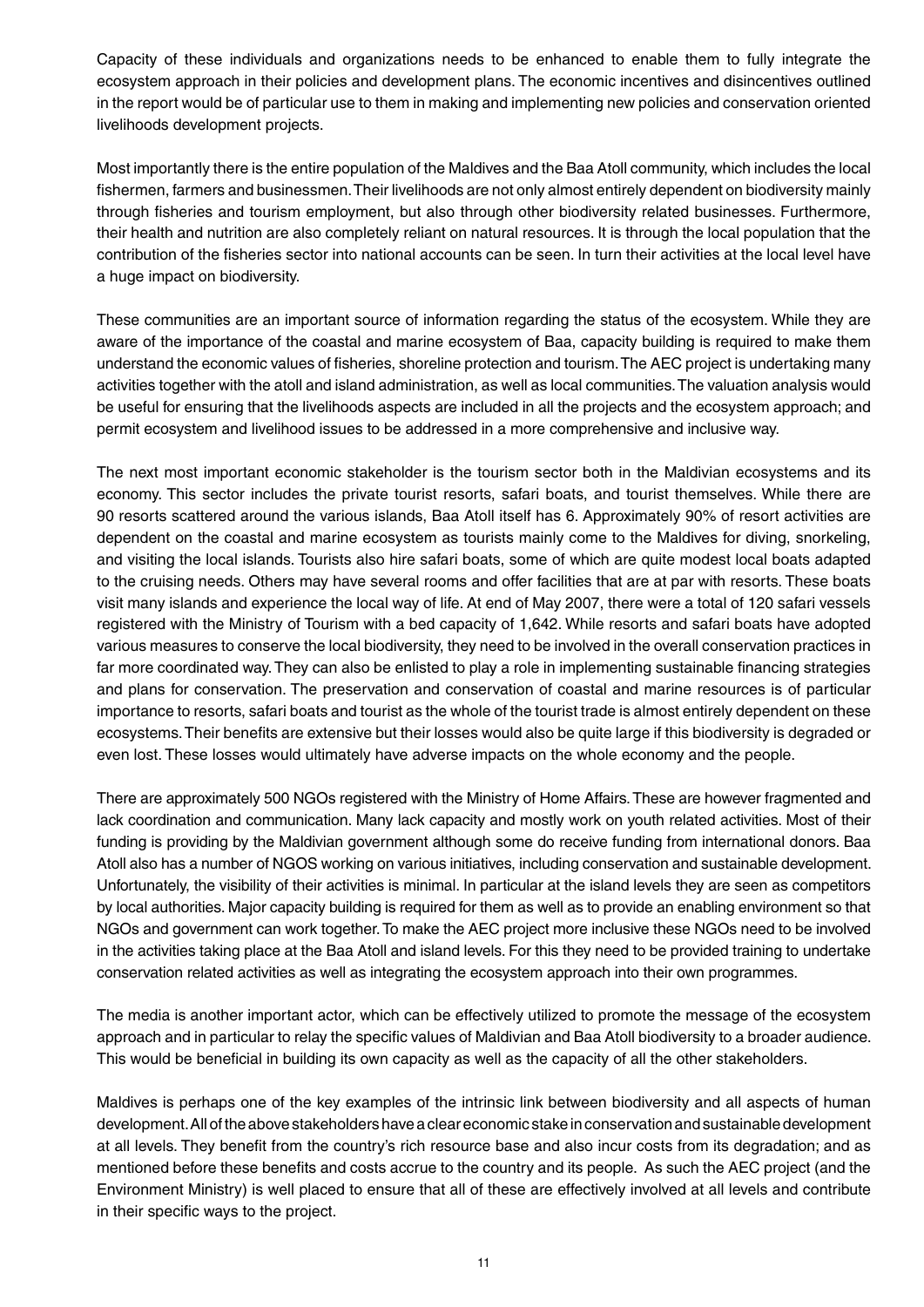Capacity of these individuals and organizations needs to be enhanced to enable them to fully integrate the ecosystem approach in their policies and development plans. The economic incentives and disincentives outlined in the report would be of particular use to them in making and implementing new policies and conservation oriented livelihoods development projects.

Most importantly there is the entire population of the Maldives and the Baa Atoll community, which includes the local fishermen, farmers and businessmen. Their livelihoods are not only almost entirely dependent on biodiversity mainly through fisheries and tourism employment, but also through other biodiversity related businesses. Furthermore, their health and nutrition are also completely reliant on natural resources. It is through the local population that the contribution of the fisheries sector into national accounts can be seen. In turn their activities at the local level have a huge impact on biodiversity.

These communities are an important source of information regarding the status of the ecosystem. While they are aware of the importance of the coastal and marine ecosystem of Baa, capacity building is required to make them understand the economic values of fisheries, shoreline protection and tourism. The AEC project is undertaking many activities together with the atoll and island administration, as well as local communities. The valuation analysis would be useful for ensuring that the livelihoods aspects are included in all the projects and the ecosystem approach; and permit ecosystem and livelihood issues to be addressed in a more comprehensive and inclusive way.

The next most important economic stakeholder is the tourism sector both in the Maldivian ecosystems and its economy. This sector includes the private tourist resorts, safari boats, and tourist themselves. While there are 90 resorts scattered around the various islands, Baa Atoll itself has 6. Approximately 90% of resort activities are dependent on the coastal and marine ecosystem as tourists mainly come to the Maldives for diving, snorkeling, and visiting the local islands. Tourists also hire safari boats, some of which are quite modest local boats adapted to the cruising needs. Others may have several rooms and offer facilities that are at par with resorts. These boats visit many islands and experience the local way of life. At end of May 2007, there were a total of 120 safari vessels registered with the Ministry of Tourism with a bed capacity of 1,642. While resorts and safari boats have adopted various measures to conserve the local biodiversity, they need to be involved in the overall conservation practices in far more coordinated way. They can also be enlisted to play a role in implementing sustainable financing strategies and plans for conservation. The preservation and conservation of coastal and marine resources is of particular importance to resorts, safari boats and tourist as the whole of the tourist trade is almost entirely dependent on these ecosystems. Their benefits are extensive but their losses would also be quite large if this biodiversity is degraded or even lost. These losses would ultimately have adverse impacts on the whole economy and the people.

There are approximately 500 NGOs registered with the Ministry of Home Affairs. These are however fragmented and lack coordination and communication. Many lack capacity and mostly work on youth related activities. Most of their funding is providing by the Maldivian government although some do receive funding from international donors. Baa Atoll also has a number of NGOS working on various initiatives, including conservation and sustainable development. Unfortunately, the visibility of their activities is minimal. In particular at the island levels they are seen as competitors by local authorities. Major capacity building is required for them as well as to provide an enabling environment so that NGOs and government can work together. To make the AEC project more inclusive these NGOs need to be involved in the activities taking place at the Baa Atoll and island levels. For this they need to be provided training to undertake conservation related activities as well as integrating the ecosystem approach into their own programmes.

The media is another important actor, which can be effectively utilized to promote the message of the ecosystem approach and in particular to relay the specific values of Maldivian and Baa Atoll biodiversity to a broader audience. This would be beneficial in building its own capacity as well as the capacity of all the other stakeholders.

Maldives is perhaps one of the key examples of the intrinsic link between biodiversity and all aspects of human development. All of the above stakeholders have a clear economic stake in conservation and sustainable development at all levels. They benefit from the country's rich resource base and also incur costs from its degradation; and as mentioned before these benefits and costs accrue to the country and its people. As such the AEC project (and the Environment Ministry) is well placed to ensure that all of these are effectively involved at all levels and contribute in their specific ways to the project.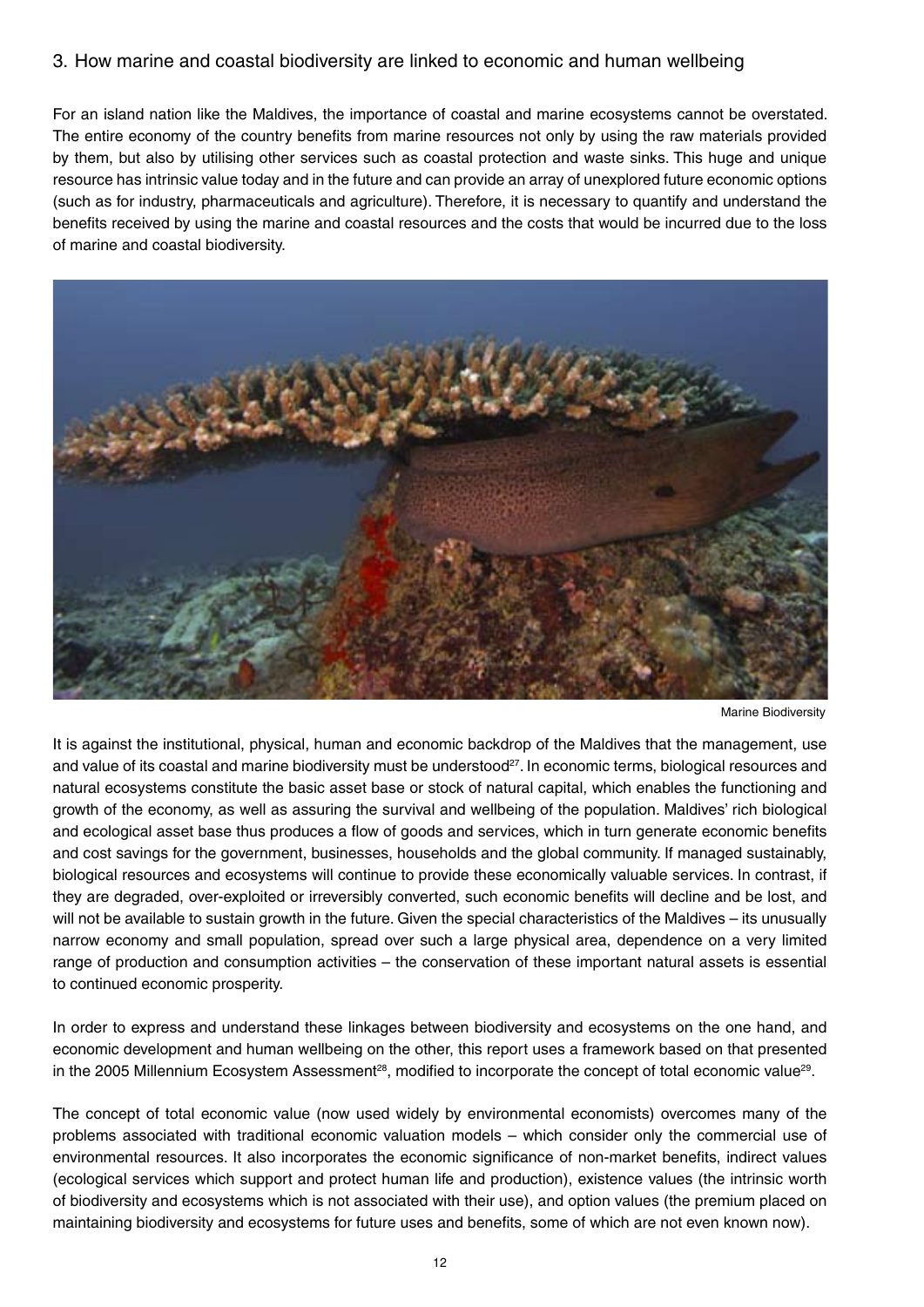## 3. How marine and coastal biodiversity are linked to economic and human wellbeing

For an island nation like the Maldives, the importance of coastal and marine ecosystems cannot be overstated. The entire economy of the country benefits from marine resources not only by using the raw materials provided by them, but also by utilising other services such as coastal protection and waste sinks. This huge and unique resource has intrinsic value today and in the future and can provide an array of unexplored future economic options (such as for industry, pharmaceuticals and agriculture). Therefore, it is necessary to quantify and understand the benefits received by using the marine and coastal resources and the costs that would be incurred due to the loss of marine and coastal biodiversity.

Marine Biodiversity

It is against the institutional, physical, human and economic backdrop of the Maldives that the management, use and value of its coastal and marine biodiversity must be understood[27]. In economic terms, biological resources and natural ecosystems constitute the basic asset base or stock of natural capital, which enables the functioning and growth of the economy, as well as assuring the survival and wellbeing of the population. Maldives' rich biological and ecological asset base thus produces a flow of goods and services, which in turn generate economic benefits and cost savings for the government, businesses, households and the global community. If managed sustainably, biological resources and ecosystems will continue to provide these economically valuable services. In contrast, if they are degraded, over-exploited or irreversibly converted, such economic benefits will decline and be lost, and will not be available to sustain growth in the future. Given the special characteristics of the Maldives – its unusually narrow economy and small population, spread over such a large physical area, dependence on a very limited range of production and consumption activities – the conservation of these important natural assets is essential to continued economic prosperity.

In order to express and understand these linkages between biodiversity and ecosystems on the one hand, and economic development and human wellbeing on the other, this report uses a framework based on that presented in the 2005 Millennium Ecosystem Assessment[28], modified to incorporate the concept of total economic value[29].

The concept of total economic value (now used widely by environmental economists) overcomes many of the problems associated with traditional economic valuation models – which consider only the commercial use of environmental resources. It also incorporates the economic significance of non-market benefits, indirect values (ecological services which support and protect human life and production), existence values (the intrinsic worth of biodiversity and ecosystems which is not associated with their use), and option values (the premium placed on maintaining biodiversity and ecosystems for future uses and benefits, some of which are not even known now).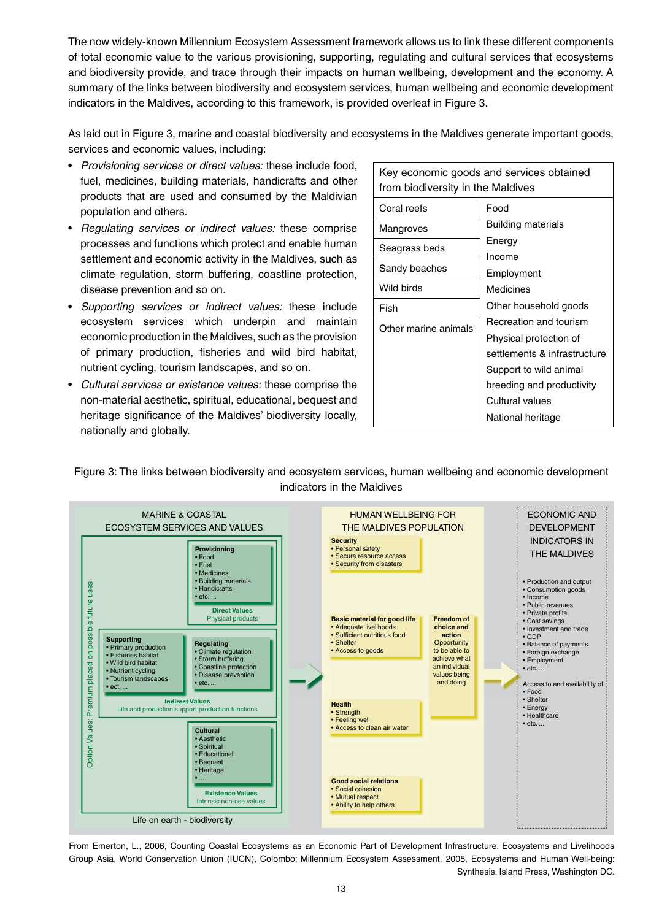The now widely-known Millennium Ecosystem Assessment framework allows us to link these different components of total economic value to the various provisioning, supporting, regulating and cultural services that ecosystems and biodiversity provide, and trace through their impacts on human wellbeing, development and the economy. A summary of the links between biodiversity and ecosystem services, human wellbeing and economic development indicators in the Maldives, according to this framework, is provided overleaf in Figure 3.

As laid out in Figure 3, marine and coastal biodiversity and ecosystems in the Maldives generate important goods, services and economic values, including:

- *Provisioning services or direct values:* these include food, fuel, medicines, building materials, handicrafts and other products that are used and consumed by the Maldivian population and others.
- *Regulating services or indirect values:* these comprise processes and functions which protect and enable human settlement and economic activity in the Maldives, such as climate regulation, storm buffering, coastline protection, disease prevention and so on.
- *Supporting services or indirect values:* these include ecosystem services which underpin and maintain economic production in the Maldives, such as the provision of primary production, fisheries and wild bird habitat, nutrient cycling, tourism landscapes, and so on.
- *Cultural services or existence values:* these comprise the non-material aesthetic, spiritual, educational, bequest and heritage significance of the Maldives' biodiversity locally, nationally and globally.

| Key economic goods and services obtained from biodiversity in the Maldives | |
|---|---|
| Coral reefs | Food |
| Mangroves | Building materials |
| Seagrass beds | Energy |
| Sandy beaches | Income |
| Wild birds | Employment |
| Fish | Medicines |
| Other marine animals | Other household goods |
| | Recreation and tourism |
| | Physical protection of settlements & infrastructure |
| | Support to wild animal breeding and productivity |
| | Cultural values |
| | National heritage |

Figure 3: The links between biodiversity and ecosystem services, human wellbeing and economic development indicators in the Maldives

**MARINE & COASTAL ECOSYSTEM SERVICES AND VALUES**

Option Values: Premium placed on possible future uses

**Provisioning**
- Food
- Fuel
- Medicines
- Building materials
- Handicrafts
- etc. ...

Direct Values
Physical products

**Supporting**
- Primary production
- Fisheries habitat
- Wild bird habitat
- Nutrient cycling
- Tourism landscapes
- ect. ...

**Regulating**
- Climate regulation
- Storm buffering
- Coastline protection
- Disease prevention
- etc. ...

Indirect Values
Life and production support production functions

**Cultural**
- Aesthetic
- Spiritual
- Educational
- Bequest
- Heritage
- ...

Existence Values
Intrinsic non-use values

Life on earth - biodiversity

**HUMAN WELLBEING FOR THE MALDIVES POPULATION**

**Security**
- Personal safety
- Secure resource access
- Security from disasters

**Basic material for good life**
- Adequate livelihoods
- Sufficient nutritious food
- Shelter
- Access to goods

**Health**
- Strength
- Feeling well
- Access to clean air water

**Good social relations**
- Social cohesion
- Mutual respect
- Ability to help others

**Freedom of choice and action**
Opportunity to be able to achieve what an individual values being and doing

**ECONOMIC AND DEVELOPMENT INDICATORS IN THE MALDIVES**

- Production and output
- Consumption goods
- Income
- Public revenues
- Private profits
- Cost savings
- Investment and trade
- GDP
- Balance of payments
- Foreign exchange
- Employment
- etc. ...

Access to and availability of
- Food
- Shelter
- Energy
- Healthcare
- etc. ...

From Emerton, L., 2006, Counting Coastal Ecosystems as an Economic Part of Development Infrastructure. Ecosystems and Livelihoods Group Asia, World Conservation Union (IUCN), Colombo; Millennium Ecosystem Assessment, 2005, Ecosystems and Human Well-being: Synthesis. Island Press, Washington DC.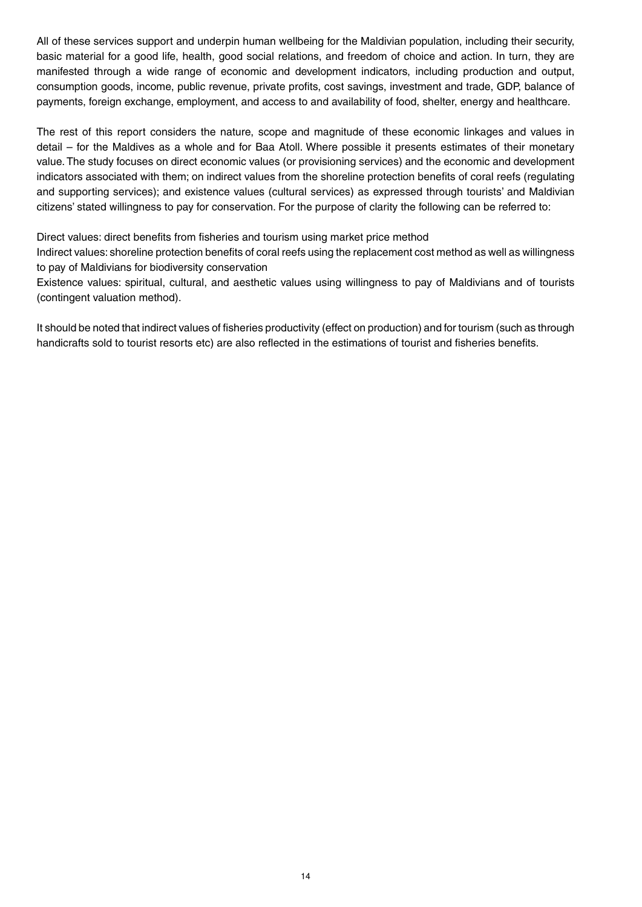All of these services support and underpin human wellbeing for the Maldivian population, including their security, basic material for a good life, health, good social relations, and freedom of choice and action. In turn, they are manifested through a wide range of economic and development indicators, including production and output, consumption goods, income, public revenue, private profits, cost savings, investment and trade, GDP, balance of payments, foreign exchange, employment, and access to and availability of food, shelter, energy and healthcare.

The rest of this report considers the nature, scope and magnitude of these economic linkages and values in detail – for the Maldives as a whole and for Baa Atoll. Where possible it presents estimates of their monetary value. The study focuses on direct economic values (or provisioning services) and the economic and development indicators associated with them; on indirect values from the shoreline protection benefits of coral reefs (regulating and supporting services); and existence values (cultural services) as expressed through tourists' and Maldivian citizens' stated willingness to pay for conservation. For the purpose of clarity the following can be referred to:

Direct values: direct benefits from fisheries and tourism using market price method

Indirect values: shoreline protection benefits of coral reefs using the replacement cost method as well as willingness to pay of Maldivians for biodiversity conservation

Existence values: spiritual, cultural, and aesthetic values using willingness to pay of Maldivians and of tourists (contingent valuation method).

It should be noted that indirect values of fisheries productivity (effect on production) and for tourism (such as through handicrafts sold to tourist resorts etc) are also reflected in the estimations of tourist and fisheries benefits.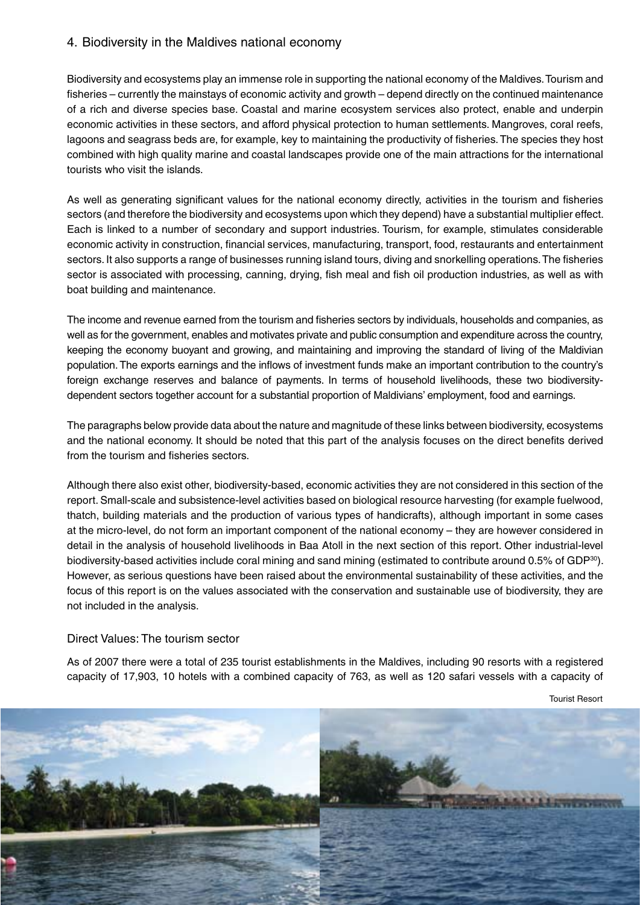## 4. Biodiversity in the Maldives national economy

Biodiversity and ecosystems play an immense role in supporting the national economy of the Maldives. Tourism and fisheries – currently the mainstays of economic activity and growth – depend directly on the continued maintenance of a rich and diverse species base. Coastal and marine ecosystem services also protect, enable and underpin economic activities in these sectors, and afford physical protection to human settlements. Mangroves, coral reefs, lagoons and seagrass beds are, for example, key to maintaining the productivity of fisheries. The species they host combined with high quality marine and coastal landscapes provide one of the main attractions for the international tourists who visit the islands.

As well as generating significant values for the national economy directly, activities in the tourism and fisheries sectors (and therefore the biodiversity and ecosystems upon which they depend) have a substantial multiplier effect. Each is linked to a number of secondary and support industries. Tourism, for example, stimulates considerable economic activity in construction, financial services, manufacturing, transport, food, restaurants and entertainment sectors. It also supports a range of businesses running island tours, diving and snorkelling operations. The fisheries sector is associated with processing, canning, drying, fish meal and fish oil production industries, as well as with boat building and maintenance.

The income and revenue earned from the tourism and fisheries sectors by individuals, households and companies, as well as for the government, enables and motivates private and public consumption and expenditure across the country, keeping the economy buoyant and growing, and maintaining and improving the standard of living of the Maldivian population. The exports earnings and the inflows of investment funds make an important contribution to the country's foreign exchange reserves and balance of payments. In terms of household livelihoods, these two biodiversity-dependent sectors together account for a substantial proportion of Maldivians' employment, food and earnings.

The paragraphs below provide data about the nature and magnitude of these links between biodiversity, ecosystems and the national economy. It should be noted that this part of the analysis focuses on the direct benefits derived from the tourism and fisheries sectors.

Although there also exist other, biodiversity-based, economic activities they are not considered in this section of the report. Small-scale and subsistence-level activities based on biological resource harvesting (for example fuelwood, thatch, building materials and the production of various types of handicrafts), although important in some cases at the micro-level, do not form an important component of the national economy – they are however considered in detail in the analysis of household livelihoods in Baa Atoll in the next section of this report. Other industrial-level biodiversity-based activities include coral mining and sand mining (estimated to contribute around 0.5% of GDP[30]). However, as serious questions have been raised about the environmental sustainability of these activities, and the focus of this report is on the values associated with the conservation and sustainable use of biodiversity, they are not included in the analysis.

### Direct Values: The tourism sector

As of 2007 there were a total of 235 tourist establishments in the Maldives, including 90 resorts with a registered capacity of 17,903, 10 hotels with a combined capacity of 763, as well as 120 safari vessels with a capacity of

Tourist Resort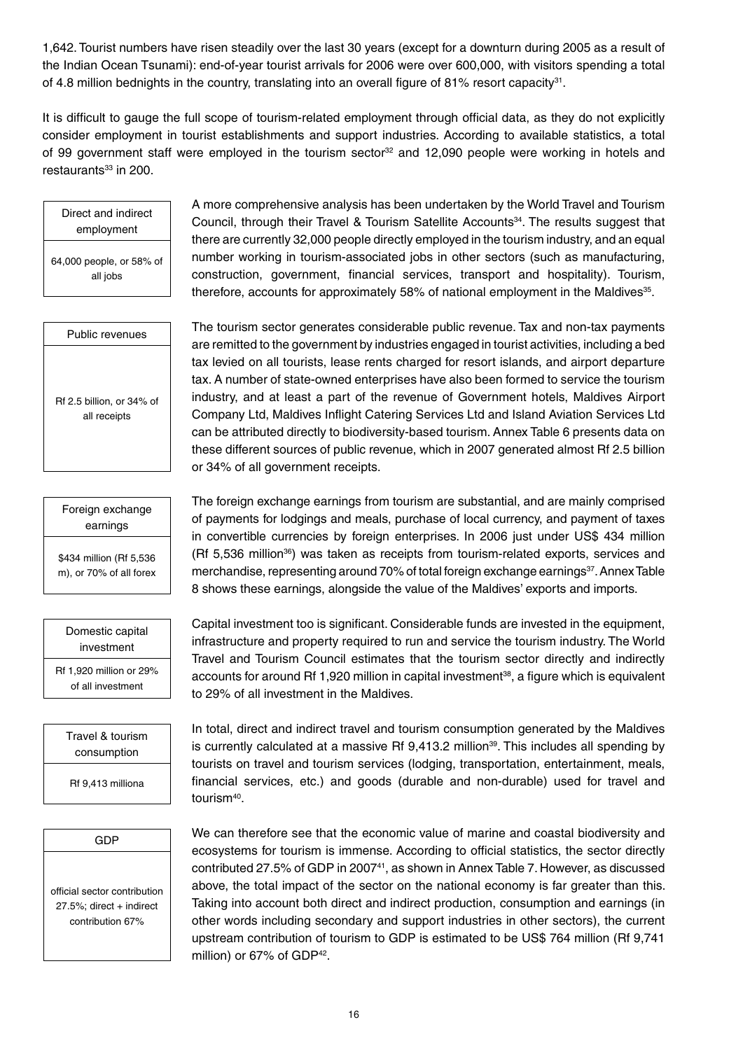1,642. Tourist numbers have risen steadily over the last 30 years (except for a downturn during 2005 as a result of the Indian Ocean Tsunami): end-of-year tourist arrivals for 2006 were over 600,000, with visitors spending a total of 4.8 million bednights in the country, translating into an overall figure of 81% resort capacity[31].

It is difficult to gauge the full scope of tourism-related employment through official data, as they do not explicitly consider employment in tourist establishments and support industries. According to available statistics, a total of 99 government staff were employed in the tourism sector[32] and 12,090 people were working in hotels and restaurants[33] in 200.

| Direct and indirect employment |
|---|
| 64,000 people, or 58% of all jobs |

A more comprehensive analysis has been undertaken by the World Travel and Tourism Council, through their Travel & Tourism Satellite Accounts[34]. The results suggest that there are currently 32,000 people directly employed in the tourism industry, and an equal number working in tourism-associated jobs in other sectors (such as manufacturing, construction, government, financial services, transport and hospitality). Tourism, therefore, accounts for approximately 58% of national employment in the Maldives[35].

| Public revenues |
|---|
| Rf 2.5 billion, or 34% of all receipts |

The tourism sector generates considerable public revenue. Tax and non-tax payments are remitted to the government by industries engaged in tourist activities, including a bed tax levied on all tourists, lease rents charged for resort islands, and airport departure tax. A number of state-owned enterprises have also been formed to service the tourism industry, and at least a part of the revenue of Government hotels, Maldives Airport Company Ltd, Maldives Inflight Catering Services Ltd and Island Aviation Services Ltd can be attributed directly to biodiversity-based tourism. Annex Table 6 presents data on these different sources of public revenue, which in 2007 generated almost Rf 2.5 billion or 34% of all government receipts.

| Foreign exchange earnings |
|---|
| $434 million (Rf 5,536 m), or 70% of all forex |

The foreign exchange earnings from tourism are substantial, and are mainly comprised of payments for lodgings and meals, purchase of local currency, and payment of taxes in convertible currencies by foreign enterprises. In 2006 just under US$ 434 million (Rf 5,536 million[36]) was taken as receipts from tourism-related exports, services and merchandise, representing around 70% of total foreign exchange earnings[37]. Annex Table 8 shows these earnings, alongside the value of the Maldives' exports and imports.

| Domestic capital investment |
|---|
| Rf 1,920 million or 29% of all investment |

Capital investment too is significant. Considerable funds are invested in the equipment, infrastructure and property required to run and service the tourism industry. The World Travel and Tourism Council estimates that the tourism sector directly and indirectly accounts for around Rf 1,920 million in capital investment[38], a figure which is equivalent to 29% of all investment in the Maldives.

| Travel & tourism consumption |
|---|
| Rf 9,413 milliona |

In total, direct and indirect travel and tourism consumption generated by the Maldives is currently calculated at a massive Rf 9,413.2 million[39]. This includes all spending by tourists on travel and tourism services (lodging, transportation, entertainment, meals, financial services, etc.) and goods (durable and non-durable) used for travel and tourism[40].

| GDP |
|---|
| official sector contribution 27.5%; direct + indirect contribution 67% |

We can therefore see that the economic value of marine and coastal biodiversity and ecosystems for tourism is immense. According to official statistics, the sector directly contributed 27.5% of GDP in 2007[41], as shown in Annex Table 7. However, as discussed above, the total impact of the sector on the national economy is far greater than this. Taking into account both direct and indirect production, consumption and earnings (in other words including secondary and support industries in other sectors), the current upstream contribution of tourism to GDP is estimated to be US$ 764 million (Rf 9,741 million) or 67% of GDP[42].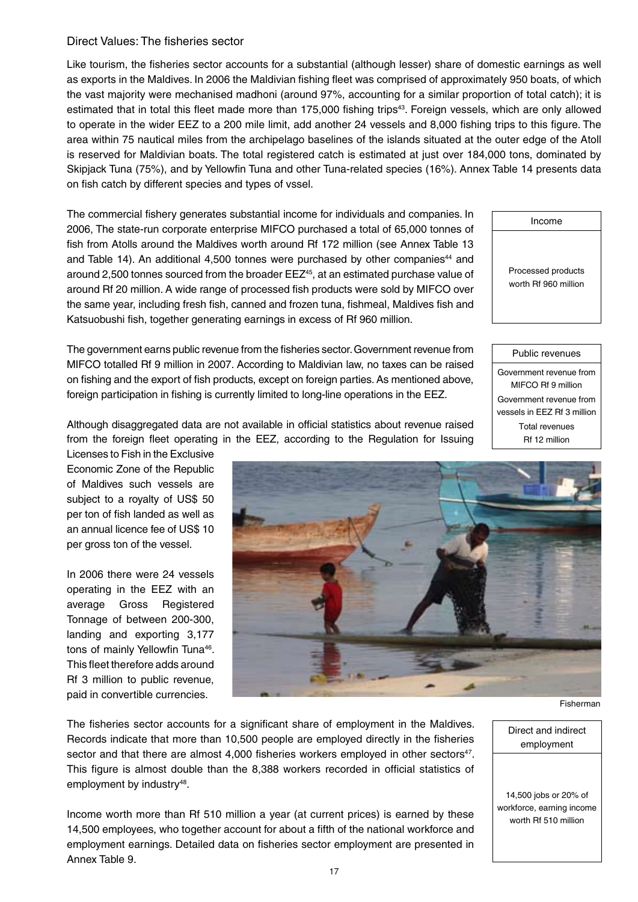## Direct Values: The fisheries sector

Like tourism, the fisheries sector accounts for a substantial (although lesser) share of domestic earnings as well as exports in the Maldives. In 2006 the Maldivian fishing fleet was comprised of approximately 950 boats, of which the vast majority were mechanised madhoni (around 97%, accounting for a similar proportion of total catch); it is estimated that in total this fleet made more than 175,000 fishing trips[43]. Foreign vessels, which are only allowed to operate in the wider EEZ to a 200 mile limit, add another 24 vessels and 8,000 fishing trips to this figure. The area within 75 nautical miles from the archipelago baselines of the islands situated at the outer edge of the Atoll is reserved for Maldivian boats. The total registered catch is estimated at just over 184,000 tons, dominated by Skipjack Tuna (75%), and by Yellowfin Tuna and other Tuna-related species (16%). Annex Table 14 presents data on fish catch by different species and types of vssel.

The commercial fishery generates substantial income for individuals and companies. In 2006, The state-run corporate enterprise MIFCO purchased a total of 65,000 tonnes of fish from Atolls around the Maldives worth around Rf 172 million (see Annex Table 13 and Table 14). An additional 4,500 tonnes were purchased by other companies[44] and around 2,500 tonnes sourced from the broader EEZ[45], at an estimated purchase value of around Rf 20 million. A wide range of processed fish products were sold by MIFCO over the same year, including fresh fish, canned and frozen tuna, fishmeal, Maldives fish and Katsuobushi fish, together generating earnings in excess of Rf 960 million.

| Income |
|---|
| Processed products worth Rf 960 million |

The government earns public revenue from the fisheries sector. Government revenue from MIFCO totalled Rf 9 million in 2007. According to Maldivian law, no taxes can be raised on fishing and the export of fish products, except on foreign parties. As mentioned above, foreign participation in fishing is currently limited to long-line operations in the EEZ.

| Public revenues |
|---|
| Government revenue from MIFCO Rf 9 million |
| Government revenue from vessels in EEZ Rf 3 million |
| Total revenues Rf 12 million |

Although disaggregated data are not available in official statistics about revenue raised from the foreign fleet operating in the EEZ, according to the Regulation for Issuing Licenses to Fish in the Exclusive Economic Zone of the Republic of Maldives such vessels are subject to a royalty of US$ 50 per ton of fish landed as well as an annual licence fee of US$ 10 per gross ton of the vessel.

In 2006 there were 24 vessels operating in the EEZ with an average Gross Registered Tonnage of between 200-300, landing and exporting 3,177 tons of mainly Yellowfin Tuna[46]. This fleet therefore adds around Rf 3 million to public revenue, paid in convertible currencies.

Fisherman

The fisheries sector accounts for a significant share of employment in the Maldives. Records indicate that more than 10,500 people are employed directly in the fisheries sector and that there are almost 4,000 fisheries workers employed in other sectors[47]. This figure is almost double than the 8,388 workers recorded in official statistics of employment by industry[48].

Income worth more than Rf 510 million a year (at current prices) is earned by these 14,500 employees, who together account for about a fifth of the national workforce and employment earnings. Detailed data on fisheries sector employment are presented in Annex Table 9.

| Direct and indirect employment |
|---|
| 14,500 jobs or 20% of workforce, earning income worth Rf 510 million |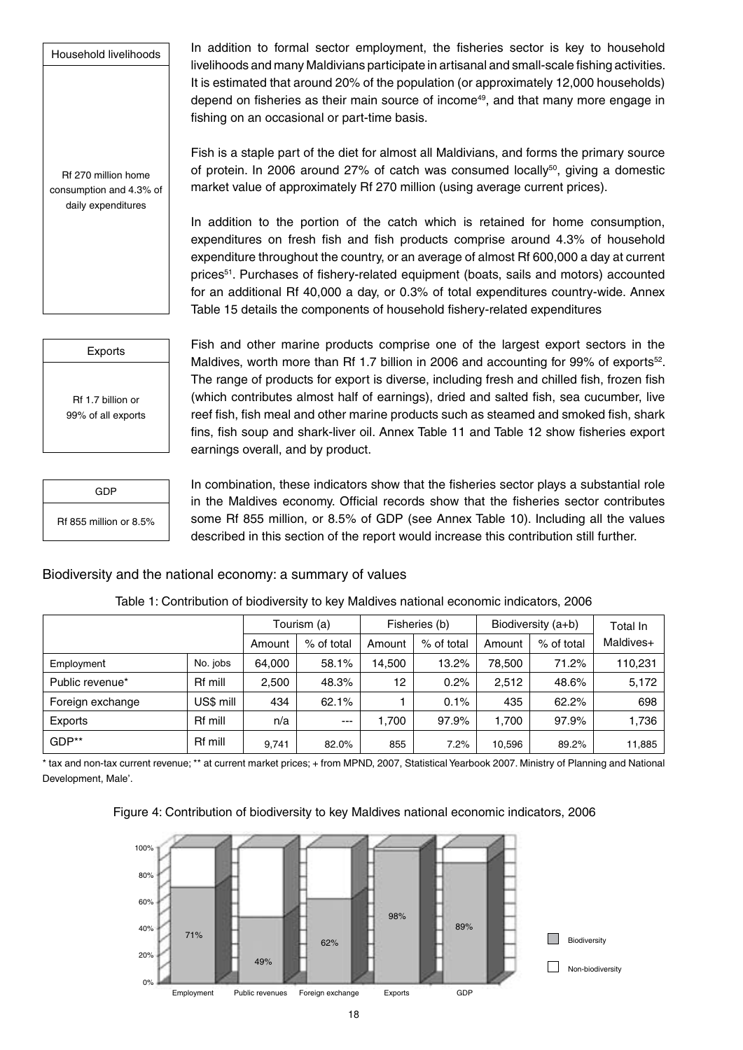Household livelihoods

Rf 270 million home consumption and 4.3% of daily expenditures

In addition to formal sector employment, the fisheries sector is key to household livelihoods and many Maldivians participate in artisanal and small-scale fishing activities. It is estimated that around 20% of the population (or approximately 12,000 households) depend on fisheries as their main source of income[49], and that many more engage in fishing on an occasional or part-time basis.

Fish is a staple part of the diet for almost all Maldivians, and forms the primary source of protein. In 2006 around 27% of catch was consumed locally[50], giving a domestic market value of approximately Rf 270 million (using average current prices).

In addition to the portion of the catch which is retained for home consumption, expenditures on fresh fish and fish products comprise around 4.3% of household expenditure throughout the country, or an average of almost Rf 600,000 a day at current prices[51]. Purchases of fishery-related equipment (boats, sails and motors) accounted for an additional Rf 40,000 a day, or 0.3% of total expenditures country-wide. Annex Table 15 details the components of household fishery-related expenditures

Exports

Rf 1.7 billion or 99% of all exports

Fish and other marine products comprise one of the largest export sectors in the Maldives, worth more than Rf 1.7 billion in 2006 and accounting for 99% of exports[52]. The range of products for export is diverse, including fresh and chilled fish, frozen fish (which contributes almost half of earnings), dried and salted fish, sea cucumber, live reef fish, fish meal and other marine products such as steamed and smoked fish, shark fins, fish soup and shark-liver oil. Annex Table 11 and Table 12 show fisheries export earnings overall, and by product.

GDP

Rf 855 million or 8.5%

In combination, these indicators show that the fisheries sector plays a substantial role in the Maldives economy. Official records show that the fisheries sector contributes some Rf 855 million, or 8.5% of GDP (see Annex Table 10). Including all the values described in this section of the report would increase this contribution still further.

## Biodiversity and the national economy: a summary of values

Table 1: Contribution of biodiversity to key Maldives national economic indicators, 2006

| | | Tourism (a) | | Fisheries (b) | | Biodiversity (a+b) | | Total In Maldives+ |
|---|---|---|---|---|---|---|---|---|
| | | Amount | % of total | Amount | % of total | Amount | % of total | |
| Employment | No. jobs | 64,000 | 58.1% | 14,500 | 13.2% | 78,500 | 71.2% | 110,231 |
| Public revenue* | Rf mill | 2,500 | 48.3% | 12 | 0.2% | 2,512 | 48.6% | 5,172 |
| Foreign exchange | US$ mill | 434 | 62.1% | 1 | 0.1% | 435 | 62.2% | 698 |
| Exports | Rf mill | n/a | --- | 1,700 | 97.9% | 1,700 | 97.9% | 1,736 |
| GDP** | Rf mill | 9,741 | 82.0% | 855 | 7.2% | 10,596 | 89.2% | 11,885 |

* tax and non-tax current revenue; ** at current market prices; + from MPND, 2007, Statistical Yearbook 2007. Ministry of Planning and National Development, Male'.

Figure 4: Contribution of biodiversity to key Maldives national economic indicators, 2006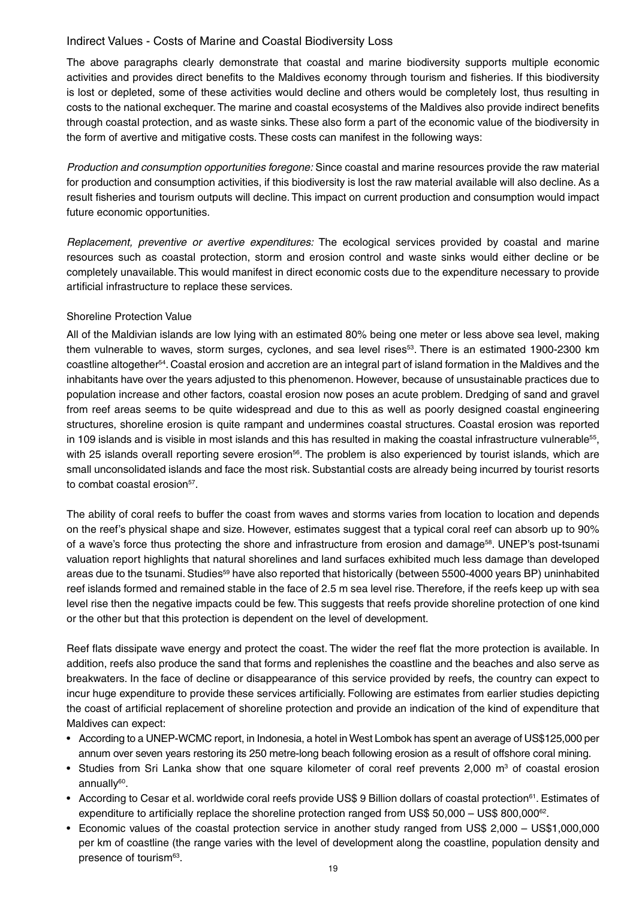## Indirect Values - Costs of Marine and Coastal Biodiversity Loss

The above paragraphs clearly demonstrate that coastal and marine biodiversity supports multiple economic activities and provides direct benefits to the Maldives economy through tourism and fisheries. If this biodiversity is lost or depleted, some of these activities would decline and others would be completely lost, thus resulting in costs to the national exchequer. The marine and coastal ecosystems of the Maldives also provide indirect benefits through coastal protection, and as waste sinks. These also form a part of the economic value of the biodiversity in the form of avertive and mitigative costs. These costs can manifest in the following ways:

*Production and consumption opportunities foregone:* Since coastal and marine resources provide the raw material for production and consumption activities, if this biodiversity is lost the raw material available will also decline. As a result fisheries and tourism outputs will decline. This impact on current production and consumption would impact future economic opportunities.

*Replacement, preventive or avertive expenditures:* The ecological services provided by coastal and marine resources such as coastal protection, storm and erosion control and waste sinks would either decline or be completely unavailable. This would manifest in direct economic costs due to the expenditure necessary to provide artificial infrastructure to replace these services.

### Shoreline Protection Value

All of the Maldivian islands are low lying with an estimated 80% being one meter or less above sea level, making them vulnerable to waves, storm surges, cyclones, and sea level rises[53]. There is an estimated 1900-2300 km coastline altogether[54]. Coastal erosion and accretion are an integral part of island formation in the Maldives and the inhabitants have over the years adjusted to this phenomenon. However, because of unsustainable practices due to population increase and other factors, coastal erosion now poses an acute problem. Dredging of sand and gravel from reef areas seems to be quite widespread and due to this as well as poorly designed coastal engineering structures, shoreline erosion is quite rampant and undermines coastal structures. Coastal erosion was reported in 109 islands and is visible in most islands and this has resulted in making the coastal infrastructure vulnerable[55], with 25 islands overall reporting severe erosion[56]. The problem is also experienced by tourist islands, which are small unconsolidated islands and face the most risk. Substantial costs are already being incurred by tourist resorts to combat coastal erosion[57].

The ability of coral reefs to buffer the coast from waves and storms varies from location to location and depends on the reef's physical shape and size. However, estimates suggest that a typical coral reef can absorb up to 90% of a wave's force thus protecting the shore and infrastructure from erosion and damage[58]. UNEP's post-tsunami valuation report highlights that natural shorelines and land surfaces exhibited much less damage than developed areas due to the tsunami. Studies[59] have also reported that historically (between 5500-4000 years BP) uninhabited reef islands formed and remained stable in the face of 2.5 m sea level rise. Therefore, if the reefs keep up with sea level rise then the negative impacts could be few. This suggests that reefs provide shoreline protection of one kind or the other but that this protection is dependent on the level of development.

Reef flats dissipate wave energy and protect the coast. The wider the reef flat the more protection is available. In addition, reefs also produce the sand that forms and replenishes the coastline and the beaches and also serve as breakwaters. In the face of decline or disappearance of this service provided by reefs, the country can expect to incur huge expenditure to provide these services artificially. Following are estimates from earlier studies depicting the coast of artificial replacement of shoreline protection and provide an indication of the kind of expenditure that Maldives can expect:

- According to a UNEP-WCMC report, in Indonesia, a hotel in West Lombok has spent an average of US$125,000 per annum over seven years restoring its 250 metre-long beach following erosion as a result of offshore coral mining.
- Studies from Sri Lanka show that one square kilometer of coral reef prevents 2,000 $m^3$ of coastal erosion annually[60].
- According to Cesar et al. worldwide coral reefs provide US$ 9 Billion dollars of coastal protection[61]. Estimates of expenditure to artificially replace the shoreline protection ranged from US$ 50,000 – US$ 800,000[62].
- Economic values of the coastal protection service in another study ranged from US$ 2,000 – US$1,000,000 per km of coastline (the range varies with the level of development along the coastline, population density and presence of tourism[63].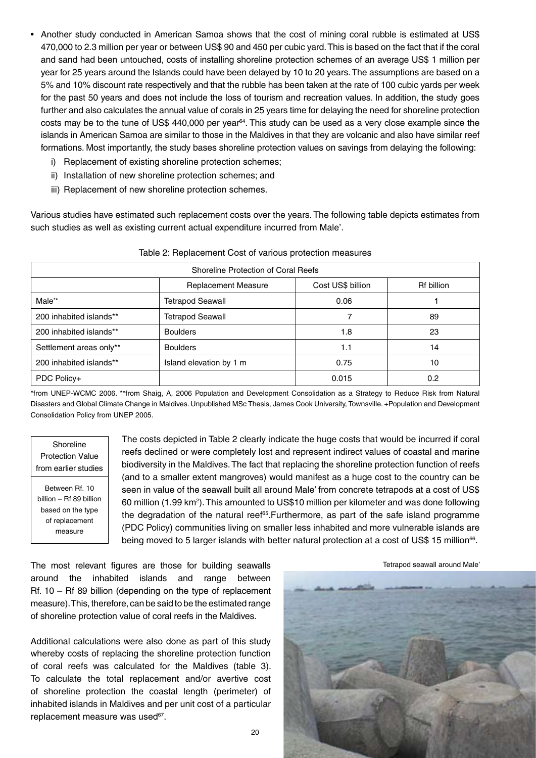- Another study conducted in American Samoa shows that the cost of mining coral rubble is estimated at US$ 470,000 to 2.3 million per year or between US$ 90 and 450 per cubic yard. This is based on the fact that if the coral and sand had been untouched, costs of installing shoreline protection schemes of an average US$ 1 million per year for 25 years around the Islands could have been delayed by 10 to 20 years. The assumptions are based on a 5% and 10% discount rate respectively and that the rubble has been taken at the rate of 100 cubic yards per week for the past 50 years and does not include the loss of tourism and recreation values. In addition, the study goes further and also calculates the annual value of corals in 25 years time for delaying the need for shoreline protection costs may be to the tune of US$ 440,000 per year[64]. This study can be used as a very close example since the islands in American Samoa are similar to those in the Maldives in that they are volcanic and also have similar reef formations. Most importantly, the study bases shoreline protection values on savings from delaying the following:
  - i) Replacement of existing shoreline protection schemes;
  - ii) Installation of new shoreline protection schemes; and
  - iii) Replacement of new shoreline protection schemes.

Various studies have estimated such replacement costs over the years. The following table depicts estimates from such studies as well as existing current actual expenditure incurred from Male'.

Table 2: Replacement Cost of various protection measures

| Shoreline Protection of Coral Reefs | | | |
|---|---|---|---|
| | Replacement Measure | Cost US$ billion | Rf billion |
| Male'* | Tetrapod Seawall | 0.06 | 1 |
| 200 inhabited islands** | Tetrapod Seawall | 7 | 89 |
| 200 inhabited islands** | Boulders | 1.8 | 23 |
| Settlement areas only** | Boulders | 1.1 | 14 |
| 200 inhabited islands** | Island elevation by 1 m | 0.75 | 10 |
| PDC Policy+ | | 0.015 | 0.2 |

*from UNEP-WCMC 2006. **from Shaig, A, 2006 Population and Development Consolidation as a Strategy to Reduce Risk from Natural Disasters and Global Climate Change in Maldives. Unpublished MSc Thesis, James Cook University, Townsville. +Population and Development Consolidation Policy from UNEP 2005.

| Shoreline Protection Value from earlier studies |
|---|
| Between Rf. 10 billion – Rf 89 billion based on the type of replacement measure |

The costs depicted in Table 2 clearly indicate the huge costs that would be incurred if coral reefs declined or were completely lost and represent indirect values of coastal and marine biodiversity in the Maldives. The fact that replacing the shoreline protection function of reefs (and to a smaller extent mangroves) would manifest as a huge cost to the country can be seen in value of the seawall built all around Male' from concrete tetrapods at a cost of US$ 60 million (1.99 km$^2$). This amounted to US$10 million per kilometer and was done following the degradation of the natural reef[65]. Furthermore, as part of the safe island programme (PDC Policy) communities living on smaller less inhabited and more vulnerable islands are being moved to 5 larger islands with better natural protection at a cost of US$ 15 million[66].

The most relevant figures are those for building seawalls around the inhabited islands and range between Rf. 10 – Rf 89 billion (depending on the type of replacement measure). This, therefore, can be said to be the estimated range of shoreline protection value of coral reefs in the Maldives.

Additional calculations were also done as part of this study whereby costs of replacing the shoreline protection function of coral reefs was calculated for the Maldives (table 3). To calculate the total replacement and/or avertive cost of shoreline protection the coastal length (perimeter) of inhabited islands in Maldives and per unit cost of a particular replacement measure was used[67].

Tetrapod seawall around Male'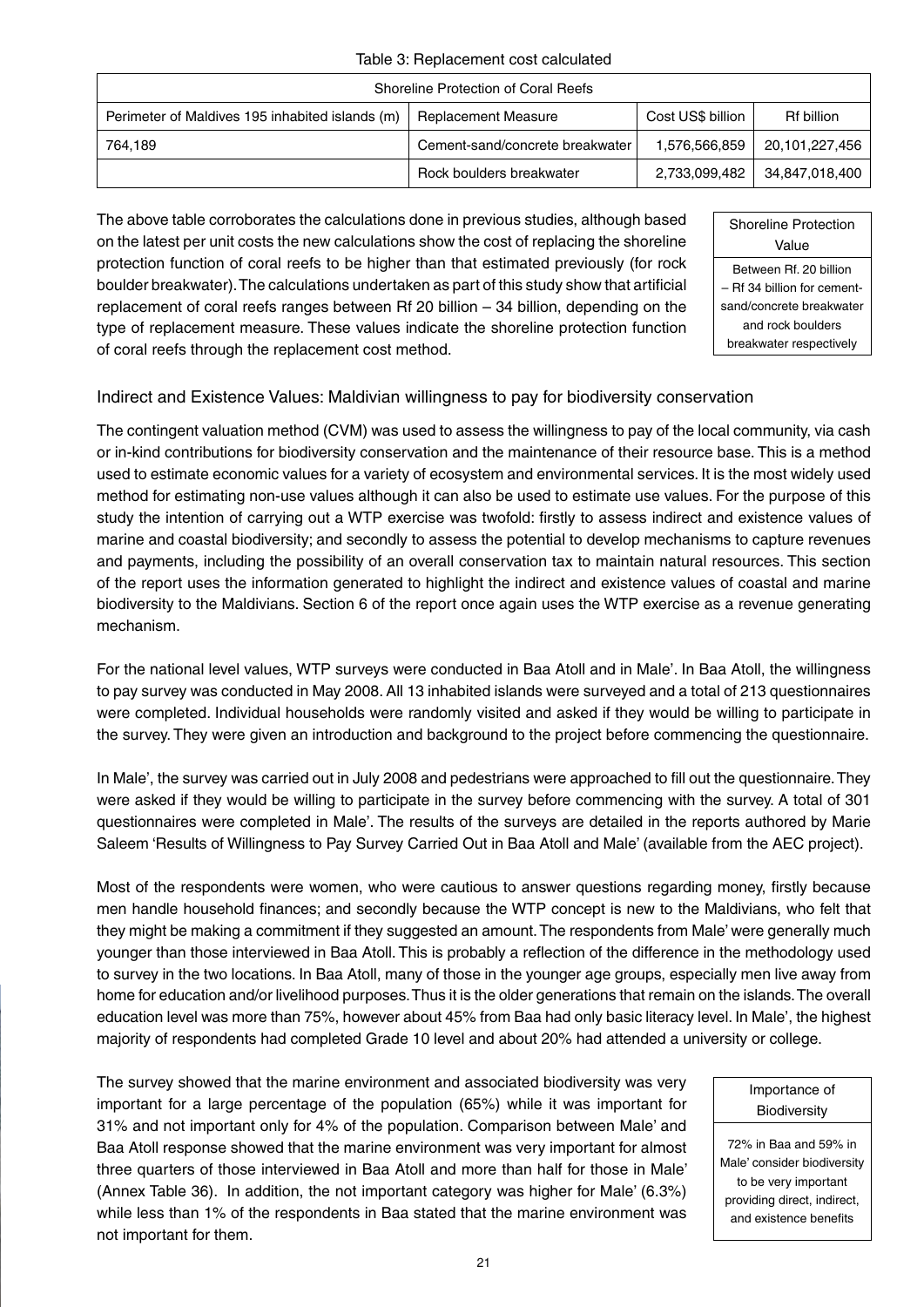Table 3: Replacement cost calculated

| Shoreline Protection of Coral Reefs | | | |
|---|---|---|---|
| Perimeter of Maldives 195 inhabited islands (m) | Replacement Measure | Cost US$ billion | Rf billion |
| 764,189 | Cement-sand/concrete breakwater | 1,576,566,859 | 20,101,227,456 |
| | Rock boulders breakwater | 2,733,099,482 | 34,847,018,400 |

The above table corroborates the calculations done in previous studies, although based on the latest per unit costs the new calculations show the cost of replacing the shoreline protection function of coral reefs to be higher than that estimated previously (for rock boulder breakwater). The calculations undertaken as part of this study show that artificial replacement of coral reefs ranges between Rf 20 billion – 34 billion, depending on the type of replacement measure. These values indicate the shoreline protection function of coral reefs through the replacement cost method.

| Shoreline Protection Value |
|---|
| Between Rf. 20 billion – Rf 34 billion for cement-sand/concrete breakwater and rock boulders breakwater respectively |

## Indirect and Existence Values: Maldivian willingness to pay for biodiversity conservation

The contingent valuation method (CVM) was used to assess the willingness to pay of the local community, via cash or in-kind contributions for biodiversity conservation and the maintenance of their resource base. This is a method used to estimate economic values for a variety of ecosystem and environmental services. It is the most widely used method for estimating non-use values although it can also be used to estimate use values. For the purpose of this study the intention of carrying out a WTP exercise was twofold: firstly to assess indirect and existence values of marine and coastal biodiversity; and secondly to assess the potential to develop mechanisms to capture revenues and payments, including the possibility of an overall conservation tax to maintain natural resources. This section of the report uses the information generated to highlight the indirect and existence values of coastal and marine biodiversity to the Maldivians. Section 6 of the report once again uses the WTP exercise as a revenue generating mechanism.

For the national level values, WTP surveys were conducted in Baa Atoll and in Male'. In Baa Atoll, the willingness to pay survey was conducted in May 2008. All 13 inhabited islands were surveyed and a total of 213 questionnaires were completed. Individual households were randomly visited and asked if they would be willing to participate in the survey. They were given an introduction and background to the project before commencing the questionnaire.

In Male', the survey was carried out in July 2008 and pedestrians were approached to fill out the questionnaire. They were asked if they would be willing to participate in the survey before commencing with the survey. A total of 301 questionnaires were completed in Male'. The results of the surveys are detailed in the reports authored by Marie Saleem 'Results of Willingness to Pay Survey Carried Out in Baa Atoll and Male' (available from the AEC project).

Most of the respondents were women, who were cautious to answer questions regarding money, firstly because men handle household finances; and secondly because the WTP concept is new to the Maldivians, who felt that they might be making a commitment if they suggested an amount. The respondents from Male' were generally much younger than those interviewed in Baa Atoll. This is probably a reflection of the difference in the methodology used to survey in the two locations. In Baa Atoll, many of those in the younger age groups, especially men live away from home for education and/or livelihood purposes. Thus it is the older generations that remain on the islands. The overall education level was more than 75%, however about 45% from Baa had only basic literacy level. In Male', the highest majority of respondents had completed Grade 10 level and about 20% had attended a university or college.

The survey showed that the marine environment and associated biodiversity was very important for a large percentage of the population (65%) while it was important for 31% and not important only for 4% of the population. Comparison between Male' and Baa Atoll response showed that the marine environment was very important for almost three quarters of those interviewed in Baa Atoll and more than half for those in Male' (Annex Table 36). In addition, the not important category was higher for Male' (6.3%) while less than 1% of the respondents in Baa stated that the marine environment was not important for them.

| Importance of Biodiversity |
|---|
| 72% in Baa and 59% in Male' consider biodiversity to be very important providing direct, indirect, and existence benefits |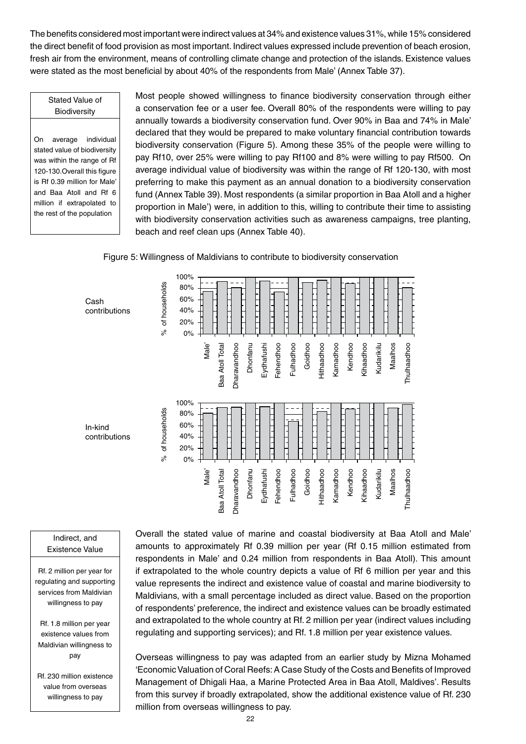The benefits considered most important were indirect values at 34% and existence values 31%, while 15% considered the direct benefit of food provision as most important. Indirect values expressed include prevention of beach erosion, fresh air from the environment, means of controlling climate change and protection of the islands. Existence values were stated as the most beneficial by about 40% of the respondents from Male' (Annex Table 37).

> **Stated Value of Biodiversity**
>
> On average individual stated value of biodiversity was within the range of Rf 120-130. Overall this figure is Rf 0.39 million for Male' and Baa Atoll and Rf 6 million if extrapolated to the rest of the population

Most people showed willingness to finance biodiversity conservation through either a conservation fee or a user fee. Overall 80% of the respondents were willing to pay annually towards a biodiversity conservation fund. Over 90% in Baa and 74% in Male' declared that they would be prepared to make voluntary financial contribution towards biodiversity conservation (Figure 5). Among these 35% of the people were willing to pay Rf10, over 25% were willing to pay Rf100 and 8% were willing to pay Rf500. On average individual value of biodiversity was within the range of Rf 120-130, with most preferring to make this payment as an annual donation to a biodiversity conservation fund (Annex Table 39). Most respondents (a similar proportion in Baa Atoll and a higher proportion in Male') were, in addition to this, willing to contribute their time to assisting with biodiversity conservation activities such as awareness campaigns, tree planting, beach and reef clean ups (Annex Table 40).

Figure 5: Willingness of Maldivians to contribute to biodiversity conservation

Cash contributions

In-kind contributions

> **Indirect, and Existence Value**
>
> Rf. 2 million per year for regulating and supporting services from Maldivian willingness to pay
>
> Rf. 1.8 million per year existence values from Maldivian willingness to pay
>
> Rf. 230 million existence value from overseas willingness to pay

Overall the stated value of marine and coastal biodiversity at Baa Atoll and Male' amounts to approximately Rf 0.39 million per year (Rf 0.15 million estimated from respondents in Male' and 0.24 million from respondents in Baa Atoll). This amount if extrapolated to the whole country depicts a value of Rf 6 million per year and this value represents the indirect and existence value of coastal and marine biodiversity to Maldivians, with a small percentage included as direct value. Based on the proportion of respondents' preference, the indirect and existence values can be broadly estimated and extrapolated to the whole country at Rf. 2 million per year (indirect values including regulating and supporting services); and Rf. 1.8 million per year existence values.

Overseas willingness to pay was adapted from an earlier study by Mizna Mohamed 'Economic Valuation of Coral Reefs: A Case Study of the Costs and Benefits of Improved Management of Dhigali Haa, a Marine Protected Area in Baa Atoll, Maldives'. Results from this survey if broadly extrapolated, show the additional existence value of Rf. 230 million from overseas willingness to pay.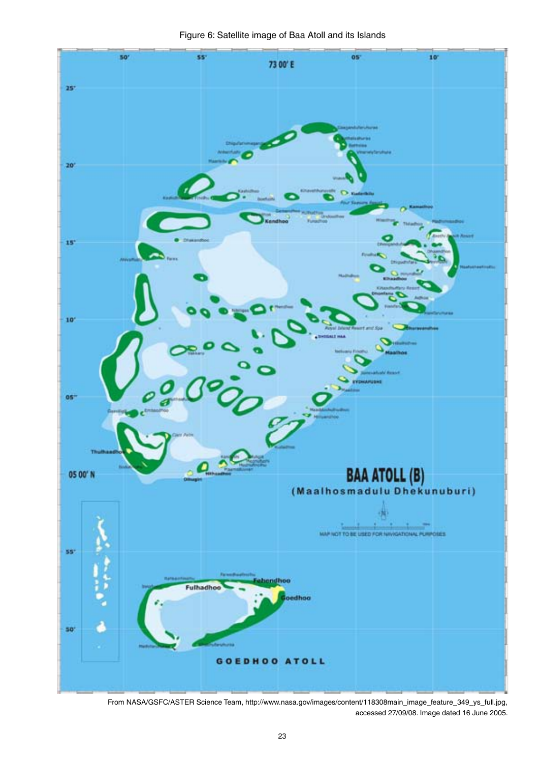Figure 6: Satellite image of Baa Atoll and its Islands

From NASA/GSFC/ASTER Science Team, http://www.nasa.gov/images/content/118308main_image_feature_349_ys_full.jpg, accessed 27/09/08. Image dated 16 June 2005.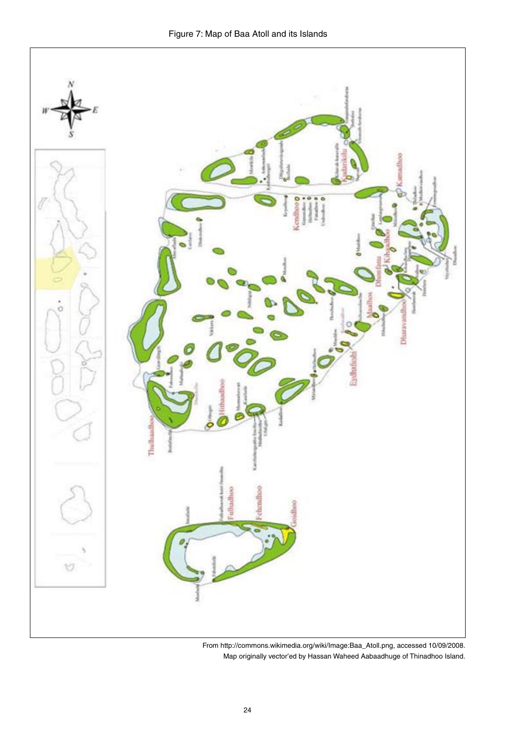Figure 7: Map of Baa Atoll and its Islands

From http://commons.wikimedia.org/wiki/Image:Baa_Atoll.png, accessed 10/09/2008.
Map originally vector'ed by Hassan Waheed Aabaadhuge of Thinadhoo Island.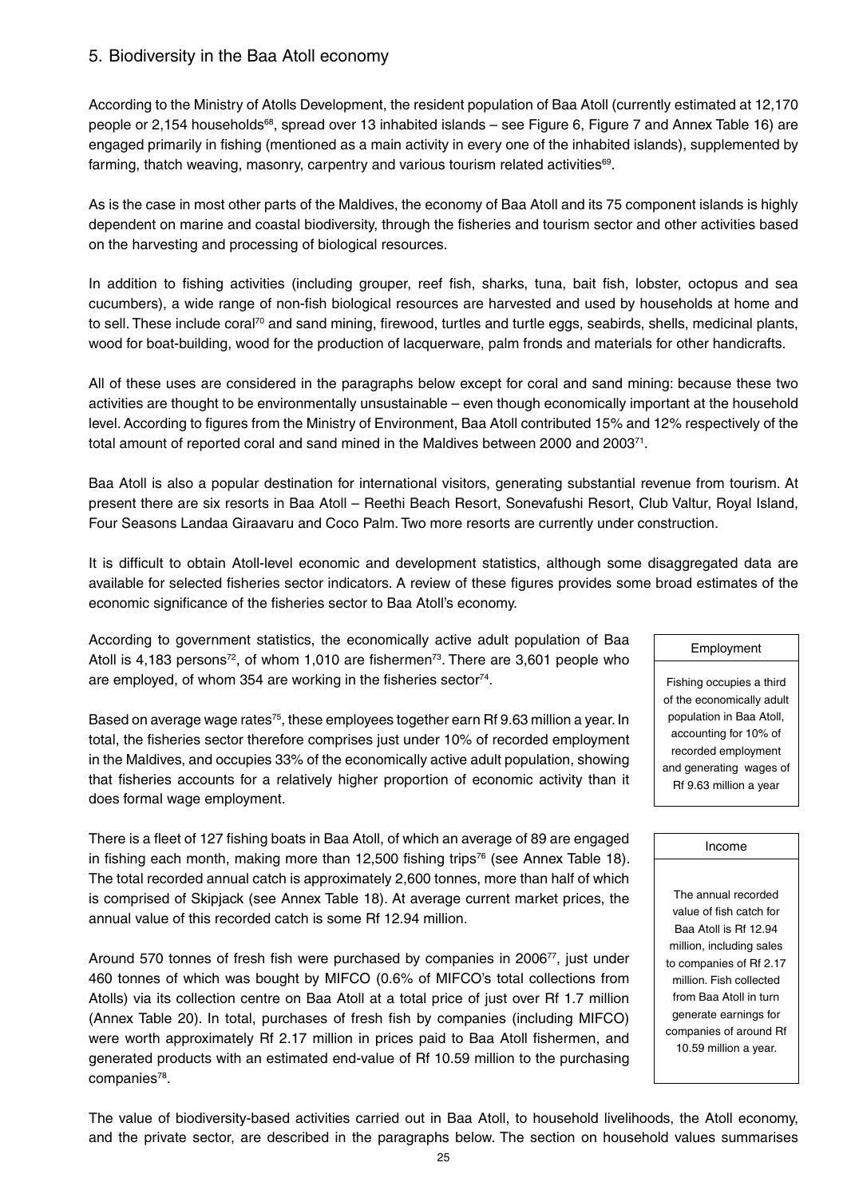## 5. Biodiversity in the Baa Atoll economy

According to the Ministry of Atolls Development, the resident population of Baa Atoll (currently estimated at 12,170 people or 2,154 households[68], spread over 13 inhabited islands – see Figure 6, Figure 7 and Annex Table 16) are engaged primarily in fishing (mentioned as a main activity in every one of the inhabited islands), supplemented by farming, thatch weaving, masonry, carpentry and various tourism related activities[69].

As is the case in most other parts of the Maldives, the economy of Baa Atoll and its 75 component islands is highly dependent on marine and coastal biodiversity, through the fisheries and tourism sector and other activities based on the harvesting and processing of biological resources.

In addition to fishing activities (including grouper, reef fish, sharks, tuna, bait fish, lobster, octopus and sea cucumbers), a wide range of non-fish biological resources are harvested and used by households at home and to sell. These include coral[70] and sand mining, firewood, turtles and turtle eggs, seabirds, shells, medicinal plants, wood for boat-building, wood for the production of lacquerware, palm fronds and materials for other handicrafts.

All of these uses are considered in the paragraphs below except for coral and sand mining: because these two activities are thought to be environmentally unsustainable – even though economically important at the household level. According to figures from the Ministry of Environment, Baa Atoll contributed 15% and 12% respectively of the total amount of reported coral and sand mined in the Maldives between 2000 and 2003[71].

Baa Atoll is also a popular destination for international visitors, generating substantial revenue from tourism. At present there are six resorts in Baa Atoll – Reethi Beach Resort, Sonevafushi Resort, Club Valtur, Royal Island, Four Seasons Landaa Giraavaru and Coco Palm. Two more resorts are currently under construction.

It is difficult to obtain Atoll-level economic and development statistics, although some disaggregated data are available for selected fisheries sector indicators. A review of these figures provides some broad estimates of the economic significance of the fisheries sector to Baa Atoll's economy.

According to government statistics, the economically active adult population of Baa Atoll is 4,183 persons[72], of whom 1,010 are fishermen[73]. There are 3,601 people who are employed, of whom 354 are working in the fisheries sector[74].

Based on average wage rates[75], these employees together earn Rf 9.63 million a year. In total, the fisheries sector therefore comprises just under 10% of recorded employment in the Maldives, and occupies 33% of the economically active adult population, showing that fisheries accounts for a relatively higher proportion of economic activity than it does formal wage employment.

> **Employment**
>
> Fishing occupies a third of the economically adult population in Baa Atoll, accounting for 10% of recorded employment and generating wages of Rf 9.63 million a year

There is a fleet of 127 fishing boats in Baa Atoll, of which an average of 89 are engaged in fishing each month, making more than 12,500 fishing trips[76] (see Annex Table 18). The total recorded annual catch is approximately 2,600 tonnes, more than half of which is comprised of Skipjack (see Annex Table 18). At average current market prices, the annual value of this recorded catch is some Rf 12.94 million.

Around 570 tonnes of fresh fish were purchased by companies in 2006[77], just under 460 tonnes of which was bought by MIFCO (0.6% of MIFCO's total collections from Atolls) via its collection centre on Baa Atoll at a total price of just over Rf 1.7 million (Annex Table 20). In total, purchases of fresh fish by companies (including MIFCO) were worth approximately Rf 2.17 million in prices paid to Baa Atoll fishermen, and generated products with an estimated end-value of Rf 10.59 million to the purchasing companies[78].

> **Income**
>
> The annual recorded value of fish catch for Baa Atoll is Rf 12.94 million, including sales to companies of Rf 2.17 million. Fish collected from Baa Atoll in turn generate earnings for companies of around Rf 10.59 million a year.

The value of biodiversity-based activities carried out in Baa Atoll, to household livelihoods, the Atoll economy, and the private sector, are described in the paragraphs below. The section on household values summarises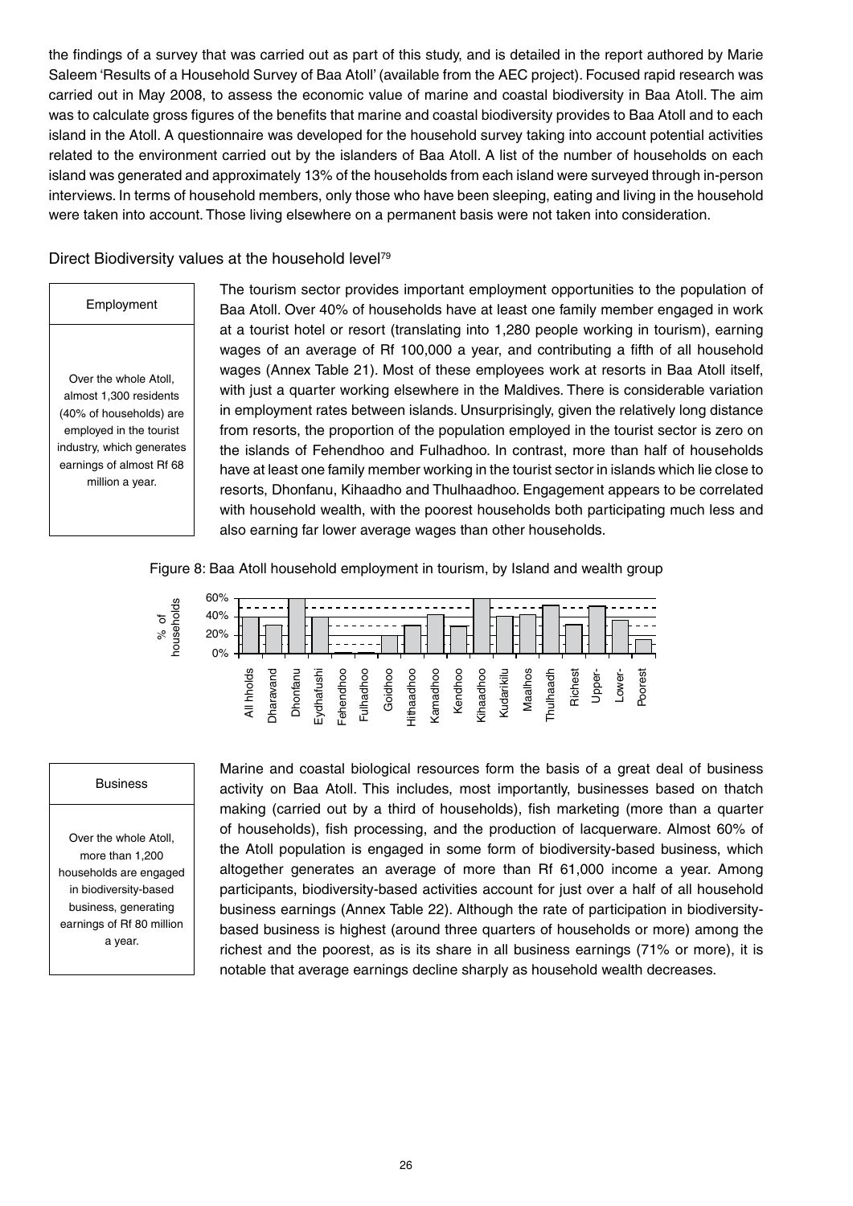the findings of a survey that was carried out as part of this study, and is detailed in the report authored by Marie Saleem 'Results of a Household Survey of Baa Atoll' (available from the AEC project). Focused rapid research was carried out in May 2008, to assess the economic value of marine and coastal biodiversity in Baa Atoll. The aim was to calculate gross figures of the benefits that marine and coastal biodiversity provides to Baa Atoll and to each island in the Atoll. A questionnaire was developed for the household survey taking into account potential activities related to the environment carried out by the islanders of Baa Atoll. A list of the number of households on each island was generated and approximately 13% of the households from each island were surveyed through in-person interviews. In terms of household members, only those who have been sleeping, eating and living in the household were taken into account. Those living elsewhere on a permanent basis were not taken into consideration.

### Direct Biodiversity values at the household level[79]

| Employment |
|---|
| Over the whole Atoll, almost 1,300 residents (40% of households) are employed in the tourist industry, which generates earnings of almost Rf 68 million a year. |

The tourism sector provides important employment opportunities to the population of Baa Atoll. Over 40% of households have at least one family member engaged in work at a tourist hotel or resort (translating into 1,280 people working in tourism), earning wages of an average of Rf 100,000 a year, and contributing a fifth of all household wages (Annex Table 21). Most of these employees work at resorts in Baa Atoll itself, with just a quarter working elsewhere in the Maldives. There is considerable variation in employment rates between islands. Unsurprisingly, given the relatively long distance from resorts, the proportion of the population employed in the tourist sector is zero on the islands of Fehendhoo and Fulhadhoo. In contrast, more than half of households have at least one family member working in the tourist sector in islands which lie close to resorts, Dhonfanu, Kihaadho and Thulhaadhoo. Engagement appears to be correlated with household wealth, with the poorest households both participating much less and also earning far lower average wages than other households.

Figure 8: Baa Atoll household employment in tourism, by Island and wealth group

| Business |
|---|
| Over the whole Atoll, more than 1,200 households are engaged in biodiversity-based business, generating earnings of Rf 80 million a year. |

Marine and coastal biological resources form the basis of a great deal of business activity on Baa Atoll. This includes, most importantly, businesses based on thatch making (carried out by a third of households), fish marketing (more than a quarter of households), fish processing, and the production of lacquerware. Almost 60% of the Atoll population is engaged in some form of biodiversity-based business, which altogether generates an average of more than Rf 61,000 income a year. Among participants, biodiversity-based activities account for just over a half of all household business earnings (Annex Table 22). Although the rate of participation in biodiversity-based business is highest (around three quarters of households or more) among the richest and the poorest, as is its share in all business earnings (71% or more), it is notable that average earnings decline sharply as household wealth decreases.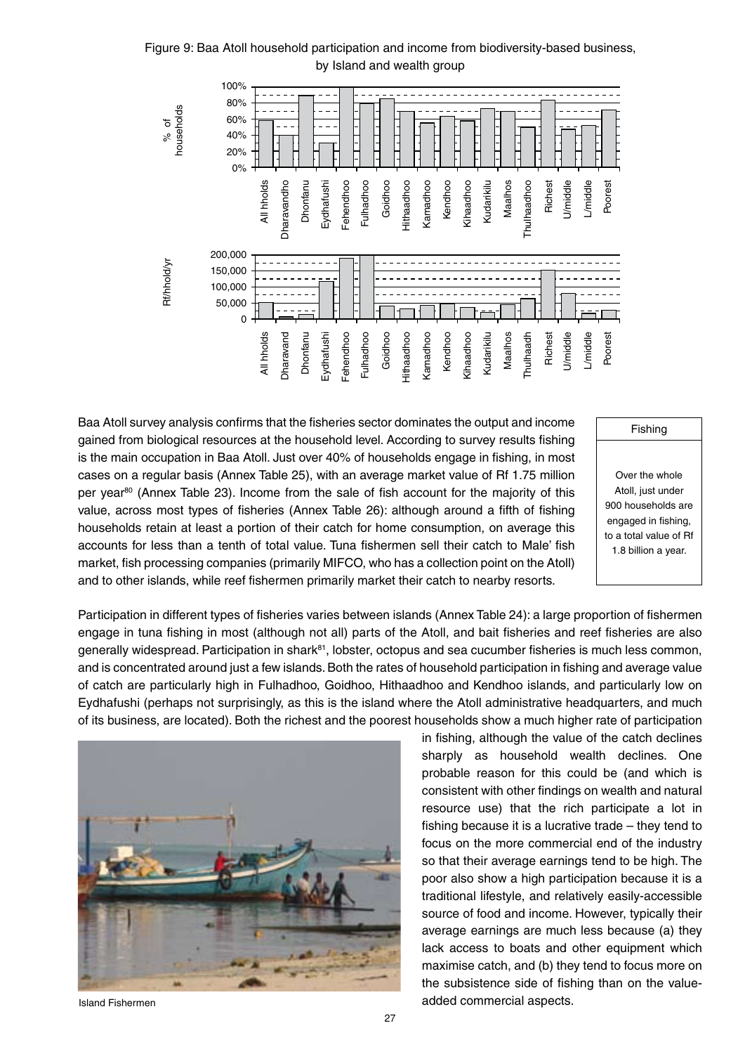Figure 9: Baa Atoll household participation and income from biodiversity-based business, by Island and wealth group

Baa Atoll survey analysis confirms that the fisheries sector dominates the output and income gained from biological resources at the household level. According to survey results fishing is the main occupation in Baa Atoll. Just over 40% of households engage in fishing, in most cases on a regular basis (Annex Table 25), with an average market value of Rf 1.75 million per year[80] (Annex Table 23). Income from the sale of fish account for the majority of this value, across most types of fisheries (Annex Table 26): although around a fifth of fishing households retain at least a portion of their catch for home consumption, on average this accounts for less than a tenth of total value. Tuna fishermen sell their catch to Male' fish market, fish processing companies (primarily MIFCO, who has a collection point on the Atoll) and to other islands, while reef fishermen primarily market their catch to nearby resorts.

> **Fishing**
>
> Over the whole Atoll, just under 900 households are engaged in fishing, to a total value of Rf 1.8 billion a year.

Participation in different types of fisheries varies between islands (Annex Table 24): a large proportion of fishermen engage in tuna fishing in most (although not all) parts of the Atoll, and bait fisheries and reef fisheries are also generally widespread. Participation in shark[81], lobster, octopus and sea cucumber fisheries is much less common, and is concentrated around just a few islands. Both the rates of household participation in fishing and average value of catch are particularly high in Fulhadhoo, Goidhoo, Hithaadhoo and Kendhoo islands, and particularly low on Eydhafushi (perhaps not surprisingly, as this is the island where the Atoll administrative headquarters, and much of its business, are located). Both the richest and the poorest households show a much higher rate of participation in fishing, although the value of the catch declines sharply as household wealth declines. One probable reason for this could be (and which is consistent with other findings on wealth and natural resource use) that the rich participate a lot in fishing because it is a lucrative trade – they tend to focus on the more commercial end of the industry so that their average earnings tend to be high. The poor also show a high participation because it is a traditional lifestyle, and relatively easily-accessible source of food and income. However, typically their average earnings are much less because (a) they lack access to boats and other equipment which maximise catch, and (b) they tend to focus more on the subsistence side of fishing than on the value-added commercial aspects.

Island Fishermen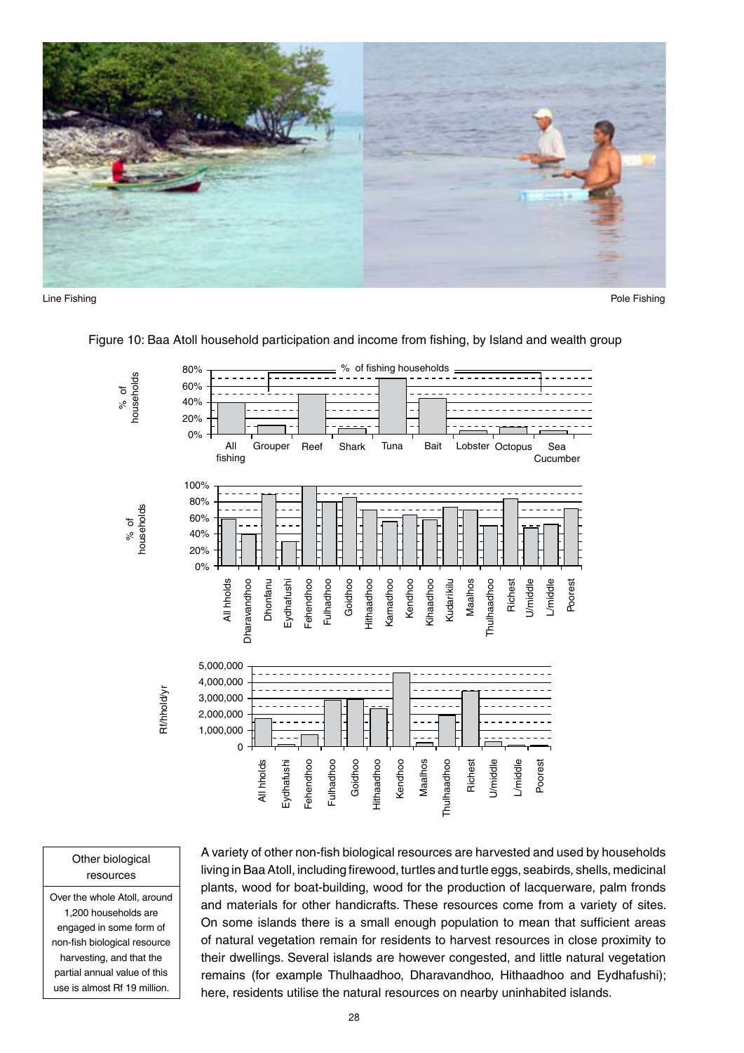Line Fishing

Pole Fishing

Figure 10: Baa Atoll household participation and income from fishing, by Island and wealth group

Other biological resources

Over the whole Atoll, around 1,200 households are engaged in some form of non-fish biological resource harvesting, and that the partial annual value of this use is almost Rf 19 million.

A variety of other non-fish biological resources are harvested and used by households living in Baa Atoll, including firewood, turtles and turtle eggs, seabirds, shells, medicinal plants, wood for boat-building, wood for the production of lacquerware, palm fronds and materials for other handicrafts. These resources come from a variety of sites. On some islands there is a small enough population to mean that sufficient areas of natural vegetation remain for residents to harvest resources in close proximity to their dwellings. Several islands are however congested, and little natural vegetation remains (for example Thulhaadhoo, Dharavandhoo, Hithaadhoo and Eydhafushi); here, residents utilise the natural resources on nearby uninhabited islands.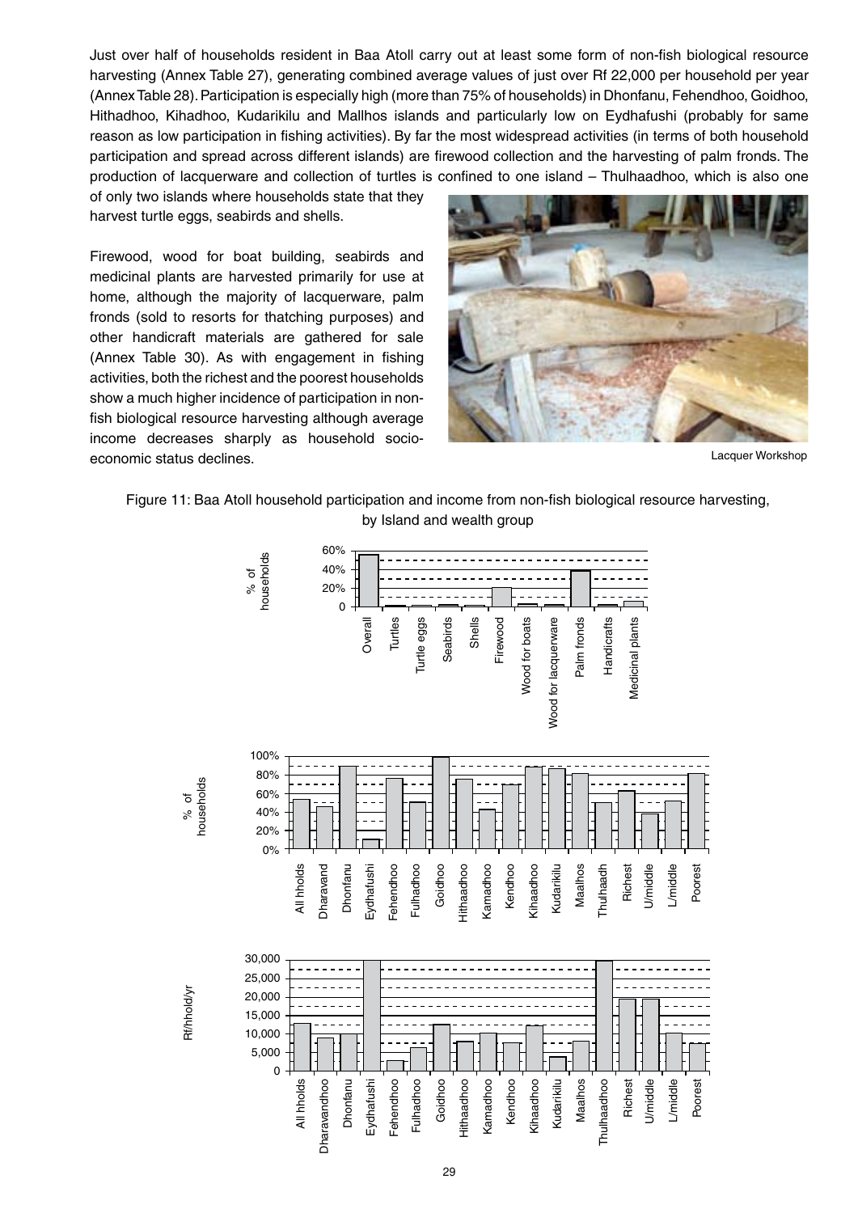Just over half of households resident in Baa Atoll carry out at least some form of non-fish biological resource harvesting (Annex Table 27), generating combined average values of just over Rf 22,000 per household per year (Annex Table 28). Participation is especially high (more than 75% of households) in Dhonfanu, Fehendhoo, Goidhoo, Hithadhoo, Kihadhoo, Kudarikilu and Mallhos islands and particularly low on Eydhafushi (probably for same reason as low participation in fishing activities). By far the most widespread activities (in terms of both household participation and spread across different islands) are firewood collection and the harvesting of palm fronds. The production of lacquerware and collection of turtles is confined to one island – Thulhaadhoo, which is also one of only two islands where households state that they harvest turtle eggs, seabirds and shells.

Firewood, wood for boat building, seabirds and medicinal plants are harvested primarily for use at home, although the majority of lacquerware, palm fronds (sold to resorts for thatching purposes) and other handicraft materials are gathered for sale (Annex Table 30). As with engagement in fishing activities, both the richest and the poorest households show a much higher incidence of participation in non-fish biological resource harvesting although average income decreases sharply as household socio-economic status declines.

Lacquer Workshop

Figure 11: Baa Atoll household participation and income from non-fish biological resource harvesting, by Island and wealth group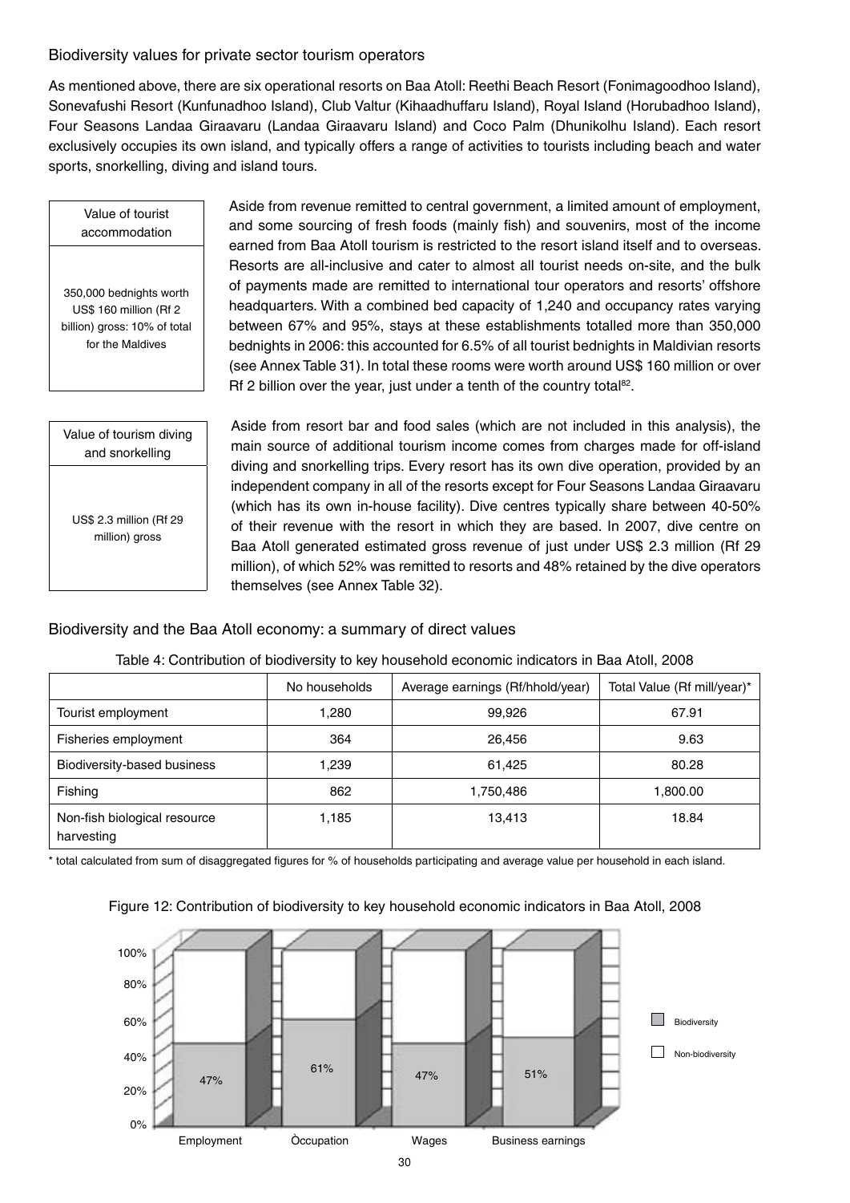### Biodiversity values for private sector tourism operators

As mentioned above, there are six operational resorts on Baa Atoll: Reethi Beach Resort (Fonimagoodhoo Island), Sonevafushi Resort (Kunfunadhoo Island), Club Valtur (Kihaadhuffaru Island), Royal Island (Horubadhoo Island), Four Seasons Landaa Giraavaru (Landaa Giraavaru Island) and Coco Palm (Dhunikolhu Island). Each resort exclusively occupies its own island, and typically offers a range of activities to tourists including beach and water sports, snorkelling, diving and island tours.

| Value of tourist accommodation |
|---|
| 350,000 bednights worth US$ 160 million (Rf 2 billion) gross: 10% of total for the Maldives |

Aside from revenue remitted to central government, a limited amount of employment, and some sourcing of fresh foods (mainly fish) and souvenirs, most of the income earned from Baa Atoll tourism is restricted to the resort island itself and to overseas. Resorts are all-inclusive and cater to almost all tourist needs on-site, and the bulk of payments made are remitted to international tour operators and resorts' offshore headquarters. With a combined bed capacity of 1,240 and occupancy rates varying between 67% and 95%, stays at these establishments totalled more than 350,000 bednights in 2006: this accounted for 6.5% of all tourist bednights in Maldivian resorts (see Annex Table 31). In total these rooms were worth around US$ 160 million or over Rf 2 billion over the year, just under a tenth of the country total[82].

| Value of tourism diving and snorkelling |
|---|
| US$ 2.3 million (Rf 29 million) gross |

Aside from resort bar and food sales (which are not included in this analysis), the main source of additional tourism income comes from charges made for off-island diving and snorkelling trips. Every resort has its own dive operation, provided by an independent company in all of the resorts except for Four Seasons Landaa Giraavaru (which has its own in-house facility). Dive centres typically share between 40-50% of their revenue with the resort in which they are based. In 2007, dive centre on Baa Atoll generated estimated gross revenue of just under US$ 2.3 million (Rf 29 million), of which 52% was remitted to resorts and 48% retained by the dive operators themselves (see Annex Table 32).

### Biodiversity and the Baa Atoll economy: a summary of direct values

Table 4: Contribution of biodiversity to key household economic indicators in Baa Atoll, 2008

| | No households | Average earnings (Rf/hhold/year) | Total Value (Rf mill/year)* |
|---|---|---|---|
| Tourist employment | 1,280 | 99,926 | 67.91 |
| Fisheries employment | 364 | 26,456 | 9.63 |
| Biodiversity-based business | 1,239 | 61,425 | 80.28 |
| Fishing | 862 | 1,750,486 | 1,800.00 |
| Non-fish biological resource harvesting | 1,185 | 13,413 | 18.84 |

\* total calculated from sum of disaggregated figures for % of households participating and average value per household in each island.

Figure 12: Contribution of biodiversity to key household economic indicators in Baa Atoll, 2008

| | Employment | Occupation | Wages | Business earnings |
|---|---|---|---|---|
| Biodiversity | 47% | 61% | 47% | 51% |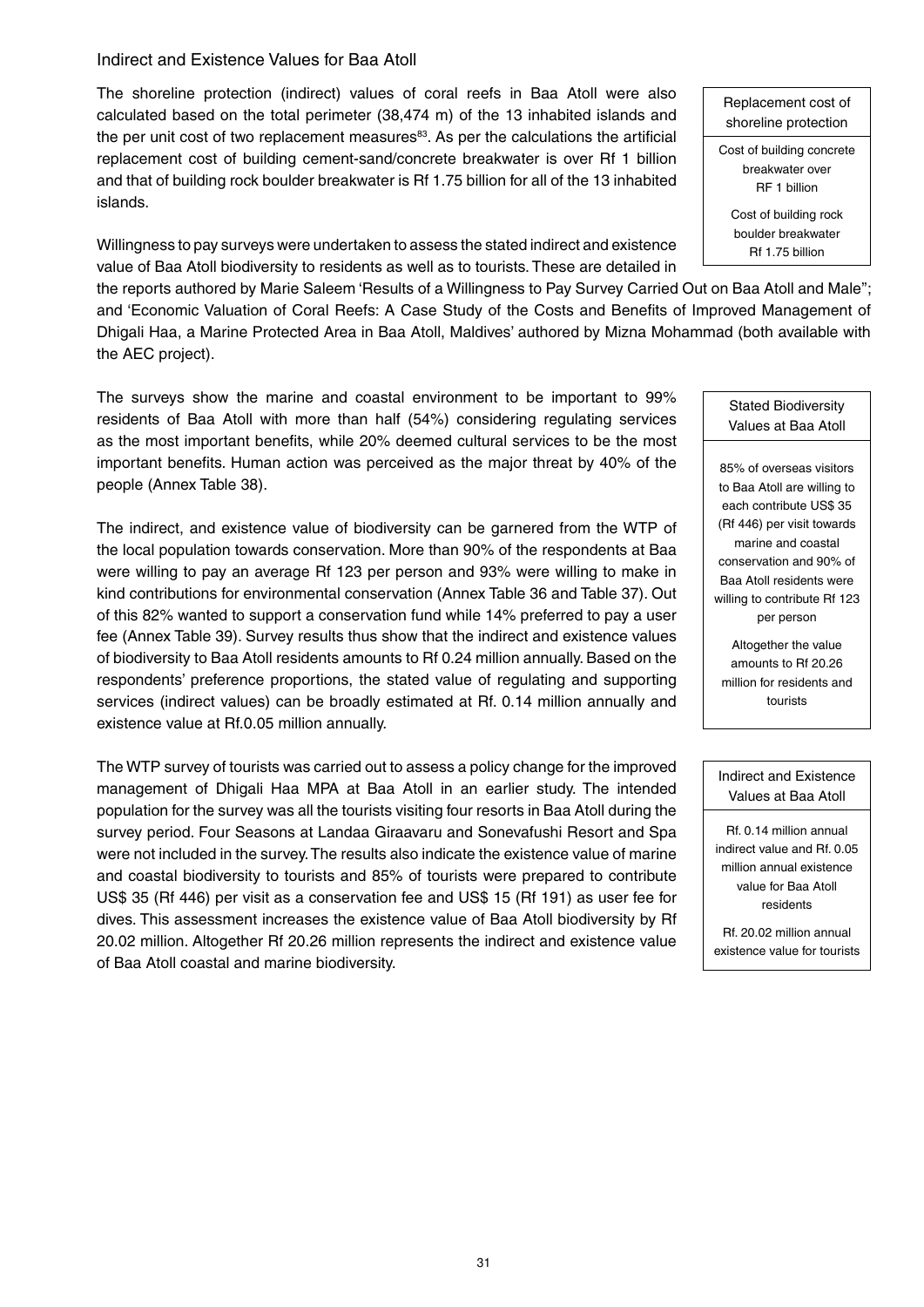### Indirect and Existence Values for Baa Atoll

The shoreline protection (indirect) values of coral reefs in Baa Atoll were also calculated based on the total perimeter (38,474 m) of the 13 inhabited islands and the per unit cost of two replacement measures[83]. As per the calculations the artificial replacement cost of building cement-sand/concrete breakwater is over Rf 1 billion and that of building rock boulder breakwater is Rf 1.75 billion for all of the 13 inhabited islands.

> **Replacement cost of shoreline protection**
>
> Cost of building concrete breakwater over RF 1 billion
>
> Cost of building rock boulder breakwater Rf 1.75 billion

Willingness to pay surveys were undertaken to assess the stated indirect and existence value of Baa Atoll biodiversity to residents as well as to tourists. These are detailed in the reports authored by Marie Saleem 'Results of a Willingness to Pay Survey Carried Out on Baa Atoll and Male"; and 'Economic Valuation of Coral Reefs: A Case Study of the Costs and Benefits of Improved Management of Dhigali Haa, a Marine Protected Area in Baa Atoll, Maldives' authored by Mizna Mohammad (both available with the AEC project).

The surveys show the marine and coastal environment to be important to 99% residents of Baa Atoll with more than half (54%) considering regulating services as the most important benefits, while 20% deemed cultural services to be the most important benefits. Human action was perceived as the major threat by 40% of the people (Annex Table 38).

> **Stated Biodiversity Values at Baa Atoll**
>
> 85% of overseas visitors to Baa Atoll are willing to each contribute US$ 35 (Rf 446) per visit towards marine and coastal conservation and 90% of Baa Atoll residents were willing to contribute Rf 123 per person
>
> Altogether the value amounts to Rf 20.26 million for residents and tourists

The indirect, and existence value of biodiversity can be garnered from the WTP of the local population towards conservation. More than 90% of the respondents at Baa were willing to pay an average Rf 123 per person and 93% were willing to make in kind contributions for environmental conservation (Annex Table 36 and Table 37). Out of this 82% wanted to support a conservation fund while 14% preferred to pay a user fee (Annex Table 39). Survey results thus show that the indirect and existence values of biodiversity to Baa Atoll residents amounts to Rf 0.24 million annually. Based on the respondents' preference proportions, the stated value of regulating and supporting services (indirect values) can be broadly estimated at Rf. 0.14 million annually and existence value at Rf.0.05 million annually.

The WTP survey of tourists was carried out to assess a policy change for the improved management of Dhigali Haa MPA at Baa Atoll in an earlier study. The intended population for the survey was all the tourists visiting four resorts in Baa Atoll during the survey period. Four Seasons at Landaa Giraavaru and Sonevafushi Resort and Spa were not included in the survey. The results also indicate the existence value of marine and coastal biodiversity to tourists and 85% of tourists were prepared to contribute US$ 35 (Rf 446) per visit as a conservation fee and US$ 15 (Rf 191) as user fee for dives. This assessment increases the existence value of Baa Atoll biodiversity by Rf 20.02 million. Altogether Rf 20.26 million represents the indirect and existence value of Baa Atoll coastal and marine biodiversity.

> **Indirect and Existence Values at Baa Atoll**
>
> Rf. 0.14 million annual indirect value and Rf. 0.05 million annual existence value for Baa Atoll residents
>
> Rf. 20.02 million annual existence value for tourists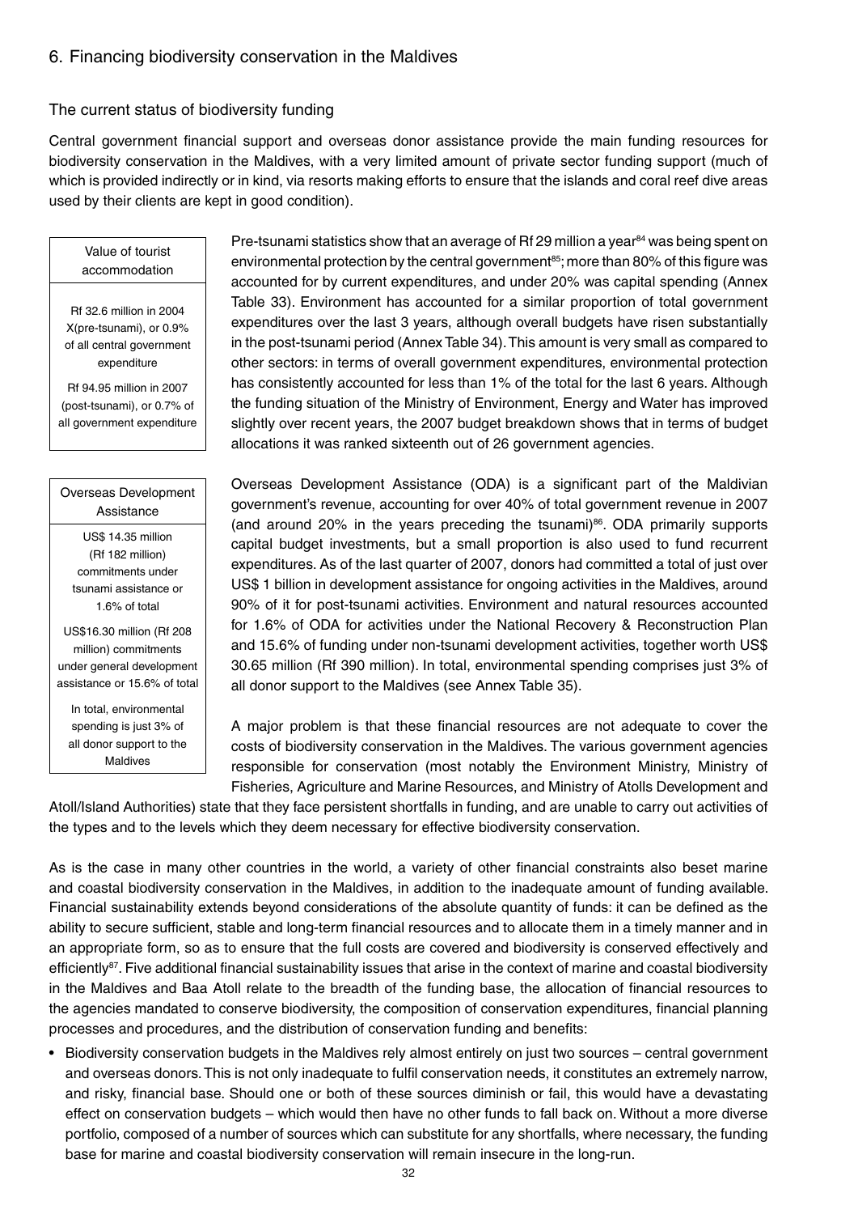## 6. Financing biodiversity conservation in the Maldives

### The current status of biodiversity funding

Central government financial support and overseas donor assistance provide the main funding resources for biodiversity conservation in the Maldives, with a very limited amount of private sector funding support (much of which is provided indirectly or in kind, via resorts making efforts to ensure that the islands and coral reef dive areas used by their clients are kept in good condition).

| Value of tourist accommodation |
|---|
| Rf 32.6 million in 2004 X(pre-tsunami), or 0.9% of all central government expenditure<br><br>Rf 94.95 million in 2007 (post-tsunami), or 0.7% of all government expenditure |

Pre-tsunami statistics show that an average of Rf 29 million a year[84] was being spent on environmental protection by the central government[85]; more than 80% of this figure was accounted for by current expenditures, and under 20% was capital spending (Annex Table 33). Environment has accounted for a similar proportion of total government expenditures over the last 3 years, although overall budgets have risen substantially in the post-tsunami period (Annex Table 34). This amount is very small as compared to other sectors: in terms of overall government expenditures, environmental protection has consistently accounted for less than 1% of the total for the last 6 years. Although the funding situation of the Ministry of Environment, Energy and Water has improved slightly over recent years, the 2007 budget breakdown shows that in terms of budget allocations it was ranked sixteenth out of 26 government agencies.

| Overseas Development Assistance |
|---|
| US$ 14.35 million (Rf 182 million) commitments under tsunami assistance or 1.6% of total<br><br>US$16.30 million (Rf 208 million) commitments under general development assistance or 15.6% of total<br><br>In total, environmental spending is just 3% of all donor support to the Maldives |

Overseas Development Assistance (ODA) is a significant part of the Maldivian government's revenue, accounting for over 40% of total government revenue in 2007 (and around 20% in the years preceding the tsunami)[86]. ODA primarily supports capital budget investments, but a small proportion is also used to fund recurrent expenditures. As of the last quarter of 2007, donors had committed a total of just over US$ 1 billion in development assistance for ongoing activities in the Maldives, around 90% of it for post-tsunami activities. Environment and natural resources accounted for 1.6% of ODA for activities under the National Recovery & Reconstruction Plan and 15.6% of funding under non-tsunami development activities, together worth US$ 30.65 million (Rf 390 million). In total, environmental spending comprises just 3% of all donor support to the Maldives (see Annex Table 35).

A major problem is that these financial resources are not adequate to cover the costs of biodiversity conservation in the Maldives. The various government agencies responsible for conservation (most notably the Environment Ministry, Ministry of Fisheries, Agriculture and Marine Resources, and Ministry of Atolls Development and Atoll/Island Authorities) state that they face persistent shortfalls in funding, and are unable to carry out activities of the types and to the levels which they deem necessary for effective biodiversity conservation.

As is the case in many other countries in the world, a variety of other financial constraints also beset marine and coastal biodiversity conservation in the Maldives, in addition to the inadequate amount of funding available. Financial sustainability extends beyond considerations of the absolute quantity of funds: it can be defined as the ability to secure sufficient, stable and long-term financial resources and to allocate them in a timely manner and in an appropriate form, so as to ensure that the full costs are covered and biodiversity is conserved effectively and efficiently[87]. Five additional financial sustainability issues that arise in the context of marine and coastal biodiversity in the Maldives and Baa Atoll relate to the breadth of the funding base, the allocation of financial resources to the agencies mandated to conserve biodiversity, the composition of conservation expenditures, financial planning processes and procedures, and the distribution of conservation funding and benefits:

- Biodiversity conservation budgets in the Maldives rely almost entirely on just two sources – central government and overseas donors. This is not only inadequate to fulfil conservation needs, it constitutes an extremely narrow, and risky, financial base. Should one or both of these sources diminish or fail, this would have a devastating effect on conservation budgets – which would then have no other funds to fall back on. Without a more diverse portfolio, composed of a number of sources which can substitute for any shortfalls, where necessary, the funding base for marine and coastal biodiversity conservation will remain insecure in the long-run.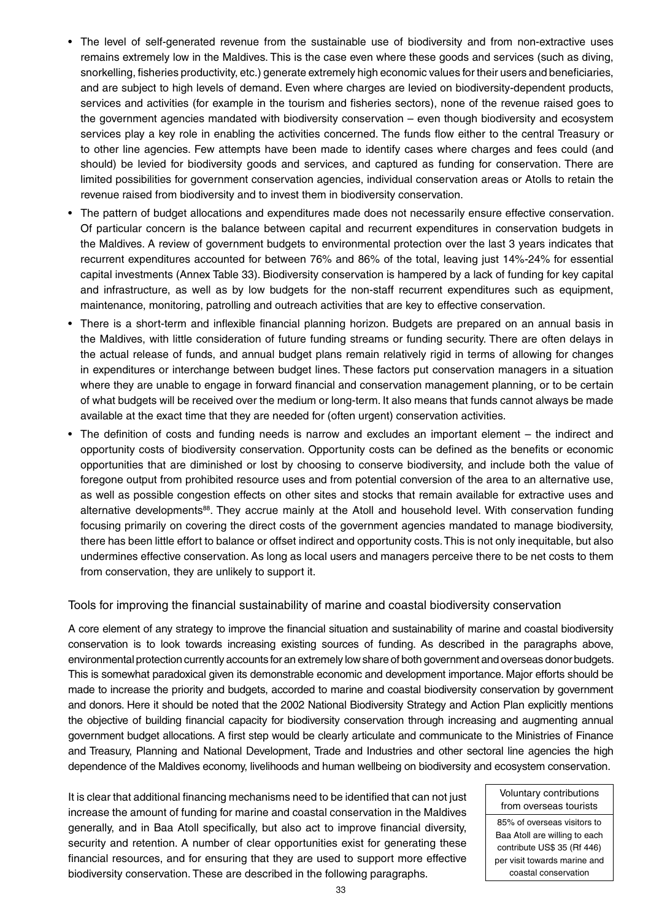- The level of self-generated revenue from the sustainable use of biodiversity and from non-extractive uses remains extremely low in the Maldives. This is the case even where these goods and services (such as diving, snorkelling, fisheries productivity, etc.) generate extremely high economic values for their users and beneficiaries, and are subject to high levels of demand. Even where charges are levied on biodiversity-dependent products, services and activities (for example in the tourism and fisheries sectors), none of the revenue raised goes to the government agencies mandated with biodiversity conservation – even though biodiversity and ecosystem services play a key role in enabling the activities concerned. The funds flow either to the central Treasury or to other line agencies. Few attempts have been made to identify cases where charges and fees could (and should) be levied for biodiversity goods and services, and captured as funding for conservation. There are limited possibilities for government conservation agencies, individual conservation areas or Atolls to retain the revenue raised from biodiversity and to invest them in biodiversity conservation.
- The pattern of budget allocations and expenditures made does not necessarily ensure effective conservation. Of particular concern is the balance between capital and recurrent expenditures in conservation budgets in the Maldives. A review of government budgets to environmental protection over the last 3 years indicates that recurrent expenditures accounted for between 76% and 86% of the total, leaving just 14%-24% for essential capital investments (Annex Table 33). Biodiversity conservation is hampered by a lack of funding for key capital and infrastructure, as well as by low budgets for the non-staff recurrent expenditures such as equipment, maintenance, monitoring, patrolling and outreach activities that are key to effective conservation.
- There is a short-term and inflexible financial planning horizon. Budgets are prepared on an annual basis in the Maldives, with little consideration of future funding streams or funding security. There are often delays in the actual release of funds, and annual budget plans remain relatively rigid in terms of allowing for changes in expenditures or interchange between budget lines. These factors put conservation managers in a situation where they are unable to engage in forward financial and conservation management planning, or to be certain of what budgets will be received over the medium or long-term. It also means that funds cannot always be made available at the exact time that they are needed for (often urgent) conservation activities.
- The definition of costs and funding needs is narrow and excludes an important element – the indirect and opportunity costs of biodiversity conservation. Opportunity costs can be defined as the benefits or economic opportunities that are diminished or lost by choosing to conserve biodiversity, and include both the value of foregone output from prohibited resource uses and from potential conversion of the area to an alternative use, as well as possible congestion effects on other sites and stocks that remain available for extractive uses and alternative developments[88]. They accrue mainly at the Atoll and household level. With conservation funding focusing primarily on covering the direct costs of the government agencies mandated to manage biodiversity, there has been little effort to balance or offset indirect and opportunity costs. This is not only inequitable, but also undermines effective conservation. As long as local users and managers perceive there to be net costs to them from conservation, they are unlikely to support it.

## Tools for improving the financial sustainability of marine and coastal biodiversity conservation

A core element of any strategy to improve the financial situation and sustainability of marine and coastal biodiversity conservation is to look towards increasing existing sources of funding. As described in the paragraphs above, environmental protection currently accounts for an extremely low share of both government and overseas donor budgets. This is somewhat paradoxical given its demonstrable economic and development importance. Major efforts should be made to increase the priority and budgets, accorded to marine and coastal biodiversity conservation by government and donors. Here it should be noted that the 2002 National Biodiversity Strategy and Action Plan explicitly mentions the objective of building financial capacity for biodiversity conservation through increasing and augmenting annual government budget allocations. A first step would be clearly articulate and communicate to the Ministries of Finance and Treasury, Planning and National Development, Trade and Industries and other sectoral line agencies the high dependence of the Maldives economy, livelihoods and human wellbeing on biodiversity and ecosystem conservation.

It is clear that additional financing mechanisms need to be identified that can not just increase the amount of funding for marine and coastal conservation in the Maldives generally, and in Baa Atoll specifically, but also act to improve financial diversity, security and retention. A number of clear opportunities exist for generating these financial resources, and for ensuring that they are used to support more effective biodiversity conservation. These are described in the following paragraphs.

| Voluntary contributions from overseas tourists |
|---|
| 85% of overseas visitors to Baa Atoll are willing to each contribute US$ 35 (Rf 446) per visit towards marine and coastal conservation |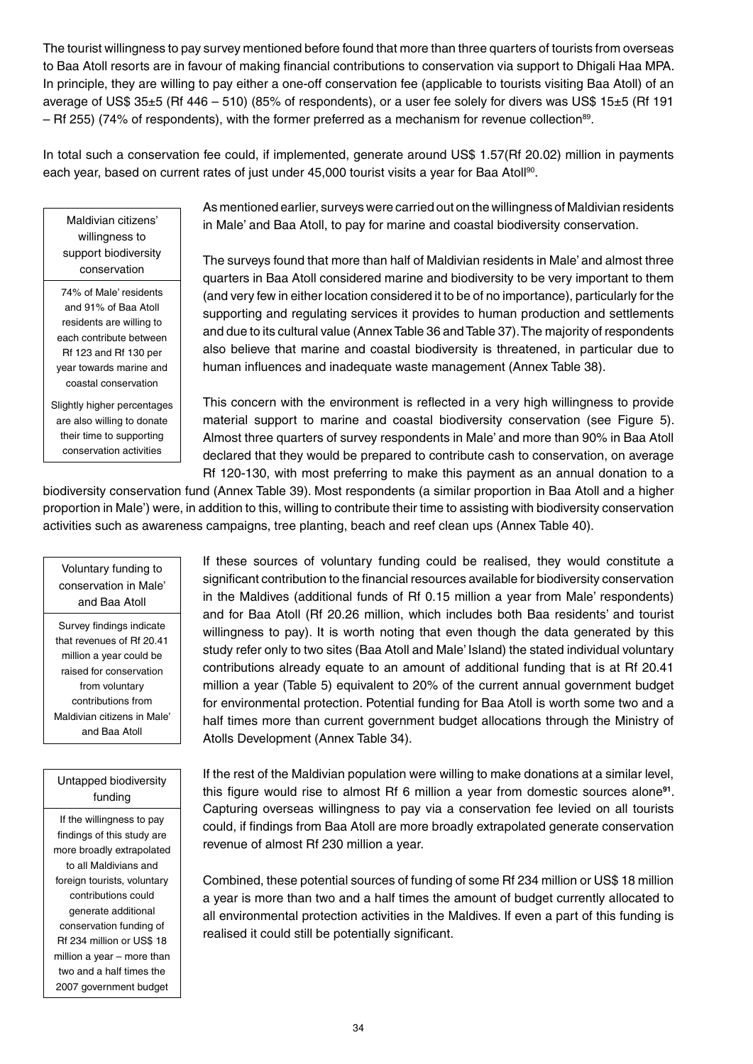The tourist willingness to pay survey mentioned before found that more than three quarters of tourists from overseas to Baa Atoll resorts are in favour of making financial contributions to conservation via support to Dhigali Haa MPA. In principle, they are willing to pay either a one-off conservation fee (applicable to tourists visiting Baa Atoll) of an average of US$ 35±5 (Rf 446 – 510) (85% of respondents), or a user fee solely for divers was US$ 15±5 (Rf 191 – Rf 255) (74% of respondents), with the former preferred as a mechanism for revenue collection[89].

In total such a conservation fee could, if implemented, generate around US$ 1.57(Rf 20.02) million in payments each year, based on current rates of just under 45,000 tourist visits a year for Baa Atoll[90].

> **Maldivian citizens' willingness to support biodiversity conservation**
>
> 74% of Male' residents and 91% of Baa Atoll residents are willing to each contribute between Rf 123 and Rf 130 per year towards marine and coastal conservation
>
> Slightly higher percentages are also willing to donate their time to supporting conservation activities

As mentioned earlier, surveys were carried out on the willingness of Maldivian residents in Male' and Baa Atoll, to pay for marine and coastal biodiversity conservation.

The surveys found that more than half of Maldivian residents in Male' and almost three quarters in Baa Atoll considered marine and biodiversity to be very important to them (and very few in either location considered it to be of no importance), particularly for the supporting and regulating services it provides to human production and settlements and due to its cultural value (Annex Table 36 and Table 37). The majority of respondents also believe that marine and coastal biodiversity is threatened, in particular due to human influences and inadequate waste management (Annex Table 38).

This concern with the environment is reflected in a very high willingness to provide material support to marine and coastal biodiversity conservation (see Figure 5). Almost three quarters of survey respondents in Male' and more than 90% in Baa Atoll declared that they would be prepared to contribute cash to conservation, on average Rf 120-130, with most preferring to make this payment as an annual donation to a biodiversity conservation fund (Annex Table 39). Most respondents (a similar proportion in Baa Atoll and a higher proportion in Male') were, in addition to this, willing to contribute their time to assisting with biodiversity conservation activities such as awareness campaigns, tree planting, beach and reef clean ups (Annex Table 40).

> **Voluntary funding to conservation in Male' and Baa Atoll**
>
> Survey findings indicate that revenues of Rf 20.41 million a year could be raised for conservation from voluntary contributions from Maldivian citizens in Male' and Baa Atoll

If these sources of voluntary funding could be realised, they would constitute a significant contribution to the financial resources available for biodiversity conservation in the Maldives (additional funds of Rf 0.15 million a year from Male' respondents) and for Baa Atoll (Rf 20.26 million, which includes both Baa residents' and tourist willingness to pay). It is worth noting that even though the data generated by this study refer only to two sites (Baa Atoll and Male' Island) the stated individual voluntary contributions already equate to an amount of additional funding that is at Rf 20.41 million a year (Table 5) equivalent to 20% of the current annual government budget for environmental protection. Potential funding for Baa Atoll is worth some two and a half times more than current government budget allocations through the Ministry of Atolls Development (Annex Table 34).

> **Untapped biodiversity funding**
>
> If the willingness to pay findings of this study are more broadly extrapolated to all Maldivians and foreign tourists, voluntary contributions could generate additional conservation funding of Rf 234 million or US$ 18 million a year – more than two and a half times the 2007 government budget

If the rest of the Maldivian population were willing to make donations at a similar level, this figure would rise to almost Rf 6 million a year from domestic sources alone[91]. Capturing overseas willingness to pay via a conservation fee levied on all tourists could, if findings from Baa Atoll are more broadly extrapolated generate conservation revenue of almost Rf 230 million a year.

Combined, these potential sources of funding of some Rf 234 million or US$ 18 million a year is more than two and a half times the amount of budget currently allocated to all environmental protection activities in the Maldives. If even a part of this funding is realised it could still be potentially significant.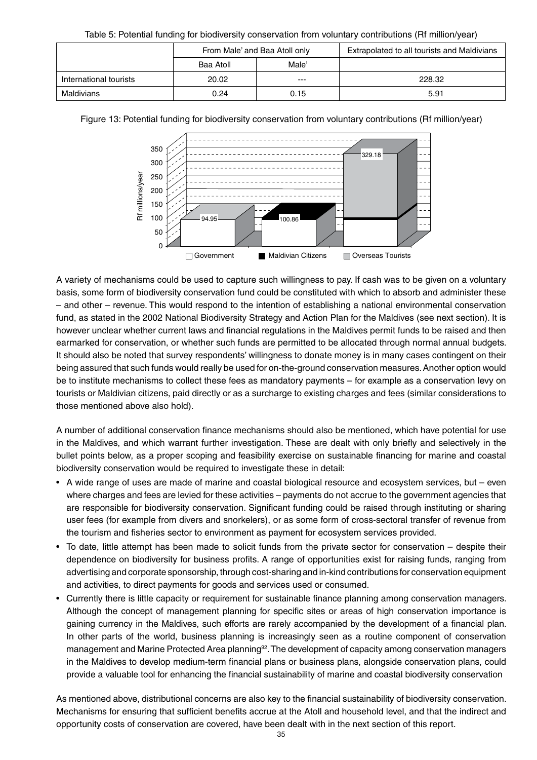Table 5: Potential funding for biodiversity conservation from voluntary contributions (Rf million/year)

| | From Male' and Baa Atoll only | | Extrapolated to all tourists and Maldivians |
|---|---|---|---|
| | Baa Atoll | Male' | |
| International tourists | 20.02 | --- | 228.32 |
| Maldivians | 0.24 | 0.15 | 5.91 |

Figure 13: Potential funding for biodiversity conservation from voluntary contributions (Rf million/year)

A variety of mechanisms could be used to capture such willingness to pay. If cash was to be given on a voluntary basis, some form of biodiversity conservation fund could be constituted with which to absorb and administer these – and other – revenue. This would respond to the intention of establishing a national environmental conservation fund, as stated in the 2002 National Biodiversity Strategy and Action Plan for the Maldives (see next section). It is however unclear whether current laws and financial regulations in the Maldives permit funds to be raised and then earmarked for conservation, or whether such funds are permitted to be allocated through normal annual budgets. It should also be noted that survey respondents' willingness to donate money is in many cases contingent on their being assured that such funds would really be used for on-the-ground conservation measures. Another option would be to institute mechanisms to collect these fees as mandatory payments – for example as a conservation levy on tourists or Maldivian citizens, paid directly or as a surcharge to existing charges and fees (similar considerations to those mentioned above also hold).

A number of additional conservation finance mechanisms should also be mentioned, which have potential for use in the Maldives, and which warrant further investigation. These are dealt with only briefly and selectively in the bullet points below, as a proper scoping and feasibility exercise on sustainable financing for marine and coastal biodiversity conservation would be required to investigate these in detail:

- A wide range of uses are made of marine and coastal biological resource and ecosystem services, but – even where charges and fees are levied for these activities – payments do not accrue to the government agencies that are responsible for biodiversity conservation. Significant funding could be raised through instituting or sharing user fees (for example from divers and snorkelers), or as some form of cross-sectoral transfer of revenue from the tourism and fisheries sector to environment as payment for ecosystem services provided.
- To date, little attempt has been made to solicit funds from the private sector for conservation – despite their dependence on biodiversity for business profits. A range of opportunities exist for raising funds, ranging from advertising and corporate sponsorship, through cost-sharing and in-kind contributions for conservation equipment and activities, to direct payments for goods and services used or consumed.
- Currently there is little capacity or requirement for sustainable finance planning among conservation managers. Although the concept of management planning for specific sites or areas of high conservation importance is gaining currency in the Maldives, such efforts are rarely accompanied by the development of a financial plan. In other parts of the world, business planning is increasingly seen as a routine component of conservation management and Marine Protected Area planning[92]. The development of capacity among conservation managers in the Maldives to develop medium-term financial plans or business plans, alongside conservation plans, could provide a valuable tool for enhancing the financial sustainability of marine and coastal biodiversity conservation

As mentioned above, distributional concerns are also key to the financial sustainability of biodiversity conservation. Mechanisms for ensuring that sufficient benefits accrue at the Atoll and household level, and that the indirect and opportunity costs of conservation are covered, have been dealt with in the next section of this report.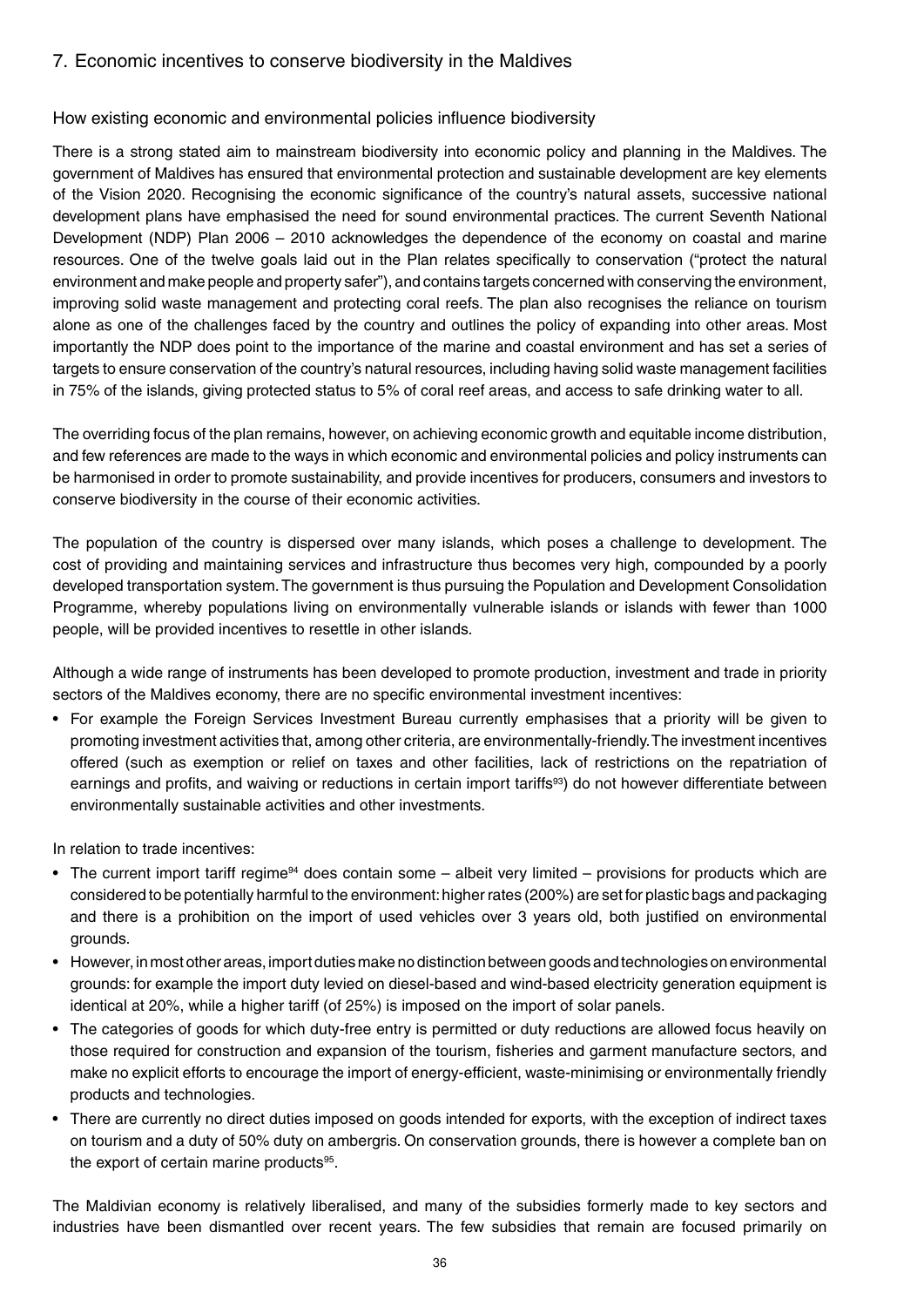## 7. Economic incentives to conserve biodiversity in the Maldives

### How existing economic and environmental policies influence biodiversity

There is a strong stated aim to mainstream biodiversity into economic policy and planning in the Maldives. The government of Maldives has ensured that environmental protection and sustainable development are key elements of the Vision 2020. Recognising the economic significance of the country's natural assets, successive national development plans have emphasised the need for sound environmental practices. The current Seventh National Development (NDP) Plan 2006 – 2010 acknowledges the dependence of the economy on coastal and marine resources. One of the twelve goals laid out in the Plan relates specifically to conservation ("protect the natural environment and make people and property safer"), and contains targets concerned with conserving the environment, improving solid waste management and protecting coral reefs. The plan also recognises the reliance on tourism alone as one of the challenges faced by the country and outlines the policy of expanding into other areas. Most importantly the NDP does point to the importance of the marine and coastal environment and has set a series of targets to ensure conservation of the country's natural resources, including having solid waste management facilities in 75% of the islands, giving protected status to 5% of coral reef areas, and access to safe drinking water to all.

The overriding focus of the plan remains, however, on achieving economic growth and equitable income distribution, and few references are made to the ways in which economic and environmental policies and policy instruments can be harmonised in order to promote sustainability, and provide incentives for producers, consumers and investors to conserve biodiversity in the course of their economic activities.

The population of the country is dispersed over many islands, which poses a challenge to development. The cost of providing and maintaining services and infrastructure thus becomes very high, compounded by a poorly developed transportation system. The government is thus pursuing the Population and Development Consolidation Programme, whereby populations living on environmentally vulnerable islands or islands with fewer than 1000 people, will be provided incentives to resettle in other islands.

Although a wide range of instruments has been developed to promote production, investment and trade in priority sectors of the Maldives economy, there are no specific environmental investment incentives:

- For example the Foreign Services Investment Bureau currently emphasises that a priority will be given to promoting investment activities that, among other criteria, are environmentally-friendly. The investment incentives offered (such as exemption or relief on taxes and other facilities, lack of restrictions on the repatriation of earnings and profits, and waiving or reductions in certain import tariffs[93]) do not however differentiate between environmentally sustainable activities and other investments.

In relation to trade incentives:

- The current import tariff regime[94] does contain some – albeit very limited – provisions for products which are considered to be potentially harmful to the environment: higher rates (200%) are set for plastic bags and packaging and there is a prohibition on the import of used vehicles over 3 years old, both justified on environmental grounds.
- However, in most other areas, import duties make no distinction between goods and technologies on environmental grounds: for example the import duty levied on diesel-based and wind-based electricity generation equipment is identical at 20%, while a higher tariff (of 25%) is imposed on the import of solar panels.
- The categories of goods for which duty-free entry is permitted or duty reductions are allowed focus heavily on those required for construction and expansion of the tourism, fisheries and garment manufacture sectors, and make no explicit efforts to encourage the import of energy-efficient, waste-minimising or environmentally friendly products and technologies.
- There are currently no direct duties imposed on goods intended for exports, with the exception of indirect taxes on tourism and a duty of 50% duty on ambergris. On conservation grounds, there is however a complete ban on the export of certain marine products[95].

The Maldivian economy is relatively liberalised, and many of the subsidies formerly made to key sectors and industries have been dismantled over recent years. The few subsidies that remain are focused primarily on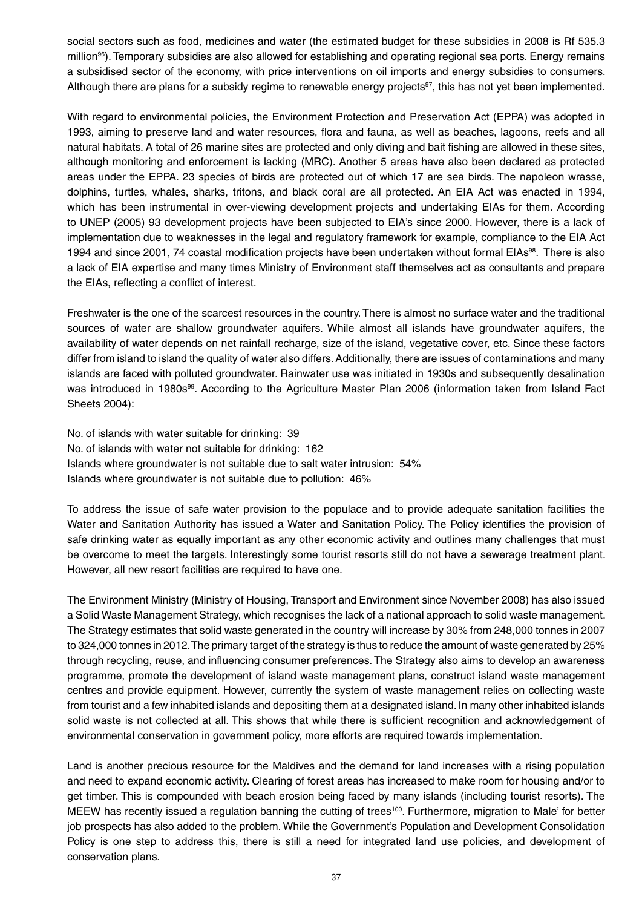social sectors such as food, medicines and water (the estimated budget for these subsidies in 2008 is Rf 535.3 million[96]). Temporary subsidies are also allowed for establishing and operating regional sea ports. Energy remains a subsidised sector of the economy, with price interventions on oil imports and energy subsidies to consumers. Although there are plans for a subsidy regime to renewable energy projects[97], this has not yet been implemented.

With regard to environmental policies, the Environment Protection and Preservation Act (EPPA) was adopted in 1993, aiming to preserve land and water resources, flora and fauna, as well as beaches, lagoons, reefs and all natural habitats. A total of 26 marine sites are protected and only diving and bait fishing are allowed in these sites, although monitoring and enforcement is lacking (MRC). Another 5 areas have also been declared as protected areas under the EPPA. 23 species of birds are protected out of which 17 are sea birds. The napoleon wrasse, dolphins, turtles, whales, sharks, tritons, and black coral are all protected. An EIA Act was enacted in 1994, which has been instrumental in over-viewing development projects and undertaking EIAs for them. According to UNEP (2005) 93 development projects have been subjected to EIA's since 2000. However, there is a lack of implementation due to weaknesses in the legal and regulatory framework for example, compliance to the EIA Act 1994 and since 2001, 74 coastal modification projects have been undertaken without formal EIAs[98]. There is also a lack of EIA expertise and many times Ministry of Environment staff themselves act as consultants and prepare the EIAs, reflecting a conflict of interest.

Freshwater is the one of the scarcest resources in the country. There is almost no surface water and the traditional sources of water are shallow groundwater aquifers. While almost all islands have groundwater aquifers, the availability of water depends on net rainfall recharge, size of the island, vegetative cover, etc. Since these factors differ from island to island the quality of water also differs. Additionally, there are issues of contaminations and many islands are faced with polluted groundwater. Rainwater use was initiated in 1930s and subsequently desalination was introduced in 1980s[99]. According to the Agriculture Master Plan 2006 (information taken from Island Fact Sheets 2004):

No. of islands with water suitable for drinking: 39
No. of islands with water not suitable for drinking: 162
Islands where groundwater is not suitable due to salt water intrusion: 54%
Islands where groundwater is not suitable due to pollution: 46%

To address the issue of safe water provision to the populace and to provide adequate sanitation facilities the Water and Sanitation Authority has issued a Water and Sanitation Policy. The Policy identifies the provision of safe drinking water as equally important as any other economic activity and outlines many challenges that must be overcome to meet the targets. Interestingly some tourist resorts still do not have a sewerage treatment plant. However, all new resort facilities are required to have one.

The Environment Ministry (Ministry of Housing, Transport and Environment since November 2008) has also issued a Solid Waste Management Strategy, which recognises the lack of a national approach to solid waste management. The Strategy estimates that solid waste generated in the country will increase by 30% from 248,000 tonnes in 2007 to 324,000 tonnes in 2012. The primary target of the strategy is thus to reduce the amount of waste generated by 25% through recycling, reuse, and influencing consumer preferences. The Strategy also aims to develop an awareness programme, promote the development of island waste management plans, construct island waste management centres and provide equipment. However, currently the system of waste management relies on collecting waste from tourist and a few inhabited islands and depositing them at a designated island. In many other inhabited islands solid waste is not collected at all. This shows that while there is sufficient recognition and acknowledgement of environmental conservation in government policy, more efforts are required towards implementation.

Land is another precious resource for the Maldives and the demand for land increases with a rising population and need to expand economic activity. Clearing of forest areas has increased to make room for housing and/or to get timber. This is compounded with beach erosion being faced by many islands (including tourist resorts). The MEEW has recently issued a regulation banning the cutting of trees[100]. Furthermore, migration to Male' for better job prospects has also added to the problem. While the Government's Population and Development Consolidation Policy is one step to address this, there is still a need for integrated land use policies, and development of conservation plans.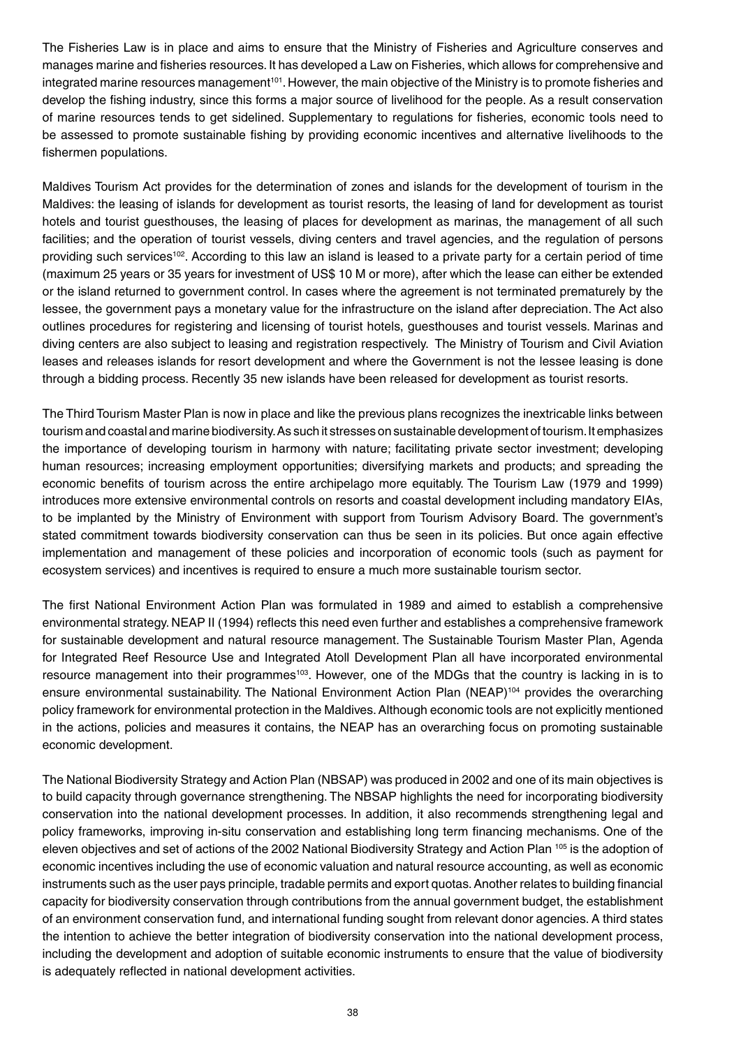The Fisheries Law is in place and aims to ensure that the Ministry of Fisheries and Agriculture conserves and manages marine and fisheries resources. It has developed a Law on Fisheries, which allows for comprehensive and integrated marine resources management[101]. However, the main objective of the Ministry is to promote fisheries and develop the fishing industry, since this forms a major source of livelihood for the people. As a result conservation of marine resources tends to get sidelined. Supplementary to regulations for fisheries, economic tools need to be assessed to promote sustainable fishing by providing economic incentives and alternative livelihoods to the fishermen populations.

Maldives Tourism Act provides for the determination of zones and islands for the development of tourism in the Maldives: the leasing of islands for development as tourist resorts, the leasing of land for development as tourist hotels and tourist guesthouses, the leasing of places for development as marinas, the management of all such facilities; and the operation of tourist vessels, diving centers and travel agencies, and the regulation of persons providing such services[102]. According to this law an island is leased to a private party for a certain period of time (maximum 25 years or 35 years for investment of US$ 10 M or more), after which the lease can either be extended or the island returned to government control. In cases where the agreement is not terminated prematurely by the lessee, the government pays a monetary value for the infrastructure on the island after depreciation. The Act also outlines procedures for registering and licensing of tourist hotels, guesthouses and tourist vessels. Marinas and diving centers are also subject to leasing and registration respectively. The Ministry of Tourism and Civil Aviation leases and releases islands for resort development and where the Government is not the lessee leasing is done through a bidding process. Recently 35 new islands have been released for development as tourist resorts.

The Third Tourism Master Plan is now in place and like the previous plans recognizes the inextricable links between tourism and coastal and marine biodiversity. As such it stresses on sustainable development of tourism. It emphasizes the importance of developing tourism in harmony with nature; facilitating private sector investment; developing human resources; increasing employment opportunities; diversifying markets and products; and spreading the economic benefits of tourism across the entire archipelago more equitably. The Tourism Law (1979 and 1999) introduces more extensive environmental controls on resorts and coastal development including mandatory EIAs, to be implanted by the Ministry of Environment with support from Tourism Advisory Board. The government's stated commitment towards biodiversity conservation can thus be seen in its policies. But once again effective implementation and management of these policies and incorporation of economic tools (such as payment for ecosystem services) and incentives is required to ensure a much more sustainable tourism sector.

The first National Environment Action Plan was formulated in 1989 and aimed to establish a comprehensive environmental strategy. NEAP II (1994) reflects this need even further and establishes a comprehensive framework for sustainable development and natural resource management. The Sustainable Tourism Master Plan, Agenda for Integrated Reef Resource Use and Integrated Atoll Development Plan all have incorporated environmental resource management into their programmes[103]. However, one of the MDGs that the country is lacking in is to ensure environmental sustainability. The National Environment Action Plan (NEAP)[104] provides the overarching policy framework for environmental protection in the Maldives. Although economic tools are not explicitly mentioned in the actions, policies and measures it contains, the NEAP has an overarching focus on promoting sustainable economic development.

The National Biodiversity Strategy and Action Plan (NBSAP) was produced in 2002 and one of its main objectives is to build capacity through governance strengthening. The NBSAP highlights the need for incorporating biodiversity conservation into the national development processes. In addition, it also recommends strengthening legal and policy frameworks, improving in-situ conservation and establishing long term financing mechanisms. One of the eleven objectives and set of actions of the 2002 National Biodiversity Strategy and Action Plan [105] is the adoption of economic incentives including the use of economic valuation and natural resource accounting, as well as economic instruments such as the user pays principle, tradable permits and export quotas. Another relates to building financial capacity for biodiversity conservation through contributions from the annual government budget, the establishment of an environment conservation fund, and international funding sought from relevant donor agencies. A third states the intention to achieve the better integration of biodiversity conservation into the national development process, including the development and adoption of suitable economic instruments to ensure that the value of biodiversity is adequately reflected in national development activities.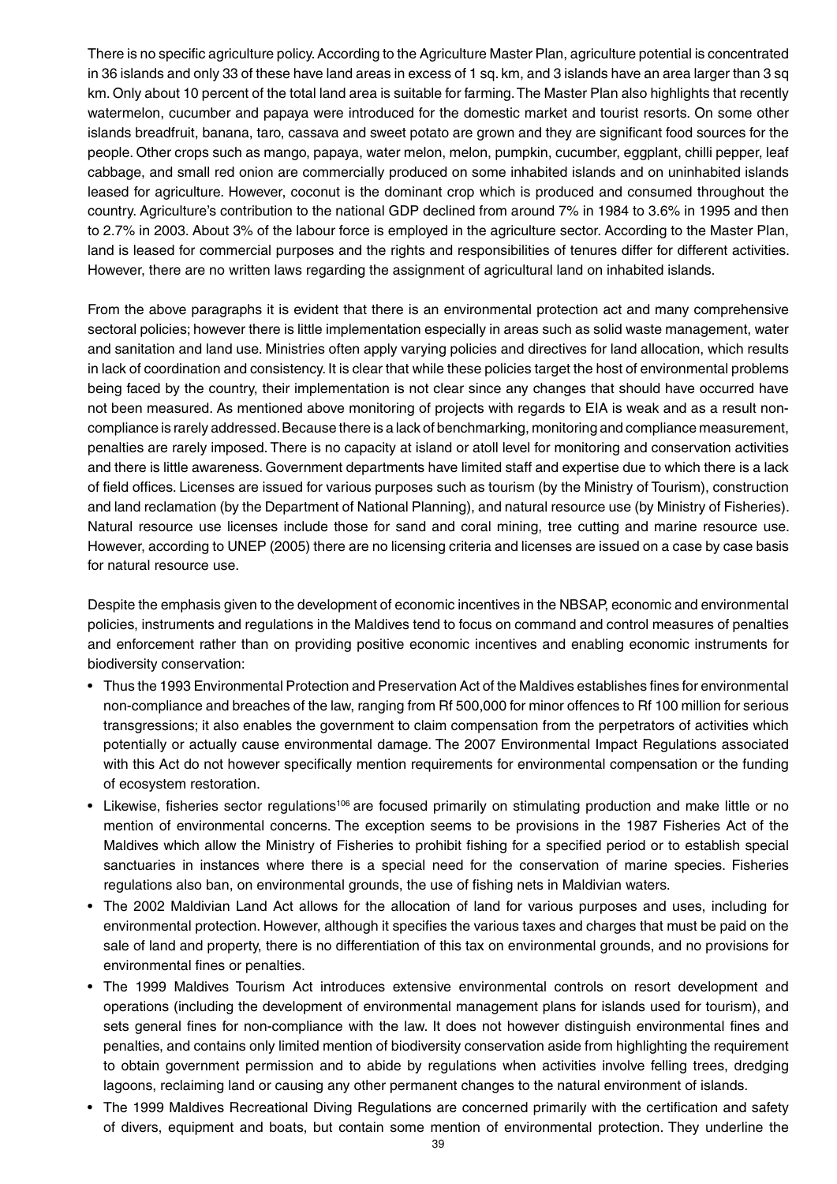There is no specific agriculture policy. According to the Agriculture Master Plan, agriculture potential is concentrated in 36 islands and only 33 of these have land areas in excess of 1 sq. km, and 3 islands have an area larger than 3 sq km. Only about 10 percent of the total land area is suitable for farming. The Master Plan also highlights that recently watermelon, cucumber and papaya were introduced for the domestic market and tourist resorts. On some other islands breadfruit, banana, taro, cassava and sweet potato are grown and they are significant food sources for the people. Other crops such as mango, papaya, water melon, melon, pumpkin, cucumber, eggplant, chilli pepper, leaf cabbage, and small red onion are commercially produced on some inhabited islands and on uninhabited islands leased for agriculture. However, coconut is the dominant crop which is produced and consumed throughout the country. Agriculture's contribution to the national GDP declined from around 7% in 1984 to 3.6% in 1995 and then to 2.7% in 2003. About 3% of the labour force is employed in the agriculture sector. According to the Master Plan, land is leased for commercial purposes and the rights and responsibilities of tenures differ for different activities. However, there are no written laws regarding the assignment of agricultural land on inhabited islands.

From the above paragraphs it is evident that there is an environmental protection act and many comprehensive sectoral policies; however there is little implementation especially in areas such as solid waste management, water and sanitation and land use. Ministries often apply varying policies and directives for land allocation, which results in lack of coordination and consistency. It is clear that while these policies target the host of environmental problems being faced by the country, their implementation is not clear since any changes that should have occurred have not been measured. As mentioned above monitoring of projects with regards to EIA is weak and as a result non-compliance is rarely addressed. Because there is a lack of benchmarking, monitoring and compliance measurement, penalties are rarely imposed. There is no capacity at island or atoll level for monitoring and conservation activities and there is little awareness. Government departments have limited staff and expertise due to which there is a lack of field offices. Licenses are issued for various purposes such as tourism (by the Ministry of Tourism), construction and land reclamation (by the Department of National Planning), and natural resource use (by Ministry of Fisheries). Natural resource use licenses include those for sand and coral mining, tree cutting and marine resource use. However, according to UNEP (2005) there are no licensing criteria and licenses are issued on a case by case basis for natural resource use.

Despite the emphasis given to the development of economic incentives in the NBSAP, economic and environmental policies, instruments and regulations in the Maldives tend to focus on command and control measures of penalties and enforcement rather than on providing positive economic incentives and enabling economic instruments for biodiversity conservation:

- Thus the 1993 Environmental Protection and Preservation Act of the Maldives establishes fines for environmental non-compliance and breaches of the law, ranging from Rf 500,000 for minor offences to Rf 100 million for serious transgressions; it also enables the government to claim compensation from the perpetrators of activities which potentially or actually cause environmental damage. The 2007 Environmental Impact Regulations associated with this Act do not however specifically mention requirements for environmental compensation or the funding of ecosystem restoration.
- Likewise, fisheries sector regulations[106] are focused primarily on stimulating production and make little or no mention of environmental concerns. The exception seems to be provisions in the 1987 Fisheries Act of the Maldives which allow the Ministry of Fisheries to prohibit fishing for a specified period or to establish special sanctuaries in instances where there is a special need for the conservation of marine species. Fisheries regulations also ban, on environmental grounds, the use of fishing nets in Maldivian waters.
- The 2002 Maldivian Land Act allows for the allocation of land for various purposes and uses, including for environmental protection. However, although it specifies the various taxes and charges that must be paid on the sale of land and property, there is no differentiation of this tax on environmental grounds, and no provisions for environmental fines or penalties.
- The 1999 Maldives Tourism Act introduces extensive environmental controls on resort development and operations (including the development of environmental management plans for islands used for tourism), and sets general fines for non-compliance with the law. It does not however distinguish environmental fines and penalties, and contains only limited mention of biodiversity conservation aside from highlighting the requirement to obtain government permission and to abide by regulations when activities involve felling trees, dredging lagoons, reclaiming land or causing any other permanent changes to the natural environment of islands.
- The 1999 Maldives Recreational Diving Regulations are concerned primarily with the certification and safety of divers, equipment and boats, but contain some mention of environmental protection. They underline the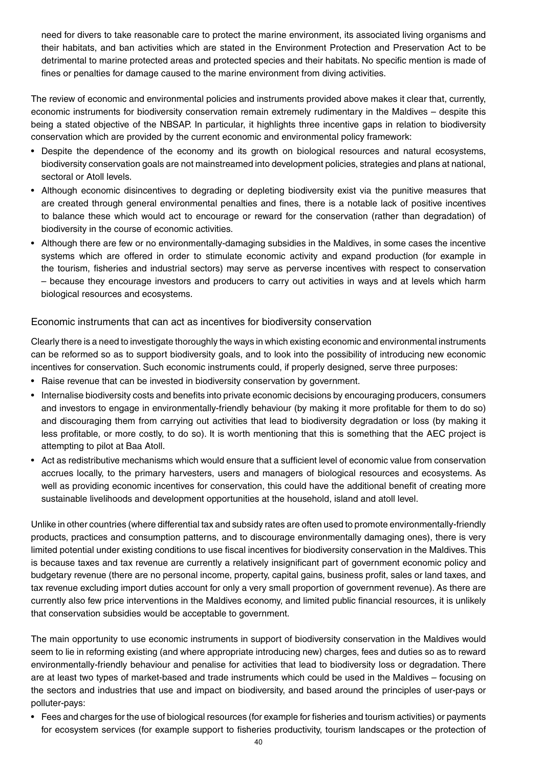need for divers to take reasonable care to protect the marine environment, its associated living organisms and their habitats, and ban activities which are stated in the Environment Protection and Preservation Act to be detrimental to marine protected areas and protected species and their habitats. No specific mention is made of fines or penalties for damage caused to the marine environment from diving activities.

The review of economic and environmental policies and instruments provided above makes it clear that, currently, economic instruments for biodiversity conservation remain extremely rudimentary in the Maldives – despite this being a stated objective of the NBSAP. In particular, it highlights three incentive gaps in relation to biodiversity conservation which are provided by the current economic and environmental policy framework:

- Despite the dependence of the economy and its growth on biological resources and natural ecosystems, biodiversity conservation goals are not mainstreamed into development policies, strategies and plans at national, sectoral or Atoll levels.
- Although economic disincentives to degrading or depleting biodiversity exist via the punitive measures that are created through general environmental penalties and fines, there is a notable lack of positive incentives to balance these which would act to encourage or reward for the conservation (rather than degradation) of biodiversity in the course of economic activities.
- Although there are few or no environmentally-damaging subsidies in the Maldives, in some cases the incentive systems which are offered in order to stimulate economic activity and expand production (for example in the tourism, fisheries and industrial sectors) may serve as perverse incentives with respect to conservation – because they encourage investors and producers to carry out activities in ways and at levels which harm biological resources and ecosystems.

## Economic instruments that can act as incentives for biodiversity conservation

Clearly there is a need to investigate thoroughly the ways in which existing economic and environmental instruments can be reformed so as to support biodiversity goals, and to look into the possibility of introducing new economic incentives for conservation. Such economic instruments could, if properly designed, serve three purposes:

- Raise revenue that can be invested in biodiversity conservation by government.
- Internalise biodiversity costs and benefits into private economic decisions by encouraging producers, consumers and investors to engage in environmentally-friendly behaviour (by making it more profitable for them to do so) and discouraging them from carrying out activities that lead to biodiversity degradation or loss (by making it less profitable, or more costly, to do so). It is worth mentioning that this is something that the AEC project is attempting to pilot at Baa Atoll.
- Act as redistributive mechanisms which would ensure that a sufficient level of economic value from conservation accrues locally, to the primary harvesters, users and managers of biological resources and ecosystems. As well as providing economic incentives for conservation, this could have the additional benefit of creating more sustainable livelihoods and development opportunities at the household, island and atoll level.

Unlike in other countries (where differential tax and subsidy rates are often used to promote environmentally-friendly products, practices and consumption patterns, and to discourage environmentally damaging ones), there is very limited potential under existing conditions to use fiscal incentives for biodiversity conservation in the Maldives. This is because taxes and tax revenue are currently a relatively insignificant part of government economic policy and budgetary revenue (there are no personal income, property, capital gains, business profit, sales or land taxes, and tax revenue excluding import duties account for only a very small proportion of government revenue). As there are currently also few price interventions in the Maldives economy, and limited public financial resources, it is unlikely that conservation subsidies would be acceptable to government.

The main opportunity to use economic instruments in support of biodiversity conservation in the Maldives would seem to lie in reforming existing (and where appropriate introducing new) charges, fees and duties so as to reward environmentally-friendly behaviour and penalise for activities that lead to biodiversity loss or degradation. There are at least two types of market-based and trade instruments which could be used in the Maldives – focusing on the sectors and industries that use and impact on biodiversity, and based around the principles of user-pays or polluter-pays:

- Fees and charges for the use of biological resources (for example for fisheries and tourism activities) or payments for ecosystem services (for example support to fisheries productivity, tourism landscapes or the protection of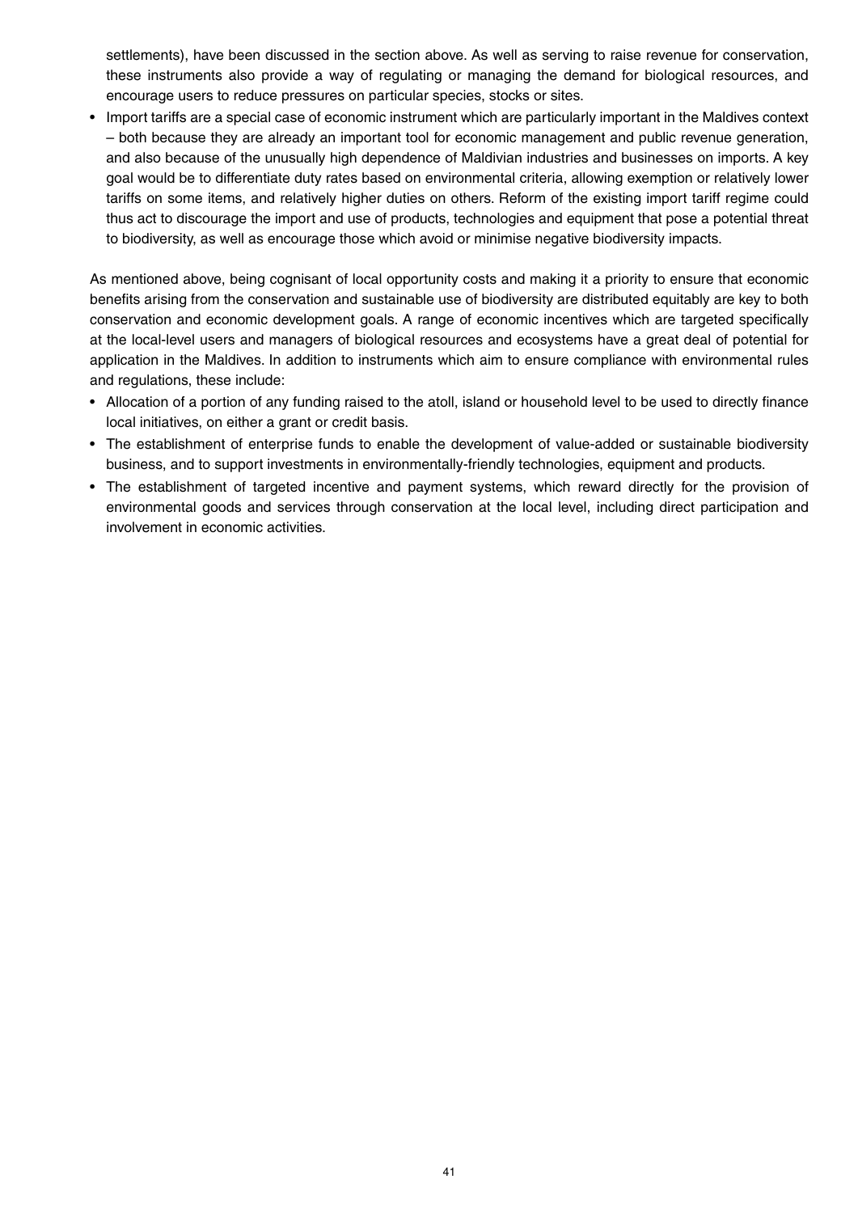settlements), have been discussed in the section above. As well as serving to raise revenue for conservation, these instruments also provide a way of regulating or managing the demand for biological resources, and encourage users to reduce pressures on particular species, stocks or sites.

- Import tariffs are a special case of economic instrument which are particularly important in the Maldives context – both because they are already an important tool for economic management and public revenue generation, and also because of the unusually high dependence of Maldivian industries and businesses on imports. A key goal would be to differentiate duty rates based on environmental criteria, allowing exemption or relatively lower tariffs on some items, and relatively higher duties on others. Reform of the existing import tariff regime could thus act to discourage the import and use of products, technologies and equipment that pose a potential threat to biodiversity, as well as encourage those which avoid or minimise negative biodiversity impacts.

As mentioned above, being cognisant of local opportunity costs and making it a priority to ensure that economic benefits arising from the conservation and sustainable use of biodiversity are distributed equitably are key to both conservation and economic development goals. A range of economic incentives which are targeted specifically at the local-level users and managers of biological resources and ecosystems have a great deal of potential for application in the Maldives. In addition to instruments which aim to ensure compliance with environmental rules and regulations, these include:

- Allocation of a portion of any funding raised to the atoll, island or household level to be used to directly finance local initiatives, on either a grant or credit basis.
- The establishment of enterprise funds to enable the development of value-added or sustainable biodiversity business, and to support investments in environmentally-friendly technologies, equipment and products.
- The establishment of targeted incentive and payment systems, which reward directly for the provision of environmental goods and services through conservation at the local level, including direct participation and involvement in economic activities.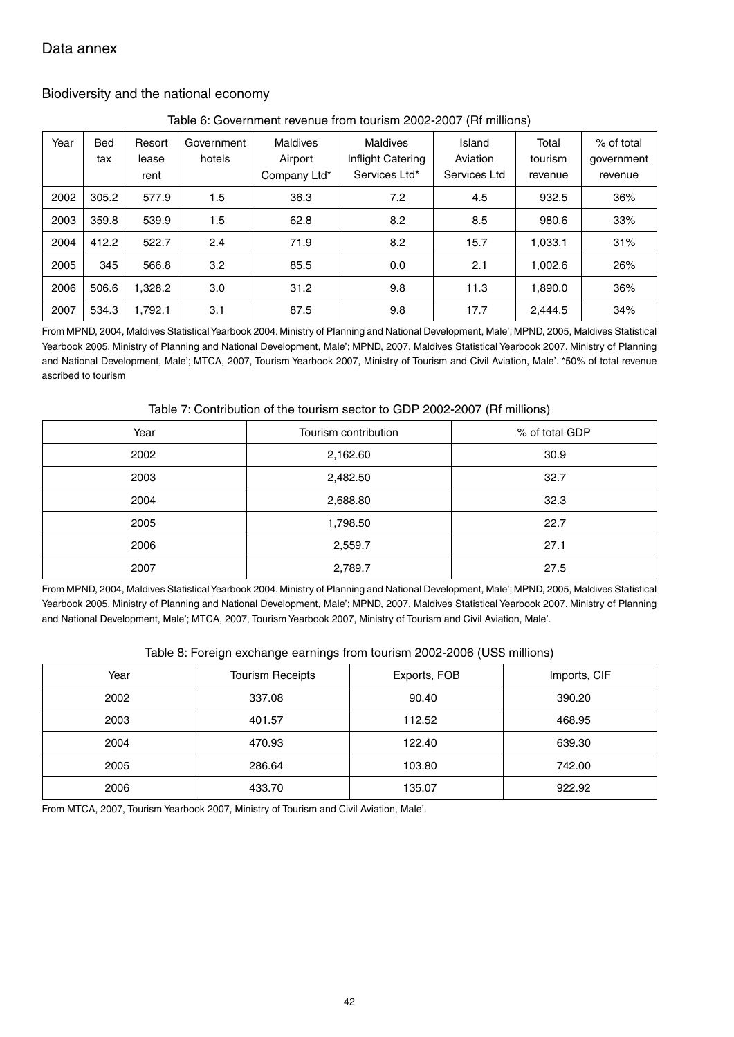# Data annex

## Biodiversity and the national economy

Table 6: Government revenue from tourism 2002-2007 (Rf millions)

| Year | Bed tax | Resort lease rent | Government hotels | Maldives Airport Company Ltd* | Maldives Inflight Catering Services Ltd* | Island Aviation Services Ltd | Total tourism revenue | % of total government revenue |
|---|---|---|---|---|---|---|---|---|
| 2002 | 305.2 | 577.9 | 1.5 | 36.3 | 7.2 | 4.5 | 932.5 | 36% |
| 2003 | 359.8 | 539.9 | 1.5 | 62.8 | 8.2 | 8.5 | 980.6 | 33% |
| 2004 | 412.2 | 522.7 | 2.4 | 71.9 | 8.2 | 15.7 | 1,033.1 | 31% |
| 2005 | 345 | 566.8 | 3.2 | 85.5 | 0.0 | 2.1 | 1,002.6 | 26% |
| 2006 | 506.6 | 1,328.2 | 3.0 | 31.2 | 9.8 | 11.3 | 1,890.0 | 36% |
| 2007 | 534.3 | 1,792.1 | 3.1 | 87.5 | 9.8 | 17.7 | 2,444.5 | 34% |

From MPND, 2004, Maldives Statistical Yearbook 2004. Ministry of Planning and National Development, Male'; MPND, 2005, Maldives Statistical Yearbook 2005. Ministry of Planning and National Development, Male'; MPND, 2007, Maldives Statistical Yearbook 2007. Ministry of Planning and National Development, Male'; MTCA, 2007, Tourism Yearbook 2007, Ministry of Tourism and Civil Aviation, Male'. *50% of total revenue ascribed to tourism

Table 7: Contribution of the tourism sector to GDP 2002-2007 (Rf millions)

| Year | Tourism contribution | % of total GDP |
|---|---|---|
| 2002 | 2,162.60 | 30.9 |
| 2003 | 2,482.50 | 32.7 |
| 2004 | 2,688.80 | 32.3 |
| 2005 | 1,798.50 | 22.7 |
| 2006 | 2,559.7 | 27.1 |
| 2007 | 2,789.7 | 27.5 |

From MPND, 2004, Maldives Statistical Yearbook 2004. Ministry of Planning and National Development, Male'; MPND, 2005, Maldives Statistical Yearbook 2005. Ministry of Planning and National Development, Male'; MPND, 2007, Maldives Statistical Yearbook 2007. Ministry of Planning and National Development, Male'; MTCA, 2007, Tourism Yearbook 2007, Ministry of Tourism and Civil Aviation, Male'.

Table 8: Foreign exchange earnings from tourism 2002-2006 (US$ millions)

| Year | Tourism Receipts | Exports, FOB | Imports, CIF |
|---|---|---|---|
| 2002 | 337.08 | 90.40 | 390.20 |
| 2003 | 401.57 | 112.52 | 468.95 |
| 2004 | 470.93 | 122.40 | 639.30 |
| 2005 | 286.64 | 103.80 | 742.00 |
| 2006 | 433.70 | 135.07 | 922.92 |

From MTCA, 2007, Tourism Yearbook 2007, Ministry of Tourism and Civil Aviation, Male'.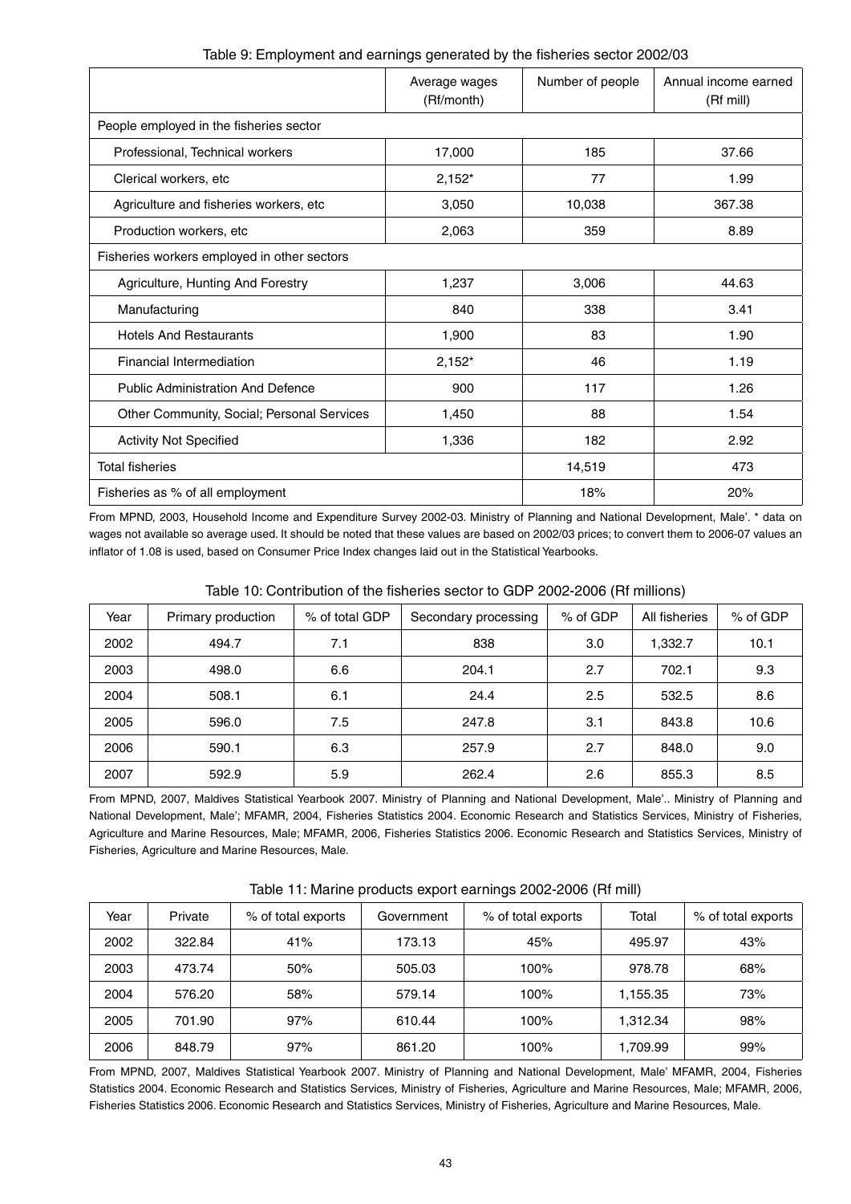Table 9: Employment and earnings generated by the fisheries sector 2002/03

| | Average wages (Rf/month) | Number of people | Annual income earned (Rf mill) |
|---|---|---|---|
| People employed in the fisheries sector | | | |
| Professional, Technical workers | 17,000 | 185 | 37.66 |
| Clerical workers, etc | 2,152* | 77 | 1.99 |
| Agriculture and fisheries workers, etc | 3,050 | 10,038 | 367.38 |
| Production workers, etc | 2,063 | 359 | 8.89 |
| Fisheries workers employed in other sectors | | | |
| Agriculture, Hunting And Forestry | 1,237 | 3,006 | 44.63 |
| Manufacturing | 840 | 338 | 3.41 |
| Hotels And Restaurants | 1,900 | 83 | 1.90 |
| Financial Intermediation | 2,152* | 46 | 1.19 |
| Public Administration And Defence | 900 | 117 | 1.26 |
| Other Community, Social; Personal Services | 1,450 | 88 | 1.54 |
| Activity Not Specified | 1,336 | 182 | 2.92 |
| Total fisheries | | 14,519 | 473 |
| Fisheries as % of all employment | | 18% | 20% |

From MPND, 2003, Household Income and Expenditure Survey 2002-03. Ministry of Planning and National Development, Male'. * data on wages not available so average used. It should be noted that these values are based on 2002/03 prices; to convert them to 2006-07 values an inflator of 1.08 is used, based on Consumer Price Index changes laid out in the Statistical Yearbooks.

Table 10: Contribution of the fisheries sector to GDP 2002-2006 (Rf millions)

| Year | Primary production | % of total GDP | Secondary processing | % of GDP | All fisheries | % of GDP |
|---|---|---|---|---|---|---|
| 2002 | 494.7 | 7.1 | 838 | 3.0 | 1,332.7 | 10.1 |
| 2003 | 498.0 | 6.6 | 204.1 | 2.7 | 702.1 | 9.3 |
| 2004 | 508.1 | 6.1 | 24.4 | 2.5 | 532.5 | 8.6 |
| 2005 | 596.0 | 7.5 | 247.8 | 3.1 | 843.8 | 10.6 |
| 2006 | 590.1 | 6.3 | 257.9 | 2.7 | 848.0 | 9.0 |
| 2007 | 592.9 | 5.9 | 262.4 | 2.6 | 855.3 | 8.5 |

From MPND, 2007, Maldives Statistical Yearbook 2007. Ministry of Planning and National Development, Male'.. Ministry of Planning and National Development, Male'; MFAMR, 2004, Fisheries Statistics 2004. Economic Research and Statistics Services, Ministry of Fisheries, Agriculture and Marine Resources, Male; MFAMR, 2006, Fisheries Statistics 2006. Economic Research and Statistics Services, Ministry of Fisheries, Agriculture and Marine Resources, Male.

Table 11: Marine products export earnings 2002-2006 (Rf mill)

| Year | Private | % of total exports | Government | % of total exports | Total | % of total exports |
|---|---|---|---|---|---|---|
| 2002 | 322.84 | 41% | 173.13 | 45% | 495.97 | 43% |
| 2003 | 473.74 | 50% | 505.03 | 100% | 978.78 | 68% |
| 2004 | 576.20 | 58% | 579.14 | 100% | 1,155.35 | 73% |
| 2005 | 701.90 | 97% | 610.44 | 100% | 1,312.34 | 98% |
| 2006 | 848.79 | 97% | 861.20 | 100% | 1,709.99 | 99% |

From MPND, 2007, Maldives Statistical Yearbook 2007. Ministry of Planning and National Development, Male' MFAMR, 2004, Fisheries Statistics 2004. Economic Research and Statistics Services, Ministry of Fisheries, Agriculture and Marine Resources, Male; MFAMR, 2006, Fisheries Statistics 2006. Economic Research and Statistics Services, Ministry of Fisheries, Agriculture and Marine Resources, Male.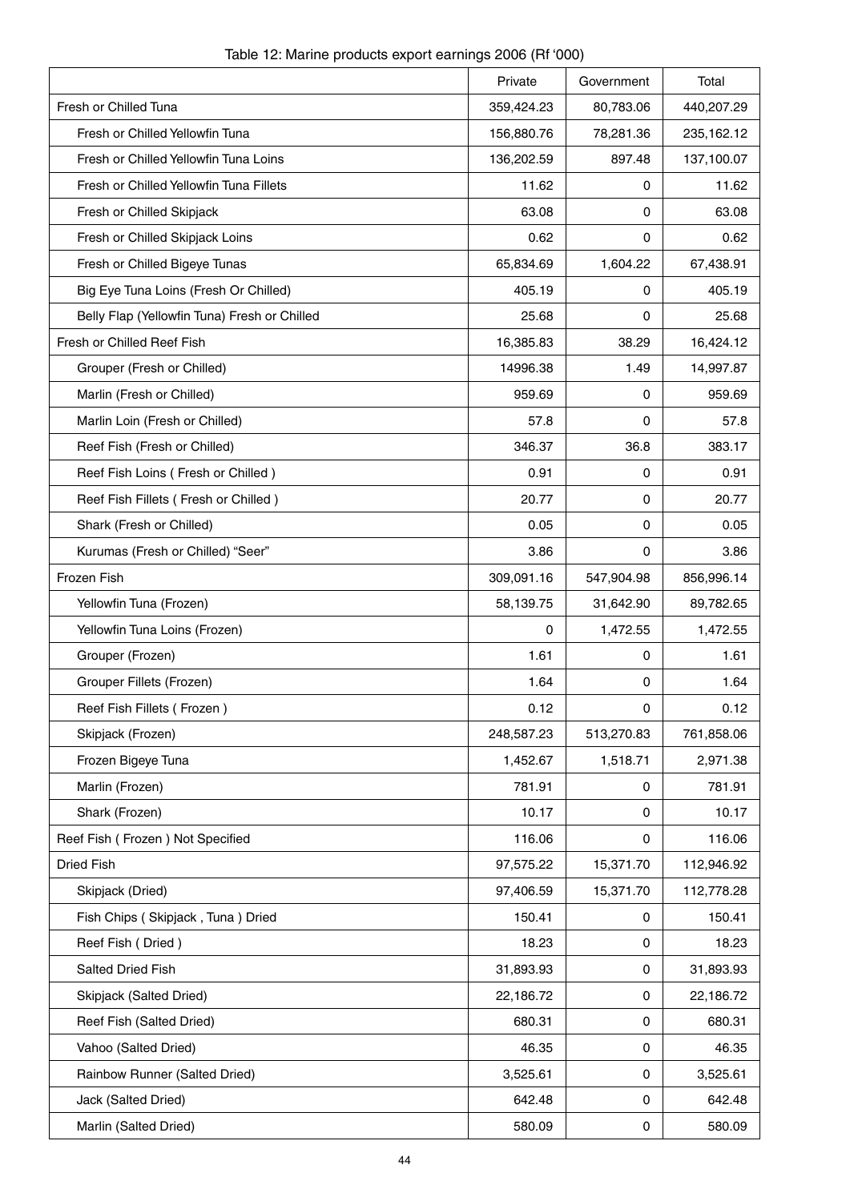Table 12: Marine products export earnings 2006 (Rf '000)

| | Private | Government | Total |
|---|---|---|---|
| Fresh or Chilled Tuna | 359,424.23 | 80,783.06 | 440,207.29 |
| Fresh or Chilled Yellowfin Tuna | 156,880.76 | 78,281.36 | 235,162.12 |
| Fresh or Chilled Yellowfin Tuna Loins | 136,202.59 | 897.48 | 137,100.07 |
| Fresh or Chilled Yellowfin Tuna Fillets | 11.62 | 0 | 11.62 |
| Fresh or Chilled Skipjack | 63.08 | 0 | 63.08 |
| Fresh or Chilled Skipjack Loins | 0.62 | 0 | 0.62 |
| Fresh or Chilled Bigeye Tunas | 65,834.69 | 1,604.22 | 67,438.91 |
| Big Eye Tuna Loins (Fresh Or Chilled) | 405.19 | 0 | 405.19 |
| Belly Flap (Yellowfin Tuna) Fresh or Chilled | 25.68 | 0 | 25.68 |
| Fresh or Chilled Reef Fish | 16,385.83 | 38.29 | 16,424.12 |
| Grouper (Fresh or Chilled) | 14996.38 | 1.49 | 14,997.87 |
| Marlin (Fresh or Chilled) | 959.69 | 0 | 959.69 |
| Marlin Loin (Fresh or Chilled) | 57.8 | 0 | 57.8 |
| Reef Fish (Fresh or Chilled) | 346.37 | 36.8 | 383.17 |
| Reef Fish Loins ( Fresh or Chilled ) | 0.91 | 0 | 0.91 |
| Reef Fish Fillets ( Fresh or Chilled ) | 20.77 | 0 | 20.77 |
| Shark (Fresh or Chilled) | 0.05 | 0 | 0.05 |
| Kurumas (Fresh or Chilled) "Seer" | 3.86 | 0 | 3.86 |
| Frozen Fish | 309,091.16 | 547,904.98 | 856,996.14 |
| Yellowfin Tuna (Frozen) | 58,139.75 | 31,642.90 | 89,782.65 |
| Yellowfin Tuna Loins (Frozen) | 0 | 1,472.55 | 1,472.55 |
| Grouper (Frozen) | 1.61 | 0 | 1.61 |
| Grouper Fillets (Frozen) | 1.64 | 0 | 1.64 |
| Reef Fish Fillets ( Frozen ) | 0.12 | 0 | 0.12 |
| Skipjack (Frozen) | 248,587.23 | 513,270.83 | 761,858.06 |
| Frozen Bigeye Tuna | 1,452.67 | 1,518.71 | 2,971.38 |
| Marlin (Frozen) | 781.91 | 0 | 781.91 |
| Shark (Frozen) | 10.17 | 0 | 10.17 |
| Reef Fish ( Frozen ) Not Specified | 116.06 | 0 | 116.06 |
| Dried Fish | 97,575.22 | 15,371.70 | 112,946.92 |
| Skipjack (Dried) | 97,406.59 | 15,371.70 | 112,778.28 |
| Fish Chips ( Skipjack , Tuna ) Dried | 150.41 | 0 | 150.41 |
| Reef Fish ( Dried ) | 18.23 | 0 | 18.23 |
| Salted Dried Fish | 31,893.93 | 0 | 31,893.93 |
| Skipjack (Salted Dried) | 22,186.72 | 0 | 22,186.72 |
| Reef Fish (Salted Dried) | 680.31 | 0 | 680.31 |
| Vahoo (Salted Dried) | 46.35 | 0 | 46.35 |
| Rainbow Runner (Salted Dried) | 3,525.61 | 0 | 3,525.61 |
| Jack (Salted Dried) | 642.48 | 0 | 642.48 |
| Marlin (Salted Dried) | 580.09 | 0 | 580.09 |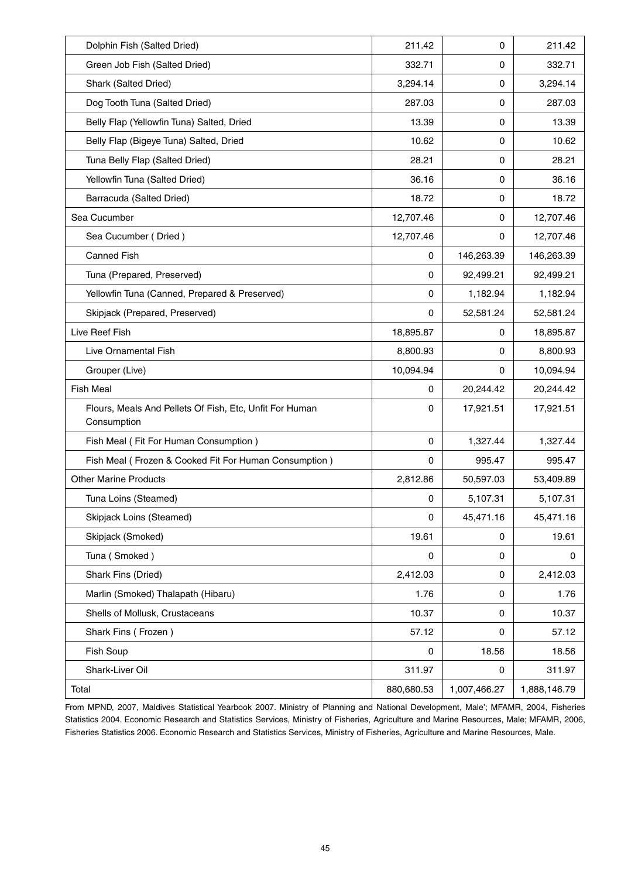| | | | |
|---|---|---|---|
| Dolphin Fish (Salted Dried) | 211.42 | 0 | 211.42 |
| Green Job Fish (Salted Dried) | 332.71 | 0 | 332.71 |
| Shark (Salted Dried) | 3,294.14 | 0 | 3,294.14 |
| Dog Tooth Tuna (Salted Dried) | 287.03 | 0 | 287.03 |
| Belly Flap (Yellowfin Tuna) Salted, Dried | 13.39 | 0 | 13.39 |
| Belly Flap (Bigeye Tuna) Salted, Dried | 10.62 | 0 | 10.62 |
| Tuna Belly Flap (Salted Dried) | 28.21 | 0 | 28.21 |
| Yellowfin Tuna (Salted Dried) | 36.16 | 0 | 36.16 |
| Barracuda (Salted Dried) | 18.72 | 0 | 18.72 |
| Sea Cucumber | 12,707.46 | 0 | 12,707.46 |
| Sea Cucumber ( Dried ) | 12,707.46 | 0 | 12,707.46 |
| Canned Fish | 0 | 146,263.39 | 146,263.39 |
| Tuna (Prepared, Preserved) | 0 | 92,499.21 | 92,499.21 |
| Yellowfin Tuna (Canned, Prepared & Preserved) | 0 | 1,182.94 | 1,182.94 |
| Skipjack (Prepared, Preserved) | 0 | 52,581.24 | 52,581.24 |
| Live Reef Fish | 18,895.87 | 0 | 18,895.87 |
| Live Ornamental Fish | 8,800.93 | 0 | 8,800.93 |
| Grouper (Live) | 10,094.94 | 0 | 10,094.94 |
| Fish Meal | 0 | 20,244.42 | 20,244.42 |
| Flours, Meals And Pellets Of Fish, Etc, Unfit For Human Consumption | 0 | 17,921.51 | 17,921.51 |
| Fish Meal ( Fit For Human Consumption ) | 0 | 1,327.44 | 1,327.44 |
| Fish Meal ( Frozen & Cooked Fit For Human Consumption ) | 0 | 995.47 | 995.47 |
| Other Marine Products | 2,812.86 | 50,597.03 | 53,409.89 |
| Tuna Loins (Steamed) | 0 | 5,107.31 | 5,107.31 |
| Skipjack Loins (Steamed) | 0 | 45,471.16 | 45,471.16 |
| Skipjack (Smoked) | 19.61 | 0 | 19.61 |
| Tuna ( Smoked ) | 0 | 0 | 0 |
| Shark Fins (Dried) | 2,412.03 | 0 | 2,412.03 |
| Marlin (Smoked) Thalapath (Hibaru) | 1.76 | 0 | 1.76 |
| Shells of Mollusk, Crustaceans | 10.37 | 0 | 10.37 |
| Shark Fins ( Frozen ) | 57.12 | 0 | 57.12 |
| Fish Soup | 0 | 18.56 | 18.56 |
| Shark-Liver Oil | 311.97 | 0 | 311.97 |
| Total | 880,680.53 | 1,007,466.27 | 1,888,146.79 |

From MPND, 2007, Maldives Statistical Yearbook 2007. Ministry of Planning and National Development, Male'; MFAMR, 2004, Fisheries Statistics 2004. Economic Research and Statistics Services, Ministry of Fisheries, Agriculture and Marine Resources, Male; MFAMR, 2006, Fisheries Statistics 2006. Economic Research and Statistics Services, Ministry of Fisheries, Agriculture and Marine Resources, Male.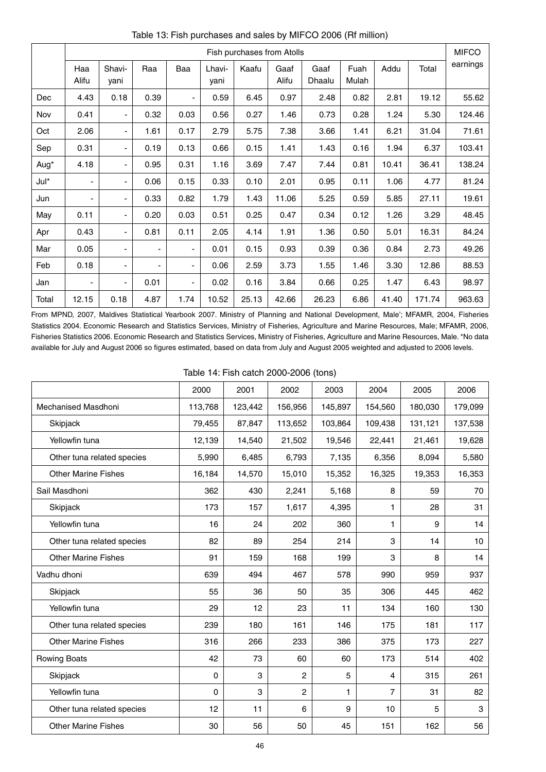Table 13: Fish purchases and sales by MIFCO 2006 (Rf million)

| | Fish purchases from Atolls | | | | | | | | | | | MIFCO earnings |
|---|---|---|---|---|---|---|---|---|---|---|---|---|
| | Haa Alifu | Shavi-yani | Raa | Baa | Lhavi-yani | Kaafu | Gaaf Alifu | Gaaf Dhaalu | Fuah Mulah | Addu | Total | |
| Dec | 4.43 | 0.18 | 0.39 | - | 0.59 | 6.45 | 0.97 | 2.48 | 0.82 | 2.81 | 19.12 | 55.62 |
| Nov | 0.41 | - | 0.32 | 0.03 | 0.56 | 0.27 | 1.46 | 0.73 | 0.28 | 1.24 | 5.30 | 124.46 |
| Oct | 2.06 | - | 1.61 | 0.17 | 2.79 | 5.75 | 7.38 | 3.66 | 1.41 | 6.21 | 31.04 | 71.61 |
| Sep | 0.31 | - | 0.19 | 0.13 | 0.66 | 0.15 | 1.41 | 1.43 | 0.16 | 1.94 | 6.37 | 103.41 |
| Aug* | 4.18 | - | 0.95 | 0.31 | 1.16 | 3.69 | 7.47 | 7.44 | 0.81 | 10.41 | 36.41 | 138.24 |
| Jul* | - | - | 0.06 | 0.15 | 0.33 | 0.10 | 2.01 | 0.95 | 0.11 | 1.06 | 4.77 | 81.24 |
| Jun | - | - | 0.33 | 0.82 | 1.79 | 1.43 | 11.06 | 5.25 | 0.59 | 5.85 | 27.11 | 19.61 |
| May | 0.11 | - | 0.20 | 0.03 | 0.51 | 0.25 | 0.47 | 0.34 | 0.12 | 1.26 | 3.29 | 48.45 |
| Apr | 0.43 | - | 0.81 | 0.11 | 2.05 | 4.14 | 1.91 | 1.36 | 0.50 | 5.01 | 16.31 | 84.24 |
| Mar | 0.05 | - | - | - | 0.01 | 0.15 | 0.93 | 0.39 | 0.36 | 0.84 | 2.73 | 49.26 |
| Feb | 0.18 | - | - | - | 0.06 | 2.59 | 3.73 | 1.55 | 1.46 | 3.30 | 12.86 | 88.53 |
| Jan | - | - | 0.01 | - | 0.02 | 0.16 | 3.84 | 0.66 | 0.25 | 1.47 | 6.43 | 98.97 |
| Total | 12.15 | 0.18 | 4.87 | 1.74 | 10.52 | 25.13 | 42.66 | 26.23 | 6.86 | 41.40 | 171.74 | 963.63 |

From MPND, 2007, Maldives Statistical Yearbook 2007. Ministry of Planning and National Development, Male'; MFAMR, 2004, Fisheries Statistics 2004. Economic Research and Statistics Services, Ministry of Fisheries, Agriculture and Marine Resources, Male; MFAMR, 2006, Fisheries Statistics 2006. Economic Research and Statistics Services, Ministry of Fisheries, Agriculture and Marine Resources, Male. *No data available for July and August 2006 so figures estimated, based on data from July and August 2005 weighted and adjusted to 2006 levels.

Table 14: Fish catch 2000-2006 (tons)

| | 2000 | 2001 | 2002 | 2003 | 2004 | 2005 | 2006 |
|---|---|---|---|---|---|---|---|
| Mechanised Masdhoni | 113,768 | 123,442 | 156,956 | 145,897 | 154,560 | 180,030 | 179,099 |
| Skipjack | 79,455 | 87,847 | 113,652 | 103,864 | 109,438 | 131,121 | 137,538 |
| Yellowfin tuna | 12,139 | 14,540 | 21,502 | 19,546 | 22,441 | 21,461 | 19,628 |
| Other tuna related species | 5,990 | 6,485 | 6,793 | 7,135 | 6,356 | 8,094 | 5,580 |
| Other Marine Fishes | 16,184 | 14,570 | 15,010 | 15,352 | 16,325 | 19,353 | 16,353 |
| Sail Masdhoni | 362 | 430 | 2,241 | 5,168 | 8 | 59 | 70 |
| Skipjack | 173 | 157 | 1,617 | 4,395 | 1 | 28 | 31 |
| Yellowfin tuna | 16 | 24 | 202 | 360 | 1 | 9 | 14 |
| Other tuna related species | 82 | 89 | 254 | 214 | 3 | 14 | 10 |
| Other Marine Fishes | 91 | 159 | 168 | 199 | 3 | 8 | 14 |
| Vadhu dhoni | 639 | 494 | 467 | 578 | 990 | 959 | 937 |
| Skipjack | 55 | 36 | 50 | 35 | 306 | 445 | 462 |
| Yellowfin tuna | 29 | 12 | 23 | 11 | 134 | 160 | 130 |
| Other tuna related species | 239 | 180 | 161 | 146 | 175 | 181 | 117 |
| Other Marine Fishes | 316 | 266 | 233 | 386 | 375 | 173 | 227 |
| Rowing Boats | 42 | 73 | 60 | 60 | 173 | 514 | 402 |
| Skipjack | 0 | 3 | 2 | 5 | 4 | 315 | 261 |
| Yellowfin tuna | 0 | 3 | 2 | 1 | 7 | 31 | 82 |
| Other tuna related species | 12 | 11 | 6 | 9 | 10 | 5 | 3 |
| Other Marine Fishes | 30 | 56 | 50 | 45 | 151 | 162 | 56 |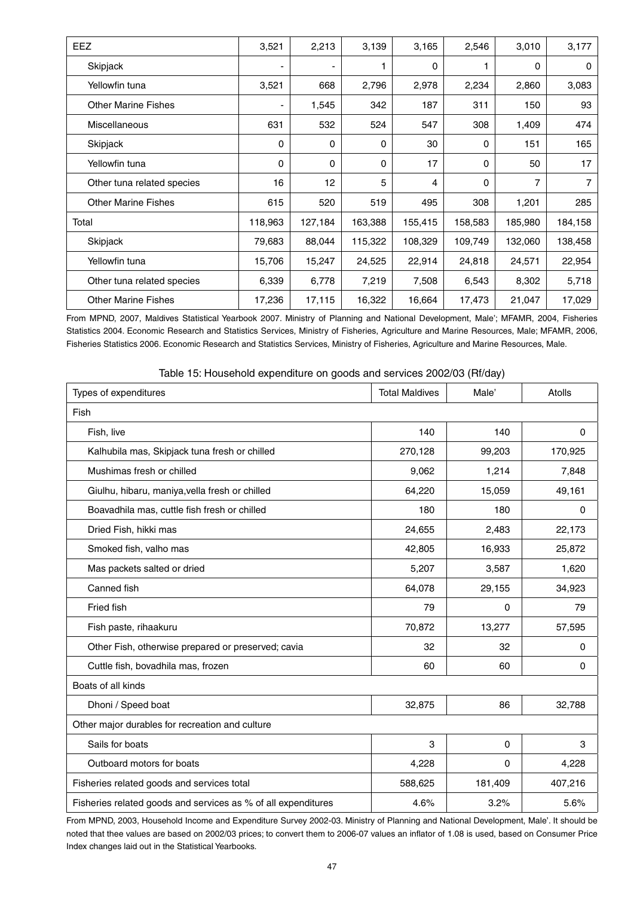| EEZ | 3,521 | 2,213 | 3,139 | 3,165 | 2,546 | 3,010 | 3,177 |
|---|---|---|---|---|---|---|---|
| Skipjack | - | - | 1 | 0 | 1 | 0 | 0 |
| Yellowfin tuna | 3,521 | 668 | 2,796 | 2,978 | 2,234 | 2,860 | 3,083 |
| Other Marine Fishes | - | 1,545 | 342 | 187 | 311 | 150 | 93 |
| Miscellaneous | 631 | 532 | 524 | 547 | 308 | 1,409 | 474 |
| Skipjack | 0 | 0 | 0 | 30 | 0 | 151 | 165 |
| Yellowfin tuna | 0 | 0 | 0 | 17 | 0 | 50 | 17 |
| Other tuna related species | 16 | 12 | 5 | 4 | 0 | 7 | 7 |
| Other Marine Fishes | 615 | 520 | 519 | 495 | 308 | 1,201 | 285 |
| Total | 118,963 | 127,184 | 163,388 | 155,415 | 158,583 | 185,980 | 184,158 |
| Skipjack | 79,683 | 88,044 | 115,322 | 108,329 | 109,749 | 132,060 | 138,458 |
| Yellowfin tuna | 15,706 | 15,247 | 24,525 | 22,914 | 24,818 | 24,571 | 22,954 |
| Other tuna related species | 6,339 | 6,778 | 7,219 | 7,508 | 6,543 | 8,302 | 5,718 |
| Other Marine Fishes | 17,236 | 17,115 | 16,322 | 16,664 | 17,473 | 21,047 | 17,029 |

From MPND, 2007, Maldives Statistical Yearbook 2007. Ministry of Planning and National Development, Male'; MFAMR, 2004, Fisheries Statistics 2004. Economic Research and Statistics Services, Ministry of Fisheries, Agriculture and Marine Resources, Male; MFAMR, 2006, Fisheries Statistics 2006. Economic Research and Statistics Services, Ministry of Fisheries, Agriculture and Marine Resources, Male.

Table 15: Household expenditure on goods and services 2002/03 (Rf/day)

| Types of expenditures | Total Maldives | Male' | Atolls |
|---|---|---|---|
| Fish | | | |
| Fish, live | 140 | 140 | 0 |
| Kalhubila mas, Skipjack tuna fresh or chilled | 270,128 | 99,203 | 170,925 |
| Mushimas fresh or chilled | 9,062 | 1,214 | 7,848 |
| Giulhu, hibaru, maniya,vella fresh or chilled | 64,220 | 15,059 | 49,161 |
| Boavadhila mas, cuttle fish fresh or chilled | 180 | 180 | 0 |
| Dried Fish, hikki mas | 24,655 | 2,483 | 22,173 |
| Smoked fish, valho mas | 42,805 | 16,933 | 25,872 |
| Mas packets salted or dried | 5,207 | 3,587 | 1,620 |
| Canned fish | 64,078 | 29,155 | 34,923 |
| Fried fish | 79 | 0 | 79 |
| Fish paste, rihaakuru | 70,872 | 13,277 | 57,595 |
| Other Fish, otherwise prepared or preserved; cavia | 32 | 32 | 0 |
| Cuttle fish, bovadhila mas, frozen | 60 | 60 | 0 |
| Boats of all kinds | | | |
| Dhoni / Speed boat | 32,875 | 86 | 32,788 |
| Other major durables for recreation and culture | | | |
| Sails for boats | 3 | 0 | 3 |
| Outboard motors for boats | 4,228 | 0 | 4,228 |
| Fisheries related goods and services total | 588,625 | 181,409 | 407,216 |
| Fisheries related goods and services as % of all expenditures | 4.6% | 3.2% | 5.6% |

From MPND, 2003, Household Income and Expenditure Survey 2002-03. Ministry of Planning and National Development, Male'. It should be noted that thee values are based on 2002/03 prices; to convert them to 2006-07 values an inflator of 1.08 is used, based on Consumer Price Index changes laid out in the Statistical Yearbooks.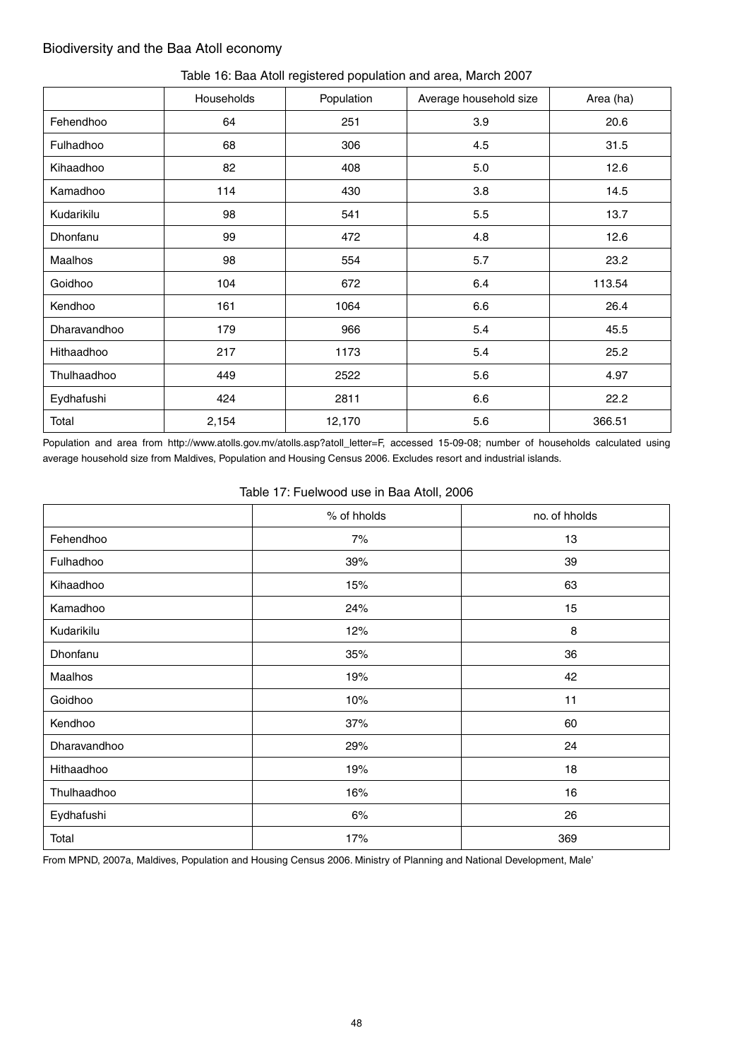Biodiversity and the Baa Atoll economy

Table 16: Baa Atoll registered population and area, March 2007

| | Households | Population | Average household size | Area (ha) |
|---|---|---|---|---|
| Fehendhoo | 64 | 251 | 3.9 | 20.6 |
| Fulhadhoo | 68 | 306 | 4.5 | 31.5 |
| Kihaadhoo | 82 | 408 | 5.0 | 12.6 |
| Kamadhoo | 114 | 430 | 3.8 | 14.5 |
| Kudarikilu | 98 | 541 | 5.5 | 13.7 |
| Dhonfanu | 99 | 472 | 4.8 | 12.6 |
| Maalhos | 98 | 554 | 5.7 | 23.2 |
| Goidhoo | 104 | 672 | 6.4 | 113.54 |
| Kendhoo | 161 | 1064 | 6.6 | 26.4 |
| Dharavandhoo | 179 | 966 | 5.4 | 45.5 |
| Hithaadhoo | 217 | 1173 | 5.4 | 25.2 |
| Thulhaadhoo | 449 | 2522 | 5.6 | 4.97 |
| Eydhafushi | 424 | 2811 | 6.6 | 22.2 |
| Total | 2,154 | 12,170 | 5.6 | 366.51 |

Population and area from http://www.atolls.gov.mv/atolls.asp?atoll_letter=F, accessed 15-09-08; number of households calculated using average household size from Maldives, Population and Housing Census 2006. Excludes resort and industrial islands.

Table 17: Fuelwood use in Baa Atoll, 2006

| | % of hholds | no. of hholds |
|---|---|---|
| Fehendhoo | 7% | 13 |
| Fulhadhoo | 39% | 39 |
| Kihaadhoo | 15% | 63 |
| Kamadhoo | 24% | 15 |
| Kudarikilu | 12% | 8 |
| Dhonfanu | 35% | 36 |
| Maalhos | 19% | 42 |
| Goidhoo | 10% | 11 |
| Kendhoo | 37% | 60 |
| Dharavandhoo | 29% | 24 |
| Hithaadhoo | 19% | 18 |
| Thulhaadhoo | 16% | 16 |
| Eydhafushi | 6% | 26 |
| Total | 17% | 369 |

From MPND, 2007a, Maldives, Population and Housing Census 2006. Ministry of Planning and National Development, Male'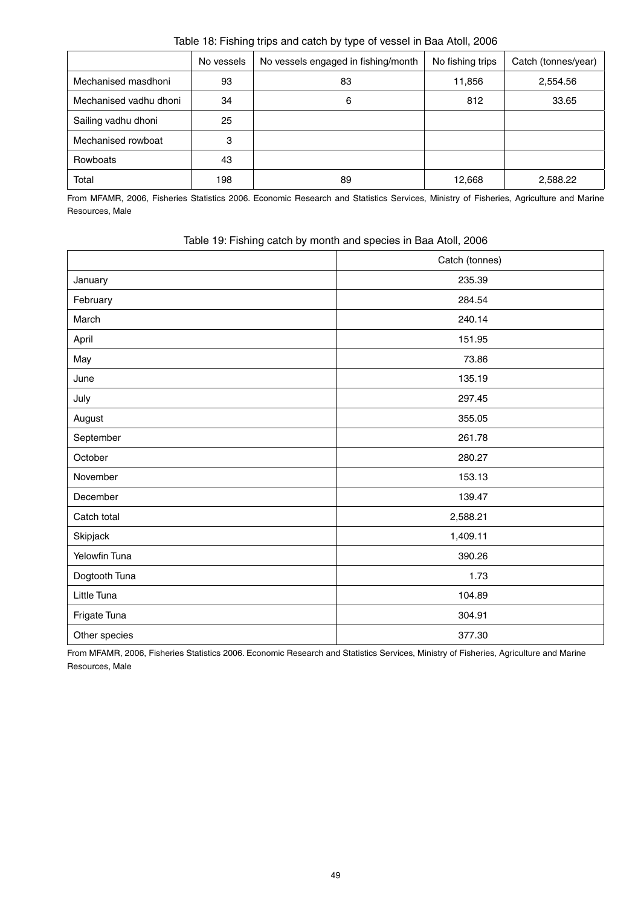Table 18: Fishing trips and catch by type of vessel in Baa Atoll, 2006

| | No vessels | No vessels engaged in fishing/month | No fishing trips | Catch (tonnes/year) |
|---|---|---|---|---|
| Mechanised masdhoni | 93 | 83 | 11,856 | 2,554.56 |
| Mechanised vadhu dhoni | 34 | 6 | 812 | 33.65 |
| Sailing vadhu dhoni | 25 | | | |
| Mechanised rowboat | 3 | | | |
| Rowboats | 43 | | | |
| Total | 198 | 89 | 12,668 | 2,588.22 |

From MFAMR, 2006, Fisheries Statistics 2006. Economic Research and Statistics Services, Ministry of Fisheries, Agriculture and Marine Resources, Male

Table 19: Fishing catch by month and species in Baa Atoll, 2006

| | Catch (tonnes) |
|---|---|
| January | 235.39 |
| February | 284.54 |
| March | 240.14 |
| April | 151.95 |
| May | 73.86 |
| June | 135.19 |
| July | 297.45 |
| August | 355.05 |
| September | 261.78 |
| October | 280.27 |
| November | 153.13 |
| December | 139.47 |
| Catch total | 2,588.21 |
| Skipjack | 1,409.11 |
| Yelowfin Tuna | 390.26 |
| Dogtooth Tuna | 1.73 |
| Little Tuna | 104.89 |
| Frigate Tuna | 304.91 |
| Other species | 377.30 |

From MFAMR, 2006, Fisheries Statistics 2006. Economic Research and Statistics Services, Ministry of Fisheries, Agriculture and Marine Resources, Male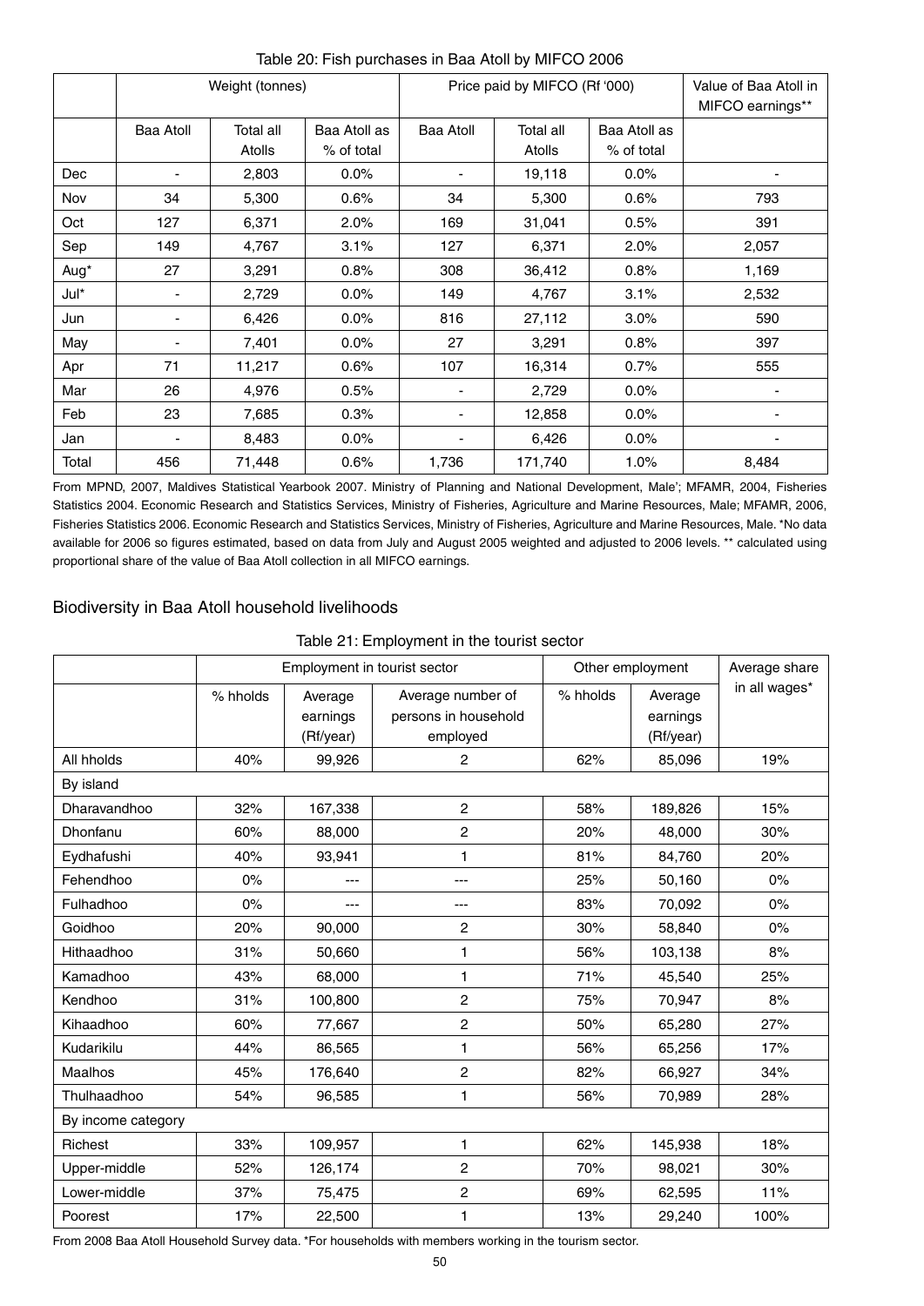Table 20: Fish purchases in Baa Atoll by MIFCO 2006

| | Weight (tonnes) | | | Price paid by MIFCO (Rf '000) | | | Value of Baa Atoll in MIFCO earnings** |
|---|---|---|---|---|---|---|---|
| | Baa Atoll | Total all Atolls | Baa Atoll as % of total | Baa Atoll | Total all Atolls | Baa Atoll as % of total | |
| Dec | - | 2,803 | 0.0% | - | 19,118 | 0.0% | - |
| Nov | 34 | 5,300 | 0.6% | 34 | 5,300 | 0.6% | 793 |
| Oct | 127 | 6,371 | 2.0% | 169 | 31,041 | 0.5% | 391 |
| Sep | 149 | 4,767 | 3.1% | 127 | 6,371 | 2.0% | 2,057 |
| Aug* | 27 | 3,291 | 0.8% | 308 | 36,412 | 0.8% | 1,169 |
| Jul* | - | 2,729 | 0.0% | 149 | 4,767 | 3.1% | 2,532 |
| Jun | - | 6,426 | 0.0% | 816 | 27,112 | 3.0% | 590 |
| May | - | 7,401 | 0.0% | 27 | 3,291 | 0.8% | 397 |
| Apr | 71 | 11,217 | 0.6% | 107 | 16,314 | 0.7% | 555 |
| Mar | 26 | 4,976 | 0.5% | - | 2,729 | 0.0% | - |
| Feb | 23 | 7,685 | 0.3% | - | 12,858 | 0.0% | - |
| Jan | - | 8,483 | 0.0% | - | 6,426 | 0.0% | - |
| Total | 456 | 71,448 | 0.6% | 1,736 | 171,740 | 1.0% | 8,484 |

From MPND, 2007, Maldives Statistical Yearbook 2007. Ministry of Planning and National Development, Male'; MFAMR, 2004, Fisheries Statistics 2004. Economic Research and Statistics Services, Ministry of Fisheries, Agriculture and Marine Resources, Male; MFAMR, 2006, Fisheries Statistics 2006. Economic Research and Statistics Services, Ministry of Fisheries, Agriculture and Marine Resources, Male. *No data available for 2006 so figures estimated, based on data from July and August 2005 weighted and adjusted to 2006 levels. ** calculated using proportional share of the value of Baa Atoll collection in all MIFCO earnings.

## Biodiversity in Baa Atoll household livelihoods

Table 21: Employment in the tourist sector

| | Employment in tourist sector | | | Other employment | | Average share in all wages* |
|---|---|---|---|---|---|---|
| | % hholds | Average earnings (Rf/year) | Average number of persons in household employed | % hholds | Average earnings (Rf/year) | |
| All hholds | 40% | 99,926 | 2 | 62% | 85,096 | 19% |
| By island | | | | | | |
| Dharavandhoo | 32% | 167,338 | 2 | 58% | 189,826 | 15% |
| Dhonfanu | 60% | 88,000 | 2 | 20% | 48,000 | 30% |
| Eydhafushi | 40% | 93,941 | 1 | 81% | 84,760 | 20% |
| Fehendhoo | 0% | --- | --- | 25% | 50,160 | 0% |
| Fulhadhoo | 0% | --- | --- | 83% | 70,092 | 0% |
| Goidhoo | 20% | 90,000 | 2 | 30% | 58,840 | 0% |
| Hithaadhoo | 31% | 50,660 | 1 | 56% | 103,138 | 8% |
| Kamadhoo | 43% | 68,000 | 1 | 71% | 45,540 | 25% |
| Kendhoo | 31% | 100,800 | 2 | 75% | 70,947 | 8% |
| Kihaadhoo | 60% | 77,667 | 2 | 50% | 65,280 | 27% |
| Kudarikilu | 44% | 86,565 | 1 | 56% | 65,256 | 17% |
| Maalhos | 45% | 176,640 | 2 | 82% | 66,927 | 34% |
| Thulhaadhoo | 54% | 96,585 | 1 | 56% | 70,989 | 28% |
| By income category | | | | | | |
| Richest | 33% | 109,957 | 1 | 62% | 145,938 | 18% |
| Upper-middle | 52% | 126,174 | 2 | 70% | 98,021 | 30% |
| Lower-middle | 37% | 75,475 | 2 | 69% | 62,595 | 11% |
| Poorest | 17% | 22,500 | 1 | 13% | 29,240 | 100% |

From 2008 Baa Atoll Household Survey data. *For households with members working in the tourism sector.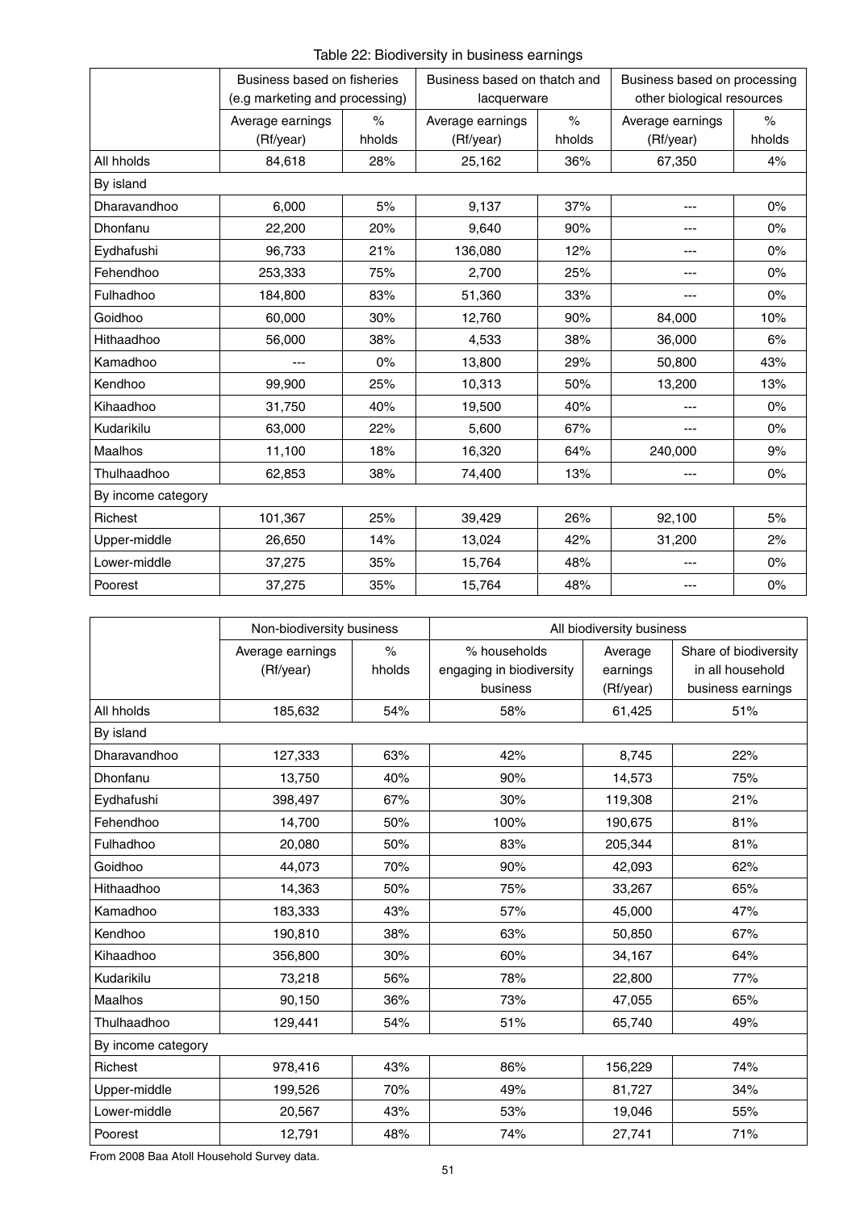Table 22: Biodiversity in business earnings

| | Business based on fisheries (e.g marketing and processing) | | Business based on thatch and lacquerware | | Business based on processing other biological resources | |
|---|---|---|---|---|---|---|
| | Average earnings (Rf/year) | % hholds | Average earnings (Rf/year) | % hholds | Average earnings (Rf/year) | % hholds |
| All hholds | 84,618 | 28% | 25,162 | 36% | 67,350 | 4% |
| By island | | | | | | |
| Dharavandhoo | 6,000 | 5% | 9,137 | 37% | --- | 0% |
| Dhonfanu | 22,200 | 20% | 9,640 | 90% | --- | 0% |
| Eydhafushi | 96,733 | 21% | 136,080 | 12% | --- | 0% |
| Fehendhoo | 253,333 | 75% | 2,700 | 25% | --- | 0% |
| Fulhadhoo | 184,800 | 83% | 51,360 | 33% | --- | 0% |
| Goidhoo | 60,000 | 30% | 12,760 | 90% | 84,000 | 10% |
| Hithaadhoo | 56,000 | 38% | 4,533 | 38% | 36,000 | 6% |
| Kamadhoo | --- | 0% | 13,800 | 29% | 50,800 | 43% |
| Kendhoo | 99,900 | 25% | 10,313 | 50% | 13,200 | 13% |
| Kihaadhoo | 31,750 | 40% | 19,500 | 40% | --- | 0% |
| Kudarikilu | 63,000 | 22% | 5,600 | 67% | --- | 0% |
| Maalhos | 11,100 | 18% | 16,320 | 64% | 240,000 | 9% |
| Thulhaadhoo | 62,853 | 38% | 74,400 | 13% | --- | 0% |
| By income category | | | | | | |
| Richest | 101,367 | 25% | 39,429 | 26% | 92,100 | 5% |
| Upper-middle | 26,650 | 14% | 13,024 | 42% | 31,200 | 2% |
| Lower-middle | 37,275 | 35% | 15,764 | 48% | --- | 0% |
| Poorest | 37,275 | 35% | 15,764 | 48% | --- | 0% |

| | Non-biodiversity business | | All biodiversity business | | |
|---|---|---|---|---|---|
| | Average earnings (Rf/year) | % hholds | % households engaging in biodiversity business | Average earnings (Rf/year) | Share of biodiversity in all household business earnings |
| All hholds | 185,632 | 54% | 58% | 61,425 | 51% |
| By island | | | | | |
| Dharavandhoo | 127,333 | 63% | 42% | 8,745 | 22% |
| Dhonfanu | 13,750 | 40% | 90% | 14,573 | 75% |
| Eydhafushi | 398,497 | 67% | 30% | 119,308 | 21% |
| Fehendhoo | 14,700 | 50% | 100% | 190,675 | 81% |
| Fulhadhoo | 20,080 | 50% | 83% | 205,344 | 81% |
| Goidhoo | 44,073 | 70% | 90% | 42,093 | 62% |
| Hithaadhoo | 14,363 | 50% | 75% | 33,267 | 65% |
| Kamadhoo | 183,333 | 43% | 57% | 45,000 | 47% |
| Kendhoo | 190,810 | 38% | 63% | 50,850 | 67% |
| Kihaadhoo | 356,800 | 30% | 60% | 34,167 | 64% |
| Kudarikilu | 73,218 | 56% | 78% | 22,800 | 77% |
| Maalhos | 90,150 | 36% | 73% | 47,055 | 65% |
| Thulhaadhoo | 129,441 | 54% | 51% | 65,740 | 49% |
| By income category | | | | | |
| Richest | 978,416 | 43% | 86% | 156,229 | 74% |
| Upper-middle | 199,526 | 70% | 49% | 81,727 | 34% |
| Lower-middle | 20,567 | 43% | 53% | 19,046 | 55% |
| Poorest | 12,791 | 48% | 74% | 27,741 | 71% |

From 2008 Baa Atoll Household Survey data.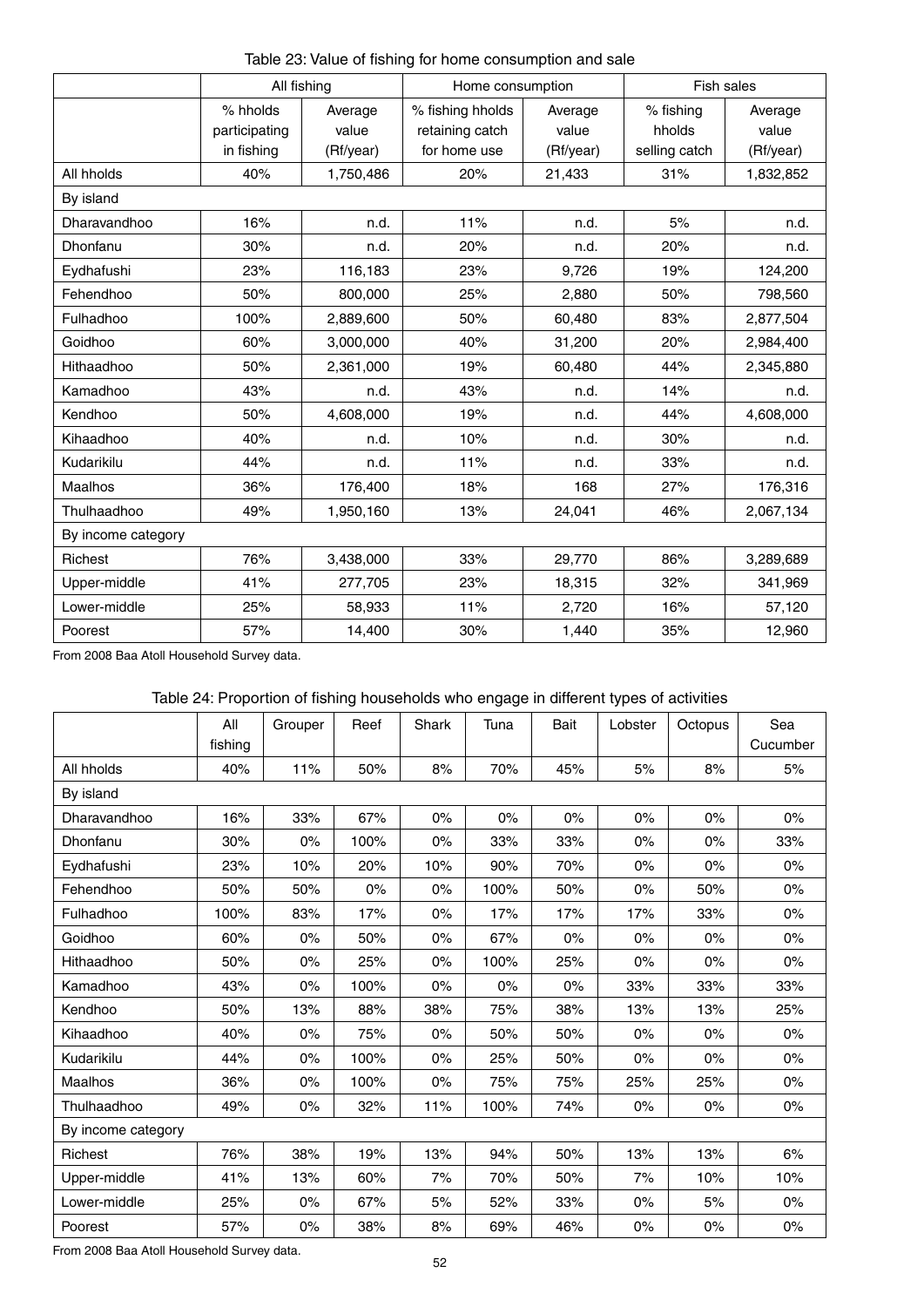Table 23: Value of fishing for home consumption and sale

| | All fishing | | Home consumption | | Fish sales | |
|---|---|---|---|---|---|---|
| | % hholds participating in fishing | Average value (Rf/year) | % fishing hholds retaining catch for home use | Average value (Rf/year) | % fishing hholds selling catch | Average value (Rf/year) |
| All hholds | 40% | 1,750,486 | 20% | 21,433 | 31% | 1,832,852 |
| By island | | | | | | |
| Dharavandhoo | 16% | n.d. | 11% | n.d. | 5% | n.d. |
| Dhonfanu | 30% | n.d. | 20% | n.d. | 20% | n.d. |
| Eydhafushi | 23% | 116,183 | 23% | 9,726 | 19% | 124,200 |
| Fehendhoo | 50% | 800,000 | 25% | 2,880 | 50% | 798,560 |
| Fulhadhoo | 100% | 2,889,600 | 50% | 60,480 | 83% | 2,877,504 |
| Goidhoo | 60% | 3,000,000 | 40% | 31,200 | 20% | 2,984,400 |
| Hithaadhoo | 50% | 2,361,000 | 19% | 60,480 | 44% | 2,345,880 |
| Kamadhoo | 43% | n.d. | 43% | n.d. | 14% | n.d. |
| Kendhoo | 50% | 4,608,000 | 19% | n.d. | 44% | 4,608,000 |
| Kihaadhoo | 40% | n.d. | 10% | n.d. | 30% | n.d. |
| Kudarikilu | 44% | n.d. | 11% | n.d. | 33% | n.d. |
| Maalhos | 36% | 176,400 | 18% | 168 | 27% | 176,316 |
| Thulhaadhoo | 49% | 1,950,160 | 13% | 24,041 | 46% | 2,067,134 |
| By income category | | | | | | |
| Richest | 76% | 3,438,000 | 33% | 29,770 | 86% | 3,289,689 |
| Upper-middle | 41% | 277,705 | 23% | 18,315 | 32% | 341,969 |
| Lower-middle | 25% | 58,933 | 11% | 2,720 | 16% | 57,120 |
| Poorest | 57% | 14,400 | 30% | 1,440 | 35% | 12,960 |

From 2008 Baa Atoll Household Survey data.

Table 24: Proportion of fishing households who engage in different types of activities

| | All fishing | Grouper | Reef | Shark | Tuna | Bait | Lobster | Octopus | Sea Cucumber |
|---|---|---|---|---|---|---|---|---|---|
| All hholds | 40% | 11% | 50% | 8% | 70% | 45% | 5% | 8% | 5% |
| By island | | | | | | | | | |
| Dharavandhoo | 16% | 33% | 67% | 0% | 0% | 0% | 0% | 0% | 0% |
| Dhonfanu | 30% | 0% | 100% | 0% | 33% | 33% | 0% | 0% | 33% |
| Eydhafushi | 23% | 10% | 20% | 10% | 90% | 70% | 0% | 0% | 0% |
| Fehendhoo | 50% | 50% | 0% | 0% | 100% | 50% | 0% | 50% | 0% |
| Fulhadhoo | 100% | 83% | 17% | 0% | 17% | 17% | 17% | 33% | 0% |
| Goidhoo | 60% | 0% | 50% | 0% | 67% | 0% | 0% | 0% | 0% |
| Hithaadhoo | 50% | 0% | 25% | 0% | 100% | 25% | 0% | 0% | 0% |
| Kamadhoo | 43% | 0% | 100% | 0% | 0% | 0% | 33% | 33% | 33% |
| Kendhoo | 50% | 13% | 88% | 38% | 75% | 38% | 13% | 13% | 25% |
| Kihaadhoo | 40% | 0% | 75% | 0% | 50% | 50% | 0% | 0% | 0% |
| Kudarikilu | 44% | 0% | 100% | 0% | 25% | 50% | 0% | 0% | 0% |
| Maalhos | 36% | 0% | 100% | 0% | 75% | 75% | 25% | 25% | 0% |
| Thulhaadhoo | 49% | 0% | 32% | 11% | 100% | 74% | 0% | 0% | 0% |
| By income category | | | | | | | | | |
| Richest | 76% | 38% | 19% | 13% | 94% | 50% | 13% | 13% | 6% |
| Upper-middle | 41% | 13% | 60% | 7% | 70% | 50% | 7% | 10% | 10% |
| Lower-middle | 25% | 0% | 67% | 5% | 52% | 33% | 0% | 5% | 0% |
| Poorest | 57% | 0% | 38% | 8% | 69% | 46% | 0% | 0% | 0% |

From 2008 Baa Atoll Household Survey data.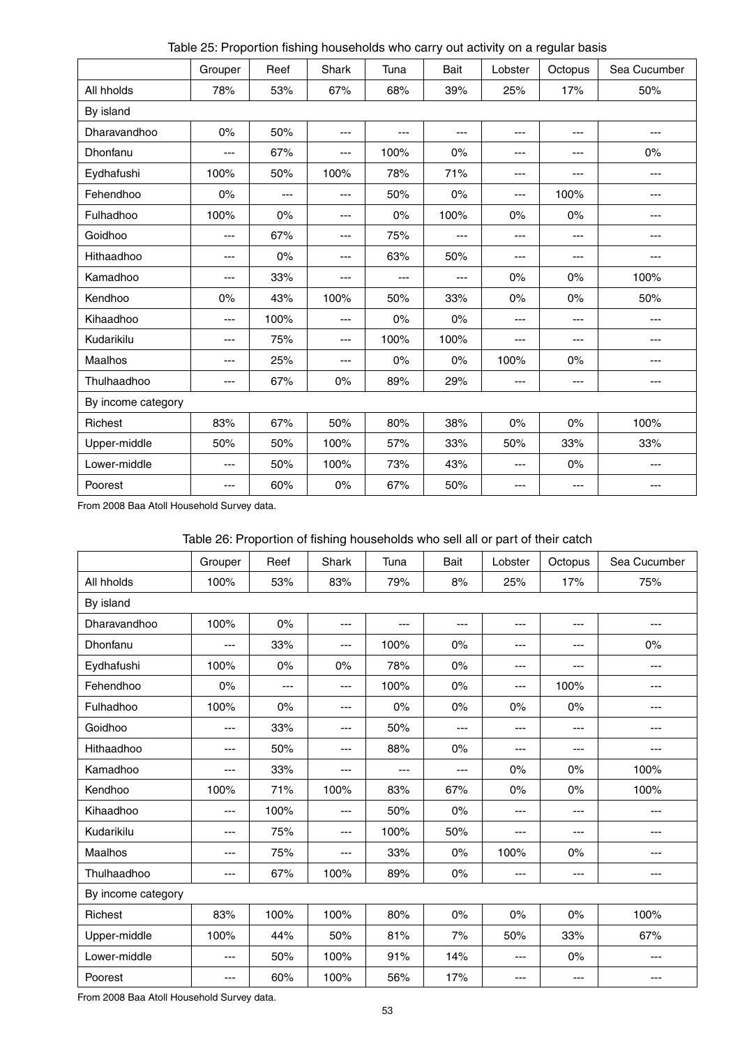Table 25: Proportion fishing households who carry out activity on a regular basis

| | Grouper | Reef | Shark | Tuna | Bait | Lobster | Octopus | Sea Cucumber |
|---|---|---|---|---|---|---|---|---|
| All hholds | 78% | 53% | 67% | 68% | 39% | 25% | 17% | 50% |
| By island | | | | | | | | |
| Dharavandhoo | 0% | 50% | --- | --- | --- | --- | --- | --- |
| Dhonfanu | --- | 67% | --- | 100% | 0% | --- | --- | 0% |
| Eydhafushi | 100% | 50% | 100% | 78% | 71% | --- | --- | --- |
| Fehendhoo | 0% | --- | --- | 50% | 0% | --- | 100% | --- |
| Fulhadhoo | 100% | 0% | --- | 0% | 100% | 0% | 0% | --- |
| Goidhoo | --- | 67% | --- | 75% | --- | --- | --- | --- |
| Hithaadhoo | --- | 0% | --- | 63% | 50% | --- | --- | --- |
| Kamadhoo | --- | 33% | --- | --- | --- | 0% | 0% | 100% |
| Kendhoo | 0% | 43% | 100% | 50% | 33% | 0% | 0% | 50% |
| Kihaadhoo | --- | 100% | --- | 0% | 0% | --- | --- | --- |
| Kudarikilu | --- | 75% | --- | 100% | 100% | --- | --- | --- |
| Maalhos | --- | 25% | --- | 0% | 0% | 100% | 0% | --- |
| Thulhaadhoo | --- | 67% | 0% | 89% | 29% | --- | --- | --- |
| By income category | | | | | | | | |
| Richest | 83% | 67% | 50% | 80% | 38% | 0% | 0% | 100% |
| Upper-middle | 50% | 50% | 100% | 57% | 33% | 50% | 33% | 33% |
| Lower-middle | --- | 50% | 100% | 73% | 43% | --- | 0% | --- |
| Poorest | --- | 60% | 0% | 67% | 50% | --- | --- | --- |

From 2008 Baa Atoll Household Survey data.

Table 26: Proportion of fishing households who sell all or part of their catch

| | Grouper | Reef | Shark | Tuna | Bait | Lobster | Octopus | Sea Cucumber |
|---|---|---|---|---|---|---|---|---|
| All hholds | 100% | 53% | 83% | 79% | 8% | 25% | 17% | 75% |
| By island | | | | | | | | |
| Dharavandhoo | 100% | 0% | --- | --- | --- | --- | --- | --- |
| Dhonfanu | --- | 33% | --- | 100% | 0% | --- | --- | 0% |
| Eydhafushi | 100% | 0% | 0% | 78% | 0% | --- | --- | --- |
| Fehendhoo | 0% | --- | --- | 100% | 0% | --- | 100% | --- |
| Fulhadhoo | 100% | 0% | --- | 0% | 0% | 0% | 0% | --- |
| Goidhoo | --- | 33% | --- | 50% | --- | --- | --- | --- |
| Hithaadhoo | --- | 50% | --- | 88% | 0% | --- | --- | --- |
| Kamadhoo | --- | 33% | --- | --- | --- | 0% | 0% | 100% |
| Kendhoo | 100% | 71% | 100% | 83% | 67% | 0% | 0% | 100% |
| Kihaadhoo | --- | 100% | --- | 50% | 0% | --- | --- | --- |
| Kudarikilu | --- | 75% | --- | 100% | 50% | --- | --- | --- |
| Maalhos | --- | 75% | --- | 33% | 0% | 100% | 0% | --- |
| Thulhaadhoo | --- | 67% | 100% | 89% | 0% | --- | --- | --- |
| By income category | | | | | | | | |
| Richest | 83% | 100% | 100% | 80% | 0% | 0% | 0% | 100% |
| Upper-middle | 100% | 44% | 50% | 81% | 7% | 50% | 33% | 67% |
| Lower-middle | --- | 50% | 100% | 91% | 14% | --- | 0% | --- |
| Poorest | --- | 60% | 100% | 56% | 17% | --- | --- | --- |

From 2008 Baa Atoll Household Survey data.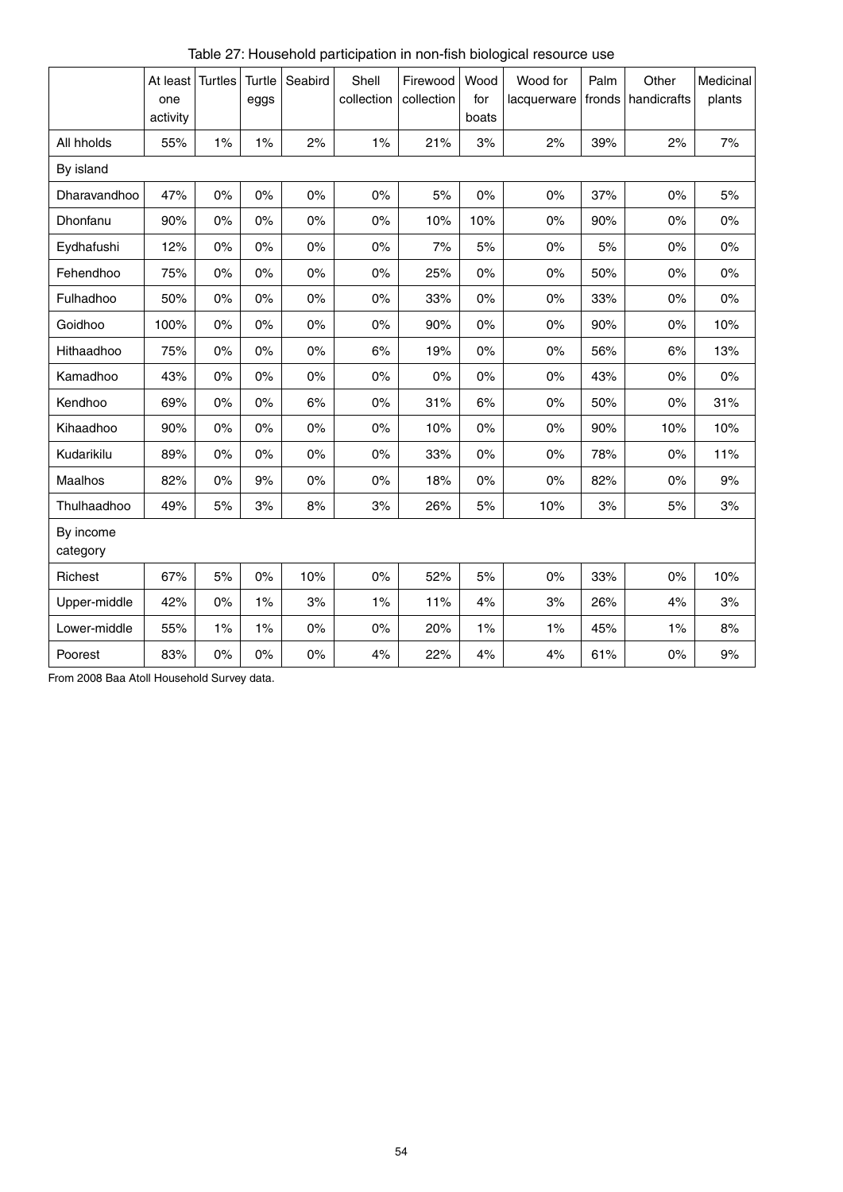Table 27: Household participation in non-fish biological resource use

| | At least one activity | Turtles | Turtle eggs | Seabird | Shell collection | Firewood collection | Wood for boats | Wood for lacquerware | Palm fronds | Other handicrafts | Medicinal plants |
|---|---|---|---|---|---|---|---|---|---|---|---|
| All hholds | 55% | 1% | 1% | 2% | 1% | 21% | 3% | 2% | 39% | 2% | 7% |
| By island | | | | | | | | | | | |
| Dharavandhoo | 47% | 0% | 0% | 0% | 0% | 5% | 0% | 0% | 37% | 0% | 5% |
| Dhonfanu | 90% | 0% | 0% | 0% | 0% | 10% | 10% | 0% | 90% | 0% | 0% |
| Eydhafushi | 12% | 0% | 0% | 0% | 0% | 7% | 5% | 0% | 5% | 0% | 0% |
| Fehendhoo | 75% | 0% | 0% | 0% | 0% | 25% | 0% | 0% | 50% | 0% | 0% |
| Fulhadhoo | 50% | 0% | 0% | 0% | 0% | 33% | 0% | 0% | 33% | 0% | 0% |
| Goidhoo | 100% | 0% | 0% | 0% | 0% | 90% | 0% | 0% | 90% | 0% | 10% |
| Hithaadhoo | 75% | 0% | 0% | 0% | 6% | 19% | 0% | 0% | 56% | 6% | 13% |
| Kamadhoo | 43% | 0% | 0% | 0% | 0% | 0% | 0% | 0% | 43% | 0% | 0% |
| Kendhoo | 69% | 0% | 0% | 6% | 0% | 31% | 6% | 0% | 50% | 0% | 31% |
| Kihaadhoo | 90% | 0% | 0% | 0% | 0% | 10% | 0% | 0% | 90% | 10% | 10% |
| Kudarikilu | 89% | 0% | 0% | 0% | 0% | 33% | 0% | 0% | 78% | 0% | 11% |
| Maalhos | 82% | 0% | 9% | 0% | 0% | 18% | 0% | 0% | 82% | 0% | 9% |
| Thulhaadhoo | 49% | 5% | 3% | 8% | 3% | 26% | 5% | 10% | 3% | 5% | 3% |
| By income category | | | | | | | | | | | |
| Richest | 67% | 5% | 0% | 10% | 0% | 52% | 5% | 0% | 33% | 0% | 10% |
| Upper-middle | 42% | 0% | 1% | 3% | 1% | 11% | 4% | 3% | 26% | 4% | 3% |
| Lower-middle | 55% | 1% | 1% | 0% | 0% | 20% | 1% | 1% | 45% | 1% | 8% |
| Poorest | 83% | 0% | 0% | 0% | 4% | 22% | 4% | 4% | 61% | 0% | 9% |

From 2008 Baa Atoll Household Survey data.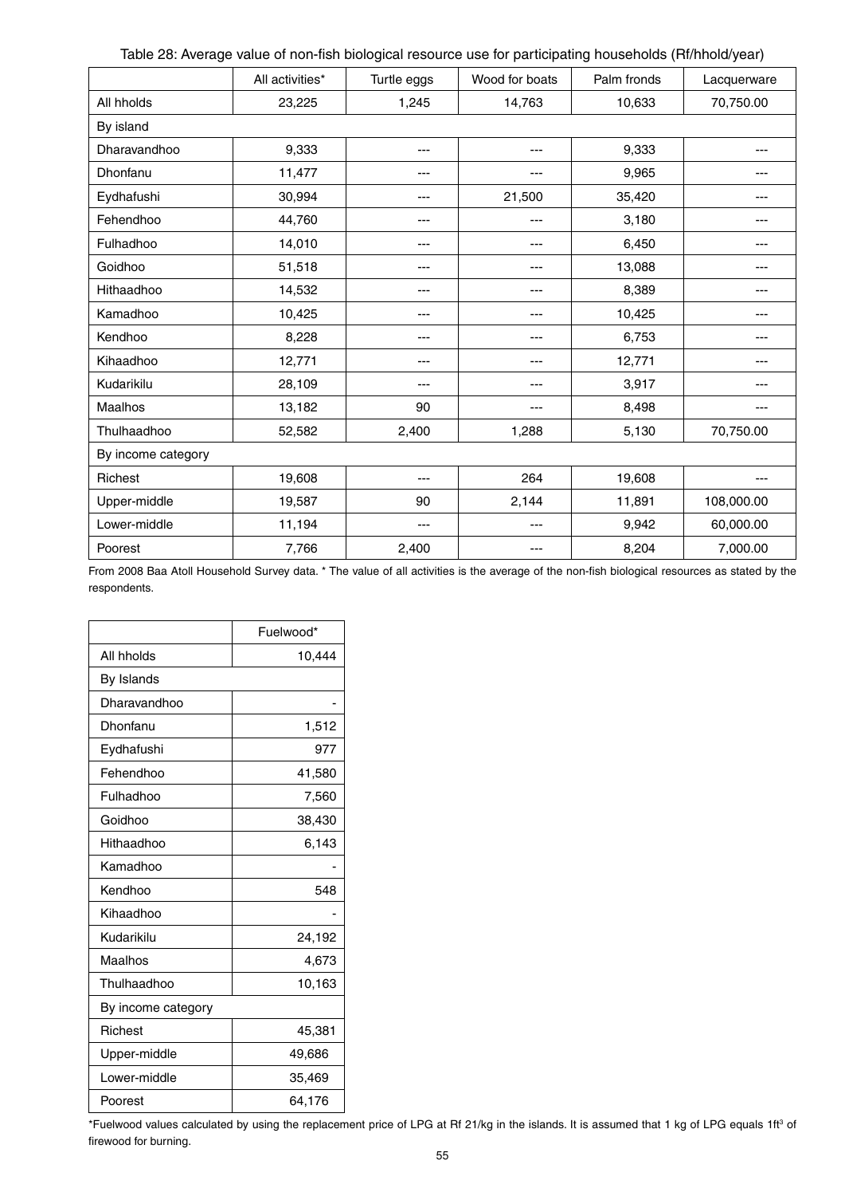Table 28: Average value of non-fish biological resource use for participating households (Rf/hhold/year)

| | All activities* | Turtle eggs | Wood for boats | Palm fronds | Lacquerware |
|---|---|---|---|---|---|
| All hholds | 23,225 | 1,245 | 14,763 | 10,633 | 70,750.00 |
| By island | | | | | |
| Dharavandhoo | 9,333 | --- | --- | 9,333 | --- |
| Dhonfanu | 11,477 | --- | --- | 9,965 | --- |
| Eydhafushi | 30,994 | --- | 21,500 | 35,420 | --- |
| Fehendhoo | 44,760 | --- | --- | 3,180 | --- |
| Fulhadhoo | 14,010 | --- | --- | 6,450 | --- |
| Goidhoo | 51,518 | --- | --- | 13,088 | --- |
| Hithaadhoo | 14,532 | --- | --- | 8,389 | --- |
| Kamadhoo | 10,425 | --- | --- | 10,425 | --- |
| Kendhoo | 8,228 | --- | --- | 6,753 | --- |
| Kihaadhoo | 12,771 | --- | --- | 12,771 | --- |
| Kudarikilu | 28,109 | --- | --- | 3,917 | --- |
| Maalhos | 13,182 | 90 | --- | 8,498 | --- |
| Thulhaadhoo | 52,582 | 2,400 | 1,288 | 5,130 | 70,750.00 |
| By income category | | | | | |
| Richest | 19,608 | --- | 264 | 19,608 | --- |
| Upper-middle | 19,587 | 90 | 2,144 | 11,891 | 108,000.00 |
| Lower-middle | 11,194 | --- | --- | 9,942 | 60,000.00 |
| Poorest | 7,766 | 2,400 | --- | 8,204 | 7,000.00 |

From 2008 Baa Atoll Household Survey data. * The value of all activities is the average of the non-fish biological resources as stated by the respondents.

| | Fuelwood* |
|---|---|
| All hholds | 10,444 |
| By Islands | |
| Dharavandhoo | - |
| Dhonfanu | 1,512 |
| Eydhafushi | 977 |
| Fehendhoo | 41,580 |
| Fulhadhoo | 7,560 |
| Goidhoo | 38,430 |
| Hithaadhoo | 6,143 |
| Kamadhoo | - |
| Kendhoo | 548 |
| Kihaadhoo | - |
| Kudarikilu | 24,192 |
| Maalhos | 4,673 |
| Thulhaadhoo | 10,163 |
| By income category | |
| Richest | 45,381 |
| Upper-middle | 49,686 |
| Lower-middle | 35,469 |
| Poorest | 64,176 |

*Fuelwood values calculated by using the replacement price of LPG at Rf 21/kg in the islands. It is assumed that 1 kg of LPG equals 1ft$^3$ of firewood for burning.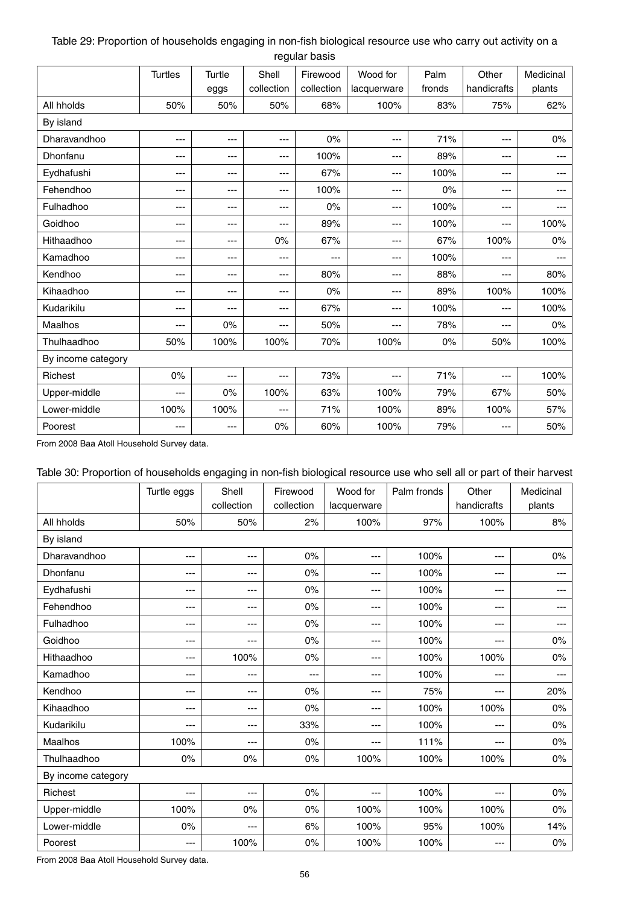Table 29: Proportion of households engaging in non-fish biological resource use who carry out activity on a regular basis

| | Turtles | Turtle eggs | Shell collection | Firewood collection | Wood for lacquerware | Palm fronds | Other handicrafts | Medicinal plants |
|---|---|---|---|---|---|---|---|---|
| All hholds | 50% | 50% | 50% | 68% | 100% | 83% | 75% | 62% |
| By island | | | | | | | | |
| Dharavandhoo | --- | --- | --- | 0% | --- | 71% | --- | 0% |
| Dhonfanu | --- | --- | --- | 100% | --- | 89% | --- | --- |
| Eydhafushi | --- | --- | --- | 67% | --- | 100% | --- | --- |
| Fehendhoo | --- | --- | --- | 100% | --- | 0% | --- | --- |
| Fulhadhoo | --- | --- | --- | 0% | --- | 100% | --- | --- |
| Goidhoo | --- | --- | --- | 89% | --- | 100% | --- | 100% |
| Hithaadhoo | --- | --- | 0% | 67% | --- | 67% | 100% | 0% |
| Kamadhoo | --- | --- | --- | --- | --- | 100% | --- | --- |
| Kendhoo | --- | --- | --- | 80% | --- | 88% | --- | 80% |
| Kihaadhoo | --- | --- | --- | 0% | --- | 89% | 100% | 100% |
| Kudarikilu | --- | --- | --- | 67% | --- | 100% | --- | 100% |
| Maalhos | --- | 0% | --- | 50% | --- | 78% | --- | 0% |
| Thulhaadhoo | 50% | 100% | 100% | 70% | 100% | 0% | 50% | 100% |
| By income category | | | | | | | | |
| Richest | 0% | --- | --- | 73% | --- | 71% | --- | 100% |
| Upper-middle | --- | 0% | 100% | 63% | 100% | 79% | 67% | 50% |
| Lower-middle | 100% | 100% | --- | 71% | 100% | 89% | 100% | 57% |
| Poorest | --- | --- | 0% | 60% | 100% | 79% | --- | 50% |

From 2008 Baa Atoll Household Survey data.

Table 30: Proportion of households engaging in non-fish biological resource use who sell all or part of their harvest

| | Turtle eggs | Shell collection | Firewood collection | Wood for lacquerware | Palm fronds | Other handicrafts | Medicinal plants |
|---|---|---|---|---|---|---|---|
| All hholds | 50% | 50% | 2% | 100% | 97% | 100% | 8% |
| By island | | | | | | | |
| Dharavandhoo | --- | --- | 0% | --- | 100% | --- | 0% |
| Dhonfanu | --- | --- | 0% | --- | 100% | --- | --- |
| Eydhafushi | --- | --- | 0% | --- | 100% | --- | --- |
| Fehendhoo | --- | --- | 0% | --- | 100% | --- | --- |
| Fulhadhoo | --- | --- | 0% | --- | 100% | --- | --- |
| Goidhoo | --- | --- | 0% | --- | 100% | --- | 0% |
| Hithaadhoo | --- | 100% | 0% | --- | 100% | 100% | 0% |
| Kamadhoo | --- | --- | --- | --- | 100% | --- | --- |
| Kendhoo | --- | --- | 0% | --- | 75% | --- | 20% |
| Kihaadhoo | --- | --- | 0% | --- | 100% | 100% | 0% |
| Kudarikilu | --- | --- | 33% | --- | 100% | --- | 0% |
| Maalhos | 100% | --- | 0% | --- | 111% | --- | 0% |
| Thulhaadhoo | 0% | 0% | 0% | 100% | 100% | 100% | 0% |
| By income category | | | | | | | |
| Richest | --- | --- | 0% | --- | 100% | --- | 0% |
| Upper-middle | 100% | 0% | 0% | 100% | 100% | 100% | 0% |
| Lower-middle | 0% | --- | 6% | 100% | 95% | 100% | 14% |
| Poorest | --- | 100% | 0% | 100% | 100% | --- | 0% |

From 2008 Baa Atoll Household Survey data.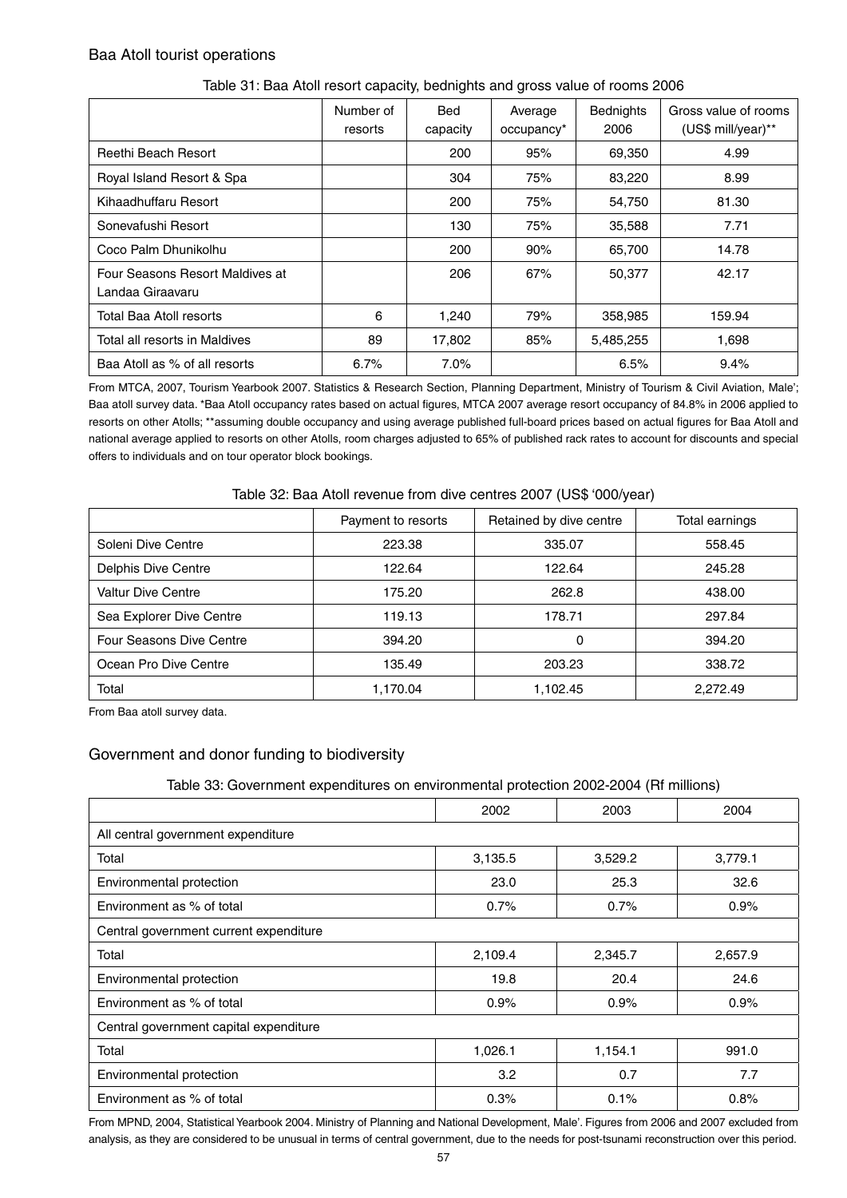## Baa Atoll tourist operations

Table 31: Baa Atoll resort capacity, bednights and gross value of rooms 2006

| | Number of resorts | Bed capacity | Average occupancy* | Bednights 2006 | Gross value of rooms (US$ mill/year)** |
|---|---|---|---|---|---|
| Reethi Beach Resort | | 200 | 95% | 69,350 | 4.99 |
| Royal Island Resort & Spa | | 304 | 75% | 83,220 | 8.99 |
| Kihaadhuffaru Resort | | 200 | 75% | 54,750 | 81.30 |
| Sonevafushi Resort | | 130 | 75% | 35,588 | 7.71 |
| Coco Palm Dhunikolhu | | 200 | 90% | 65,700 | 14.78 |
| Four Seasons Resort Maldives at Landaa Giraavaru | | 206 | 67% | 50,377 | 42.17 |
| Total Baa Atoll resorts | 6 | 1,240 | 79% | 358,985 | 159.94 |
| Total all resorts in Maldives | 89 | 17,802 | 85% | 5,485,255 | 1,698 |
| Baa Atoll as % of all resorts | 6.7% | 7.0% | | 6.5% | 9.4% |

From MTCA, 2007, Tourism Yearbook 2007. Statistics & Research Section, Planning Department, Ministry of Tourism & Civil Aviation, Male'; Baa atoll survey data. *Baa Atoll occupancy rates based on actual figures, MTCA 2007 average resort occupancy of 84.8% in 2006 applied to resorts on other Atolls; **assuming double occupancy and using average published full-board prices based on actual figures for Baa Atoll and national average applied to resorts on other Atolls, room charges adjusted to 65% of published rack rates to account for discounts and special offers to individuals and on tour operator block bookings.

Table 32: Baa Atoll revenue from dive centres 2007 (US$ '000/year)

| | Payment to resorts | Retained by dive centre | Total earnings |
|---|---|---|---|
| Soleni Dive Centre | 223.38 | 335.07 | 558.45 |
| Delphis Dive Centre | 122.64 | 122.64 | 245.28 |
| Valtur Dive Centre | 175.20 | 262.8 | 438.00 |
| Sea Explorer Dive Centre | 119.13 | 178.71 | 297.84 |
| Four Seasons Dive Centre | 394.20 | 0 | 394.20 |
| Ocean Pro Dive Centre | 135.49 | 203.23 | 338.72 |
| Total | 1,170.04 | 1,102.45 | 2,272.49 |

From Baa atoll survey data.

## Government and donor funding to biodiversity

Table 33: Government expenditures on environmental protection 2002-2004 (Rf millions)

| | 2002 | 2003 | 2004 |
|---|---|---|---|
| All central government expenditure | | | |
| Total | 3,135.5 | 3,529.2 | 3,779.1 |
| Environmental protection | 23.0 | 25.3 | 32.6 |
| Environment as % of total | 0.7% | 0.7% | 0.9% |
| Central government current expenditure | | | |
| Total | 2,109.4 | 2,345.7 | 2,657.9 |
| Environmental protection | 19.8 | 20.4 | 24.6 |
| Environment as % of total | 0.9% | 0.9% | 0.9% |
| Central government capital expenditure | | | |
| Total | 1,026.1 | 1,154.1 | 991.0 |
| Environmental protection | 3.2 | 0.7 | 7.7 |
| Environment as % of total | 0.3% | 0.1% | 0.8% |

From MPND, 2004, Statistical Yearbook 2004. Ministry of Planning and National Development, Male'. Figures from 2006 and 2007 excluded from analysis, as they are considered to be unusual in terms of central government, due to the needs for post-tsunami reconstruction over this period.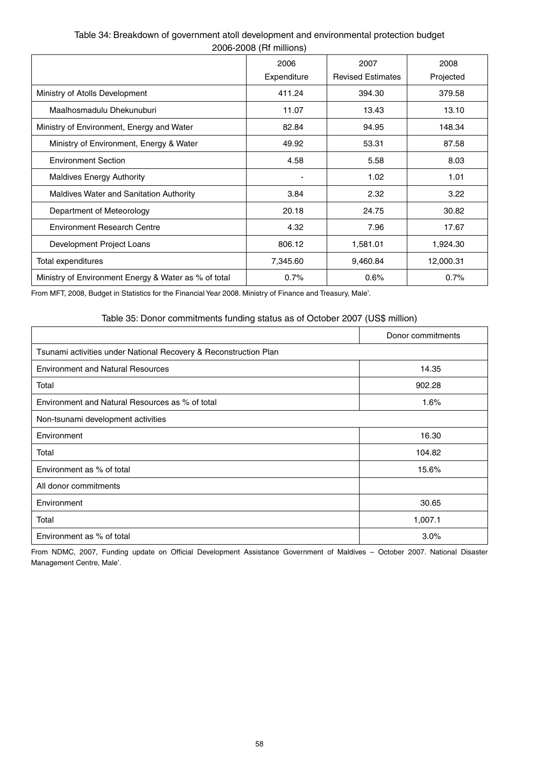Table 34: Breakdown of government atoll development and environmental protection budget 2006-2008 (Rf millions)

| | 2006 Expenditure | 2007 Revised Estimates | 2008 Projected |
|---|---|---|---|
| Ministry of Atolls Development | 411.24 | 394.30 | 379.58 |
| Maalhosmadulu Dhekunuburi | 11.07 | 13.43 | 13.10 |
| Ministry of Environment, Energy and Water | 82.84 | 94.95 | 148.34 |
| Ministry of Environment, Energy & Water | 49.92 | 53.31 | 87.58 |
| Environment Section | 4.58 | 5.58 | 8.03 |
| Maldives Energy Authority | - | 1.02 | 1.01 |
| Maldives Water and Sanitation Authority | 3.84 | 2.32 | 3.22 |
| Department of Meteorology | 20.18 | 24.75 | 30.82 |
| Environment Research Centre | 4.32 | 7.96 | 17.67 |
| Development Project Loans | 806.12 | 1,581.01 | 1,924.30 |
| Total expenditures | 7,345.60 | 9,460.84 | 12,000.31 |
| Ministry of Environment Energy & Water as % of total | 0.7% | 0.6% | 0.7% |

From MFT, 2008, Budget in Statistics for the Financial Year 2008. Ministry of Finance and Treasury, Male'.

Table 35: Donor commitments funding status as of October 2007 (US$ million)

| | Donor commitments |
|---|---|
| Tsunami activities under National Recovery & Reconstruction Plan | |
| Environment and Natural Resources | 14.35 |
| Total | 902.28 |
| Environment and Natural Resources as % of total | 1.6% |
| Non-tsunami development activities | |
| Environment | 16.30 |
| Total | 104.82 |
| Environment as % of total | 15.6% |
| All donor commitments | |
| Environment | 30.65 |
| Total | 1,007.1 |
| Environment as % of total | 3.0% |

From NDMC, 2007, Funding update on Official Development Assistance Government of Maldives – October 2007. National Disaster Management Centre, Male'.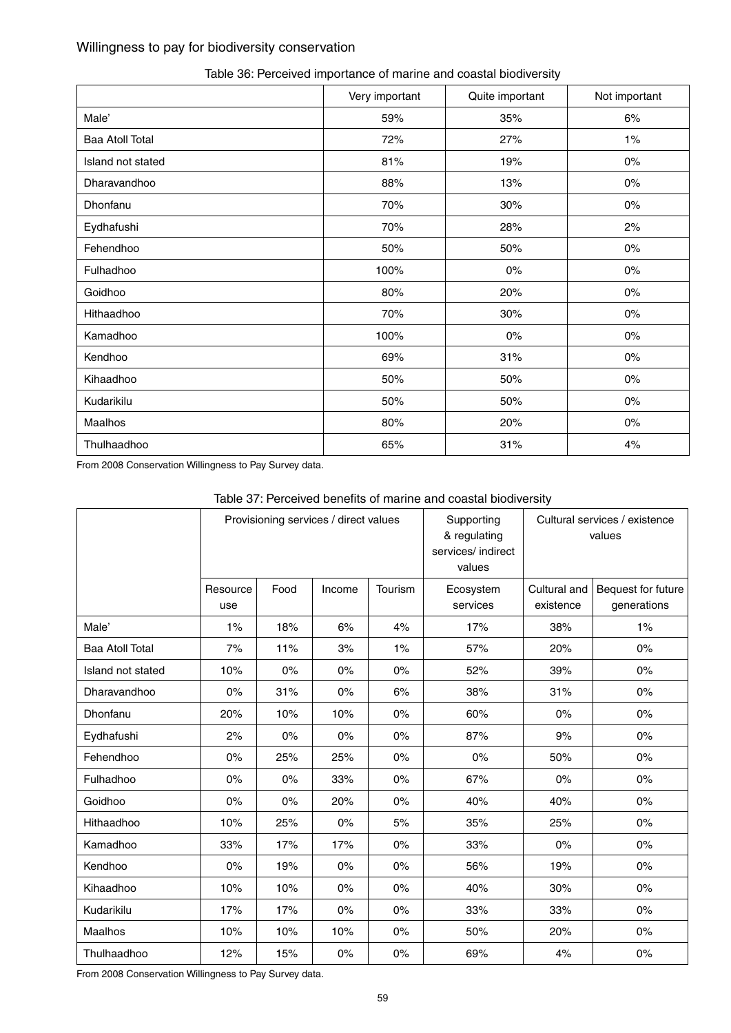## Willingness to pay for biodiversity conservation

Table 36: Perceived importance of marine and coastal biodiversity

| | Very important | Quite important | Not important |
|---|---|---|---|
| Male' | 59% | 35% | 6% |
| Baa Atoll Total | 72% | 27% | 1% |
| Island not stated | 81% | 19% | 0% |
| Dharavandhoo | 88% | 13% | 0% |
| Dhonfanu | 70% | 30% | 0% |
| Eydhafushi | 70% | 28% | 2% |
| Fehendhoo | 50% | 50% | 0% |
| Fulhadhoo | 100% | 0% | 0% |
| Goidhoo | 80% | 20% | 0% |
| Hithaadhoo | 70% | 30% | 0% |
| Kamadhoo | 100% | 0% | 0% |
| Kendhoo | 69% | 31% | 0% |
| Kihaadhoo | 50% | 50% | 0% |
| Kudarikilu | 50% | 50% | 0% |
| Maalhos | 80% | 20% | 0% |
| Thulhaadhoo | 65% | 31% | 4% |

From 2008 Conservation Willingness to Pay Survey data.

Table 37: Perceived benefits of marine and coastal biodiversity

| | Provisioning services / direct values | | | | Supporting & regulating services/ indirect values | Cultural services / existence values | |
|---|---|---|---|---|---|---|---|
| | Resource use | Food | Income | Tourism | Ecosystem services | Cultural and existence | Bequest for future generations |
| Male' | 1% | 18% | 6% | 4% | 17% | 38% | 1% |
| Baa Atoll Total | 7% | 11% | 3% | 1% | 57% | 20% | 0% |
| Island not stated | 10% | 0% | 0% | 0% | 52% | 39% | 0% |
| Dharavandhoo | 0% | 31% | 0% | 6% | 38% | 31% | 0% |
| Dhonfanu | 20% | 10% | 10% | 0% | 60% | 0% | 0% |
| Eydhafushi | 2% | 0% | 0% | 0% | 87% | 9% | 0% |
| Fehendhoo | 0% | 25% | 25% | 0% | 0% | 50% | 0% |
| Fulhadhoo | 0% | 0% | 33% | 0% | 67% | 0% | 0% |
| Goidhoo | 0% | 0% | 20% | 0% | 40% | 40% | 0% |
| Hithaadhoo | 10% | 25% | 0% | 5% | 35% | 25% | 0% |
| Kamadhoo | 33% | 17% | 17% | 0% | 33% | 0% | 0% |
| Kendhoo | 0% | 19% | 0% | 0% | 56% | 19% | 0% |
| Kihaadhoo | 10% | 10% | 0% | 0% | 40% | 30% | 0% |
| Kudarikilu | 17% | 17% | 0% | 0% | 33% | 33% | 0% |
| Maalhos | 10% | 10% | 10% | 0% | 50% | 20% | 0% |
| Thulhaadhoo | 12% | 15% | 0% | 0% | 69% | 4% | 0% |

From 2008 Conservation Willingness to Pay Survey data.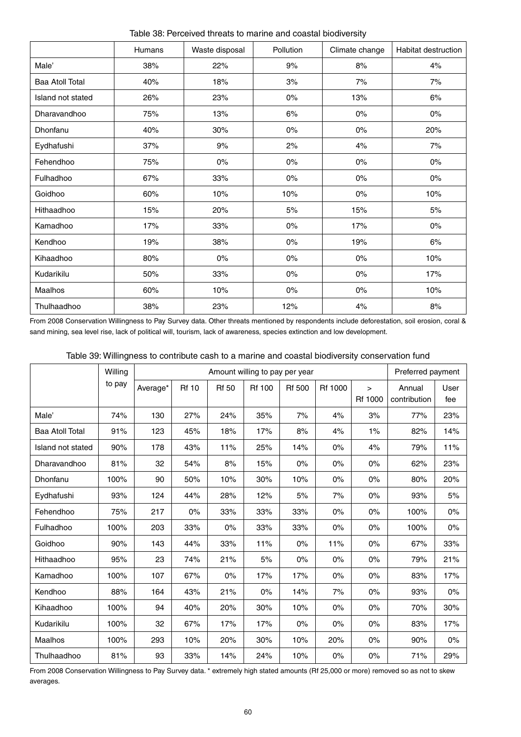Table 38: Perceived threats to marine and coastal biodiversity

| | Humans | Waste disposal | Pollution | Climate change | Habitat destruction |
|---|---|---|---|---|---|
| Male' | 38% | 22% | 9% | 8% | 4% |
| Baa Atoll Total | 40% | 18% | 3% | 7% | 7% |
| Island not stated | 26% | 23% | 0% | 13% | 6% |
| Dharavandhoo | 75% | 13% | 6% | 0% | 0% |
| Dhonfanu | 40% | 30% | 0% | 0% | 20% |
| Eydhafushi | 37% | 9% | 2% | 4% | 7% |
| Fehendhoo | 75% | 0% | 0% | 0% | 0% |
| Fulhadhoo | 67% | 33% | 0% | 0% | 0% |
| Goidhoo | 60% | 10% | 10% | 0% | 10% |
| Hithaadhoo | 15% | 20% | 5% | 15% | 5% |
| Kamadhoo | 17% | 33% | 0% | 17% | 0% |
| Kendhoo | 19% | 38% | 0% | 19% | 6% |
| Kihaadhoo | 80% | 0% | 0% | 0% | 10% |
| Kudarikilu | 50% | 33% | 0% | 0% | 17% |
| Maalhos | 60% | 10% | 0% | 0% | 10% |
| Thulhaadhoo | 38% | 23% | 12% | 4% | 8% |

From 2008 Conservation Willingness to Pay Survey data. Other threats mentioned by respondents include deforestation, soil erosion, coral & sand mining, sea level rise, lack of political will, tourism, lack of awareness, species extinction and low development.

Table 39: Willingness to contribute cash to a marine and coastal biodiversity conservation fund

| | Willing to pay | Amount willing to pay per year | | | | | | | Preferred payment | |
|---|---|---|---|---|---|---|---|---|---|---|
| | | Average* | Rf 10 | Rf 50 | Rf 100 | Rf 500 | Rf 1000 | > Rf 1000 | Annual contribution | User fee |
| Male' | 74% | 130 | 27% | 24% | 35% | 7% | 4% | 3% | 77% | 23% |
| Baa Atoll Total | 91% | 123 | 45% | 18% | 17% | 8% | 4% | 1% | 82% | 14% |
| Island not stated | 90% | 178 | 43% | 11% | 25% | 14% | 0% | 4% | 79% | 11% |
| Dharavandhoo | 81% | 32 | 54% | 8% | 15% | 0% | 0% | 0% | 62% | 23% |
| Dhonfanu | 100% | 90 | 50% | 10% | 30% | 10% | 0% | 0% | 80% | 20% |
| Eydhafushi | 93% | 124 | 44% | 28% | 12% | 5% | 7% | 0% | 93% | 5% |
| Fehendhoo | 75% | 217 | 0% | 33% | 33% | 33% | 0% | 0% | 100% | 0% |
| Fulhadhoo | 100% | 203 | 33% | 0% | 33% | 33% | 0% | 0% | 100% | 0% |
| Goidhoo | 90% | 143 | 44% | 33% | 11% | 0% | 11% | 0% | 67% | 33% |
| Hithaadhoo | 95% | 23 | 74% | 21% | 5% | 0% | 0% | 0% | 79% | 21% |
| Kamadhoo | 100% | 107 | 67% | 0% | 17% | 17% | 0% | 0% | 83% | 17% |
| Kendhoo | 88% | 164 | 43% | 21% | 0% | 14% | 7% | 0% | 93% | 0% |
| Kihaadhoo | 100% | 94 | 40% | 20% | 30% | 10% | 0% | 0% | 70% | 30% |
| Kudarikilu | 100% | 32 | 67% | 17% | 17% | 0% | 0% | 0% | 83% | 17% |
| Maalhos | 100% | 293 | 10% | 20% | 30% | 10% | 20% | 0% | 90% | 0% |
| Thulhaadhoo | 81% | 93 | 33% | 14% | 24% | 10% | 0% | 0% | 71% | 29% |

From 2008 Conservation Willingness to Pay Survey data. * extremely high stated amounts (Rf 25,000 or more) removed so as not to skew averages.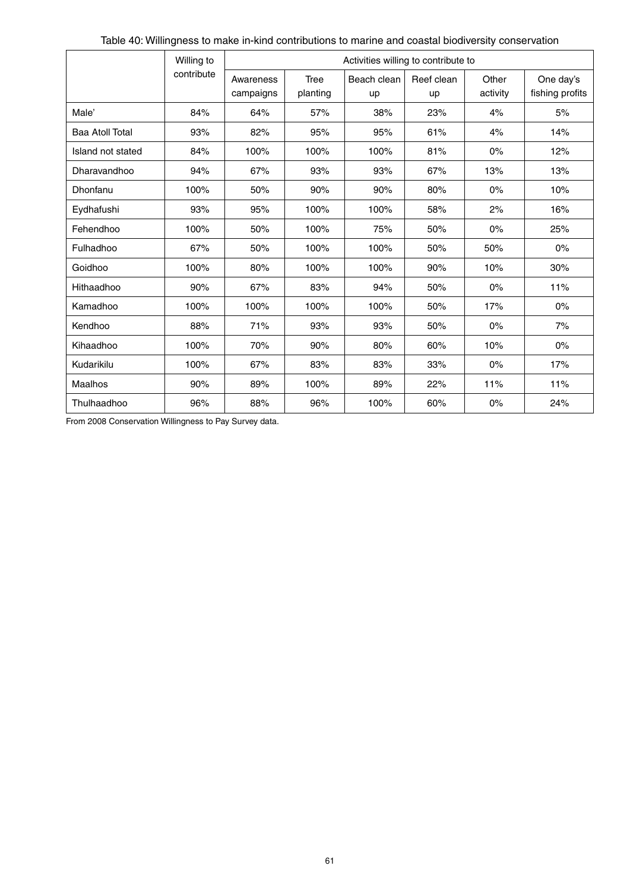Table 40: Willingness to make in-kind contributions to marine and coastal biodiversity conservation

| | Willing to contribute | Activities willing to contribute to | | | | | |
|---|---|---|---|---|---|---|---|
| | | Awareness campaigns | Tree planting | Beach clean up | Reef clean up | Other activity | One day's fishing profits |
| Male' | 84% | 64% | 57% | 38% | 23% | 4% | 5% |
| Baa Atoll Total | 93% | 82% | 95% | 95% | 61% | 4% | 14% |
| Island not stated | 84% | 100% | 100% | 100% | 81% | 0% | 12% |
| Dharavandhoo | 94% | 67% | 93% | 93% | 67% | 13% | 13% |
| Dhonfanu | 100% | 50% | 90% | 90% | 80% | 0% | 10% |
| Eydhafushi | 93% | 95% | 100% | 100% | 58% | 2% | 16% |
| Fehendhoo | 100% | 50% | 100% | 75% | 50% | 0% | 25% |
| Fulhadhoo | 67% | 50% | 100% | 100% | 50% | 50% | 0% |
| Goidhoo | 100% | 80% | 100% | 100% | 90% | 10% | 30% |
| Hithaadhoo | 90% | 67% | 83% | 94% | 50% | 0% | 11% |
| Kamadhoo | 100% | 100% | 100% | 100% | 50% | 17% | 0% |
| Kendhoo | 88% | 71% | 93% | 93% | 50% | 0% | 7% |
| Kihaadhoo | 100% | 70% | 90% | 80% | 60% | 10% | 0% |
| Kudarikilu | 100% | 67% | 83% | 83% | 33% | 0% | 17% |
| Maalhos | 90% | 89% | 100% | 89% | 22% | 11% | 11% |
| Thulhaadhoo | 96% | 88% | 96% | 100% | 60% | 0% | 24% |

From 2008 Conservation Willingness to Pay Survey data.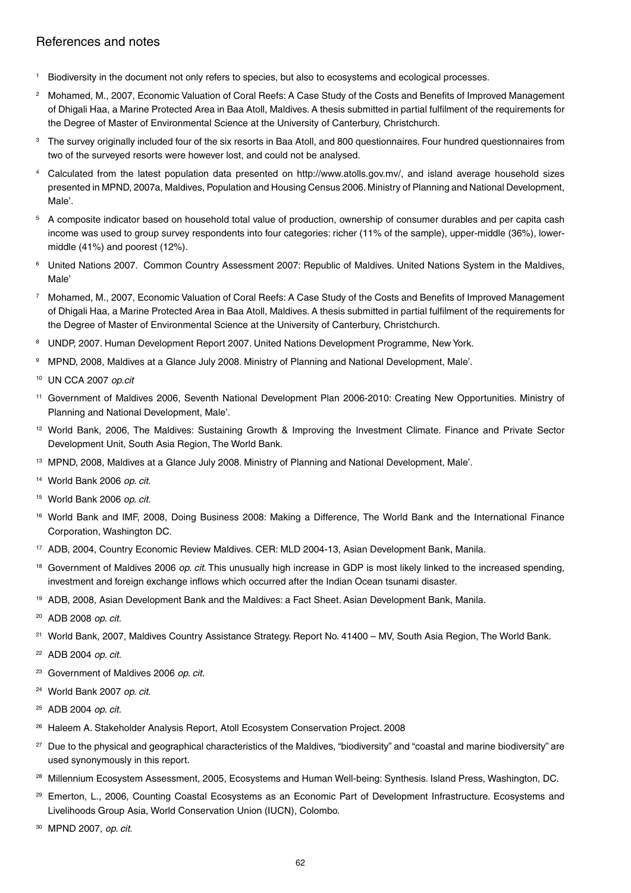## References and notes

[1] Biodiversity in the document not only refers to species, but also to ecosystems and ecological processes.

[2] Mohamed, M., 2007, Economic Valuation of Coral Reefs: A Case Study of the Costs and Benefits of Improved Management of Dhigali Haa, a Marine Protected Area in Baa Atoll, Maldives. A thesis submitted in partial fulfilment of the requirements for the Degree of Master of Environmental Science at the University of Canterbury, Christchurch.

[3] The survey originally included four of the six resorts in Baa Atoll, and 800 questionnaires. Four hundred questionnaires from two of the surveyed resorts were however lost, and could not be analysed.

[4] Calculated from the latest population data presented on http://www.atolls.gov.mv/, and island average household sizes presented in MPND, 2007a, Maldives, Population and Housing Census 2006. Ministry of Planning and National Development, Male'.

[5] A composite indicator based on household total value of production, ownership of consumer durables and per capita cash income was used to group survey respondents into four categories: richer (11% of the sample), upper-middle (36%), lower-middle (41%) and poorest (12%).

[6] United Nations 2007. Common Country Assessment 2007: Republic of Maldives. United Nations System in the Maldives, Male'

[7] Mohamed, M., 2007, Economic Valuation of Coral Reefs: A Case Study of the Costs and Benefits of Improved Management of Dhigali Haa, a Marine Protected Area in Baa Atoll, Maldives. A thesis submitted in partial fulfilment of the requirements for the Degree of Master of Environmental Science at the University of Canterbury, Christchurch.

[8] UNDP, 2007. Human Development Report 2007. United Nations Development Programme, New York.

[9] MPND, 2008, Maldives at a Glance July 2008. Ministry of Planning and National Development, Male'.

[10] UN CCA 2007 *op.cit*

[11] Government of Maldives 2006, Seventh National Development Plan 2006-2010: Creating New Opportunities. Ministry of Planning and National Development, Male'.

[12] World Bank, 2006, The Maldives: Sustaining Growth & Improving the Investment Climate. Finance and Private Sector Development Unit, South Asia Region, The World Bank.

[13] MPND, 2008, Maldives at a Glance July 2008. Ministry of Planning and National Development, Male'.

[14] World Bank 2006 *op. cit.*

[15] World Bank 2006 *op. cit.*

[16] World Bank and IMF, 2008, Doing Business 2008: Making a Difference, The World Bank and the International Finance Corporation, Washington DC.

[17] ADB, 2004, Country Economic Review Maldives. CER: MLD 2004-13, Asian Development Bank, Manila.

[18] Government of Maldives 2006 *op. cit.* This unusually high increase in GDP is most likely linked to the increased spending, investment and foreign exchange inflows which occurred after the Indian Ocean tsunami disaster.

[19] ADB, 2008, Asian Development Bank and the Maldives: a Fact Sheet. Asian Development Bank, Manila.

[20] ADB 2008 *op. cit.*

[21] World Bank, 2007, Maldives Country Assistance Strategy. Report No. 41400 – MV, South Asia Region, The World Bank.

[22] ADB 2004 *op. cit.*

[23] Government of Maldives 2006 *op. cit.*

[24] World Bank 2007 *op. cit.*

[25] ADB 2004 *op. cit.*

[26] Haleem A. Stakeholder Analysis Report, Atoll Ecosystem Conservation Project. 2008

[27] Due to the physical and geographical characteristics of the Maldives, "biodiversity" and "coastal and marine biodiversity" are used synonymously in this report.

[28] Millennium Ecosystem Assessment, 2005, Ecosystems and Human Well-being: Synthesis. Island Press, Washington, DC.

[29] Emerton, L., 2006, Counting Coastal Ecosystems as an Economic Part of Development Infrastructure. Ecosystems and Livelihoods Group Asia, World Conservation Union (IUCN), Colombo.

[30] MPND 2007, *op. cit.*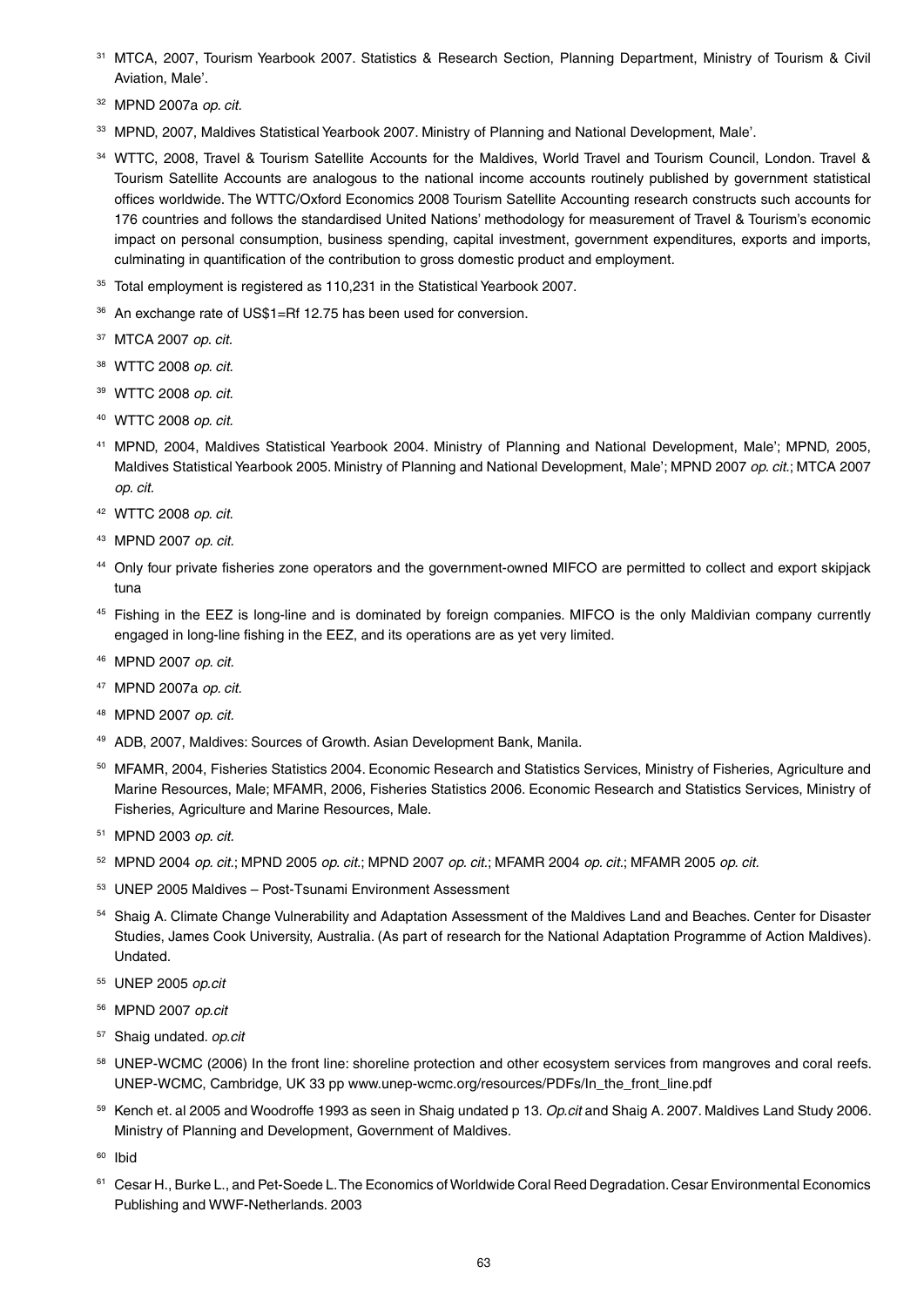[31] MTCA, 2007, Tourism Yearbook 2007. Statistics & Research Section, Planning Department, Ministry of Tourism & Civil Aviation, Male'.

[32] MPND 2007a *op. cit.*

[33] MPND, 2007, Maldives Statistical Yearbook 2007. Ministry of Planning and National Development, Male'.

[34] WTTC, 2008, Travel & Tourism Satellite Accounts for the Maldives, World Travel and Tourism Council, London. Travel & Tourism Satellite Accounts are analogous to the national income accounts routinely published by government statistical offices worldwide. The WTTC/Oxford Economics 2008 Tourism Satellite Accounting research constructs such accounts for 176 countries and follows the standardised United Nations' methodology for measurement of Travel & Tourism's economic impact on personal consumption, business spending, capital investment, government expenditures, exports and imports, culminating in quantification of the contribution to gross domestic product and employment.

[35] Total employment is registered as 110,231 in the Statistical Yearbook 2007.

[36] An exchange rate of US$1=Rf 12.75 has been used for conversion.

[37] MTCA 2007 *op. cit.*

[38] WTTC 2008 *op. cit.*

[39] WTTC 2008 *op. cit.*

[40] WTTC 2008 *op. cit.*

[41] MPND, 2004, Maldives Statistical Yearbook 2004. Ministry of Planning and National Development, Male'; MPND, 2005, Maldives Statistical Yearbook 2005. Ministry of Planning and National Development, Male'; MPND 2007 *op. cit.*; MTCA 2007 *op. cit.*

[42] WTTC 2008 *op. cit.*

[43] MPND 2007 *op. cit.*

[44] Only four private fisheries zone operators and the government-owned MIFCO are permitted to collect and export skipjack tuna

[45] Fishing in the EEZ is long-line and is dominated by foreign companies. MIFCO is the only Maldivian company currently engaged in long-line fishing in the EEZ, and its operations are as yet very limited.

[46] MPND 2007 *op. cit.*

[47] MPND 2007a *op. cit.*

[48] MPND 2007 *op. cit.*

[49] ADB, 2007, Maldives: Sources of Growth. Asian Development Bank, Manila.

[50] MFAMR, 2004, Fisheries Statistics 2004. Economic Research and Statistics Services, Ministry of Fisheries, Agriculture and Marine Resources, Male; MFAMR, 2006, Fisheries Statistics 2006. Economic Research and Statistics Services, Ministry of Fisheries, Agriculture and Marine Resources, Male.

[51] MPND 2003 *op. cit.*

[52] MPND 2004 *op. cit.*; MPND 2005 *op. cit.*; MPND 2007 *op. cit.*; MFAMR 2004 *op. cit.*; MFAMR 2005 *op. cit.*

[53] UNEP 2005 Maldives – Post-Tsunami Environment Assessment

[54] Shaig A. Climate Change Vulnerability and Adaptation Assessment of the Maldives Land and Beaches. Center for Disaster Studies, James Cook University, Australia. (As part of research for the National Adaptation Programme of Action Maldives). Undated.

[55] UNEP 2005 *op.cit*

[56] MPND 2007 *op.cit*

[57] Shaig undated. *op.cit*

[58] UNEP-WCMC (2006) In the front line: shoreline protection and other ecosystem services from mangroves and coral reefs. UNEP-WCMC, Cambridge, UK 33 pp www.unep-wcmc.org/resources/PDFs/In_the_front_line.pdf

[59] Kench et. al 2005 and Woodroffe 1993 as seen in Shaig undated p 13. *Op.cit* and Shaig A. 2007. Maldives Land Study 2006. Ministry of Planning and Development, Government of Maldives.

[60] Ibid

[61] Cesar H., Burke L., and Pet-Soede L. The Economics of Worldwide Coral Reed Degradation. Cesar Environmental Economics Publishing and WWF-Netherlands. 2003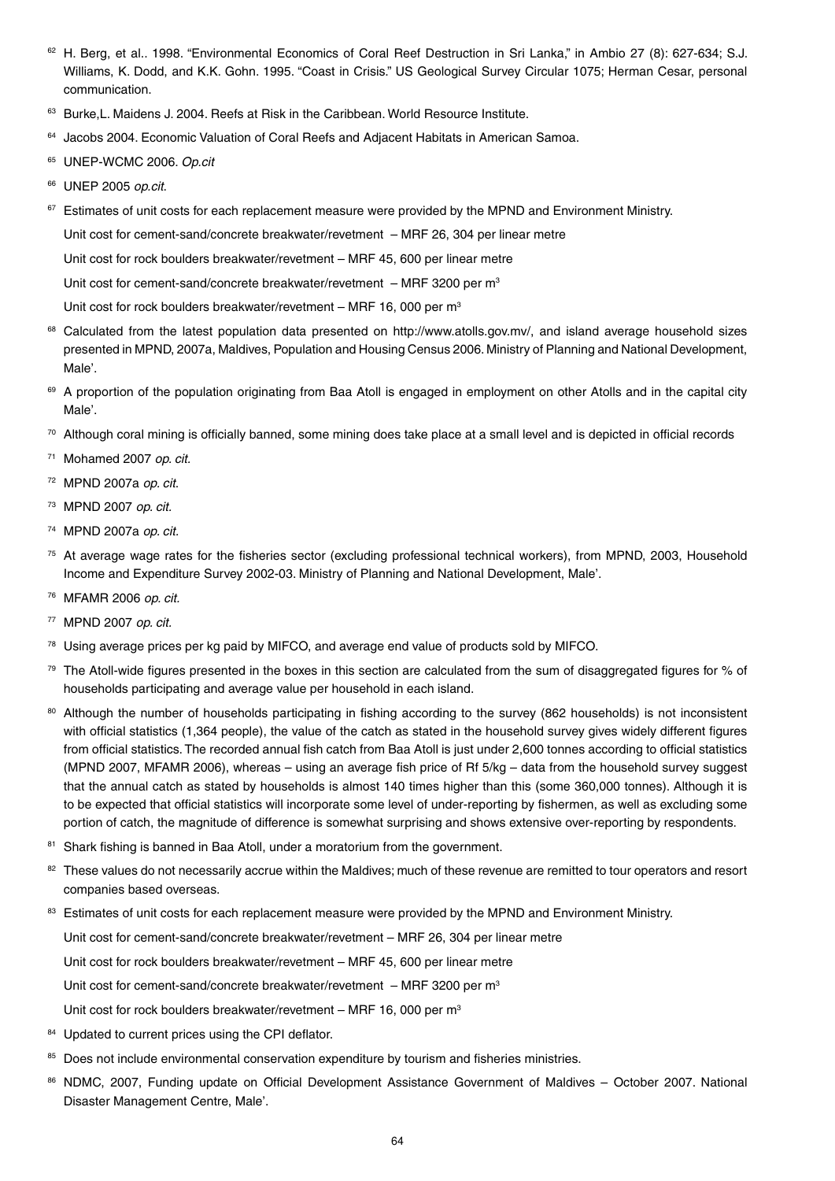[62] H. Berg, et al.. 1998. "Environmental Economics of Coral Reef Destruction in Sri Lanka," in Ambio 27 (8): 627-634; S.J. Williams, K. Dodd, and K.K. Gohn. 1995. "Coast in Crisis." US Geological Survey Circular 1075; Herman Cesar, personal communication.

[63] Burke,L. Maidens J. 2004. Reefs at Risk in the Caribbean. World Resource Institute.

[64] Jacobs 2004. Economic Valuation of Coral Reefs and Adjacent Habitats in American Samoa.

[65] UNEP-WCMC 2006. *Op.cit*

[66] UNEP 2005 *op.cit.*

[67] Estimates of unit costs for each replacement measure were provided by the MPND and Environment Ministry.

Unit cost for cement-sand/concrete breakwater/revetment – MRF 26, 304 per linear metre

Unit cost for rock boulders breakwater/revetment – MRF 45, 600 per linear metre

Unit cost for cement-sand/concrete breakwater/revetment – MRF 3200 per $m^3$

Unit cost for rock boulders breakwater/revetment – MRF 16, 000 per $m^3$

[68] Calculated from the latest population data presented on http://www.atolls.gov.mv/, and island average household sizes presented in MPND, 2007a, Maldives, Population and Housing Census 2006. Ministry of Planning and National Development, Male'.

[69] A proportion of the population originating from Baa Atoll is engaged in employment on other Atolls and in the capital city Male'.

[70] Although coral mining is officially banned, some mining does take place at a small level and is depicted in official records

[71] Mohamed 2007 *op. cit.*

[72] MPND 2007a *op. cit.*

[73] MPND 2007 *op. cit.*

[74] MPND 2007a *op. cit.*

[75] At average wage rates for the fisheries sector (excluding professional technical workers), from MPND, 2003, Household Income and Expenditure Survey 2002-03. Ministry of Planning and National Development, Male'.

[76] MFAMR 2006 *op. cit.*

[77] MPND 2007 *op. cit.*

[78] Using average prices per kg paid by MIFCO, and average end value of products sold by MIFCO.

[79] The Atoll-wide figures presented in the boxes in this section are calculated from the sum of disaggregated figures for % of households participating and average value per household in each island.

[80] Although the number of households participating in fishing according to the survey (862 households) is not inconsistent with official statistics (1,364 people), the value of the catch as stated in the household survey gives widely different figures from official statistics. The recorded annual fish catch from Baa Atoll is just under 2,600 tonnes according to official statistics (MPND 2007, MFAMR 2006), whereas – using an average fish price of Rf 5/kg – data from the household survey suggest that the annual catch as stated by households is almost 140 times higher than this (some 360,000 tonnes). Although it is to be expected that official statistics will incorporate some level of under-reporting by fishermen, as well as excluding some portion of catch, the magnitude of difference is somewhat surprising and shows extensive over-reporting by respondents.

[81] Shark fishing is banned in Baa Atoll, under a moratorium from the government.

[82] These values do not necessarily accrue within the Maldives; much of these revenue are remitted to tour operators and resort companies based overseas.

[83] Estimates of unit costs for each replacement measure were provided by the MPND and Environment Ministry.

Unit cost for cement-sand/concrete breakwater/revetment – MRF 26, 304 per linear metre

Unit cost for rock boulders breakwater/revetment – MRF 45, 600 per linear metre

Unit cost for cement-sand/concrete breakwater/revetment – MRF 3200 per $m^3$

Unit cost for rock boulders breakwater/revetment – MRF 16, 000 per $m^3$

[84] Updated to current prices using the CPI deflator.

[85] Does not include environmental conservation expenditure by tourism and fisheries ministries.

[86] NDMC, 2007, Funding update on Official Development Assistance Government of Maldives – October 2007. National Disaster Management Centre, Male'.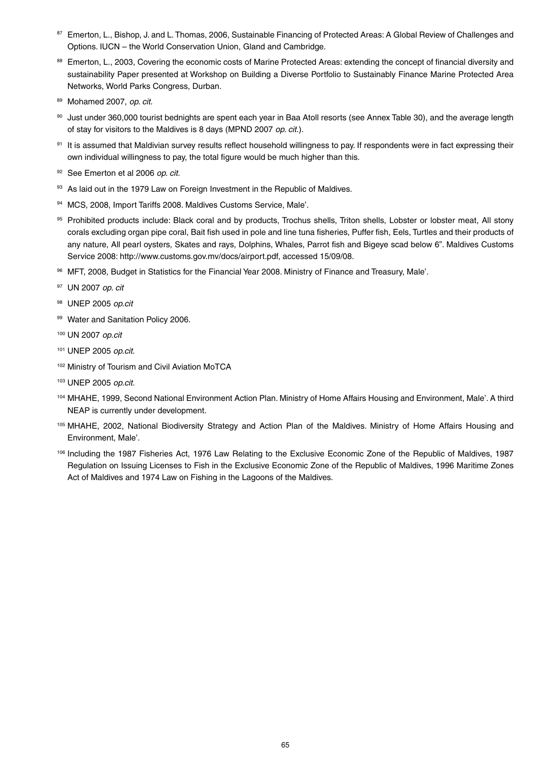[87] Emerton, L., Bishop, J. and L. Thomas, 2006, Sustainable Financing of Protected Areas: A Global Review of Challenges and Options. IUCN – the World Conservation Union, Gland and Cambridge.

[88] Emerton, L., 2003, Covering the economic costs of Marine Protected Areas: extending the concept of financial diversity and sustainability Paper presented at Workshop on Building a Diverse Portfolio to Sustainably Finance Marine Protected Area Networks, World Parks Congress, Durban.

[89] Mohamed 2007, *op. cit.*

[90] Just under 360,000 tourist bednights are spent each year in Baa Atoll resorts (see Annex Table 30), and the average length of stay for visitors to the Maldives is 8 days (MPND 2007 *op. cit.*).

[91] It is assumed that Maldivian survey results reflect household willingness to pay. If respondents were in fact expressing their own individual willingness to pay, the total figure would be much higher than this.

[92] See Emerton et al 2006 *op. cit.*

[93] As laid out in the 1979 Law on Foreign Investment in the Republic of Maldives.

[94] MCS, 2008, Import Tariffs 2008. Maldives Customs Service, Male'.

[95] Prohibited products include: Black coral and by products, Trochus shells, Triton shells, Lobster or lobster meat, All stony corals excluding organ pipe coral, Bait fish used in pole and line tuna fisheries, Puffer fish, Eels, Turtles and their products of any nature, All pearl oysters, Skates and rays, Dolphins, Whales, Parrot fish and Bigeye scad below 6". Maldives Customs Service 2008: http://www.customs.gov.mv/docs/airport.pdf, accessed 15/09/08.

[96] MFT, 2008, Budget in Statistics for the Financial Year 2008. Ministry of Finance and Treasury, Male'.

[97] UN 2007 *op. cit*

[98] UNEP 2005 *op.cit*

[99] Water and Sanitation Policy 2006.

[100] UN 2007 *op.cit*

[101] UNEP 2005 *op.cit.*

[102] Ministry of Tourism and Civil Aviation MoTCA

[103] UNEP 2005 *op.cit.*

[104] MHAHE, 1999, Second National Environment Action Plan. Ministry of Home Affairs Housing and Environment, Male'. A third NEAP is currently under development.

[105] MHAHE, 2002, National Biodiversity Strategy and Action Plan of the Maldives. Ministry of Home Affairs Housing and Environment, Male'.

[106] Including the 1987 Fisheries Act, 1976 Law Relating to the Exclusive Economic Zone of the Republic of Maldives, 1987 Regulation on Issuing Licenses to Fish in the Exclusive Economic Zone of the Republic of Maldives, 1996 Maritime Zones Act of Maldives and 1974 Law on Fishing in the Lagoons of the Maldives.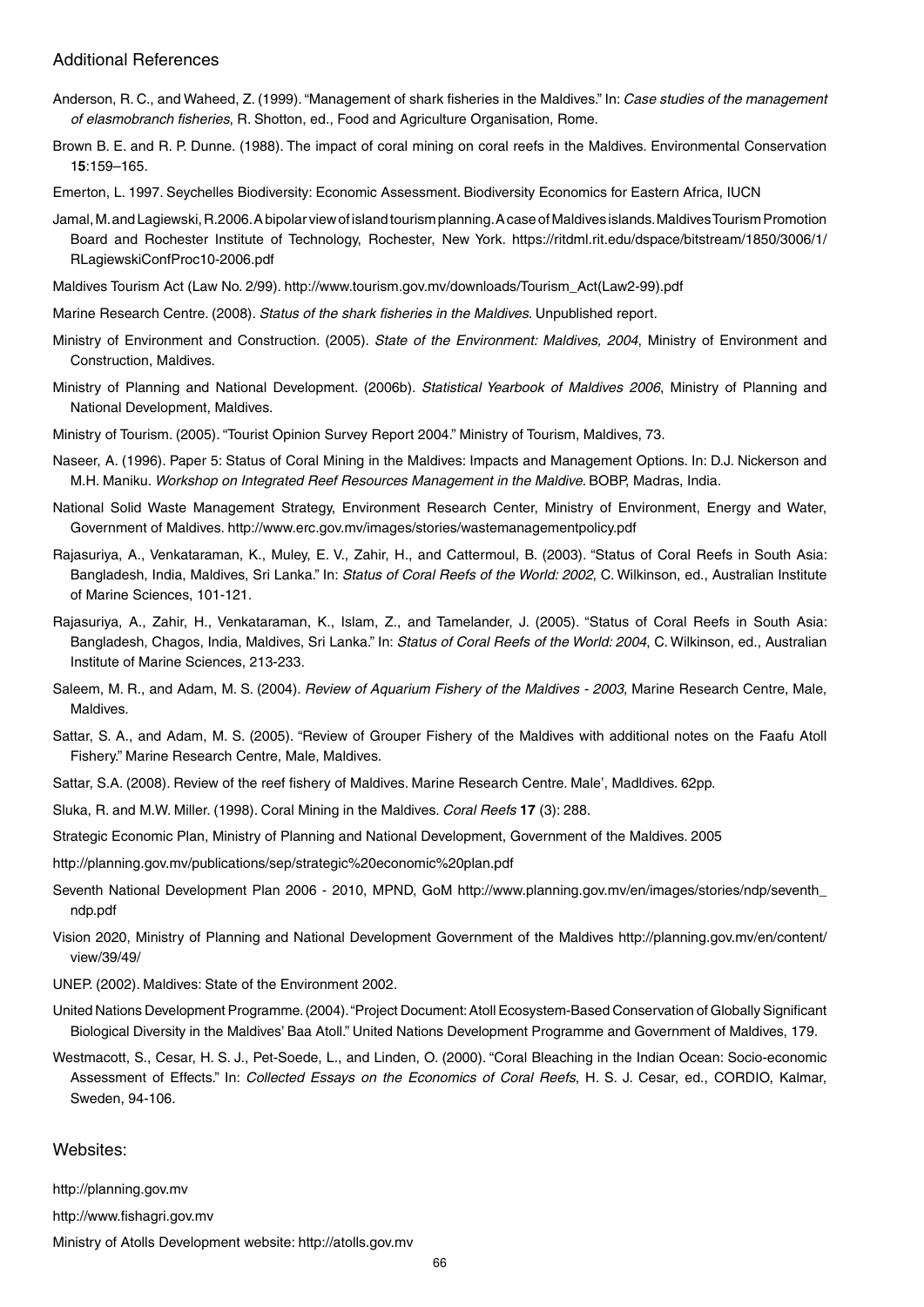## Additional References

Anderson, R. C., and Waheed, Z. (1999). "Management of shark fisheries in the Maldives." In: *Case studies of the management of elasmobranch fisheries*, R. Shotton, ed., Food and Agriculture Organisation, Rome.

Brown B. E. and R. P. Dunne. (1988). The impact of coral mining on coral reefs in the Maldives. Environmental Conservation 1**5**:159–165.

Emerton, L. 1997. Seychelles Biodiversity: Economic Assessment. Biodiversity Economics for Eastern Africa, IUCN

Jamal, M. and Lagiewski, R. 2006. A bipolar view of island tourism planning. A case of Maldives islands. Maldives Tourism Promotion Board and Rochester Institute of Technology, Rochester, New York. https://ritdml.rit.edu/dspace/bitstream/1850/3006/1/RLagiewskiConfProc10-2006.pdf

Maldives Tourism Act (Law No. 2/99). http://www.tourism.gov.mv/downloads/Tourism_Act(Law2-99).pdf

Marine Research Centre. (2008). *Status of the shark fisheries in the Maldives*. Unpublished report.

Ministry of Environment and Construction. (2005). *State of the Environment: Maldives, 2004*, Ministry of Environment and Construction, Maldives.

Ministry of Planning and National Development. (2006b). *Statistical Yearbook of Maldives 2006*, Ministry of Planning and National Development, Maldives.

Ministry of Tourism. (2005). "Tourist Opinion Survey Report 2004." Ministry of Tourism, Maldives, 73.

Naseer, A. (1996). Paper 5: Status of Coral Mining in the Maldives: Impacts and Management Options. In: D.J. Nickerson and M.H. Maniku. *Workshop on Integrated Reef Resources Management in the Maldive*. BOBP, Madras, India.

National Solid Waste Management Strategy, Environment Research Center, Ministry of Environment, Energy and Water, Government of Maldives. http://www.erc.gov.mv/images/stories/wastemanagementpolicy.pdf

Rajasuriya, A., Venkataraman, K., Muley, E. V., Zahir, H., and Cattermoul, B. (2003). "Status of Coral Reefs in South Asia: Bangladesh, India, Maldives, Sri Lanka." In: *Status of Coral Reefs of the World: 2002*, C. Wilkinson, ed., Australian Institute of Marine Sciences, 101-121.

Rajasuriya, A., Zahir, H., Venkataraman, K., Islam, Z., and Tamelander, J. (2005). "Status of Coral Reefs in South Asia: Bangladesh, Chagos, India, Maldives, Sri Lanka." In: *Status of Coral Reefs of the World: 2004*, C. Wilkinson, ed., Australian Institute of Marine Sciences, 213-233.

Saleem, M. R., and Adam, M. S. (2004). *Review of Aquarium Fishery of the Maldives - 2003*, Marine Research Centre, Male, Maldives.

Sattar, S. A., and Adam, M. S. (2005). "Review of Grouper Fishery of the Maldives with additional notes on the Faafu Atoll Fishery." Marine Research Centre, Male, Maldives.

Sattar, S.A. (2008). Review of the reef fishery of Maldives. Marine Research Centre. Male', Madldives. 62pp.

Sluka, R. and M.W. Miller. (1998). Coral Mining in the Maldives. *Coral Reefs* **17** (3): 288.

Strategic Economic Plan, Ministry of Planning and National Development, Government of the Maldives. 2005

http://planning.gov.mv/publications/sep/strategic%20economic%20plan.pdf

Seventh National Development Plan 2006 - 2010, MPND, GoM http://www.planning.gov.mv/en/images/stories/ndp/seventh_ndp.pdf

Vision 2020, Ministry of Planning and National Development Government of the Maldives http://planning.gov.mv/en/content/view/39/49/

UNEP. (2002). Maldives: State of the Environment 2002.

United Nations Development Programme. (2004). "Project Document: Atoll Ecosystem-Based Conservation of Globally Significant Biological Diversity in the Maldives' Baa Atoll." United Nations Development Programme and Government of Maldives, 179.

Westmacott, S., Cesar, H. S. J., Pet-Soede, L., and Linden, O. (2000). "Coral Bleaching in the Indian Ocean: Socio-economic Assessment of Effects." In: *Collected Essays on the Economics of Coral Reefs*, H. S. J. Cesar, ed., CORDIO, Kalmar, Sweden, 94-106.

## Websites:

http://planning.gov.mv

http://www.fishagri.gov.mv

Ministry of Atolls Development website: http://atolls.gov.mv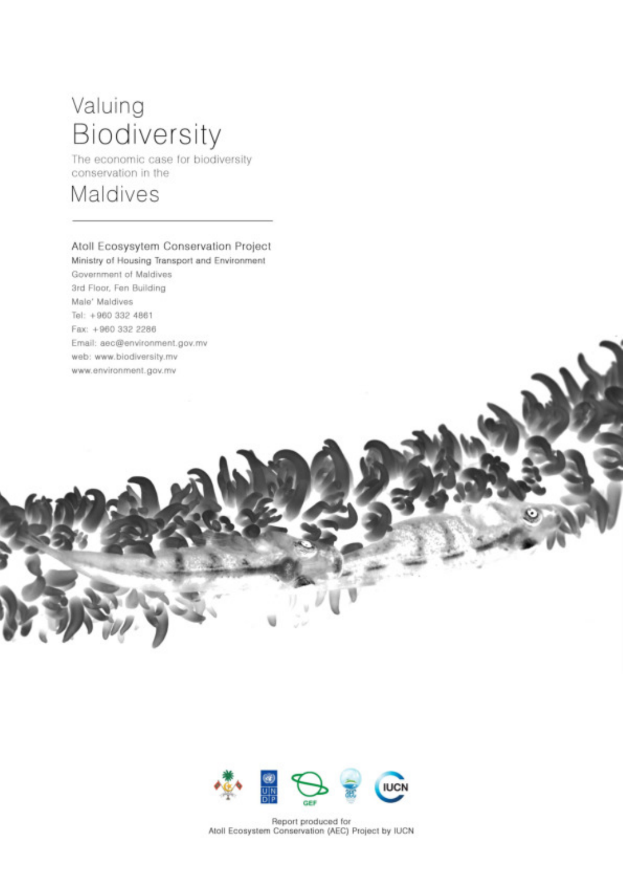# Valuing Biodiversity

The economic case for biodiversity conservation in the

# Maldives

---

**Atoll Ecosysytem Conservation Project**
Ministry of Housing Transport and Environment
Government of Maldives
3rd Floor, Fen Building
Male' Maldives
Tel: +960 332 4861
Fax: +960 332 2286
Email: aec@environment.gov.mv
web: www.biodiversity.mv
www.environment.gov.mv

Report produced for
Atoll Ecosystem Conservation (AEC) Project by IUCN